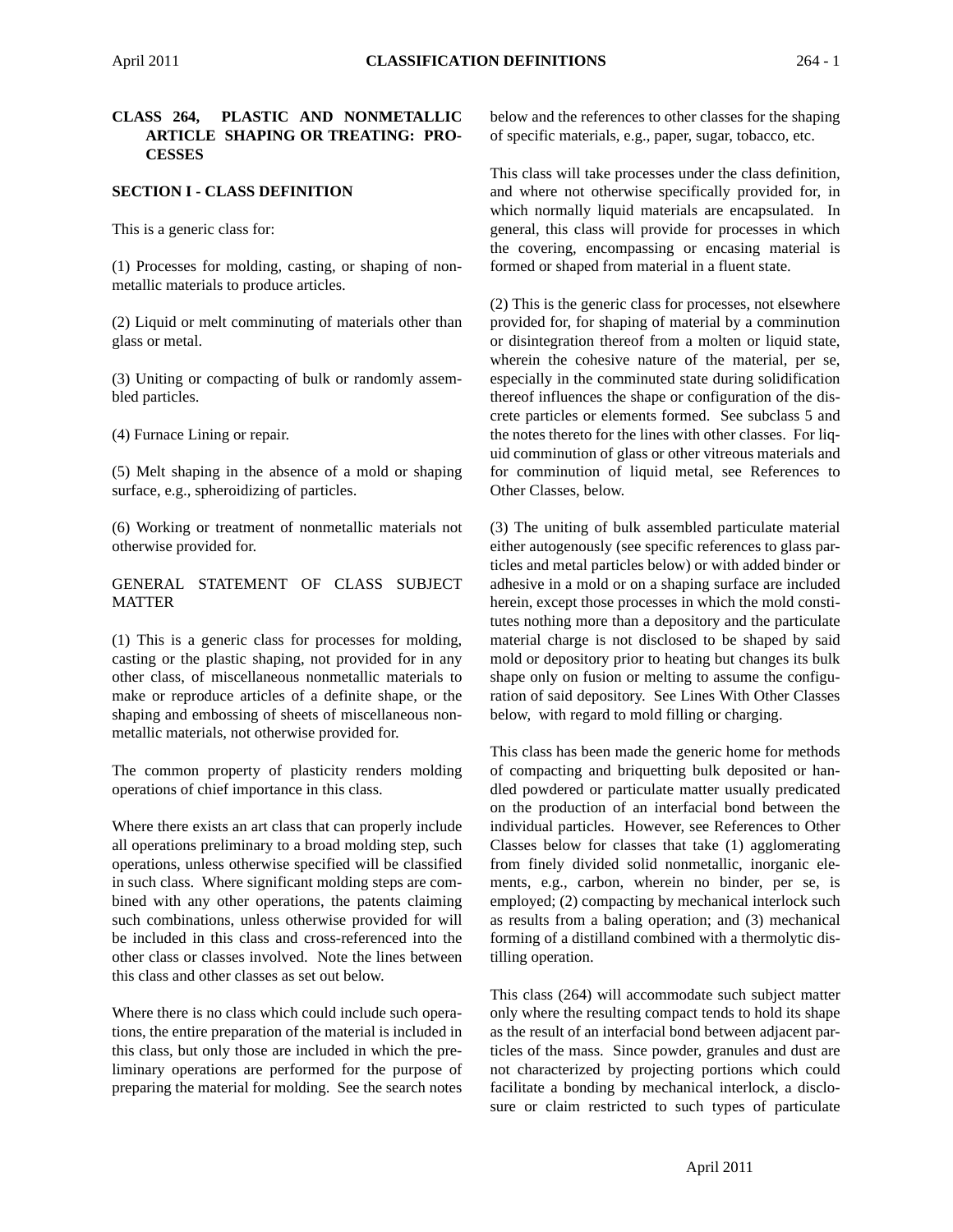# CLASS 264, PLASTIC AND NONMETALLIC ARTICLE SHAPING OR TREATING: PROCESSES

## SECTION I - CLASS DEFINITION

This is a generic class for:

(1) Processes for molding, casting, or shaping of nonmetallic materials to produce articles.

(2) Liquid or melt comminuting of materials other than glass or metal.

(3) Uniting or compacting of bulk or randomly assembled particles.

(4) Furnace Lining or repair.

(5) Melt shaping in the absence of a mold or shaping surface, e.g., spheroidizing of particles.

(6) Working or treatment of nonmetallic materials not otherwise provided for.

GENERAL STATEMENT OF CLASS SUBJECT MATTER

(1) This is a generic class for processes for molding, casting or the plastic shaping, not provided for in any other class, of miscellaneous nonmetallic materials to make or reproduce articles of a definite shape, or the shaping and embossing of sheets of miscellaneous nonmetallic materials, not otherwise provided for.

The common property of plasticity renders molding operations of chief importance in this class.

Where there exists an art class that can properly include all operations preliminary to a broad molding step, such operations, unless otherwise specified will be classified in such class. Where significant molding steps are combined with any other operations, the patents claiming such combinations, unless otherwise provided for will be included in this class and cross-referenced into the other class or classes involved. Note the lines between this class and other classes as set out below.

Where there is no class which could include such operations, the entire preparation of the material is included in this class, but only those are included in which the preliminary operations are performed for the purpose of preparing the material for molding. See the search notes below and the references to other classes for the shaping of specific materials, e.g., paper, sugar, tobacco, etc.

This class will take processes under the class definition, and where not otherwise specifically provided for, in which normally liquid materials are encapsulated. In general, this class will provide for processes in which the covering, encompassing or encasing material is formed or shaped from material in a fluent state.

(2) This is the generic class for processes, not elsewhere provided for, for shaping of material by a comminution or disintegration thereof from a molten or liquid state, wherein the cohesive nature of the material, per se, especially in the comminuted state during solidification thereof influences the shape or configuration of the discrete particles or elements formed. See subclass 5 and the notes thereto for the lines with other classes. For liquid comminution of glass or other vitreous materials and for comminution of liquid metal, see References to Other Classes, below.

(3) The uniting of bulk assembled particulate material either autogenously (see specific references to glass particles and metal particles below) or with added binder or adhesive in a mold or on a shaping surface are included herein, except those processes in which the mold constitutes nothing more than a depository and the particulate material charge is not disclosed to be shaped by said mold or depository prior to heating but changes its bulk shape only on fusion or melting to assume the configuration of said depository. See Lines With Other Classes below, with regard to mold filling or charging.

This class has been made the generic home for methods of compacting and briquetting bulk deposited or handled powdered or particulate matter usually predicated on the production of an interfacial bond between the individual particles. However, see References to Other Classes below for classes that take (1) agglomerating from finely divided solid nonmetallic, inorganic elements, e.g., carbon, wherein no binder, per se, is employed; (2) compacting by mechanical interlock such as results from a baling operation; and (3) mechanical forming of a distilland combined with a thermolytic distilling operation.

This class (264) will accommodate such subject matter only where the resulting compact tends to hold its shape as the result of an interfacial bond between adjacent particles of the mass. Since powder, granules and dust are not characterized by projecting portions which could facilitate a bonding by mechanical interlock, a disclosure or claim restricted to such types of particulate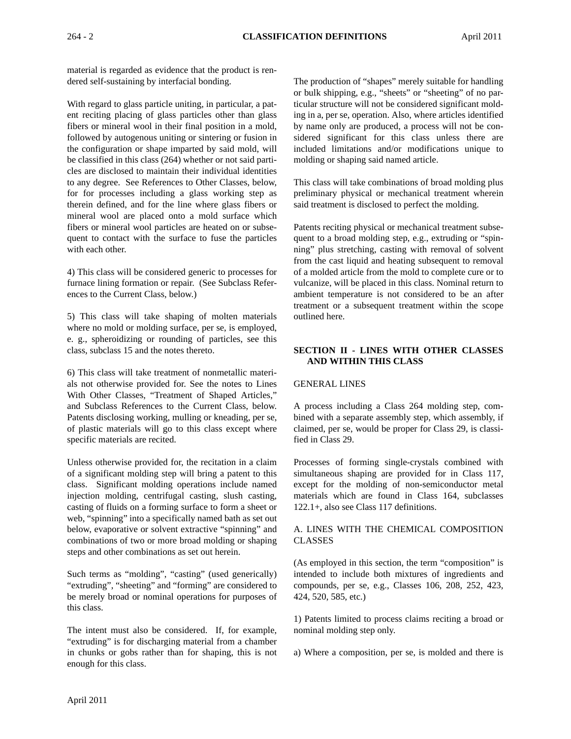material is regarded as evidence that the product is rendered self-sustaining by interfacial bonding.

With regard to glass particle uniting, in particular, a patent reciting placing of glass particles other than glass fibers or mineral wool in their final position in a mold, followed by autogenous uniting or sintering or fusion in the configuration or shape imparted by said mold, will be classified in this class (264) whether or not said particles are disclosed to maintain their individual identities to any degree. See References to Other Classes, below, for for processes including a glass working step as therein defined, and for the line where glass fibers or mineral wool are placed onto a mold surface which fibers or mineral wool particles are heated on or subsequent to contact with the surface to fuse the particles with each other.

4) This class will be considered generic to processes for furnace lining formation or repair. (See Subclass References to the Current Class, below.)

5) This class will take shaping of molten materials where no mold or molding surface, per se, is employed, e. g., spheroidizing or rounding of particles, see this class, subclass 15 and the notes thereto.

6) This class will take treatment of nonmetallic materials not otherwise provided for. See the notes to Lines With Other Classes, "Treatment of Shaped Articles," and Subclass References to the Current Class, below. Patents disclosing working, mulling or kneading, per se, of plastic materials will go to this class except where specific materials are recited.

Unless otherwise provided for, the recitation in a claim of a significant molding step will bring a patent to this class. Significant molding operations include named injection molding, centrifugal casting, slush casting, casting of fluids on a forming surface to form a sheet or web, "spinning" into a specifically named bath as set out below, evaporative or solvent extractive "spinning" and combinations of two or more broad molding or shaping steps and other combinations as set out herein.

Such terms as "molding", "casting" (used generically) "extruding", "sheeting" and "forming" are considered to be merely broad or nominal operations for purposes of this class.

The intent must also be considered. If, for example, "extruding" is for discharging material from a chamber in chunks or gobs rather than for shaping, this is not enough for this class.

The production of "shapes" merely suitable for handling or bulk shipping, e.g., "sheets" or "sheeting" of no particular structure will not be considered significant molding in a, per se, operation. Also, where articles identified by name only are produced, a process will not be considered significant for this class unless there are included limitations and/or modifications unique to molding or shaping said named article.

This class will take combinations of broad molding plus preliminary physical or mechanical treatment wherein said treatment is disclosed to perfect the molding.

Patents reciting physical or mechanical treatment subsequent to a broad molding step, e.g., extruding or "spinning" plus stretching, casting with removal of solvent from the cast liquid and heating subsequent to removal of a molded article from the mold to complete cure or to vulcanize, will be placed in this class. Nominal return to ambient temperature is not considered to be an after treatment or a subsequent treatment within the scope outlined here.

## SECTION II - LINES WITH OTHER CLASSES AND WITHIN THIS CLASS

GENERAL LINES

A process including a Class 264 molding step, combined with a separate assembly step, which assembly, if claimed, per se, would be proper for Class 29, is classified in Class 29.

Processes of forming single-crystals combined with simultaneous shaping are provided for in Class 117, except for the molding of non-semiconductor metal materials which are found in Class 164, subclasses 122.1+, also see Class 117 definitions.

A. LINES WITH THE CHEMICAL COMPOSITION CLASSES

(As employed in this section, the term "composition" is intended to include both mixtures of ingredients and compounds, per se, e.g., Classes 106, 208, 252, 423, 424, 520, 585, etc.)

1) Patents limited to process claims reciting a broad or nominal molding step only.

a) Where a composition, per se, is molded and there is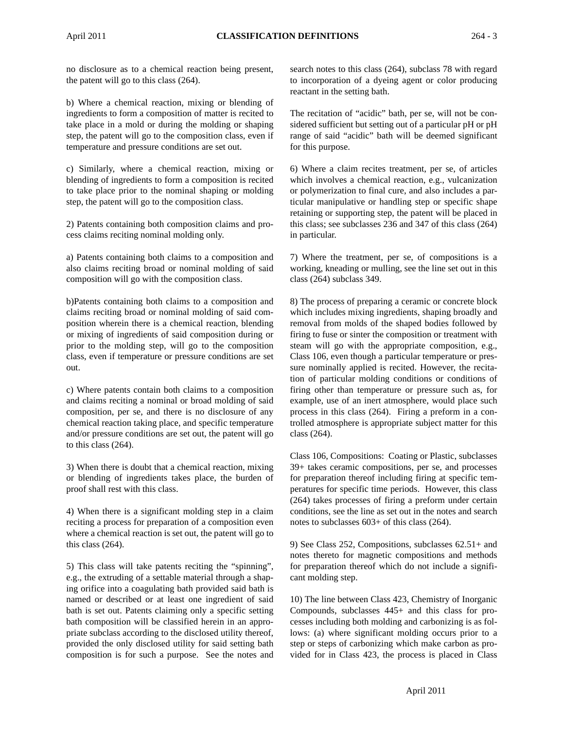no disclosure as to a chemical reaction being present, the patent will go to this class (264).

b) Where a chemical reaction, mixing or blending of ingredients to form a composition of matter is recited to take place in a mold or during the molding or shaping step, the patent will go to the composition class, even if temperature and pressure conditions are set out.

c) Similarly, where a chemical reaction, mixing or blending of ingredients to form a composition is recited to take place prior to the nominal shaping or molding step, the patent will go to the composition class.

2) Patents containing both composition claims and process claims reciting nominal molding only.

a) Patents containing both claims to a composition and also claims reciting broad or nominal molding of said composition will go with the composition class.

b)Patents containing both claims to a composition and claims reciting broad or nominal molding of said composition wherein there is a chemical reaction, blending or mixing of ingredients of said composition during or prior to the molding step, will go to the composition class, even if temperature or pressure conditions are set out.

c) Where patents contain both claims to a composition and claims reciting a nominal or broad molding of said composition, per se, and there is no disclosure of any chemical reaction taking place, and specific temperature and/or pressure conditions are set out, the patent will go to this class (264).

3) When there is doubt that a chemical reaction, mixing or blending of ingredients takes place, the burden of proof shall rest with this class.

4) When there is a significant molding step in a claim reciting a process for preparation of a composition even where a chemical reaction is set out, the patent will go to this class (264).

5) This class will take patents reciting the "spinning", e.g., the extruding of a settable material through a shaping orifice into a coagulating bath provided said bath is named or described or at least one ingredient of said bath is set out. Patents claiming only a specific setting bath composition will be classified herein in an appropriate subclass according to the disclosed utility thereof, provided the only disclosed utility for said setting bath composition is for such a purpose. See the notes and search notes to this class (264), subclass 78 with regard to incorporation of a dyeing agent or color producing reactant in the setting bath.

The recitation of "acidic" bath, per se, will not be considered sufficient but setting out of a particular pH or pH range of said "acidic" bath will be deemed significant for this purpose.

6) Where a claim recites treatment, per se, of articles which involves a chemical reaction, e.g., vulcanization or polymerization to final cure, and also includes a particular manipulative or handling step or specific shape retaining or supporting step, the patent will be placed in this class; see subclasses 236 and 347 of this class (264) in particular.

7) Where the treatment, per se, of compositions is a working, kneading or mulling, see the line set out in this class (264) subclass 349.

8) The process of preparing a ceramic or concrete block which includes mixing ingredients, shaping broadly and removal from molds of the shaped bodies followed by firing to fuse or sinter the composition or treatment with steam will go with the appropriate composition, e.g., Class 106, even though a particular temperature or pressure nominally applied is recited. However, the recitation of particular molding conditions or conditions of firing other than temperature or pressure such as, for example, use of an inert atmosphere, would place such process in this class (264). Firing a preform in a controlled atmosphere is appropriate subject matter for this class (264).

Class 106, Compositions: Coating or Plastic, subclasses 39+ takes ceramic compositions, per se, and processes for preparation thereof including firing at specific temperatures for specific time periods. However, this class (264) takes processes of firing a preform under certain conditions, see the line as set out in the notes and search notes to subclasses 603+ of this class (264).

9) See Class 252, Compositions, subclasses 62.51+ and notes thereto for magnetic compositions and methods for preparation thereof which do not include a significant molding step.

10) The line between Class 423, Chemistry of Inorganic Compounds, subclasses 445+ and this class for processes including both molding and carbonizing is as follows: (a) where significant molding occurs prior to a step or steps of carbonizing which make carbon as provided for in Class 423, the process is placed in Class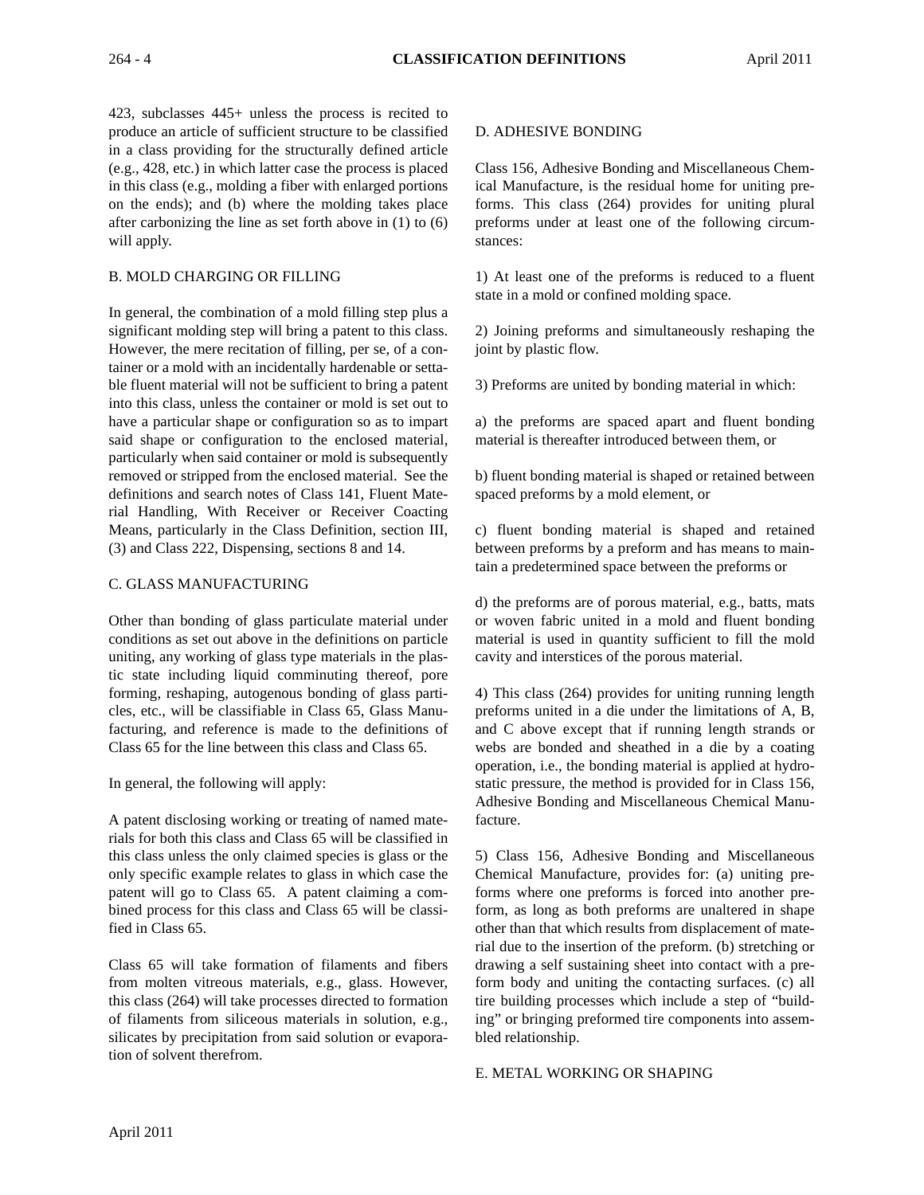423, subclasses 445+ unless the process is recited to produce an article of sufficient structure to be classified in a class providing for the structurally defined article (e.g., 428, etc.) in which latter case the process is placed in this class (e.g., molding a fiber with enlarged portions on the ends); and (b) where the molding takes place after carbonizing the line as set forth above in (1) to (6) will apply.

B. MOLD CHARGING OR FILLING

In general, the combination of a mold filling step plus a significant molding step will bring a patent to this class. However, the mere recitation of filling, per se, of a container or a mold with an incidentally hardenable or settable fluent material will not be sufficient to bring a patent into this class, unless the container or mold is set out to have a particular shape or configuration so as to impart said shape or configuration to the enclosed material, particularly when said container or mold is subsequently removed or stripped from the enclosed material. See the definitions and search notes of Class 141, Fluent Material Handling, With Receiver or Receiver Coacting Means, particularly in the Class Definition, section III, (3) and Class 222, Dispensing, sections 8 and 14.

C. GLASS MANUFACTURING

Other than bonding of glass particulate material under conditions as set out above in the definitions on particle uniting, any working of glass type materials in the plastic state including liquid comminuting thereof, pore forming, reshaping, autogenous bonding of glass particles, etc., will be classifiable in Class 65, Glass Manufacturing, and reference is made to the definitions of Class 65 for the line between this class and Class 65.

In general, the following will apply:

A patent disclosing working or treating of named materials for both this class and Class 65 will be classified in this class unless the only claimed species is glass or the only specific example relates to glass in which case the patent will go to Class 65. A patent claiming a combined process for this class and Class 65 will be classified in Class 65.

Class 65 will take formation of filaments and fibers from molten vitreous materials, e.g., glass. However, this class (264) will take processes directed to formation of filaments from siliceous materials in solution, e.g., silicates by precipitation from said solution or evaporation of solvent therefrom.

D. ADHESIVE BONDING

Class 156, Adhesive Bonding and Miscellaneous Chemical Manufacture, is the residual home for uniting preforms. This class (264) provides for uniting plural preforms under at least one of the following circumstances:

1) At least one of the preforms is reduced to a fluent state in a mold or confined molding space.

2) Joining preforms and simultaneously reshaping the joint by plastic flow.

3) Preforms are united by bonding material in which:

a) the preforms are spaced apart and fluent bonding material is thereafter introduced between them, or

b) fluent bonding material is shaped or retained between spaced preforms by a mold element, or

c) fluent bonding material is shaped and retained between preforms by a preform and has means to maintain a predetermined space between the preforms or

d) the preforms are of porous material, e.g., batts, mats or woven fabric united in a mold and fluent bonding material is used in quantity sufficient to fill the mold cavity and interstices of the porous material.

4) This class (264) provides for uniting running length preforms united in a die under the limitations of A, B, and C above except that if running length strands or webs are bonded and sheathed in a die by a coating operation, i.e., the bonding material is applied at hydrostatic pressure, the method is provided for in Class 156, Adhesive Bonding and Miscellaneous Chemical Manufacture.

5) Class 156, Adhesive Bonding and Miscellaneous Chemical Manufacture, provides for: (a) uniting preforms where one preforms is forced into another preform, as long as both preforms are unaltered in shape other than that which results from displacement of material due to the insertion of the preform. (b) stretching or drawing a self sustaining sheet into contact with a preform body and uniting the contacting surfaces. (c) all tire building processes which include a step of "building" or bringing preformed tire components into assembled relationship.

E. METAL WORKING OR SHAPING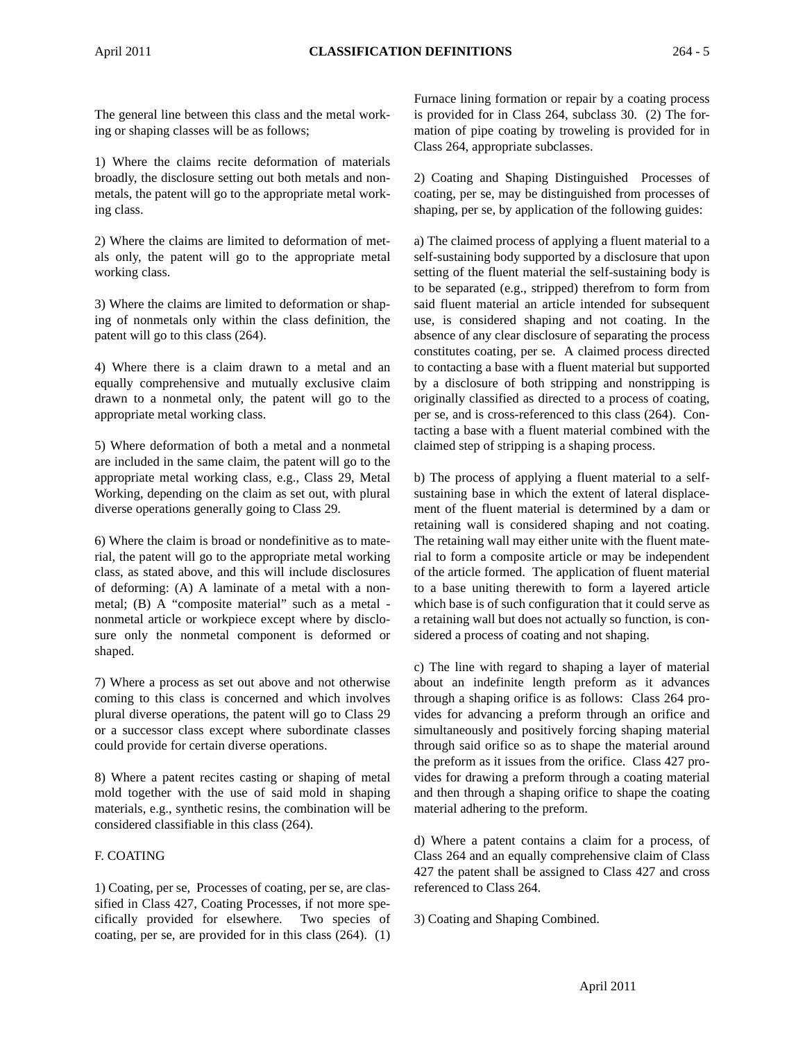The general line between this class and the metal working or shaping classes will be as follows;

1) Where the claims recite deformation of materials broadly, the disclosure setting out both metals and nonmetals, the patent will go to the appropriate metal working class.

2) Where the claims are limited to deformation of metals only, the patent will go to the appropriate metal working class.

3) Where the claims are limited to deformation or shaping of nonmetals only within the class definition, the patent will go to this class (264).

4) Where there is a claim drawn to a metal and an equally comprehensive and mutually exclusive claim drawn to a nonmetal only, the patent will go to the appropriate metal working class.

5) Where deformation of both a metal and a nonmetal are included in the same claim, the patent will go to the appropriate metal working class, e.g., Class 29, Metal Working, depending on the claim as set out, with plural diverse operations generally going to Class 29.

6) Where the claim is broad or nondefinitive as to material, the patent will go to the appropriate metal working class, as stated above, and this will include disclosures of deforming: (A) A laminate of a metal with a nonmetal; (B) A "composite material" such as a metal - nonmetal article or workpiece except where by disclosure only the nonmetal component is deformed or shaped.

7) Where a process as set out above and not otherwise coming to this class is concerned and which involves plural diverse operations, the patent will go to Class 29 or a successor class except where subordinate classes could provide for certain diverse operations.

8) Where a patent recites casting or shaping of metal mold together with the use of said mold in shaping materials, e.g., synthetic resins, the combination will be considered classifiable in this class (264).

F. COATING

1) Coating, per se, Processes of coating, per se, are classified in Class 427, Coating Processes, if not more specifically provided for elsewhere. Two species of coating, per se, are provided for in this class (264). (1) Furnace lining formation or repair by a coating process is provided for in Class 264, subclass 30. (2) The formation of pipe coating by troweling is provided for in Class 264, appropriate subclasses.

2) Coating and Shaping Distinguished Processes of coating, per se, may be distinguished from processes of shaping, per se, by application of the following guides:

a) The claimed process of applying a fluent material to a self-sustaining body supported by a disclosure that upon setting of the fluent material the self-sustaining body is to be separated (e.g., stripped) therefrom to form from said fluent material an article intended for subsequent use, is considered shaping and not coating. In the absence of any clear disclosure of separating the process constitutes coating, per se. A claimed process directed to contacting a base with a fluent material but supported by a disclosure of both stripping and nonstripping is originally classified as directed to a process of coating, per se, and is cross-referenced to this class (264). Contacting a base with a fluent material combined with the claimed step of stripping is a shaping process.

b) The process of applying a fluent material to a self-sustaining base in which the extent of lateral displacement of the fluent material is determined by a dam or retaining wall is considered shaping and not coating. The retaining wall may either unite with the fluent material to form a composite article or may be independent of the article formed. The application of fluent material to a base uniting therewith to form a layered article which base is of such configuration that it could serve as a retaining wall but does not actually so function, is considered a process of coating and not shaping.

c) The line with regard to shaping a layer of material about an indefinite length preform as it advances through a shaping orifice is as follows: Class 264 provides for advancing a preform through an orifice and simultaneously and positively forcing shaping material through said orifice so as to shape the material around the preform as it issues from the orifice. Class 427 provides for drawing a preform through a coating material and then through a shaping orifice to shape the coating material adhering to the preform.

d) Where a patent contains a claim for a process, of Class 264 and an equally comprehensive claim of Class 427 the patent shall be assigned to Class 427 and cross referenced to Class 264.

3) Coating and Shaping Combined.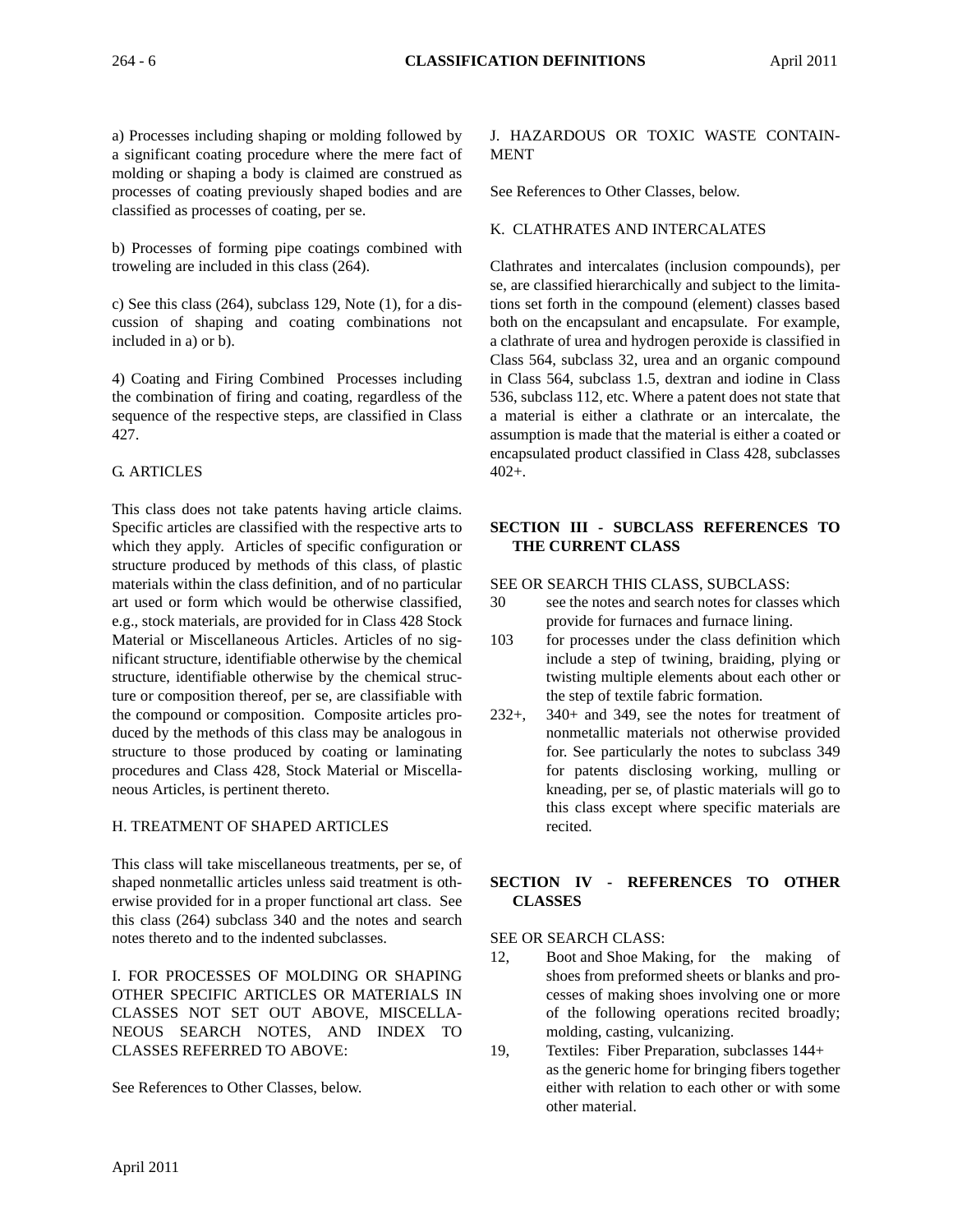a) Processes including shaping or molding followed by a significant coating procedure where the mere fact of molding or shaping a body is claimed are construed as processes of coating previously shaped bodies and are classified as processes of coating, per se.

b) Processes of forming pipe coatings combined with troweling are included in this class (264).

c) See this class (264), subclass 129, Note (1), for a discussion of shaping and coating combinations not included in a) or b).

4) Coating and Firing Combined Processes including the combination of firing and coating, regardless of the sequence of the respective steps, are classified in Class 427.

G. ARTICLES

This class does not take patents having article claims. Specific articles are classified with the respective arts to which they apply. Articles of specific configuration or structure produced by methods of this class, of plastic materials within the class definition, and of no particular art used or form which would be otherwise classified, e.g., stock materials, are provided for in Class 428 Stock Material or Miscellaneous Articles. Articles of no significant structure, identifiable otherwise by the chemical structure, identifiable otherwise by the chemical structure or composition thereof, per se, are classifiable with the compound or composition. Composite articles produced by the methods of this class may be analogous in structure to those produced by coating or laminating procedures and Class 428, Stock Material or Miscellaneous Articles, is pertinent thereto.

H. TREATMENT OF SHAPED ARTICLES

This class will take miscellaneous treatments, per se, of shaped nonmetallic articles unless said treatment is otherwise provided for in a proper functional art class. See this class (264) subclass 340 and the notes and search notes thereto and to the indented subclasses.

I. FOR PROCESSES OF MOLDING OR SHAPING OTHER SPECIFIC ARTICLES OR MATERIALS IN CLASSES NOT SET OUT ABOVE, MISCELLANEOUS SEARCH NOTES, AND INDEX TO CLASSES REFERRED TO ABOVE:

See References to Other Classes, below.

J. HAZARDOUS OR TOXIC WASTE CONTAINMENT

See References to Other Classes, below.

K. CLATHRATES AND INTERCALATES

Clathrates and intercalates (inclusion compounds), per se, are classified hierarchically and subject to the limitations set forth in the compound (element) classes based both on the encapsulant and encapsulate. For example, a clathrate of urea and hydrogen peroxide is classified in Class 564, subclass 32, urea and an organic compound in Class 564, subclass 1.5, dextran and iodine in Class 536, subclass 112, etc. Where a patent does not state that a material is either a clathrate or an intercalate, the assumption is made that the material is either a coated or encapsulated product classified in Class 428, subclasses 402+.

## SECTION III - SUBCLASS REFERENCES TO THE CURRENT CLASS

SEE OR SEARCH THIS CLASS, SUBCLASS:

30 see the notes and search notes for classes which provide for furnaces and furnace lining.

103 for processes under the class definition which include a step of twining, braiding, plying or twisting multiple elements about each other or the step of textile fabric formation.

232+, 340+ and 349, see the notes for treatment of nonmetallic materials not otherwise provided for. See particularly the notes to subclass 349 for patents disclosing working, mulling or kneading, per se, of plastic materials will go to this class except where specific materials are recited.

## SECTION IV - REFERENCES TO OTHER CLASSES

SEE OR SEARCH CLASS:

12, Boot and Shoe Making, for the making of shoes from preformed sheets or blanks and processes of making shoes involving one or more of the following operations recited broadly; molding, casting, vulcanizing.

19, Textiles: Fiber Preparation, subclasses 144+ as the generic home for bringing fibers together either with relation to each other or with some other material.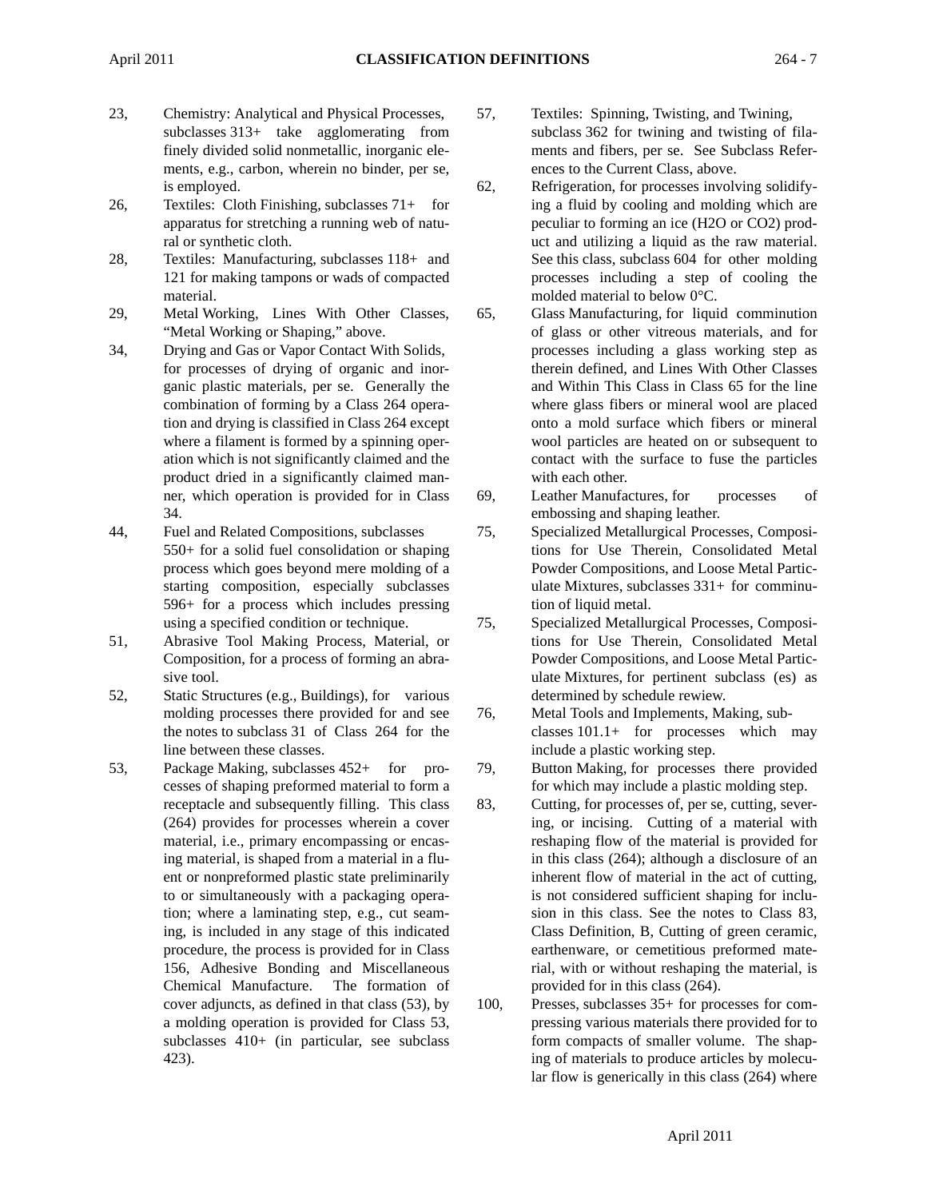23, Chemistry: Analytical and Physical Processes, subclasses 313+ take agglomerating from finely divided solid nonmetallic, inorganic elements, e.g., carbon, wherein no binder, per se, is employed.

26, Textiles: Cloth Finishing, subclasses 71+ for apparatus for stretching a running web of natural or synthetic cloth.

28, Textiles: Manufacturing, subclasses 118+ and 121 for making tampons or wads of compacted material.

29, Metal Working, Lines With Other Classes, "Metal Working or Shaping," above.

34, Drying and Gas or Vapor Contact With Solids, for processes of drying of organic and inorganic plastic materials, per se. Generally the combination of forming by a Class 264 operation and drying is classified in Class 264 except where a filament is formed by a spinning operation which is not significantly claimed and the product dried in a significantly claimed manner, which operation is provided for in Class 34.

44, Fuel and Related Compositions, subclasses 550+ for a solid fuel consolidation or shaping process which goes beyond mere molding of a starting composition, especially subclasses 596+ for a process which includes pressing using a specified condition or technique.

51, Abrasive Tool Making Process, Material, or Composition, for a process of forming an abrasive tool.

52, Static Structures (e.g., Buildings), for various molding processes there provided for and see the notes to subclass 31 of Class 264 for the line between these classes.

53, Package Making, subclasses 452+ for processes of shaping preformed material to form a receptacle and subsequently filling. This class (264) provides for processes wherein a cover material, i.e., primary encompassing or encasing material, is shaped from a material in a fluent or nonpreformed plastic state preliminarily to or simultaneously with a packaging operation; where a laminating step, e.g., cut seaming, is included in any stage of this indicated procedure, the process is provided for in Class 156, Adhesive Bonding and Miscellaneous Chemical Manufacture. The formation of cover adjuncts, as defined in that class (53), by a molding operation is provided for Class 53, subclasses 410+ (in particular, see subclass 423).

57, Textiles: Spinning, Twisting, and Twining, subclass 362 for twining and twisting of filaments and fibers, per se. See Subclass References to the Current Class, above.

62, Refrigeration, for processes involving solidifying a fluid by cooling and molding which are peculiar to forming an ice ($H_2O$ or $CO_2$) product and utilizing a liquid as the raw material. See this class, subclass 604 for other molding processes including a step of cooling the molded material to below 0°C.

65, Glass Manufacturing, for liquid comminution of glass or other vitreous materials, and for processes including a glass working step as therein defined, and Lines With Other Classes and Within This Class in Class 65 for the line where glass fibers or mineral wool are placed onto a mold surface which fibers or mineral wool particles are heated on or subsequent to contact with the surface to fuse the particles with each other.

69, Leather Manufactures, for processes of embossing and shaping leather.

75, Specialized Metallurgical Processes, Compositions for Use Therein, Consolidated Metal Powder Compositions, and Loose Metal Particulate Mixtures, subclasses 331+ for comminution of liquid metal.

75, Specialized Metallurgical Processes, Compositions for Use Therein, Consolidated Metal Powder Compositions, and Loose Metal Particulate Mixtures, for pertinent subclass (es) as determined by schedule rewiew.

76, Metal Tools and Implements, Making, subclasses 101.1+ for processes which may include a plastic working step.

79, Button Making, for processes there provided for which may include a plastic molding step.

83, Cutting, for processes of, per se, cutting, severing, or incising. Cutting of a material with reshaping flow of the material is provided for in this class (264); although a disclosure of an inherent flow of material in the act of cutting, is not considered sufficient shaping for inclusion in this class. See the notes to Class 83, Class Definition, B, Cutting of green ceramic, earthenware, or cemetitious preformed material, with or without reshaping the material, is provided for in this class (264).

100, Presses, subclasses 35+ for processes for compressing various materials there provided for to form compacts of smaller volume. The shaping of materials to produce articles by molecular flow is generically in this class (264) where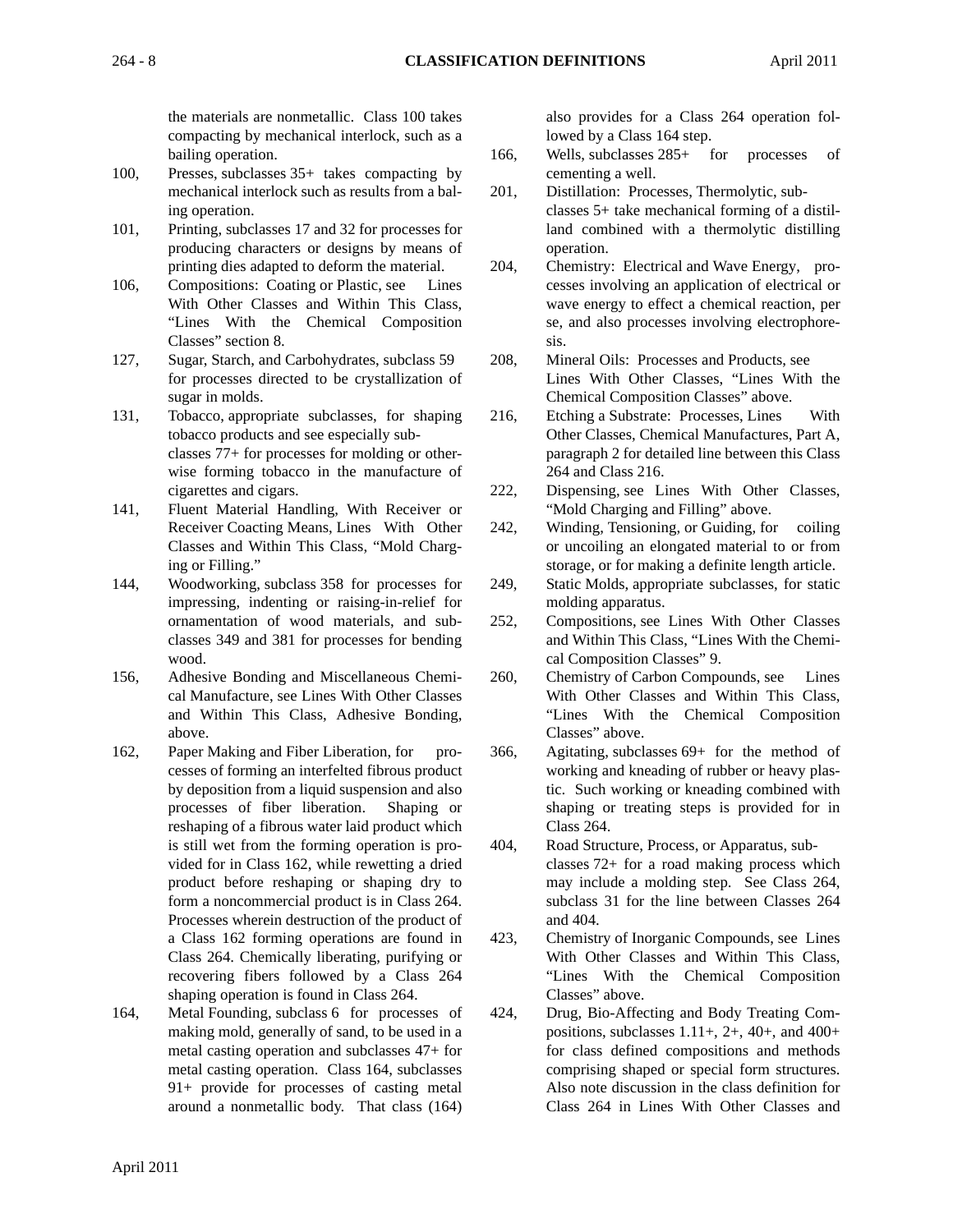the materials are nonmetallic. Class 100 takes compacting by mechanical interlock, such as a bailing operation.

100, Presses, subclasses 35+ takes compacting by mechanical interlock such as results from a baling operation.

101, Printing, subclasses 17 and 32 for processes for producing characters or designs by means of printing dies adapted to deform the material.

106, Compositions: Coating or Plastic, see Lines With Other Classes and Within This Class, "Lines With the Chemical Composition Classes" section 8.

127, Sugar, Starch, and Carbohydrates, subclass 59 for processes directed to be crystallization of sugar in molds.

131, Tobacco, appropriate subclasses, for shaping tobacco products and see especially subclasses 77+ for processes for molding or otherwise forming tobacco in the manufacture of cigarettes and cigars.

141, Fluent Material Handling, With Receiver or Receiver Coacting Means, Lines With Other Classes and Within This Class, "Mold Charging or Filling."

144, Woodworking, subclass 358 for processes for impressing, indenting or raising-in-relief for ornamentation of wood materials, and subclasses 349 and 381 for processes for bending wood.

156, Adhesive Bonding and Miscellaneous Chemical Manufacture, see Lines With Other Classes and Within This Class, Adhesive Bonding, above.

162, Paper Making and Fiber Liberation, for processes of forming an interfelted fibrous product by deposition from a liquid suspension and also processes of fiber liberation. Shaping or reshaping of a fibrous water laid product which is still wet from the forming operation is provided for in Class 162, while rewetting a dried product before reshaping or shaping dry to form a noncommercial product is in Class 264. Processes wherein destruction of the product of a Class 162 forming operations are found in Class 264. Chemically liberating, purifying or recovering fibers followed by a Class 264 shaping operation is found in Class 264.

164, Metal Founding, subclass 6 for processes of making mold, generally of sand, to be used in a metal casting operation and subclasses 47+ for metal casting operation. Class 164, subclasses 91+ provide for processes of casting metal around a nonmetallic body. That class (164) also provides for a Class 264 operation followed by a Class 164 step.

166, Wells, subclasses 285+ for processes of cementing a well.

201, Distillation: Processes, Thermolytic, subclasses 5+ take mechanical forming of a distilland combined with a thermolytic distilling operation.

204, Chemistry: Electrical and Wave Energy, processes involving an application of electrical or wave energy to effect a chemical reaction, per se, and also processes involving electrophoresis.

208, Mineral Oils: Processes and Products, see Lines With Other Classes, "Lines With the Chemical Composition Classes" above.

216, Etching a Substrate: Processes, Lines With Other Classes, Chemical Manufactures, Part A, paragraph 2 for detailed line between this Class 264 and Class 216.

222, Dispensing, see Lines With Other Classes, "Mold Charging and Filling" above.

242, Winding, Tensioning, or Guiding, for coiling or uncoiling an elongated material to or from storage, or for making a definite length article.

249, Static Molds, appropriate subclasses, for static molding apparatus.

252, Compositions, see Lines With Other Classes and Within This Class, "Lines With the Chemical Composition Classes" 9.

260, Chemistry of Carbon Compounds, see Lines With Other Classes and Within This Class, "Lines With the Chemical Composition Classes" above.

366, Agitating, subclasses 69+ for the method of working and kneading of rubber or heavy plastic. Such working or kneading combined with shaping or treating steps is provided for in Class 264.

404, Road Structure, Process, or Apparatus, subclasses 72+ for a road making process which may include a molding step. See Class 264, subclass 31 for the line between Classes 264 and 404.

423, Chemistry of Inorganic Compounds, see Lines With Other Classes and Within This Class, "Lines With the Chemical Composition Classes" above.

424, Drug, Bio-Affecting and Body Treating Compositions, subclasses 1.11+, 2+, 40+, and 400+ for class defined compositions and methods comprising shaped or special form structures. Also note discussion in the class definition for Class 264 in Lines With Other Classes and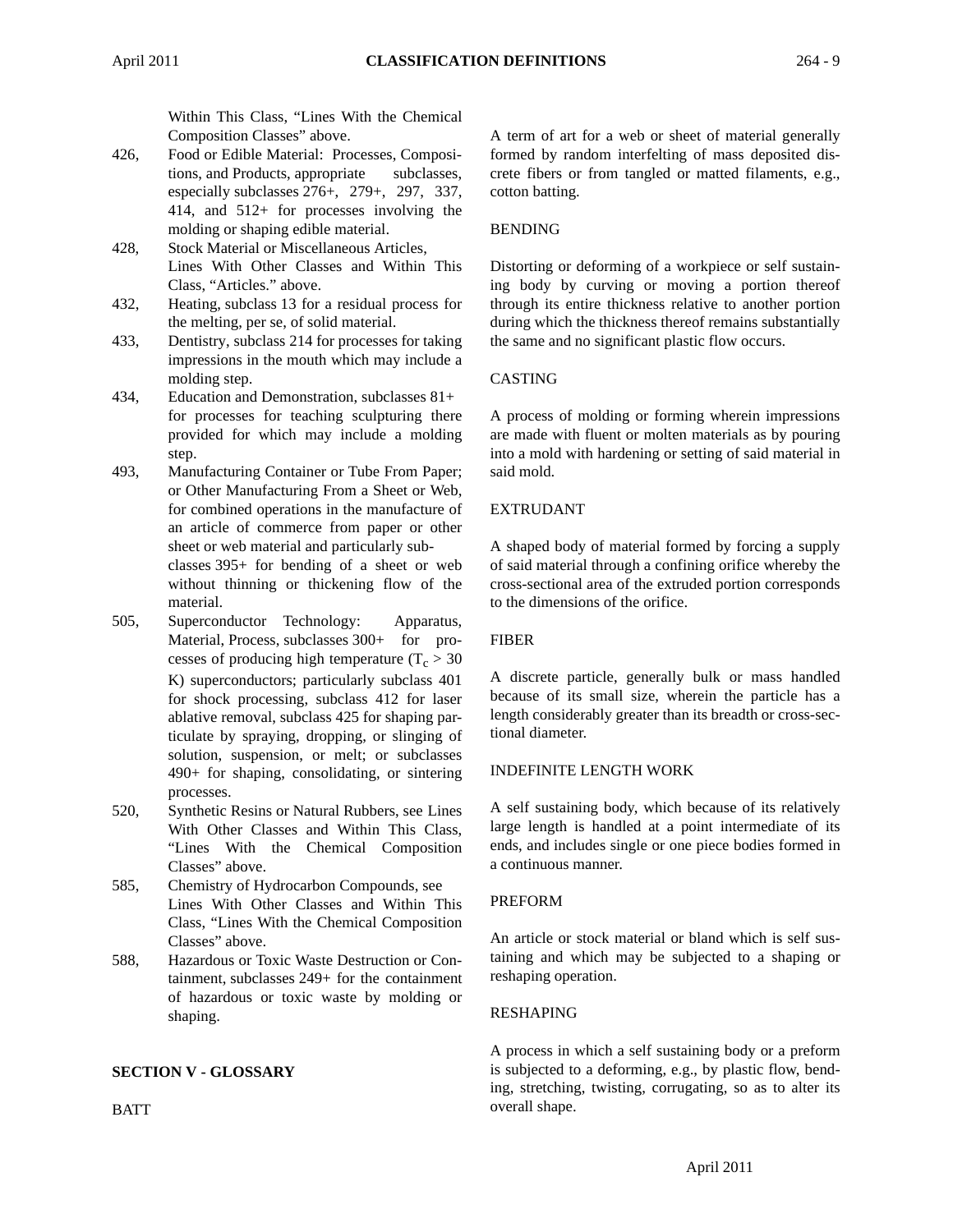Within This Class, "Lines With the Chemical Composition Classes" above.

426, Food or Edible Material: Processes, Compositions, and Products, appropriate subclasses, especially subclasses 276+, 279+, 297, 337, 414, and 512+ for processes involving the molding or shaping edible material.

428, Stock Material or Miscellaneous Articles, Lines With Other Classes and Within This Class, "Articles." above.

432, Heating, subclass 13 for a residual process for the melting, per se, of solid material.

433, Dentistry, subclass 214 for processes for taking impressions in the mouth which may include a molding step.

434, Education and Demonstration, subclasses 81+ for processes for teaching sculpturing there provided for which may include a molding step.

493, Manufacturing Container or Tube From Paper; or Other Manufacturing From a Sheet or Web, for combined operations in the manufacture of an article of commerce from paper or other sheet or web material and particularly subclasses 395+ for bending of a sheet or web without thinning or thickening flow of the material.

505, Superconductor Technology: Apparatus, Material, Process, subclasses 300+ for processes of producing high temperature ($T_c > 30$ K) superconductors; particularly subclass 401 for shock processing, subclass 412 for laser ablative removal, subclass 425 for shaping particulate by spraying, dropping, or slinging of solution, suspension, or melt; or subclasses 490+ for shaping, consolidating, or sintering processes.

520, Synthetic Resins or Natural Rubbers, see Lines With Other Classes and Within This Class, "Lines With the Chemical Composition Classes" above.

585, Chemistry of Hydrocarbon Compounds, see Lines With Other Classes and Within This Class, "Lines With the Chemical Composition Classes" above.

588, Hazardous or Toxic Waste Destruction or Containment, subclasses 249+ for the containment of hazardous or toxic waste by molding or shaping.

## SECTION V - GLOSSARY

BATT

A term of art for a web or sheet of material generally formed by random interfelting of mass deposited discrete fibers or from tangled or matted filaments, e.g., cotton batting.

BENDING

Distorting or deforming of a workpiece or self sustaining body by curving or moving a portion thereof through its entire thickness relative to another portion during which the thickness thereof remains substantially the same and no significant plastic flow occurs.

CASTING

A process of molding or forming wherein impressions are made with fluent or molten materials as by pouring into a mold with hardening or setting of said material in said mold.

EXTRUDANT

A shaped body of material formed by forcing a supply of said material through a confining orifice whereby the cross-sectional area of the extruded portion corresponds to the dimensions of the orifice.

FIBER

A discrete particle, generally bulk or mass handled because of its small size, wherein the particle has a length considerably greater than its breadth or cross-sectional diameter.

INDEFINITE LENGTH WORK

A self sustaining body, which because of its relatively large length is handled at a point intermediate of its ends, and includes single or one piece bodies formed in a continuous manner.

PREFORM

An article or stock material or bland which is self sustaining and which may be subjected to a shaping or reshaping operation.

RESHAPING

A process in which a self sustaining body or a preform is subjected to a deforming, e.g., by plastic flow, bending, stretching, twisting, corrugating, so as to alter its overall shape.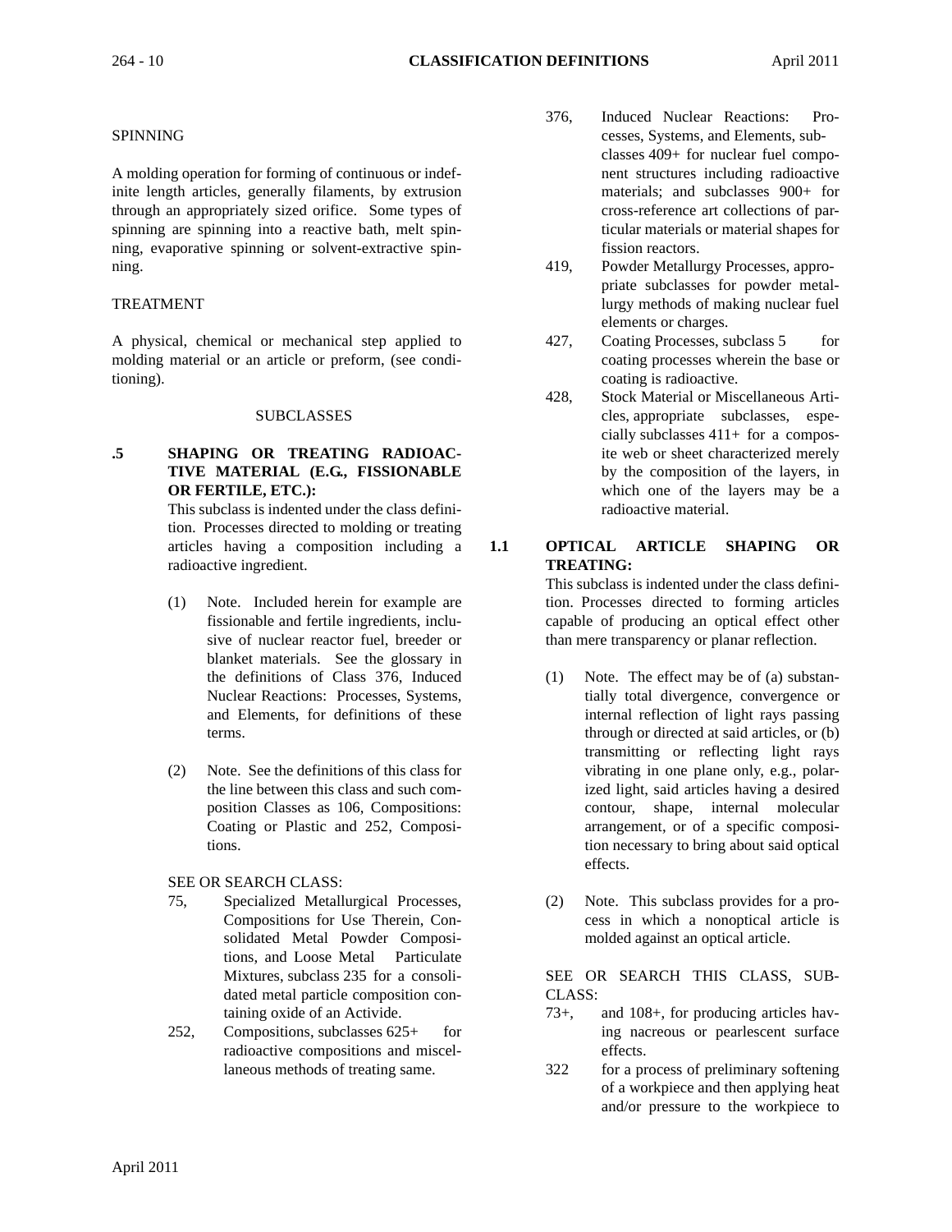SPINNING

A molding operation for forming of continuous or indefinite length articles, generally filaments, by extrusion through an appropriately sized orifice. Some types of spinning are spinning into a reactive bath, melt spinning, evaporative spinning or solvent-extractive spinning.

TREATMENT

A physical, chemical or mechanical step applied to molding material or an article or preform, (see conditioning).

SUBCLASSES

**.5 SHAPING OR TREATING RADIOACTIVE MATERIAL (E.G., FISSIONABLE OR FERTILE, ETC.):**

This subclass is indented under the class definition. Processes directed to molding or treating articles having a composition including a radioactive ingredient.

(1) Note. Included herein for example are fissionable and fertile ingredients, inclusive of nuclear reactor fuel, breeder or blanket materials. See the glossary in the definitions of Class 376, Induced Nuclear Reactions: Processes, Systems, and Elements, for definitions of these terms.

(2) Note. See the definitions of this class for the line between this class and such composition Classes as 106, Compositions: Coating or Plastic and 252, Compositions.

SEE OR SEARCH CLASS:

75, Specialized Metallurgical Processes, Compositions for Use Therein, Consolidated Metal Powder Compositions, and Loose Metal Particulate Mixtures, subclass 235 for a consolidated metal particle composition containing oxide of an Activide.

252, Compositions, subclasses 625+ for radioactive compositions and miscellaneous methods of treating same.

376, Induced Nuclear Reactions: Processes, Systems, and Elements, subclasses 409+ for nuclear fuel component structures including radioactive materials; and subclasses 900+ for cross-reference art collections of particular materials or material shapes for fission reactors.

419, Powder Metallurgy Processes, appropriate subclasses for powder metallurgy methods of making nuclear fuel elements or charges.

427, Coating Processes, subclass 5 for coating processes wherein the base or coating is radioactive.

428, Stock Material or Miscellaneous Articles, appropriate subclasses, especially subclasses 411+ for a composite web or sheet characterized merely by the composition of the layers, in which one of the layers may be a radioactive material.

**1.1 OPTICAL ARTICLE SHAPING OR TREATING:**

This subclass is indented under the class definition. Processes directed to forming articles capable of producing an optical effect other than mere transparency or planar reflection.

(1) Note. The effect may be of (a) substantially total divergence, convergence or internal reflection of light rays passing through or directed at said articles, or (b) transmitting or reflecting light rays vibrating in one plane only, e.g., polarized light, said articles having a desired contour, shape, internal molecular arrangement, or of a specific composition necessary to bring about said optical effects.

(2) Note. This subclass provides for a process in which a nonoptical article is molded against an optical article.

SEE OR SEARCH THIS CLASS, SUBCLASS:

73+, and 108+, for producing articles having nacreous or pearlescent surface effects.

322 for a process of preliminary softening of a workpiece and then applying heat and/or pressure to the workpiece to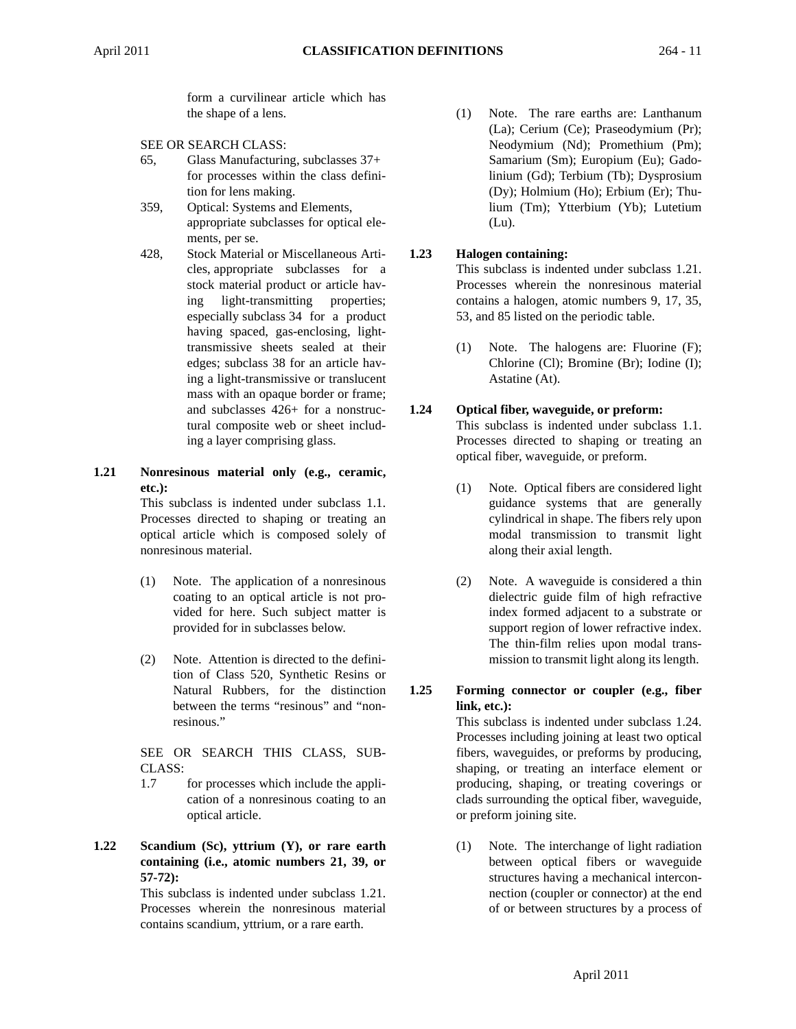form a curvilinear article which has the shape of a lens.

SEE OR SEARCH CLASS:

- 65, Glass Manufacturing, subclasses 37+ for processes within the class definition for lens making.
- 359, Optical: Systems and Elements, appropriate subclasses for optical elements, per se.
- 428, Stock Material or Miscellaneous Articles, appropriate subclasses for a stock material product or article having light-transmitting properties; especially subclass 34 for a product having spaced, gas-enclosing, light-transmissive sheets sealed at their edges; subclass 38 for an article having a light-transmissive or translucent mass with an opaque border or frame; and subclasses 426+ for a nonstructural composite web or sheet including a layer comprising glass.

**1.21 Nonresinous material only (e.g., ceramic, etc.):**

This subclass is indented under subclass 1.1. Processes directed to shaping or treating an optical article which is composed solely of nonresinous material.

(1) Note. The application of a nonresinous coating to an optical article is not provided for here. Such subject matter is provided for in subclasses below.

(2) Note. Attention is directed to the definition of Class 520, Synthetic Resins or Natural Rubbers, for the distinction between the terms "resinous" and "nonresinous."

SEE OR SEARCH THIS CLASS, SUBCLASS:

- 1.7 for processes which include the application of a nonresinous coating to an optical article.

**1.22 Scandium (Sc), yttrium (Y), or rare earth containing (i.e., atomic numbers 21, 39, or 57-72):**

This subclass is indented under subclass 1.21. Processes wherein the nonresinous material contains scandium, yttrium, or a rare earth.

(1) Note. The rare earths are: Lanthanum (La); Cerium (Ce); Praseodymium (Pr); Neodymium (Nd); Promethium (Pm); Samarium (Sm); Europium (Eu); Gadolinium (Gd); Terbium (Tb); Dysprosium (Dy); Holmium (Ho); Erbium (Er); Thulium (Tm); Ytterbium (Yb); Lutetium (Lu).

**1.23 Halogen containing:**

This subclass is indented under subclass 1.21. Processes wherein the nonresinous material contains a halogen, atomic numbers 9, 17, 35, 53, and 85 listed on the periodic table.

(1) Note. The halogens are: Fluorine (F); Chlorine (Cl); Bromine (Br); Iodine (I); Astatine (At).

**1.24 Optical fiber, waveguide, or preform:**

This subclass is indented under subclass 1.1. Processes directed to shaping or treating an optical fiber, waveguide, or preform.

(1) Note. Optical fibers are considered light guidance systems that are generally cylindrical in shape. The fibers rely upon modal transmission to transmit light along their axial length.

(2) Note. A waveguide is considered a thin dielectric guide film of high refractive index formed adjacent to a substrate or support region of lower refractive index. The thin-film relies upon modal transmission to transmit light along its length.

**1.25 Forming connector or coupler (e.g., fiber link, etc.):**

This subclass is indented under subclass 1.24. Processes including joining at least two optical fibers, waveguides, or preforms by producing, shaping, or treating an interface element or producing, shaping, or treating coverings or clads surrounding the optical fiber, waveguide, or preform joining site.

(1) Note. The interchange of light radiation between optical fibers or waveguide structures having a mechanical interconnection (coupler or connector) at the end of or between structures by a process of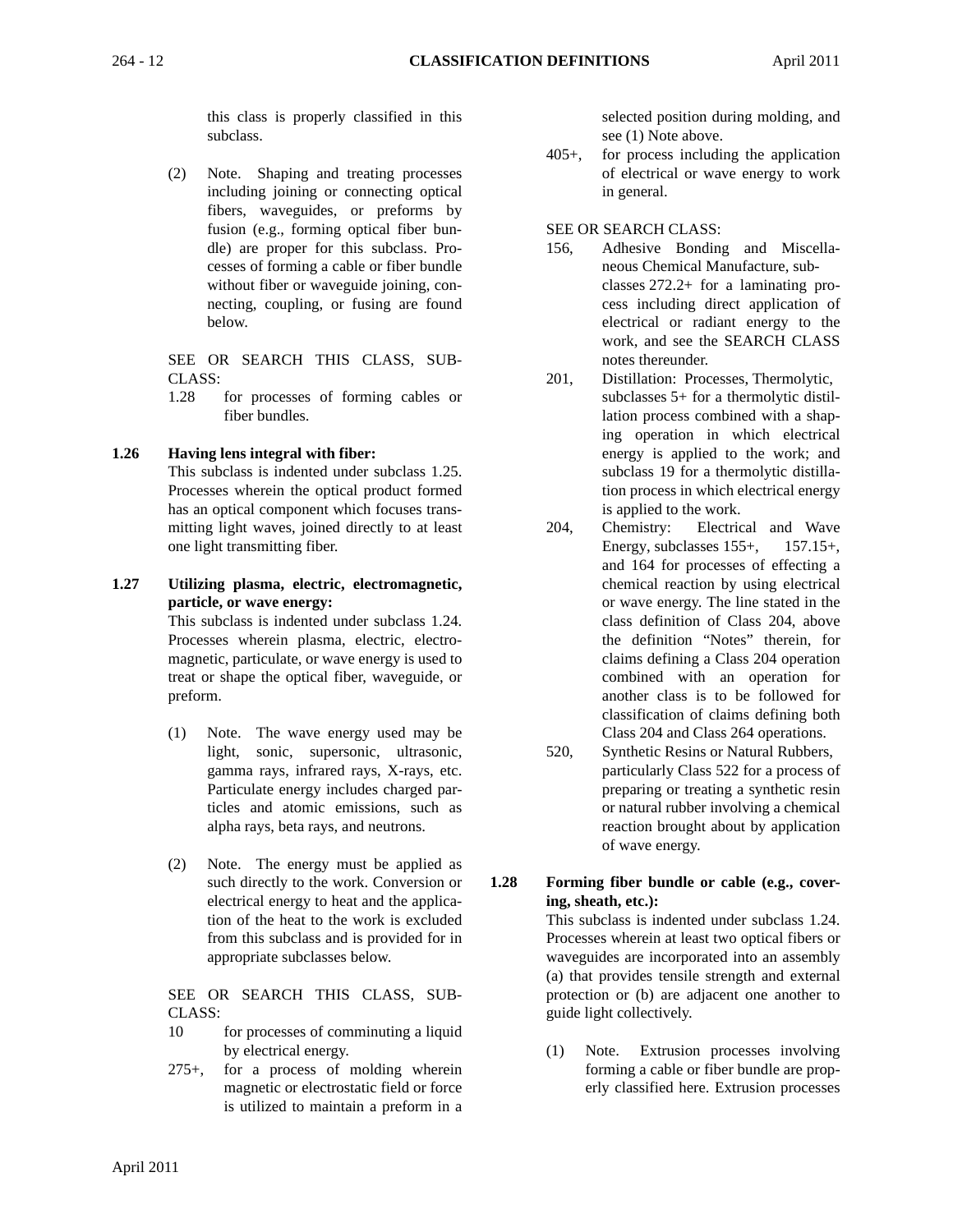this class is properly classified in this subclass.

(2) Note. Shaping and treating processes including joining or connecting optical fibers, waveguides, or preforms by fusion (e.g., forming optical fiber bundle) are proper for this subclass. Processes of forming a cable or fiber bundle without fiber or waveguide joining, connecting, coupling, or fusing are found below.

SEE OR SEARCH THIS CLASS, SUBCLASS:

1.28 for processes of forming cables or fiber bundles.

**1.26 Having lens integral with fiber:**
This subclass is indented under subclass 1.25. Processes wherein the optical product formed has an optical component which focuses transmitting light waves, joined directly to at least one light transmitting fiber.

**1.27 Utilizing plasma, electric, electromagnetic, particle, or wave energy:**
This subclass is indented under subclass 1.24. Processes wherein plasma, electric, electromagnetic, particulate, or wave energy is used to treat or shape the optical fiber, waveguide, or preform.

(1) Note. The wave energy used may be light, sonic, supersonic, ultrasonic, gamma rays, infrared rays, X-rays, etc. Particulate energy includes charged particles and atomic emissions, such as alpha rays, beta rays, and neutrons.

(2) Note. The energy must be applied as such directly to the work. Conversion or electrical energy to heat and the application of the heat to the work is excluded from this subclass and is provided for in appropriate subclasses below.

SEE OR SEARCH THIS CLASS, SUBCLASS:

10 for processes of comminuting a liquid by electrical energy.

275+, for a process of molding wherein magnetic or electrostatic field or force is utilized to maintain a preform in a selected position during molding, and see (1) Note above.

405+, for process including the application of electrical or wave energy to work in general.

SEE OR SEARCH CLASS:

156, Adhesive Bonding and Miscellaneous Chemical Manufacture, subclasses 272.2+ for a laminating process including direct application of electrical or radiant energy to the work, and see the SEARCH CLASS notes thereunder.

201, Distillation: Processes, Thermolytic, subclasses 5+ for a thermolytic distillation process combined with a shaping operation in which electrical energy is applied to the work; and subclass 19 for a thermolytic distillation process in which electrical energy is applied to the work.

204, Chemistry: Electrical and Wave Energy, subclasses 155+, 157.15+, and 164 for processes of effecting a chemical reaction by using electrical or wave energy. The line stated in the class definition of Class 204, above the definition "Notes" therein, for claims defining a Class 204 operation combined with an operation for another class is to be followed for classification of claims defining both Class 204 and Class 264 operations.

520, Synthetic Resins or Natural Rubbers, particularly Class 522 for a process of preparing or treating a synthetic resin or natural rubber involving a chemical reaction brought about by application of wave energy.

**1.28 Forming fiber bundle or cable (e.g., covering, sheath, etc.):**
This subclass is indented under subclass 1.24. Processes wherein at least two optical fibers or waveguides are incorporated into an assembly (a) that provides tensile strength and external protection or (b) are adjacent one another to guide light collectively.

(1) Note. Extrusion processes involving forming a cable or fiber bundle are properly classified here. Extrusion processes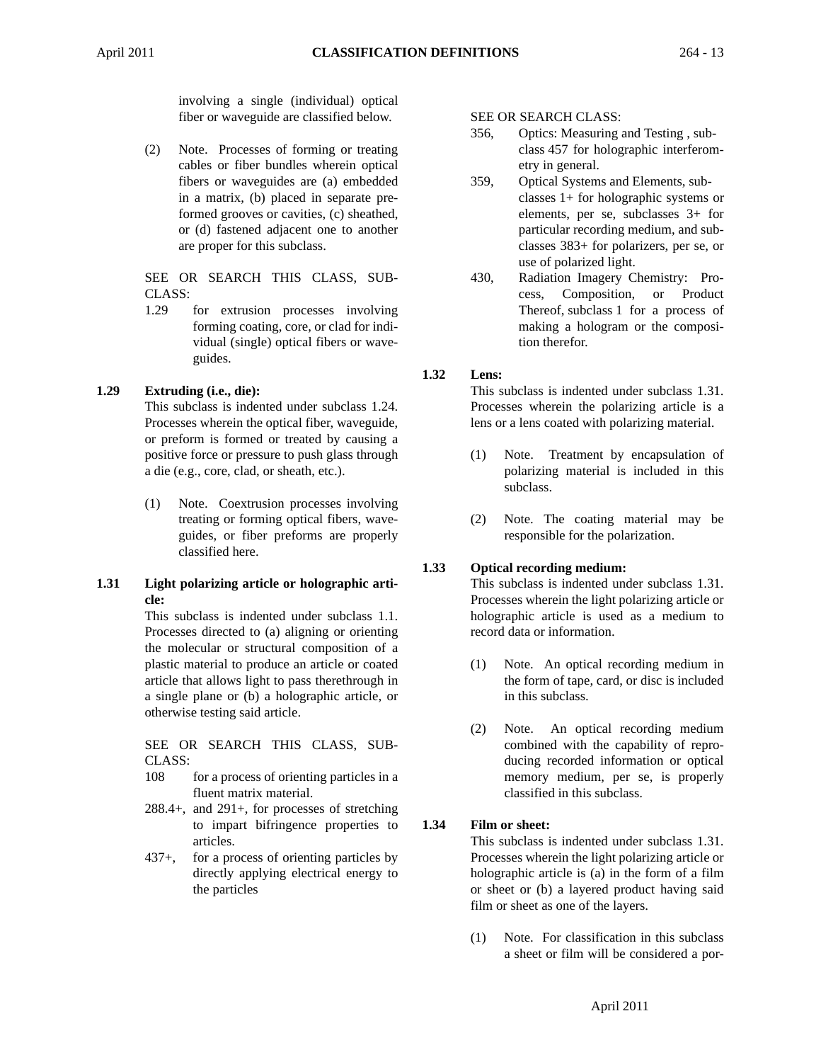involving a single (individual) optical fiber or waveguide are classified below.

(2) Note. Processes of forming or treating cables or fiber bundles wherein optical fibers or waveguides are (a) embedded in a matrix, (b) placed in separate preformed grooves or cavities, (c) sheathed, or (d) fastened adjacent one to another are proper for this subclass.

SEE OR SEARCH THIS CLASS, SUBCLASS:

1.29 for extrusion processes involving forming coating, core, or clad for individual (single) optical fibers or waveguides.

**1.29 Extruding (i.e., die):**

This subclass is indented under subclass 1.24. Processes wherein the optical fiber, waveguide, or preform is formed or treated by causing a positive force or pressure to push glass through a die (e.g., core, clad, or sheath, etc.).

(1) Note. Coextrusion processes involving treating or forming optical fibers, waveguides, or fiber preforms are properly classified here.

**1.31 Light polarizing article or holographic article:**

This subclass is indented under subclass 1.1. Processes directed to (a) aligning or orienting the molecular or structural composition of a plastic material to produce an article or coated article that allows light to pass therethrough in a single plane or (b) a holographic article, or otherwise testing said article.

SEE OR SEARCH THIS CLASS, SUBCLASS:

108 for a process of orienting particles in a fluent matrix material.

288.4+, and 291+, for processes of stretching to impart bifringence properties to articles.

437+, for a process of orienting particles by directly applying electrical energy to the particles

SEE OR SEARCH CLASS:

356, Optics: Measuring and Testing , subclass 457 for holographic interferometry in general.

359, Optical Systems and Elements, subclasses 1+ for holographic systems or elements, per se, subclasses 3+ for particular recording medium, and subclasses 383+ for polarizers, per se, or use of polarized light.

430, Radiation Imagery Chemistry: Process, Composition, or Product Thereof, subclass 1 for a process of making a hologram or the composition therefor.

**1.32 Lens:**

This subclass is indented under subclass 1.31. Processes wherein the polarizing article is a lens or a lens coated with polarizing material.

(1) Note. Treatment by encapsulation of polarizing material is included in this subclass.

(2) Note. The coating material may be responsible for the polarization.

**1.33 Optical recording medium:**

This subclass is indented under subclass 1.31. Processes wherein the light polarizing article or holographic article is used as a medium to record data or information.

(1) Note. An optical recording medium in the form of tape, card, or disc is included in this subclass.

(2) Note. An optical recording medium combined with the capability of reproducing recorded information or optical memory medium, per se, is properly classified in this subclass.

**1.34 Film or sheet:**

This subclass is indented under subclass 1.31. Processes wherein the light polarizing article or holographic article is (a) in the form of a film or sheet or (b) a layered product having said film or sheet as one of the layers.

(1) Note. For classification in this subclass a sheet or film will be considered a por-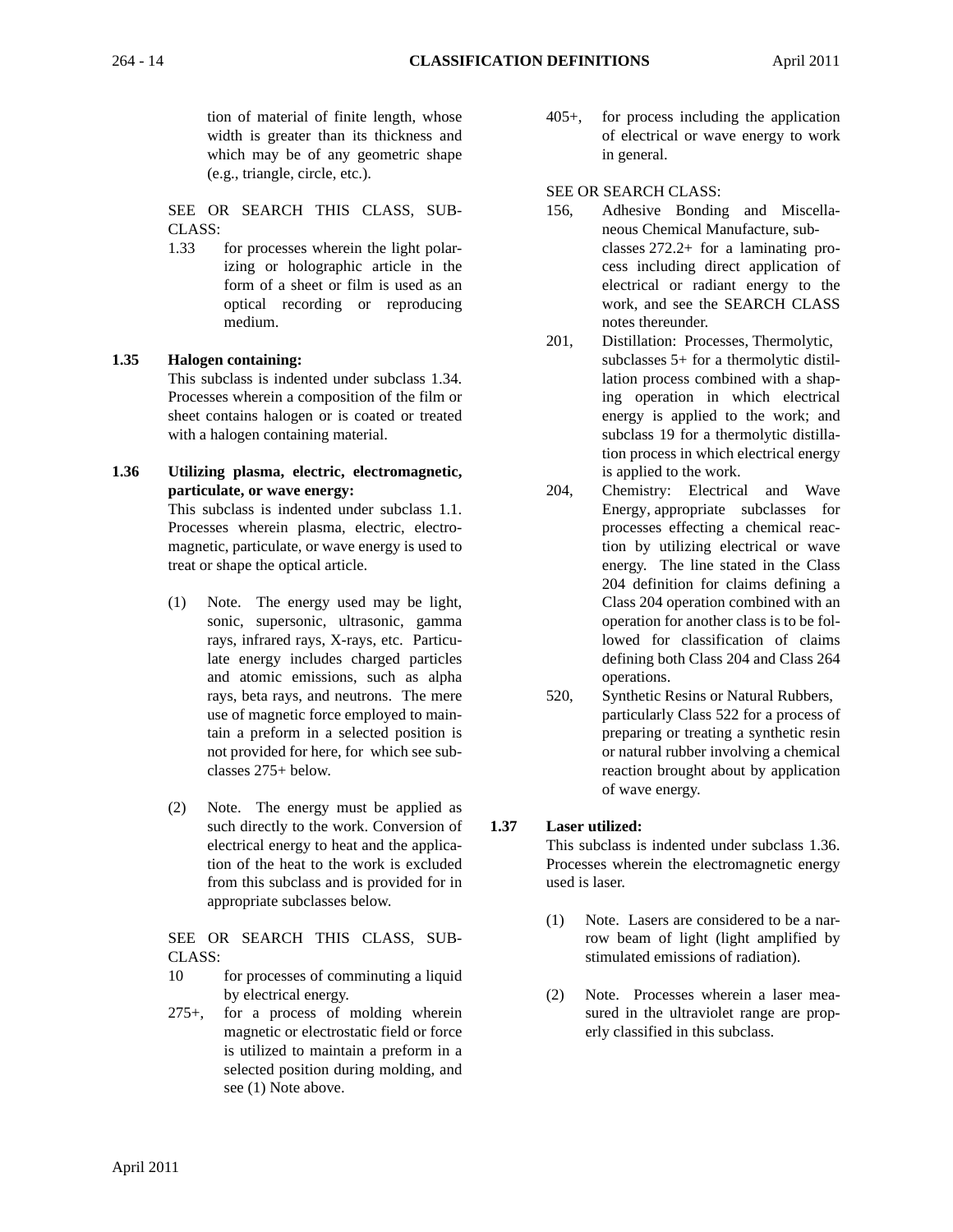tion of material of finite length, whose width is greater than its thickness and which may be of any geometric shape (e.g., triangle, circle, etc.).

SEE OR SEARCH THIS CLASS, SUBCLASS:

1.33 for processes wherein the light polarizing or holographic article in the form of a sheet or film is used as an optical recording or reproducing medium.

**1.35 Halogen containing:**

This subclass is indented under subclass 1.34. Processes wherein a composition of the film or sheet contains halogen or is coated or treated with a halogen containing material.

**1.36 Utilizing plasma, electric, electromagnetic, particulate, or wave energy:**

This subclass is indented under subclass 1.1. Processes wherein plasma, electric, electromagnetic, particulate, or wave energy is used to treat or shape the optical article.

(1) Note. The energy used may be light, sonic, supersonic, ultrasonic, gamma rays, infrared rays, X-rays, etc. Particulate energy includes charged particles and atomic emissions, such as alpha rays, beta rays, and neutrons. The mere use of magnetic force employed to maintain a preform in a selected position is not provided for here, for which see subclasses 275+ below.

(2) Note. The energy must be applied as such directly to the work. Conversion of electrical energy to heat and the application of the heat to the work is excluded from this subclass and is provided for in appropriate subclasses below.

SEE OR SEARCH THIS CLASS, SUBCLASS:

10 for processes of comminuting a liquid by electrical energy.

275+, for a process of molding wherein magnetic or electrostatic field or force is utilized to maintain a preform in a selected position during molding, and see (1) Note above.

405+, for process including the application of electrical or wave energy to work in general.

SEE OR SEARCH CLASS:

156, Adhesive Bonding and Miscellaneous Chemical Manufacture, subclasses 272.2+ for a laminating process including direct application of electrical or radiant energy to the work, and see the SEARCH CLASS notes thereunder.

201, Distillation: Processes, Thermolytic, subclasses 5+ for a thermolytic distillation process combined with a shaping operation in which electrical energy is applied to the work; and subclass 19 for a thermolytic distillation process in which electrical energy is applied to the work.

204, Chemistry: Electrical and Wave Energy, appropriate subclasses for processes effecting a chemical reaction by utilizing electrical or wave energy. The line stated in the Class 204 definition for claims defining a Class 204 operation combined with an operation for another class is to be followed for classification of claims defining both Class 204 and Class 264 operations.

520, Synthetic Resins or Natural Rubbers, particularly Class 522 for a process of preparing or treating a synthetic resin or natural rubber involving a chemical reaction brought about by application of wave energy.

**1.37 Laser utilized:**

This subclass is indented under subclass 1.36. Processes wherein the electromagnetic energy used is laser.

(1) Note. Lasers are considered to be a narrow beam of light (light amplified by stimulated emissions of radiation).

(2) Note. Processes wherein a laser measured in the ultraviolet range are properly classified in this subclass.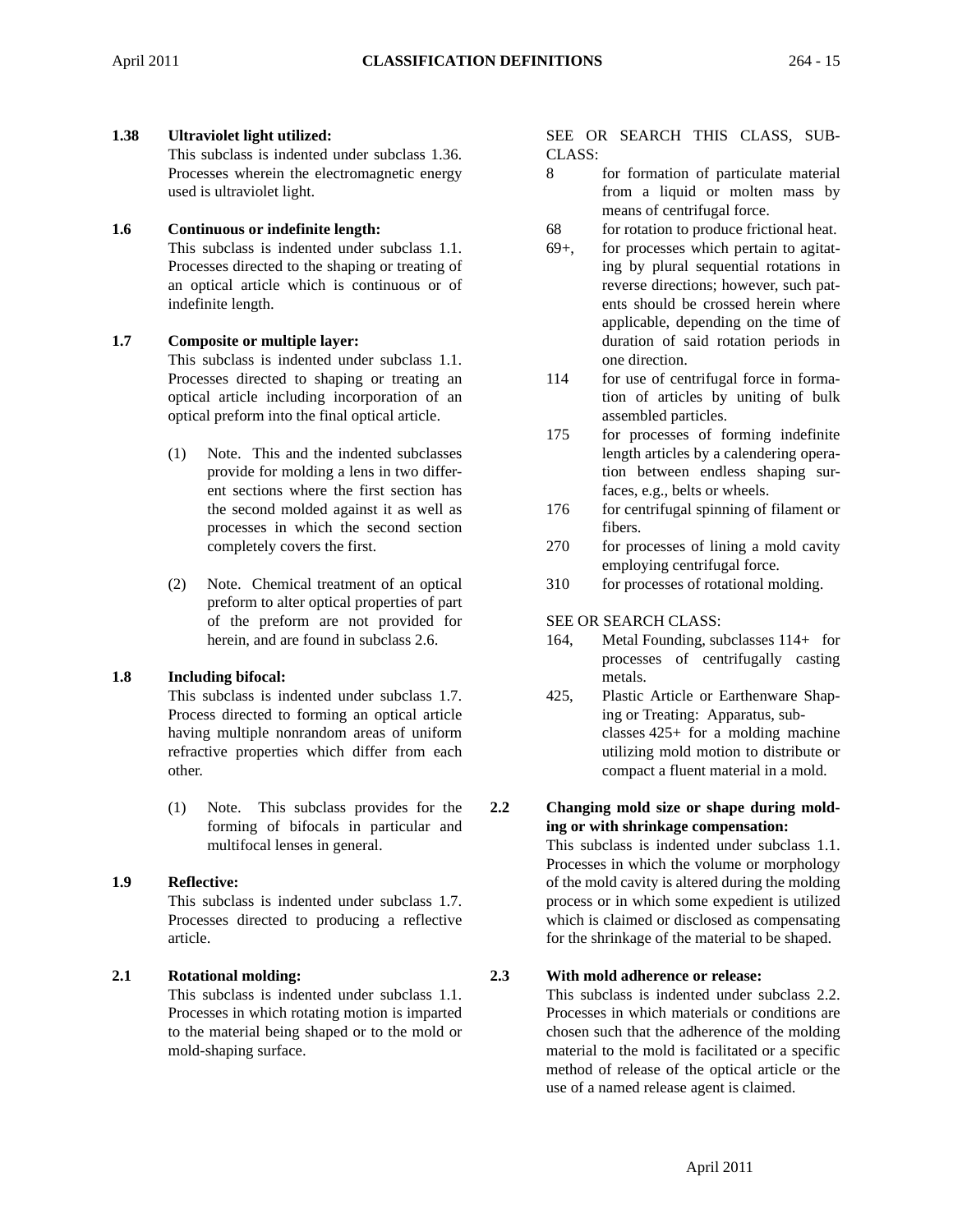**1.38 Ultraviolet light utilized:**
This subclass is indented under subclass 1.36. Processes wherein the electromagnetic energy used is ultraviolet light.

**1.6 Continuous or indefinite length:**
This subclass is indented under subclass 1.1. Processes directed to the shaping or treating of an optical article which is continuous or of indefinite length.

**1.7 Composite or multiple layer:**
This subclass is indented under subclass 1.1. Processes directed to shaping or treating an optical article including incorporation of an optical preform into the final optical article.

(1) Note. This and the indented subclasses provide for molding a lens in two different sections where the first section has the second molded against it as well as processes in which the second section completely covers the first.

(2) Note. Chemical treatment of an optical preform to alter optical properties of part of the preform are not provided for herein, and are found in subclass 2.6.

**1.8 Including bifocal:**
This subclass is indented under subclass 1.7. Process directed to forming an optical article having multiple nonrandom areas of uniform refractive properties which differ from each other.

(1) Note. This subclass provides for the forming of bifocals in particular and multifocal lenses in general.

**1.9 Reflective:**
This subclass is indented under subclass 1.7. Processes directed to producing a reflective article.

**2.1 Rotational molding:**
This subclass is indented under subclass 1.1. Processes in which rotating motion is imparted to the material being shaped or to the mold or mold-shaping surface.

SEE OR SEARCH THIS CLASS, SUBCLASS:

- 8 for formation of particulate material from a liquid or molten mass by means of centrifugal force.
- 68 for rotation to produce frictional heat.
- 69+, for processes which pertain to agitating by plural sequential rotations in reverse directions; however, such patents should be crossed herein where applicable, depending on the time of duration of said rotation periods in one direction.
- 114 for use of centrifugal force in formation of articles by uniting of bulk assembled particles.
- 175 for processes of forming indefinite length articles by a calendering operation between endless shaping surfaces, e.g., belts or wheels.
- 176 for centrifugal spinning of filament or fibers.
- 270 for processes of lining a mold cavity employing centrifugal force.
- 310 for processes of rotational molding.

SEE OR SEARCH CLASS:

- 164, Metal Founding, subclasses 114+ for processes of centrifugally casting metals.
- 425, Plastic Article or Earthenware Shaping or Treating: Apparatus, subclasses 425+ for a molding machine utilizing mold motion to distribute or compact a fluent material in a mold.

**2.2 Changing mold size or shape during molding or with shrinkage compensation:**
This subclass is indented under subclass 1.1. Processes in which the volume or morphology of the mold cavity is altered during the molding process or in which some expedient is utilized which is claimed or disclosed as compensating for the shrinkage of the material to be shaped.

**2.3 With mold adherence or release:**
This subclass is indented under subclass 2.2. Processes in which materials or conditions are chosen such that the adherence of the molding material to the mold is facilitated or a specific method of release of the optical article or the use of a named release agent is claimed.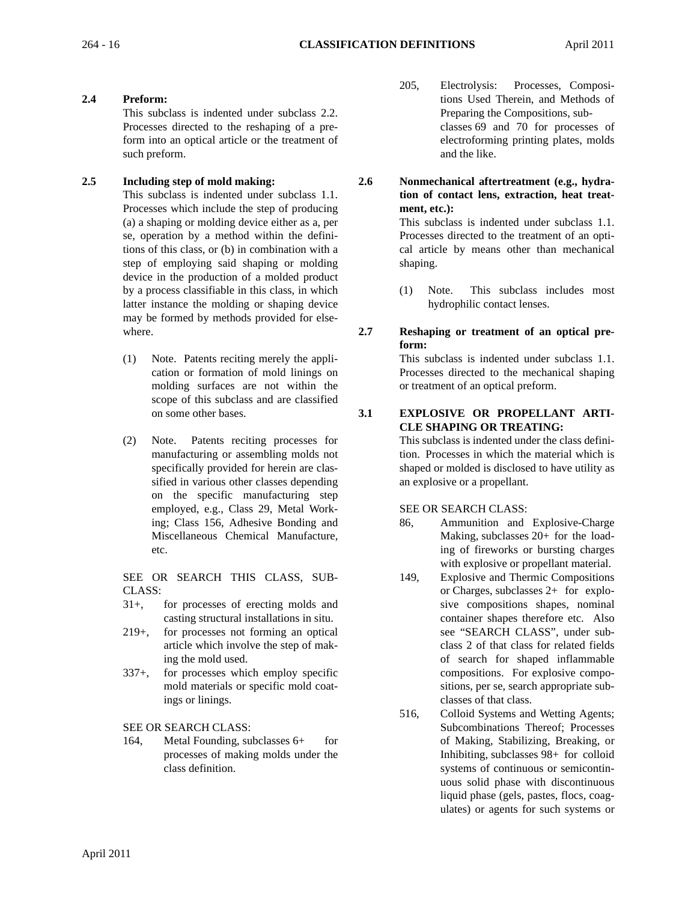**2.4 Preform:**

This subclass is indented under subclass 2.2. Processes directed to the reshaping of a preform into an optical article or the treatment of such preform.

**2.5 Including step of mold making:**

This subclass is indented under subclass 1.1. Processes which include the step of producing (a) a shaping or molding device either as a, per se, operation by a method within the definitions of this class, or (b) in combination with a step of employing said shaping or molding device in the production of a molded product by a process classifiable in this class, in which latter instance the molding or shaping device may be formed by methods provided for elsewhere.

(1) Note. Patents reciting merely the application or formation of mold linings on molding surfaces are not within the scope of this subclass and are classified on some other bases.

(2) Note. Patents reciting processes for manufacturing or assembling molds not specifically provided for herein are classified in various other classes depending on the specific manufacturing step employed, e.g., Class 29, Metal Working; Class 156, Adhesive Bonding and Miscellaneous Chemical Manufacture, etc.

SEE OR SEARCH THIS CLASS, SUBCLASS:

- 31+, for processes of erecting molds and casting structural installations in situ.
- 219+, for processes not forming an optical article which involve the step of making the mold used.
- 337+, for processes which employ specific mold materials or specific mold coatings or linings.

SEE OR SEARCH CLASS:

- 164, Metal Founding, subclasses 6+ for processes of making molds under the class definition.
- 205, Electrolysis: Processes, Compositions Used Therein, and Methods of Preparing the Compositions, subclasses 69 and 70 for processes of electroforming printing plates, molds and the like.

**2.6 Nonmechanical aftertreatment (e.g., hydration of contact lens, extraction, heat treatment, etc.):**

This subclass is indented under subclass 1.1. Processes directed to the treatment of an optical article by means other than mechanical shaping.

(1) Note. This subclass includes most hydrophilic contact lenses.

**2.7 Reshaping or treatment of an optical preform:**

This subclass is indented under subclass 1.1. Processes directed to the mechanical shaping or treatment of an optical preform.

**3.1 EXPLOSIVE OR PROPELLANT ARTICLE SHAPING OR TREATING:**

This subclass is indented under the class definition. Processes in which the material which is shaped or molded is disclosed to have utility as an explosive or a propellant.

SEE OR SEARCH CLASS:

- 86, Ammunition and Explosive-Charge Making, subclasses 20+ for the loading of fireworks or bursting charges with explosive or propellant material.
- 149, Explosive and Thermic Compositions or Charges, subclasses 2+ for explosive compositions shapes, nominal container shapes therefore etc. Also see "SEARCH CLASS", under subclass 2 of that class for related fields of search for shaped inflammable compositions. For explosive compositions, per se, search appropriate subclasses of that class.
- 516, Colloid Systems and Wetting Agents; Subcombinations Thereof; Processes of Making, Stabilizing, Breaking, or Inhibiting, subclasses 98+ for colloid systems of continuous or semicontinuous solid phase with discontinuous liquid phase (gels, pastes, flocs, coagulates) or agents for such systems or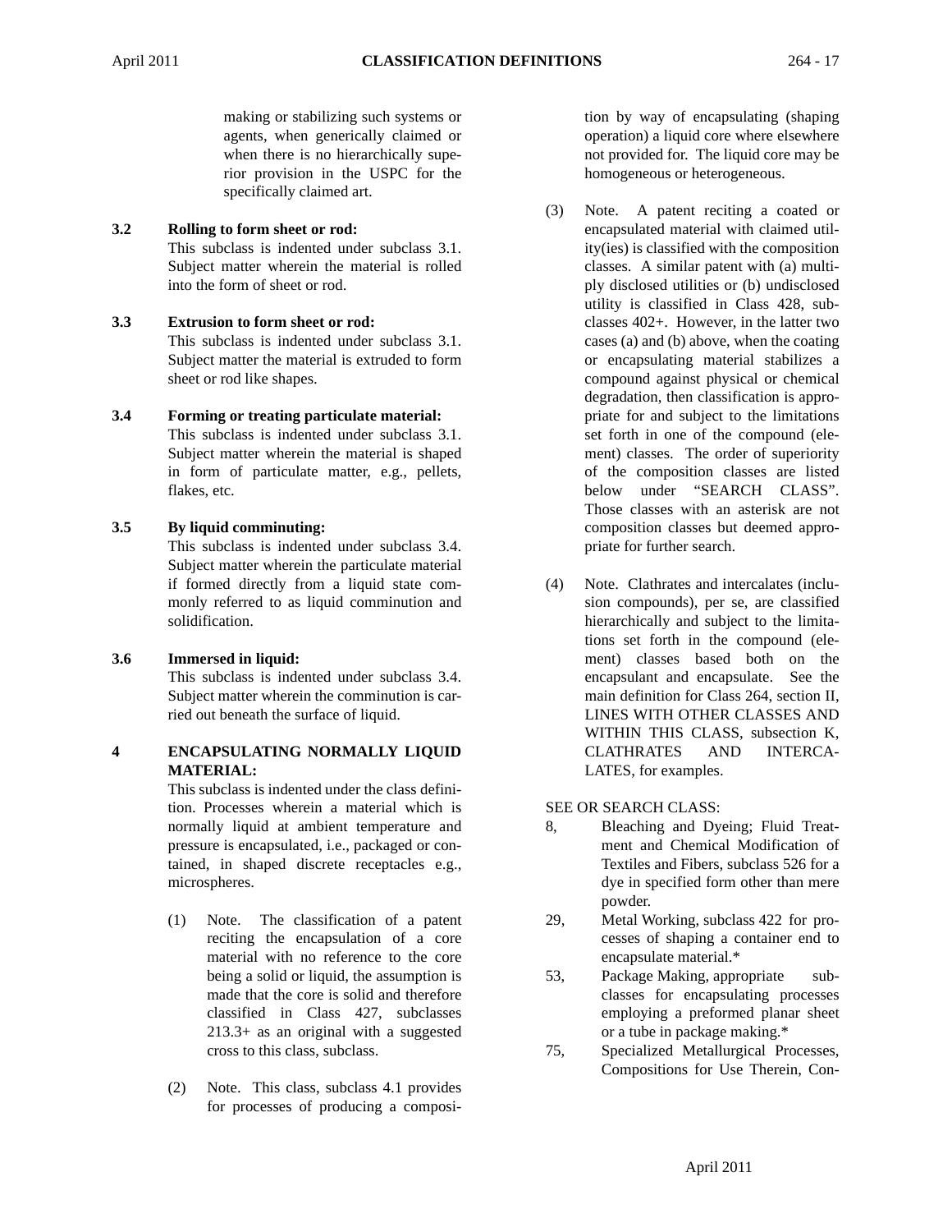making or stabilizing such systems or agents, when generically claimed or when there is no hierarchically superior provision in the USPC for the specifically claimed art.

**3.2 Rolling to form sheet or rod:**
This subclass is indented under subclass 3.1. Subject matter wherein the material is rolled into the form of sheet or rod.

**3.3 Extrusion to form sheet or rod:**
This subclass is indented under subclass 3.1. Subject matter the material is extruded to form sheet or rod like shapes.

**3.4 Forming or treating particulate material:**
This subclass is indented under subclass 3.1. Subject matter wherein the material is shaped in form of particulate matter, e.g., pellets, flakes, etc.

**3.5 By liquid comminuting:**
This subclass is indented under subclass 3.4. Subject matter wherein the particulate material if formed directly from a liquid state commonly referred to as liquid comminution and solidification.

**3.6 Immersed in liquid:**
This subclass is indented under subclass 3.4. Subject matter wherein the comminution is carried out beneath the surface of liquid.

**4 ENCAPSULATING NORMALLY LIQUID MATERIAL:**
This subclass is indented under the class definition. Processes wherein a material which is normally liquid at ambient temperature and pressure is encapsulated, i.e., packaged or contained, in shaped discrete receptacles e.g., microspheres.

(1) Note. The classification of a patent reciting the encapsulation of a core material with no reference to the core being a solid or liquid, the assumption is made that the core is solid and therefore classified in Class 427, subclasses 213.3+ as an original with a suggested cross to this class, subclass.

(2) Note. This class, subclass 4.1 provides for processes of producing a composition by way of encapsulating (shaping operation) a liquid core where elsewhere not provided for. The liquid core may be homogeneous or heterogeneous.

(3) Note. A patent reciting a coated or encapsulated material with claimed utility(ies) is classified with the composition classes. A similar patent with (a) multiply disclosed utilities or (b) undisclosed utility is classified in Class 428, subclasses 402+. However, in the latter two cases (a) and (b) above, when the coating or encapsulating material stabilizes a compound against physical or chemical degradation, then classification is appropriate for and subject to the limitations set forth in one of the compound (element) classes. The order of superiority of the composition classes are listed below under "SEARCH CLASS". Those classes with an asterisk are not composition classes but deemed appropriate for further search.

(4) Note. Clathrates and intercalates (inclusion compounds), per se, are classified hierarchically and subject to the limitations set forth in the compound (element) classes based both on the encapsulant and encapsulate. See the main definition for Class 264, section II, LINES WITH OTHER CLASSES AND WITHIN THIS CLASS, subsection K, CLATHRATES AND INTERCALATES, for examples.

SEE OR SEARCH CLASS:

8, Bleaching and Dyeing; Fluid Treatment and Chemical Modification of Textiles and Fibers, subclass 526 for a dye in specified form other than mere powder.

29, Metal Working, subclass 422 for processes of shaping a container end to encapsulate material.*

53, Package Making, appropriate subclasses for encapsulating processes employing a preformed planar sheet or a tube in package making.*

75, Specialized Metallurgical Processes, Compositions for Use Therein, Con-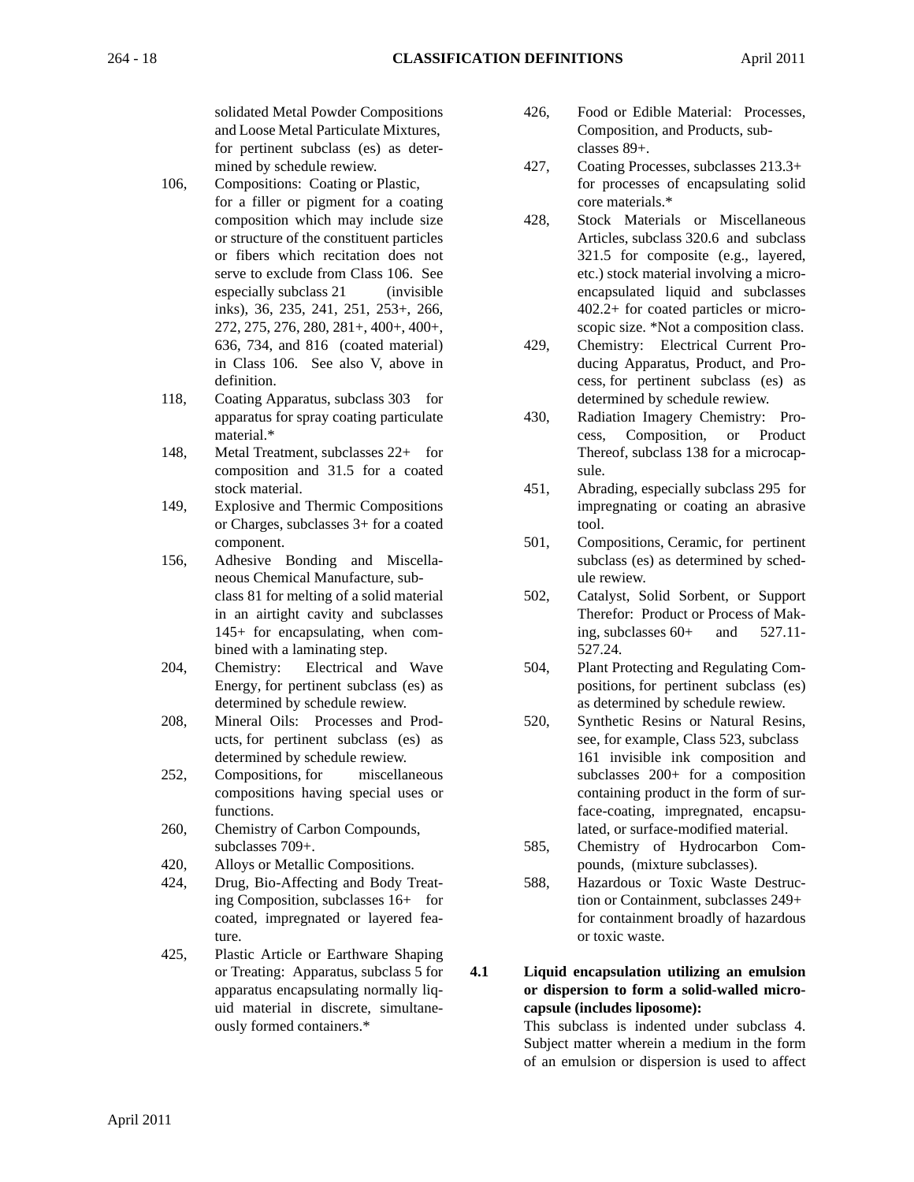solidated Metal Powder Compositions and Loose Metal Particulate Mixtures, for pertinent subclass (es) as determined by schedule rewiew.

106, Compositions: Coating or Plastic, for a filler or pigment for a coating composition which may include size or structure of the constituent particles or fibers which recitation does not serve to exclude from Class 106. See especially subclass 21 (invisible inks), 36, 235, 241, 251, 253+, 266, 272, 275, 276, 280, 281+, 400+, 400+, 636, 734, and 816 (coated material) in Class 106. See also V, above in definition.

118, Coating Apparatus, subclass 303 for apparatus for spray coating particulate material.*

148, Metal Treatment, subclasses 22+ for composition and 31.5 for a coated stock material.

149, Explosive and Thermic Compositions or Charges, subclasses 3+ for a coated component.

156, Adhesive Bonding and Miscellaneous Chemical Manufacture, subclass 81 for melting of a solid material in an airtight cavity and subclasses 145+ for encapsulating, when combined with a laminating step.

204, Chemistry: Electrical and Wave Energy, for pertinent subclass (es) as determined by schedule rewiew.

208, Mineral Oils: Processes and Products, for pertinent subclass (es) as determined by schedule rewiew.

252, Compositions, for miscellaneous compositions having special uses or functions.

260, Chemistry of Carbon Compounds, subclasses 709+.

420, Alloys or Metallic Compositions.

424, Drug, Bio-Affecting and Body Treating Composition, subclasses 16+ for coated, impregnated or layered feature.

425, Plastic Article or Earthware Shaping or Treating: Apparatus, subclass 5 for apparatus encapsulating normally liquid material in discrete, simultaneously formed containers.*

426, Food or Edible Material: Processes, Composition, and Products, subclasses 89+.

427, Coating Processes, subclasses 213.3+ for processes of encapsulating solid core materials.*

428, Stock Materials or Miscellaneous Articles, subclass 320.6 and subclass 321.5 for composite (e.g., layered, etc.) stock material involving a microencapsulated liquid and subclasses 402.2+ for coated particles or microscopic size. *Not a composition class.

429, Chemistry: Electrical Current Producing Apparatus, Product, and Process, for pertinent subclass (es) as determined by schedule rewiew.

430, Radiation Imagery Chemistry: Process, Composition, or Product Thereof, subclass 138 for a microcapsule.

451, Abrading, especially subclass 295 for impregnating or coating an abrasive tool.

501, Compositions, Ceramic, for pertinent subclass (es) as determined by schedule rewiew.

502, Catalyst, Solid Sorbent, or Support Therefor: Product or Process of Making, subclasses 60+ and 527.11-527.24.

504, Plant Protecting and Regulating Compositions, for pertinent subclass (es) as determined by schedule rewiew.

520, Synthetic Resins or Natural Resins, see, for example, Class 523, subclass 161 invisible ink composition and subclasses 200+ for a composition containing product in the form of surface-coating, impregnated, encapsulated, or surface-modified material.

585, Chemistry of Hydrocarbon Compounds, (mixture subclasses).

588, Hazardous or Toxic Waste Destruction or Containment, subclasses 249+ for containment broadly of hazardous or toxic waste.

**4.1 Liquid encapsulation utilizing an emulsion or dispersion to form a solid-walled microcapsule (includes liposome):**

This subclass is indented under subclass 4. Subject matter wherein a medium in the form of an emulsion or dispersion is used to affect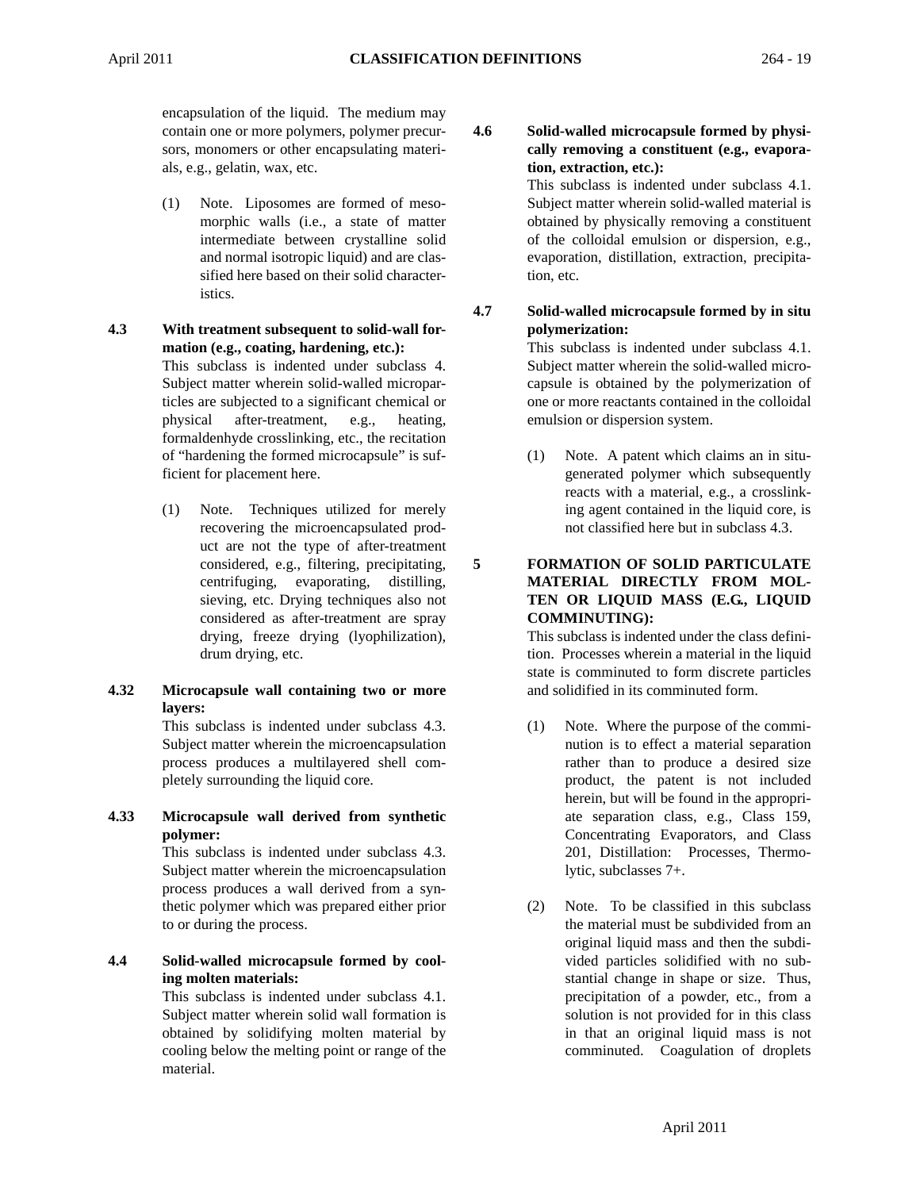encapsulation of the liquid. The medium may contain one or more polymers, polymer precursors, monomers or other encapsulating materials, e.g., gelatin, wax, etc.

(1) Note. Liposomes are formed of mesomorphic walls (i.e., a state of matter intermediate between crystalline solid and normal isotropic liquid) and are classified here based on their solid characteristics.

**4.3 With treatment subsequent to solid-wall formation (e.g., coating, hardening, etc.):**

This subclass is indented under subclass 4. Subject matter wherein solid-walled microparticles are subjected to a significant chemical or physical after-treatment, e.g., heating, formaldenhyde crosslinking, etc., the recitation of "hardening the formed microcapsule" is sufficient for placement here.

(1) Note. Techniques utilized for merely recovering the microencapsulated product are not the type of after-treatment considered, e.g., filtering, precipitating, centrifuging, evaporating, distilling, sieving, etc. Drying techniques also not considered as after-treatment are spray drying, freeze drying (lyophilization), drum drying, etc.

**4.32 Microcapsule wall containing two or more layers:**

This subclass is indented under subclass 4.3. Subject matter wherein the microencapsulation process produces a multilayered shell completely surrounding the liquid core.

**4.33 Microcapsule wall derived from synthetic polymer:**

This subclass is indented under subclass 4.3. Subject matter wherein the microencapsulation process produces a wall derived from a synthetic polymer which was prepared either prior to or during the process.

**4.4 Solid-walled microcapsule formed by cooling molten materials:**

This subclass is indented under subclass 4.1. Subject matter wherein solid wall formation is obtained by solidifying molten material by cooling below the melting point or range of the material.

**4.6 Solid-walled microcapsule formed by physically removing a constituent (e.g., evaporation, extraction, etc.):**

This subclass is indented under subclass 4.1. Subject matter wherein solid-walled material is obtained by physically removing a constituent of the colloidal emulsion or dispersion, e.g., evaporation, distillation, extraction, precipitation, etc.

**4.7 Solid-walled microcapsule formed by in situ polymerization:**

This subclass is indented under subclass 4.1. Subject matter wherein the solid-walled microcapsule is obtained by the polymerization of one or more reactants contained in the colloidal emulsion or dispersion system.

(1) Note. A patent which claims an in situ-generated polymer which subsequently reacts with a material, e.g., a crosslinking agent contained in the liquid core, is not classified here but in subclass 4.3.

**5 FORMATION OF SOLID PARTICULATE MATERIAL DIRECTLY FROM MOLTEN OR LIQUID MASS (E.G., LIQUID COMMINUTING):**

This subclass is indented under the class definition. Processes wherein a material in the liquid state is comminuted to form discrete particles and solidified in its comminuted form.

(1) Note. Where the purpose of the comminution is to effect a material separation rather than to produce a desired size product, the patent is not included herein, but will be found in the appropriate separation class, e.g., Class 159, Concentrating Evaporators, and Class 201, Distillation: Processes, Thermolytic, subclasses 7+.

(2) Note. To be classified in this subclass the material must be subdivided from an original liquid mass and then the subdivided particles solidified with no substantial change in shape or size. Thus, precipitation of a powder, etc., from a solution is not provided for in this class in that an original liquid mass is not comminuted. Coagulation of droplets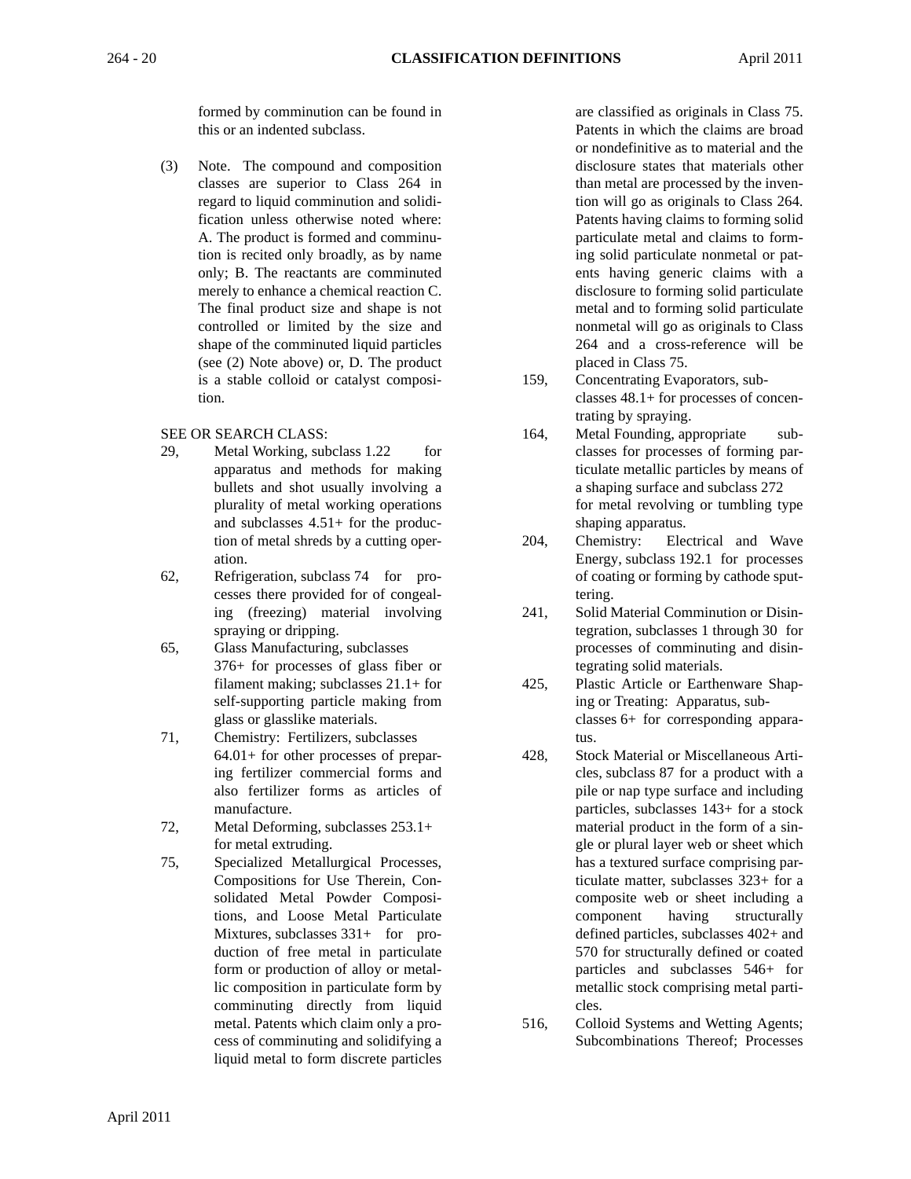formed by comminution can be found in this or an indented subclass.

(3) Note. The compound and composition classes are superior to Class 264 in regard to liquid comminution and solidification unless otherwise noted where: A. The product is formed and comminution is recited only broadly, as by name only; B. The reactants are comminuted merely to enhance a chemical reaction C. The final product size and shape is not controlled or limited by the size and shape of the comminuted liquid particles (see (2) Note above) or, D. The product is a stable colloid or catalyst composition.

SEE OR SEARCH CLASS:

29, Metal Working, subclass 1.22 for apparatus and methods for making bullets and shot usually involving a plurality of metal working operations and subclasses 4.51+ for the production of metal shreds by a cutting operation.

62, Refrigeration, subclass 74 for processes there provided for of congealing (freezing) material involving spraying or dripping.

65, Glass Manufacturing, subclasses 376+ for processes of glass fiber or filament making; subclasses 21.1+ for self-supporting particle making from glass or glasslike materials.

71, Chemistry: Fertilizers, subclasses 64.01+ for other processes of preparing fertilizer commercial forms and also fertilizer forms as articles of manufacture.

72, Metal Deforming, subclasses 253.1+ for metal extruding.

75, Specialized Metallurgical Processes, Compositions for Use Therein, Consolidated Metal Powder Compositions, and Loose Metal Particulate Mixtures, subclasses 331+ for production of free metal in particulate form or production of alloy or metallic composition in particulate form by comminuting directly from liquid metal. Patents which claim only a process of comminuting and solidifying a liquid metal to form discrete particles are classified as originals in Class 75. Patents in which the claims are broad or nondefinitive as to material and the disclosure states that materials other than metal are processed by the invention will go as originals to Class 264. Patents having claims to forming solid particulate metal and claims to forming solid particulate nonmetal or patents having generic claims with a disclosure to forming solid particulate metal and to forming solid particulate nonmetal will go as originals to Class 264 and a cross-reference will be placed in Class 75.

159, Concentrating Evaporators, subclasses 48.1+ for processes of concentrating by spraying.

164, Metal Founding, appropriate subclasses for processes of forming particulate metallic particles by means of a shaping surface and subclass 272 for metal revolving or tumbling type shaping apparatus.

204, Chemistry: Electrical and Wave Energy, subclass 192.1 for processes of coating or forming by cathode sputtering.

241, Solid Material Comminution or Disintegration, subclasses 1 through 30 for processes of comminuting and disintegrating solid materials.

425, Plastic Article or Earthenware Shaping or Treating: Apparatus, subclasses 6+ for corresponding apparatus.

428, Stock Material or Miscellaneous Articles, subclass 87 for a product with a pile or nap type surface and including particles, subclasses 143+ for a stock material product in the form of a single or plural layer web or sheet which has a textured surface comprising particulate matter, subclasses 323+ for a composite web or sheet including a component having structurally defined particles, subclasses 402+ and 570 for structurally defined or coated particles and subclasses 546+ for metallic stock comprising metal particles.

516, Colloid Systems and Wetting Agents; Subcombinations Thereof; Processes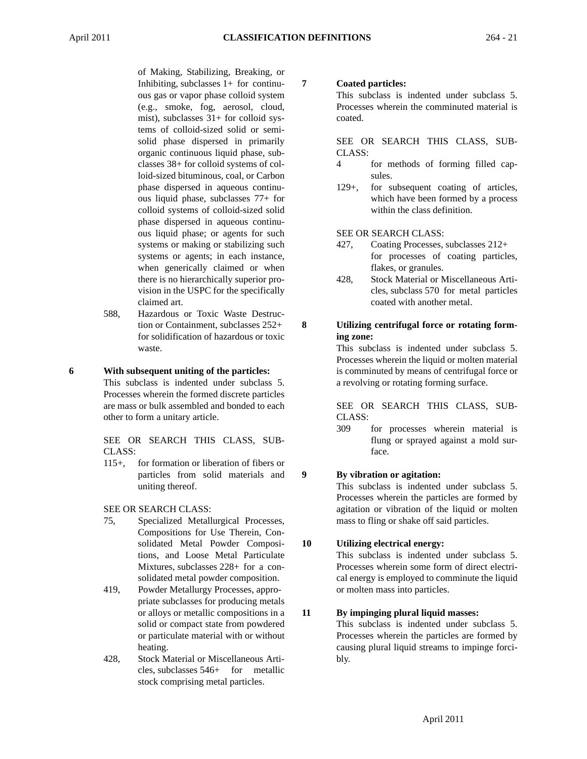of Making, Stabilizing, Breaking, or Inhibiting, subclasses 1+ for continuous gas or vapor phase colloid system (e.g., smoke, fog, aerosol, cloud, mist), subclasses 31+ for colloid systems of colloid-sized solid or semi-solid phase dispersed in primarily organic continuous liquid phase, subclasses 38+ for colloid systems of colloid-sized bituminous, coal, or Carbon phase dispersed in aqueous continuous liquid phase, subclasses 77+ for colloid systems of colloid-sized solid phase dispersed in aqueous continuous liquid phase; or agents for such systems or making or stabilizing such systems or agents; in each instance, when generically claimed or when there is no hierarchically superior provision in the USPC for the specifically claimed art.

588, Hazardous or Toxic Waste Destruction or Containment, subclasses 252+ for solidification of hazardous or toxic waste.

**6 With subsequent uniting of the particles:**

This subclass is indented under subclass 5. Processes wherein the formed discrete particles are mass or bulk assembled and bonded to each other to form a unitary article.

SEE OR SEARCH THIS CLASS, SUBCLASS:

115+, for formation or liberation of fibers or particles from solid materials and uniting thereof.

SEE OR SEARCH CLASS:

75, Specialized Metallurgical Processes, Compositions for Use Therein, Consolidated Metal Powder Compositions, and Loose Metal Particulate Mixtures, subclasses 228+ for a consolidated metal powder composition.

419, Powder Metallurgy Processes, appropriate subclasses for producing metals or alloys or metallic compositions in a solid or compact state from powdered or particulate material with or without heating.

428, Stock Material or Miscellaneous Articles, subclasses 546+ for metallic stock comprising metal particles.

**7 Coated particles:**

This subclass is indented under subclass 5. Processes wherein the comminuted material is coated.

SEE OR SEARCH THIS CLASS, SUBCLASS:

4 for methods of forming filled capsules.

129+, for subsequent coating of articles, which have been formed by a process within the class definition.

SEE OR SEARCH CLASS:

427, Coating Processes, subclasses 212+ for processes of coating particles, flakes, or granules.

428, Stock Material or Miscellaneous Articles, subclass 570 for metal particles coated with another metal.

**8 Utilizing centrifugal force or rotating forming zone:**

This subclass is indented under subclass 5. Processes wherein the liquid or molten material is comminuted by means of centrifugal force or a revolving or rotating forming surface.

SEE OR SEARCH THIS CLASS, SUBCLASS:

309 for processes wherein material is flung or sprayed against a mold surface.

**9 By vibration or agitation:**

This subclass is indented under subclass 5. Processes wherein the particles are formed by agitation or vibration of the liquid or molten mass to fling or shake off said particles.

**10 Utilizing electrical energy:**

This subclass is indented under subclass 5. Processes wherein some form of direct electrical energy is employed to comminute the liquid or molten mass into particles.

**11 By impinging plural liquid masses:**

This subclass is indented under subclass 5. Processes wherein the particles are formed by causing plural liquid streams to impinge forcibly.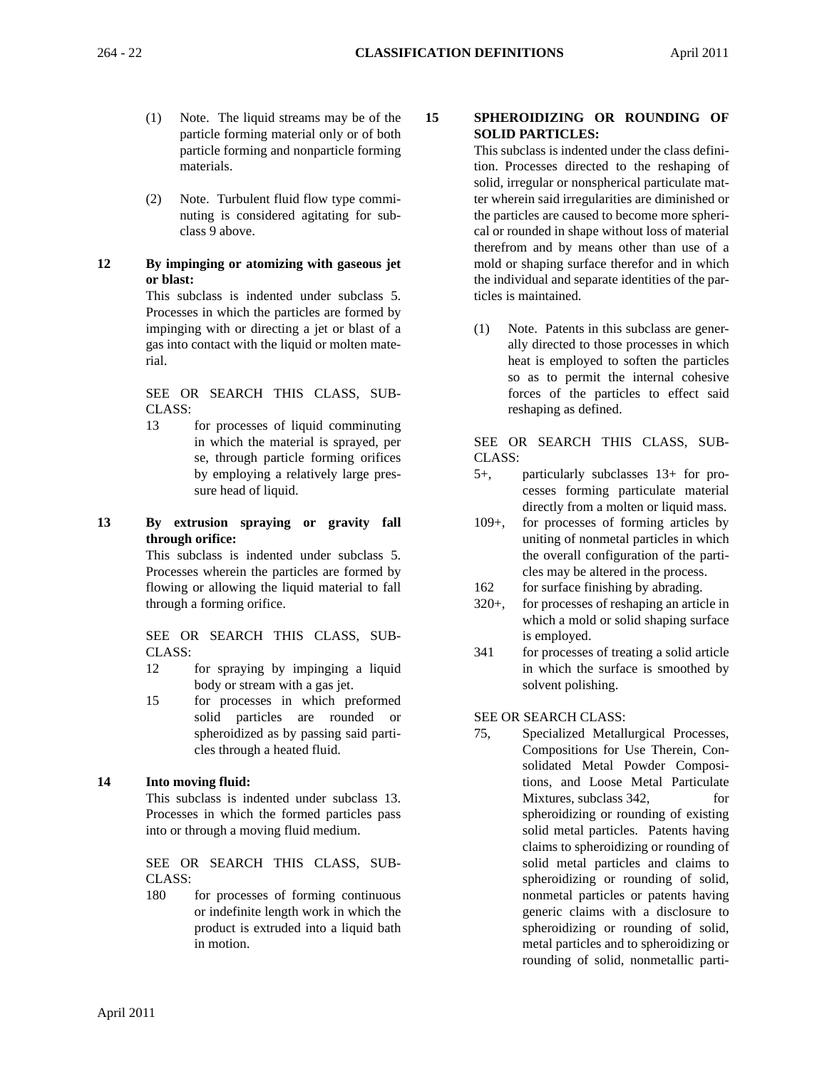(1) Note. The liquid streams may be of the particle forming material only or of both particle forming and nonparticle forming materials.

(2) Note. Turbulent fluid flow type comminuting is considered agitating for subclass 9 above.

**12 By impinging or atomizing with gaseous jet or blast:**

This subclass is indented under subclass 5. Processes in which the particles are formed by impinging with or directing a jet or blast of a gas into contact with the liquid or molten material.

SEE OR SEARCH THIS CLASS, SUBCLASS:

13 for processes of liquid comminuting in which the material is sprayed, per se, through particle forming orifices by employing a relatively large pressure head of liquid.

**13 By extrusion spraying or gravity fall through orifice:**

This subclass is indented under subclass 5. Processes wherein the particles are formed by flowing or allowing the liquid material to fall through a forming orifice.

SEE OR SEARCH THIS CLASS, SUBCLASS:

12 for spraying by impinging a liquid body or stream with a gas jet.

15 for processes in which preformed solid particles are rounded or spheroidized as by passing said particles through a heated fluid.

**14 Into moving fluid:**

This subclass is indented under subclass 13. Processes in which the formed particles pass into or through a moving fluid medium.

SEE OR SEARCH THIS CLASS, SUBCLASS:

180 for processes of forming continuous or indefinite length work in which the product is extruded into a liquid bath in motion.

**15 SPHEROIDIZING OR ROUNDING OF SOLID PARTICLES:**

This subclass is indented under the class definition. Processes directed to the reshaping of solid, irregular or nonspherical particulate matter wherein said irregularities are diminished or the particles are caused to become more spherical or rounded in shape without loss of material therefrom and by means other than use of a mold or shaping surface therefor and in which the individual and separate identities of the particles is maintained.

(1) Note. Patents in this subclass are generally directed to those processes in which heat is employed to soften the particles so as to permit the internal cohesive forces of the particles to effect said reshaping as defined.

SEE OR SEARCH THIS CLASS, SUBCLASS:

5+, particularly subclasses 13+ for processes forming particulate material directly from a molten or liquid mass.

109+, for processes of forming articles by uniting of nonmetal particles in which the overall configuration of the particles may be altered in the process.

162 for surface finishing by abrading.

320+, for processes of reshaping an article in which a mold or solid shaping surface is employed.

341 for processes of treating a solid article in which the surface is smoothed by solvent polishing.

SEE OR SEARCH CLASS:

75, Specialized Metallurgical Processes, Compositions for Use Therein, Consolidated Metal Powder Compositions, and Loose Metal Particulate Mixtures, subclass 342, for spheroidizing or rounding of existing solid metal particles. Patents having claims to spheroidizing or rounding of solid metal particles and claims to spheroidizing or rounding of solid, nonmetal particles or patents having generic claims with a disclosure to spheroidizing or rounding of solid, metal particles and to spheroidizing or rounding of solid, nonmetallic parti-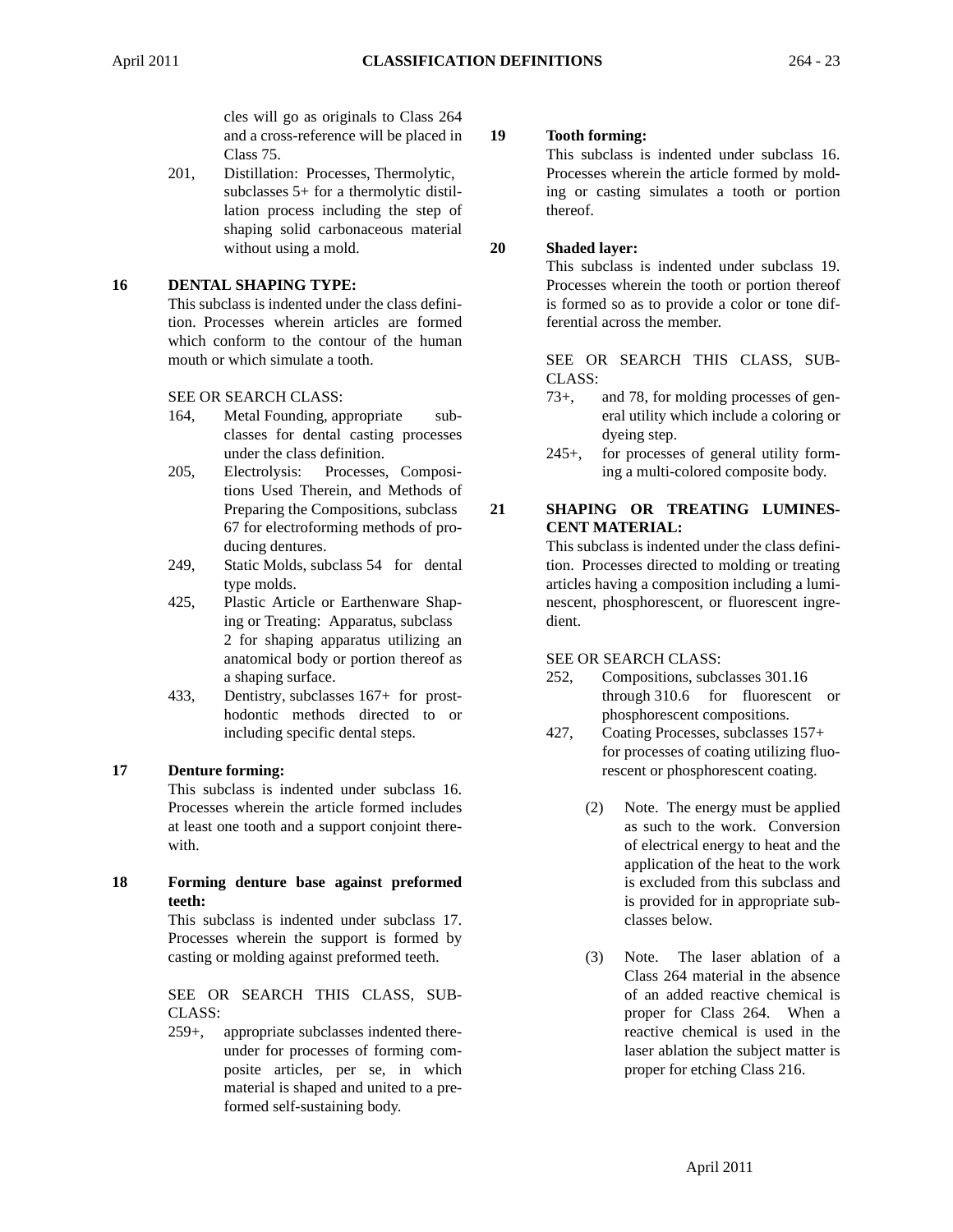cles will go as originals to Class 264 and a cross-reference will be placed in Class 75.

201, Distillation: Processes, Thermolytic, subclasses 5+ for a thermolytic distillation process including the step of shaping solid carbonaceous material without using a mold.

**16 DENTAL SHAPING TYPE:**

This subclass is indented under the class definition. Processes wherein articles are formed which conform to the contour of the human mouth or which simulate a tooth.

SEE OR SEARCH CLASS:

164, Metal Founding, appropriate subclasses for dental casting processes under the class definition.

205, Electrolysis: Processes, Compositions Used Therein, and Methods of Preparing the Compositions, subclass 67 for electroforming methods of producing dentures.

249, Static Molds, subclass 54 for dental type molds.

425, Plastic Article or Earthenware Shaping or Treating: Apparatus, subclass 2 for shaping apparatus utilizing an anatomical body or portion thereof as a shaping surface.

433, Dentistry, subclasses 167+ for prosthodontic methods directed to or including specific dental steps.

**17 Denture forming:**

This subclass is indented under subclass 16. Processes wherein the article formed includes at least one tooth and a support conjoint therewith.

**18 Forming denture base against preformed teeth:**

This subclass is indented under subclass 17. Processes wherein the support is formed by casting or molding against preformed teeth.

SEE OR SEARCH THIS CLASS, SUBCLASS:

259+, appropriate subclasses indented thereunder for processes of forming composite articles, per se, in which material is shaped and united to a preformed self-sustaining body.

**19 Tooth forming:**

This subclass is indented under subclass 16. Processes wherein the article formed by molding or casting simulates a tooth or portion thereof.

**20 Shaded layer:**

This subclass is indented under subclass 19. Processes wherein the tooth or portion thereof is formed so as to provide a color or tone differential across the member.

SEE OR SEARCH THIS CLASS, SUBCLASS:

73+, and 78, for molding processes of general utility which include a coloring or dyeing step.

245+, for processes of general utility forming a multi-colored composite body.

**21 SHAPING OR TREATING LUMINESCENT MATERIAL:**

This subclass is indented under the class definition. Processes directed to molding or treating articles having a composition including a luminescent, phosphorescent, or fluorescent ingredient.

SEE OR SEARCH CLASS:

252, Compositions, subclasses 301.16 through 310.6 for fluorescent or phosphorescent compositions.

427, Coating Processes, subclasses 157+ for processes of coating utilizing fluorescent or phosphorescent coating.

(2) Note. The energy must be applied as such to the work. Conversion of electrical energy to heat and the application of the heat to the work is excluded from this subclass and is provided for in appropriate subclasses below.

(3) Note. The laser ablation of a Class 264 material in the absence of an added reactive chemical is proper for Class 264. When a reactive chemical is used in the laser ablation the subject matter is proper for etching Class 216.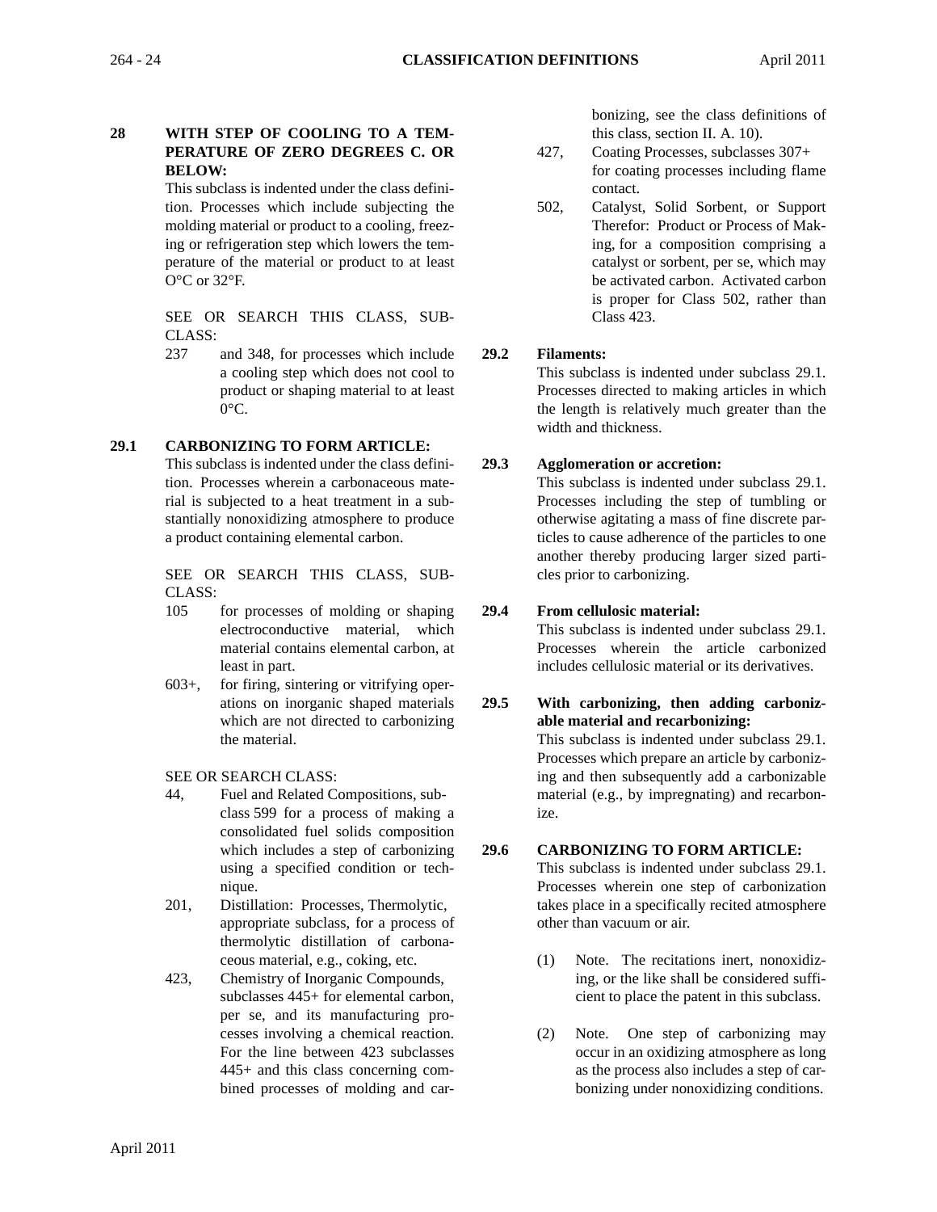**28 WITH STEP OF COOLING TO A TEMPERATURE OF ZERO DEGREES C. OR BELOW:**

This subclass is indented under the class definition. Processes which include subjecting the molding material or product to a cooling, freezing or refrigeration step which lowers the temperature of the material or product to at least O°C or 32°F.

SEE OR SEARCH THIS CLASS, SUBCLASS:

- 237 and 348, for processes which include a cooling step which does not cool to product or shaping material to at least 0°C.

**29.1 CARBONIZING TO FORM ARTICLE:**

This subclass is indented under the class definition. Processes wherein a carbonaceous material is subjected to a heat treatment in a substantially nonoxidizing atmosphere to produce a product containing elemental carbon.

SEE OR SEARCH THIS CLASS, SUBCLASS:

- 105 for processes of molding or shaping electroconductive material, which material contains elemental carbon, at least in part.
- 603+, for firing, sintering or vitrifying operations on inorganic shaped materials which are not directed to carbonizing the material.

SEE OR SEARCH CLASS:

- 44, Fuel and Related Compositions, subclass 599 for a process of making a consolidated fuel solids composition which includes a step of carbonizing using a specified condition or technique.
- 201, Distillation: Processes, Thermolytic, appropriate subclass, for a process of thermolytic distillation of carbonaceous material, e.g., coking, etc.
- 423, Chemistry of Inorganic Compounds, subclasses 445+ for elemental carbon, per se, and its manufacturing processes involving a chemical reaction. For the line between 423 subclasses 445+ and this class concerning combined processes of molding and carbonizing, see the class definitions of this class, section II. A. 10).
- 427, Coating Processes, subclasses 307+ for coating processes including flame contact.
- 502, Catalyst, Solid Sorbent, or Support Therefor: Product or Process of Making, for a composition comprising a catalyst or sorbent, per se, which may be activated carbon. Activated carbon is proper for Class 502, rather than Class 423.

**29.2 Filaments:**

This subclass is indented under subclass 29.1. Processes directed to making articles in which the length is relatively much greater than the width and thickness.

**29.3 Agglomeration or accretion:**

This subclass is indented under subclass 29.1. Processes including the step of tumbling or otherwise agitating a mass of fine discrete particles to cause adherence of the particles to one another thereby producing larger sized particles prior to carbonizing.

**29.4 From cellulosic material:**

This subclass is indented under subclass 29.1. Processes wherein the article carbonized includes cellulosic material or its derivatives.

**29.5 With carbonizing, then adding carbonizable material and recarbonizing:**

This subclass is indented under subclass 29.1. Processes which prepare an article by carbonizing and then subsequently add a carbonizable material (e.g., by impregnating) and recarbonize.

**29.6 CARBONIZING TO FORM ARTICLE:**

This subclass is indented under subclass 29.1. Processes wherein one step of carbonization takes place in a specifically recited atmosphere other than vacuum or air.

(1) Note. The recitations inert, nonoxidizing, or the like shall be considered sufficient to place the patent in this subclass.

(2) Note. One step of carbonizing may occur in an oxidizing atmosphere as long as the process also includes a step of carbonizing under nonoxidizing conditions.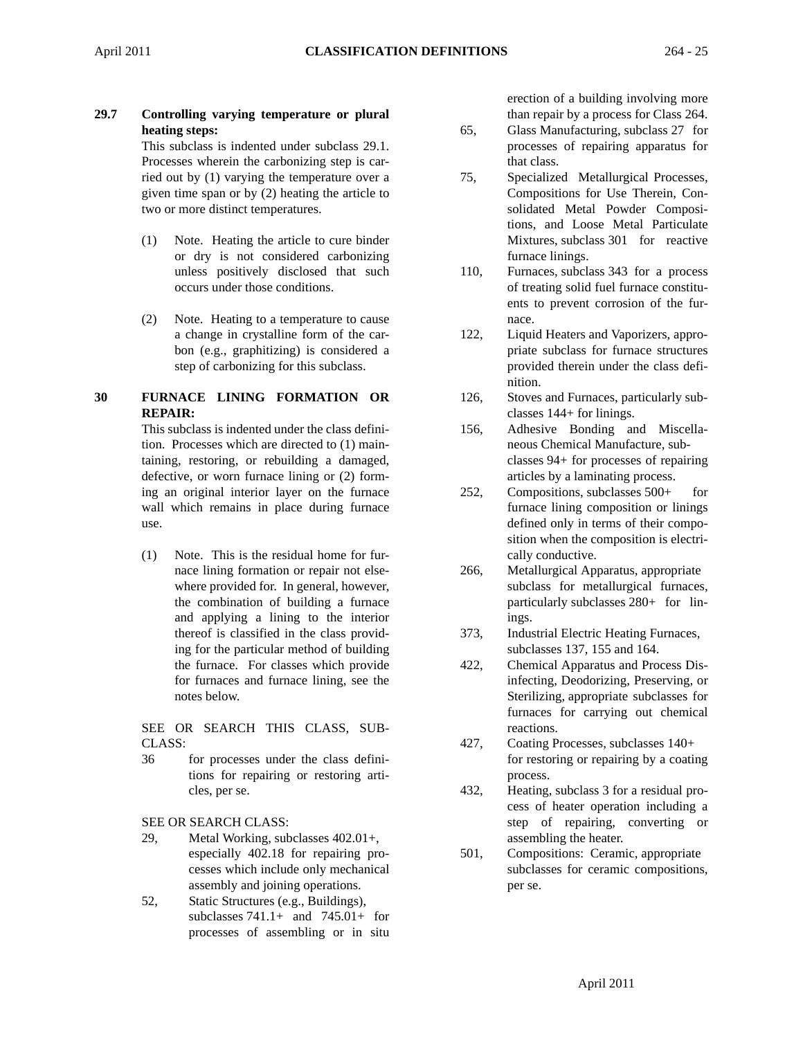**29.7 Controlling varying temperature or plural heating steps:**

This subclass is indented under subclass 29.1. Processes wherein the carbonizing step is carried out by (1) varying the temperature over a given time span or by (2) heating the article to two or more distinct temperatures.

(1) Note. Heating the article to cure binder or dry is not considered carbonizing unless positively disclosed that such occurs under those conditions.

(2) Note. Heating to a temperature to cause a change in crystalline form of the carbon (e.g., graphitizing) is considered a step of carbonizing for this subclass.

**30 FURNACE LINING FORMATION OR REPAIR:**

This subclass is indented under the class definition. Processes which are directed to (1) maintaining, restoring, or rebuilding a damaged, defective, or worn furnace lining or (2) forming an original interior layer on the furnace wall which remains in place during furnace use.

(1) Note. This is the residual home for furnace lining formation or repair not elsewhere provided for. In general, however, the combination of building a furnace and applying a lining to the interior thereof is classified in the class providing for the particular method of building the furnace. For classes which provide for furnaces and furnace lining, see the notes below.

SEE OR SEARCH THIS CLASS, SUBCLASS:

36 for processes under the class definitions for repairing or restoring articles, per se.

SEE OR SEARCH CLASS:

29, Metal Working, subclasses 402.01+, especially 402.18 for repairing processes which include only mechanical assembly and joining operations.

52, Static Structures (e.g., Buildings), subclasses 741.1+ and 745.01+ for processes of assembling or in situ erection of a building involving more than repair by a process for Class 264.

65, Glass Manufacturing, subclass 27 for processes of repairing apparatus for that class.

75, Specialized Metallurgical Processes, Compositions for Use Therein, Consolidated Metal Powder Compositions, and Loose Metal Particulate Mixtures, subclass 301 for reactive furnace linings.

110, Furnaces, subclass 343 for a process of treating solid fuel furnace constituents to prevent corrosion of the furnace.

122, Liquid Heaters and Vaporizers, appropriate subclass for furnace structures provided therein under the class definition.

126, Stoves and Furnaces, particularly subclasses 144+ for linings.

156, Adhesive Bonding and Miscellaneous Chemical Manufacture, subclasses 94+ for processes of repairing articles by a laminating process.

252, Compositions, subclasses 500+ for furnace lining composition or linings defined only in terms of their composition when the composition is electrically conductive.

266, Metallurgical Apparatus, appropriate subclass for metallurgical furnaces, particularly subclasses 280+ for linings.

373, Industrial Electric Heating Furnaces, subclasses 137, 155 and 164.

422, Chemical Apparatus and Process Disinfecting, Deodorizing, Preserving, or Sterilizing, appropriate subclasses for furnaces for carrying out chemical reactions.

427, Coating Processes, subclasses 140+ for restoring or repairing by a coating process.

432, Heating, subclass 3 for a residual process of heater operation including a step of repairing, converting or assembling the heater.

501, Compositions: Ceramic, appropriate subclasses for ceramic compositions, per se.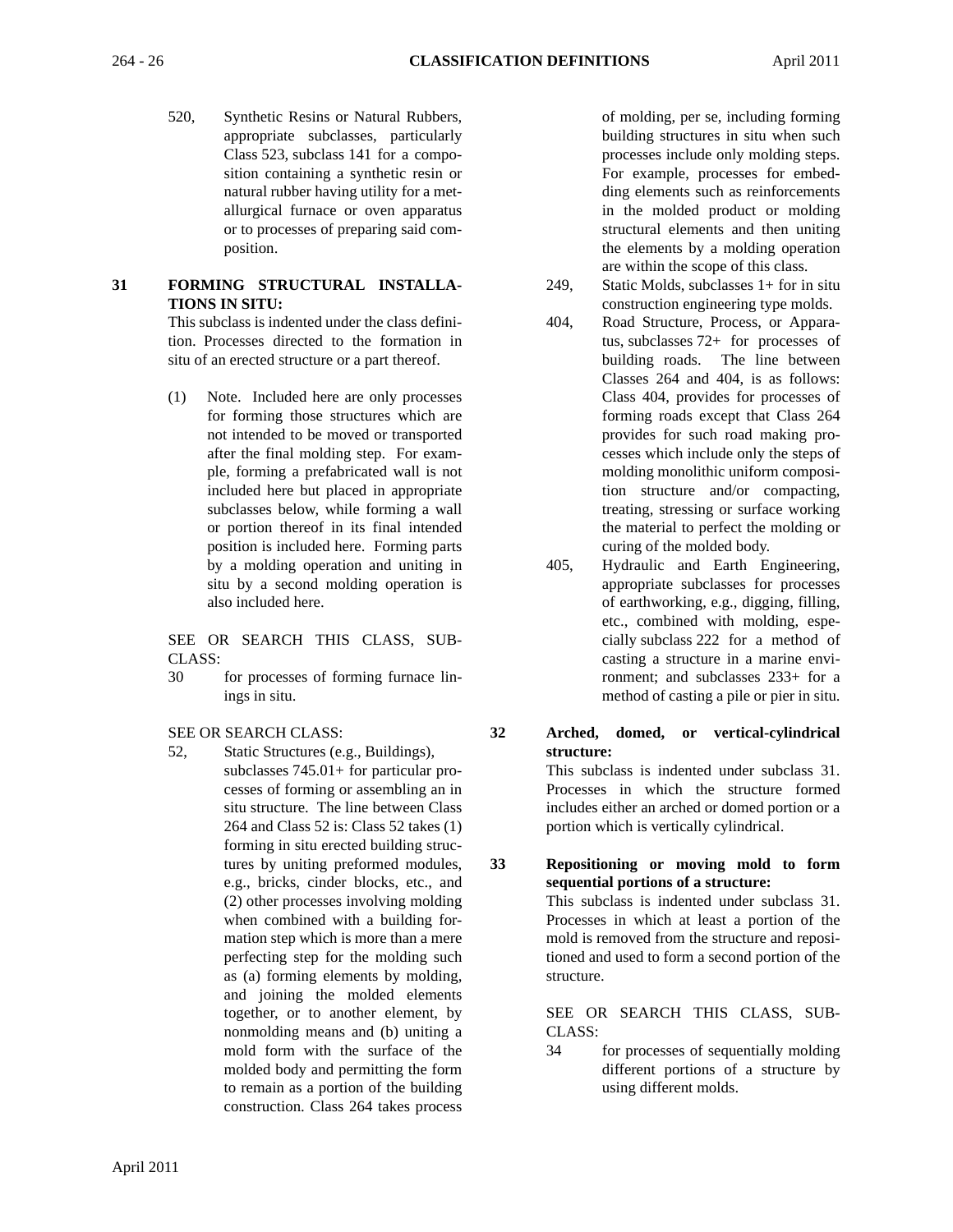520, Synthetic Resins or Natural Rubbers, appropriate subclasses, particularly Class 523, subclass 141 for a composition containing a synthetic resin or natural rubber having utility for a metallurgical furnace or oven apparatus or to processes of preparing said composition.

**31 FORMING STRUCTURAL INSTALLATIONS IN SITU:**

This subclass is indented under the class definition. Processes directed to the formation in situ of an erected structure or a part thereof.

(1) Note. Included here are only processes for forming those structures which are not intended to be moved or transported after the final molding step. For example, forming a prefabricated wall is not included here but placed in appropriate subclasses below, while forming a wall or portion thereof in its final intended position is included here. Forming parts by a molding operation and uniting in situ by a second molding operation is also included here.

SEE OR SEARCH THIS CLASS, SUBCLASS:

30 for processes of forming furnace linings in situ.

SEE OR SEARCH CLASS:

52, Static Structures (e.g., Buildings), subclasses 745.01+ for particular processes of forming or assembling an in situ structure. The line between Class 264 and Class 52 is: Class 52 takes (1) forming in situ erected building structures by uniting preformed modules, e.g., bricks, cinder blocks, etc., and (2) other processes involving molding when combined with a building formation step which is more than a mere perfecting step for the molding such as (a) forming elements by molding, and joining the molded elements together, or to another element, by nonmolding means and (b) uniting a mold form with the surface of the molded body and permitting the form to remain as a portion of the building construction. Class 264 takes process of molding, per se, including forming building structures in situ when such processes include only molding steps. For example, processes for embedding elements such as reinforcements in the molded product or molding structural elements and then uniting the elements by a molding operation are within the scope of this class.

249, Static Molds, subclasses 1+ for in situ construction engineering type molds.

404, Road Structure, Process, or Apparatus, subclasses 72+ for processes of building roads. The line between Classes 264 and 404, is as follows: Class 404, provides for processes of forming roads except that Class 264 provides for such road making processes which include only the steps of molding monolithic uniform composition structure and/or compacting, treating, stressing or surface working the material to perfect the molding or curing of the molded body.

405, Hydraulic and Earth Engineering, appropriate subclasses for processes of earthworking, e.g., digging, filling, etc., combined with molding, especially subclass 222 for a method of casting a structure in a marine environment; and subclasses 233+ for a method of casting a pile or pier in situ.

**32 Arched, domed, or vertical-cylindrical structure:**

This subclass is indented under subclass 31. Processes in which the structure formed includes either an arched or domed portion or a portion which is vertically cylindrical.

**33 Repositioning or moving mold to form sequential portions of a structure:**

This subclass is indented under subclass 31. Processes in which at least a portion of the mold is removed from the structure and repositioned and used to form a second portion of the structure.

SEE OR SEARCH THIS CLASS, SUBCLASS:

34 for processes of sequentially molding different portions of a structure by using different molds.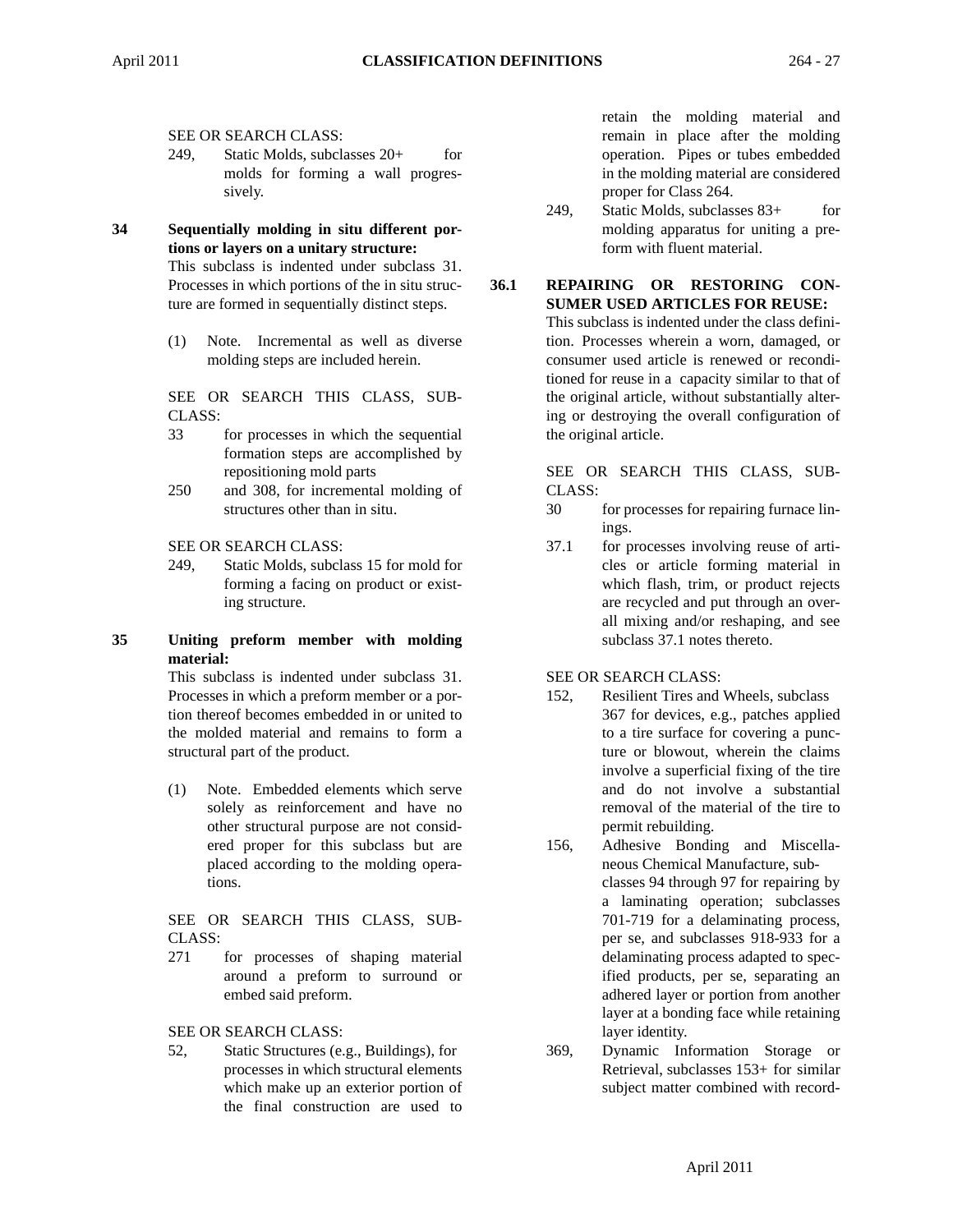SEE OR SEARCH CLASS:

249, Static Molds, subclasses 20+ for molds for forming a wall progressively.

**34 Sequentially molding in situ different portions or layers on a unitary structure:**

This subclass is indented under subclass 31. Processes in which portions of the in situ structure are formed in sequentially distinct steps.

(1) Note. Incremental as well as diverse molding steps are included herein.

SEE OR SEARCH THIS CLASS, SUBCLASS:

33 for processes in which the sequential formation steps are accomplished by repositioning mold parts

250 and 308, for incremental molding of structures other than in situ.

SEE OR SEARCH CLASS:

249, Static Molds, subclass 15 for mold for forming a facing on product or existing structure.

**35 Uniting preform member with molding material:**

This subclass is indented under subclass 31. Processes in which a preform member or a portion thereof becomes embedded in or united to the molded material and remains to form a structural part of the product.

(1) Note. Embedded elements which serve solely as reinforcement and have no other structural purpose are not considered proper for this subclass but are placed according to the molding operations.

SEE OR SEARCH THIS CLASS, SUBCLASS:

271 for processes of shaping material around a preform to surround or embed said preform.

SEE OR SEARCH CLASS:

52, Static Structures (e.g., Buildings), for processes in which structural elements which make up an exterior portion of the final construction are used to retain the molding material and remain in place after the molding operation. Pipes or tubes embedded in the molding material are considered proper for Class 264.

249, Static Molds, subclasses 83+ for molding apparatus for uniting a preform with fluent material.

**36.1 REPAIRING OR RESTORING CONSUMER USED ARTICLES FOR REUSE:**

This subclass is indented under the class definition. Processes wherein a worn, damaged, or consumer used article is renewed or reconditioned for reuse in a capacity similar to that of the original article, without substantially altering or destroying the overall configuration of the original article.

SEE OR SEARCH THIS CLASS, SUBCLASS:

30 for processes for repairing furnace linings.

37.1 for processes involving reuse of articles or article forming material in which flash, trim, or product rejects are recycled and put through an overall mixing and/or reshaping, and see subclass 37.1 notes thereto.

SEE OR SEARCH CLASS:

152, Resilient Tires and Wheels, subclass 367 for devices, e.g., patches applied to a tire surface for covering a puncture or blowout, wherein the claims involve a superficial fixing of the tire and do not involve a substantial removal of the material of the tire to permit rebuilding.

156, Adhesive Bonding and Miscellaneous Chemical Manufacture, subclasses 94 through 97 for repairing by a laminating operation; subclasses 701-719 for a delaminating process, per se, and subclasses 918-933 for a delaminating process adapted to specified products, per se, separating an adhered layer or portion from another layer at a bonding face while retaining layer identity.

369, Dynamic Information Storage or Retrieval, subclasses 153+ for similar subject matter combined with record-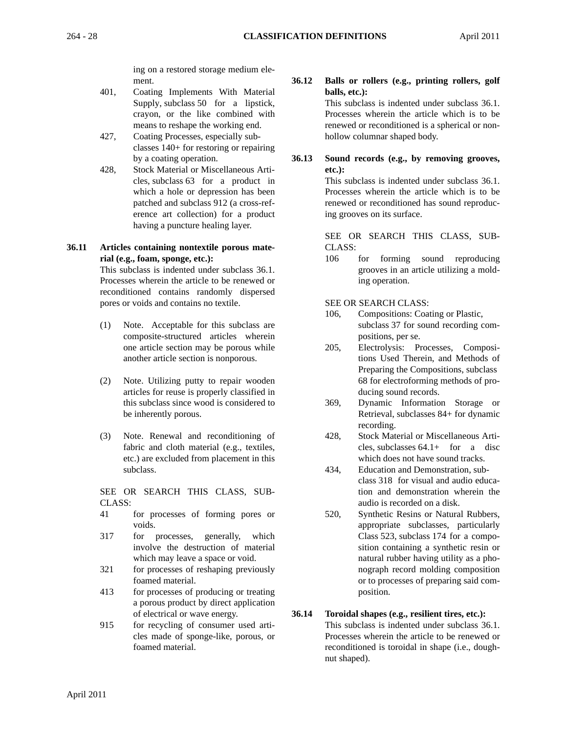ing on a restored storage medium element.

401, Coating Implements With Material Supply, subclass 50 for a lipstick, crayon, or the like combined with means to reshape the working end.

427, Coating Processes, especially subclasses 140+ for restoring or repairing by a coating operation.

428, Stock Material or Miscellaneous Articles, subclass 63 for a product in which a hole or depression has been patched and subclass 912 (a cross-reference art collection) for a product having a puncture healing layer.

**36.11 Articles containing nontextile porous material (e.g., foam, sponge, etc.):**

This subclass is indented under subclass 36.1. Processes wherein the article to be renewed or reconditioned contains randomly dispersed pores or voids and contains no textile.

(1) Note. Acceptable for this subclass are composite-structured articles wherein one article section may be porous while another article section is nonporous.

(2) Note. Utilizing putty to repair wooden articles for reuse is properly classified in this subclass since wood is considered to be inherently porous.

(3) Note. Renewal and reconditioning of fabric and cloth material (e.g., textiles, etc.) are excluded from placement in this subclass.

SEE OR SEARCH THIS CLASS, SUBCLASS:

41 for processes of forming pores or voids.

317 for processes, generally, which involve the destruction of material which may leave a space or void.

321 for processes of reshaping previously foamed material.

413 for processes of producing or treating a porous product by direct application of electrical or wave energy.

915 for recycling of consumer used articles made of sponge-like, porous, or foamed material.

**36.12 Balls or rollers (e.g., printing rollers, golf balls, etc.):**

This subclass is indented under subclass 36.1. Processes wherein the article which is to be renewed or reconditioned is a spherical or nonhollow columnar shaped body.

**36.13 Sound records (e.g., by removing grooves, etc.):**

This subclass is indented under subclass 36.1. Processes wherein the article which is to be renewed or reconditioned has sound reproducing grooves on its surface.

SEE OR SEARCH THIS CLASS, SUBCLASS:

106 for forming sound reproducing grooves in an article utilizing a molding operation.

SEE OR SEARCH CLASS:

106, Compositions: Coating or Plastic, subclass 37 for sound recording compositions, per se.

205, Electrolysis: Processes, Compositions Used Therein, and Methods of Preparing the Compositions, subclass 68 for electroforming methods of producing sound records.

369, Dynamic Information Storage or Retrieval, subclasses 84+ for dynamic recording.

428, Stock Material or Miscellaneous Articles, subclasses 64.1+ for a disc which does not have sound tracks.

434, Education and Demonstration, subclass 318 for visual and audio education and demonstration wherein the audio is recorded on a disk.

520, Synthetic Resins or Natural Rubbers, appropriate subclasses, particularly Class 523, subclass 174 for a composition containing a synthetic resin or natural rubber having utility as a phonograph record molding composition or to processes of preparing said composition.

**36.14 Toroidal shapes (e.g., resilient tires, etc.):**

This subclass is indented under subclass 36.1. Processes wherein the article to be renewed or reconditioned is toroidal in shape (i.e., doughnut shaped).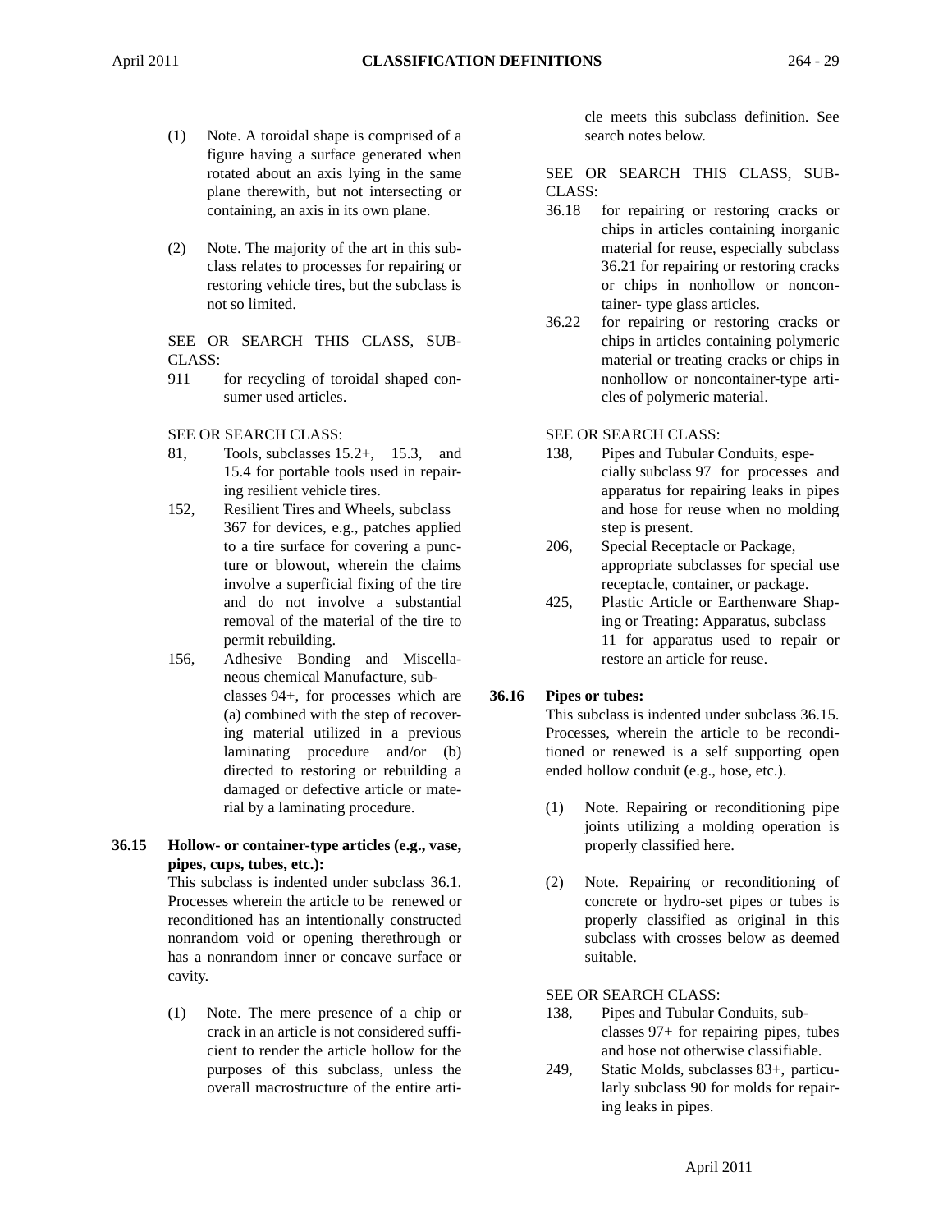(1) Note. A toroidal shape is comprised of a figure having a surface generated when rotated about an axis lying in the same plane therewith, but not intersecting or containing, an axis in its own plane.

(2) Note. The majority of the art in this subclass relates to processes for repairing or restoring vehicle tires, but the subclass is not so limited.

SEE OR SEARCH THIS CLASS, SUBCLASS:

911 for recycling of toroidal shaped consumer used articles.

SEE OR SEARCH CLASS:

81, Tools, subclasses 15.2+, 15.3, and 15.4 for portable tools used in repairing resilient vehicle tires.

152, Resilient Tires and Wheels, subclass 367 for devices, e.g., patches applied to a tire surface for covering a puncture or blowout, wherein the claims involve a superficial fixing of the tire and do not involve a substantial removal of the material of the tire to permit rebuilding.

156, Adhesive Bonding and Miscellaneous chemical Manufacture, subclasses 94+, for processes which are (a) combined with the step of recovering material utilized in a previous laminating procedure and/or (b) directed to restoring or rebuilding a damaged or defective article or material by a laminating procedure.

**36.15 Hollow- or container-type articles (e.g., vase, pipes, cups, tubes, etc.):**

This subclass is indented under subclass 36.1. Processes wherein the article to be renewed or reconditioned has an intentionally constructed nonrandom void or opening therethrough or has a nonrandom inner or concave surface or cavity.

(1) Note. The mere presence of a chip or crack in an article is not considered sufficient to render the article hollow for the purposes of this subclass, unless the overall macrostructure of the entire article meets this subclass definition. See search notes below.

SEE OR SEARCH THIS CLASS, SUBCLASS:

36.18 for repairing or restoring cracks or chips in articles containing inorganic material for reuse, especially subclass 36.21 for repairing or restoring cracks or chips in nonhollow or noncontainer- type glass articles.

36.22 for repairing or restoring cracks or chips in articles containing polymeric material or treating cracks or chips in nonhollow or noncontainer-type articles of polymeric material.

SEE OR SEARCH CLASS:

138, Pipes and Tubular Conduits, especially subclass 97 for processes and apparatus for repairing leaks in pipes and hose for reuse when no molding step is present.

206, Special Receptacle or Package, appropriate subclasses for special use receptacle, container, or package.

425, Plastic Article or Earthenware Shaping or Treating: Apparatus, subclass 11 for apparatus used to repair or restore an article for reuse.

**36.16 Pipes or tubes:**

This subclass is indented under subclass 36.15. Processes, wherein the article to be reconditioned or renewed is a self supporting open ended hollow conduit (e.g., hose, etc.).

(1) Note. Repairing or reconditioning pipe joints utilizing a molding operation is properly classified here.

(2) Note. Repairing or reconditioning of concrete or hydro-set pipes or tubes is properly classified as original in this subclass with crosses below as deemed suitable.

SEE OR SEARCH CLASS:

138, Pipes and Tubular Conduits, subclasses 97+ for repairing pipes, tubes and hose not otherwise classifiable.

249, Static Molds, subclasses 83+, particularly subclass 90 for molds for repairing leaks in pipes.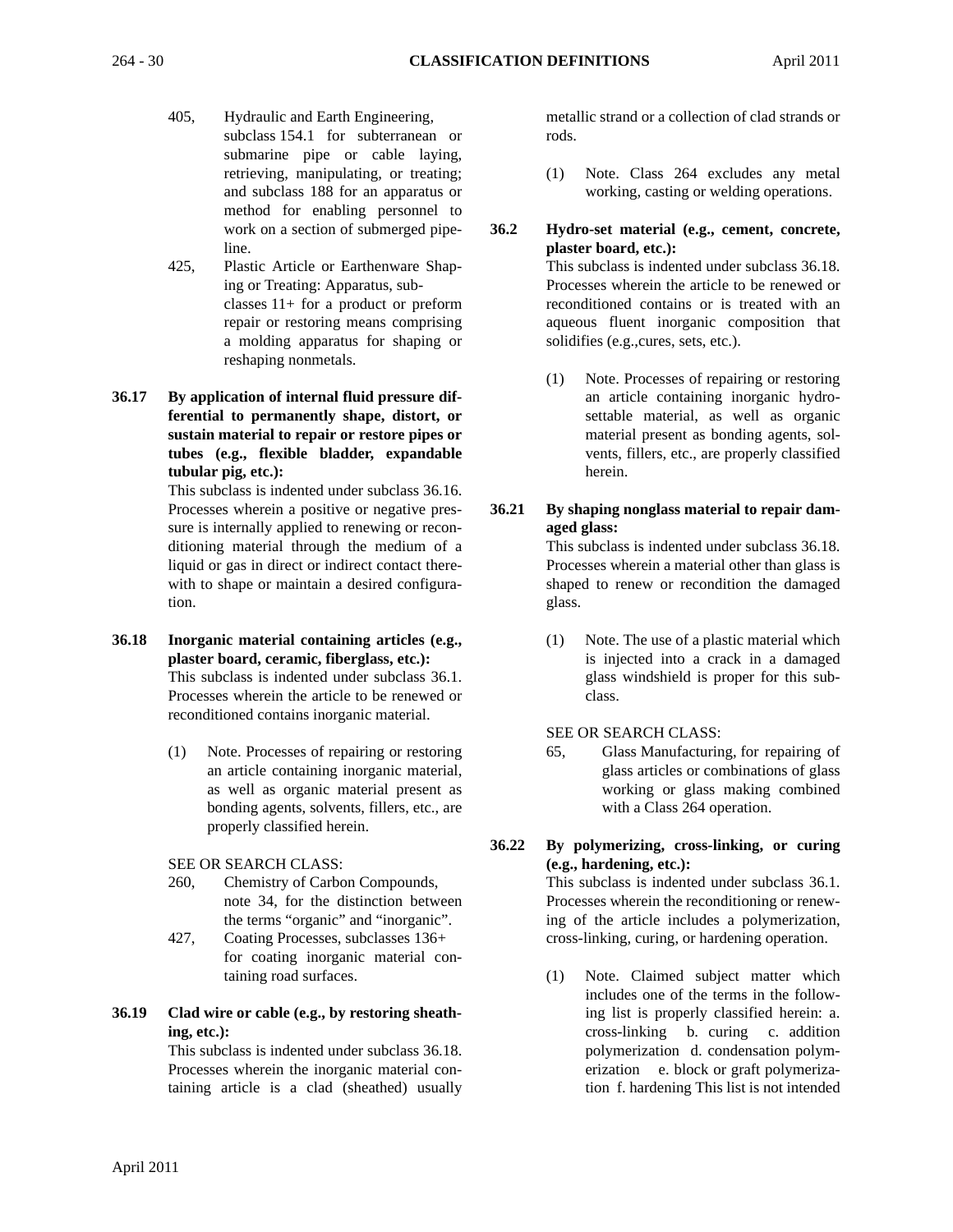405, Hydraulic and Earth Engineering, subclass 154.1 for subterranean or submarine pipe or cable laying, retrieving, manipulating, or treating; and subclass 188 for an apparatus or method for enabling personnel to work on a section of submerged pipeline.

425, Plastic Article or Earthenware Shaping or Treating: Apparatus, subclasses 11+ for a product or preform repair or restoring means comprising a molding apparatus for shaping or reshaping nonmetals.

**36.17 By application of internal fluid pressure differential to permanently shape, distort, or sustain material to repair or restore pipes or tubes (e.g., flexible bladder, expandable tubular pig, etc.):**

This subclass is indented under subclass 36.16. Processes wherein a positive or negative pressure is internally applied to renewing or reconditioning material through the medium of a liquid or gas in direct or indirect contact therewith to shape or maintain a desired configuration.

**36.18 Inorganic material containing articles (e.g., plaster board, ceramic, fiberglass, etc.):**

This subclass is indented under subclass 36.1. Processes wherein the article to be renewed or reconditioned contains inorganic material.

(1) Note. Processes of repairing or restoring an article containing inorganic material, as well as organic material present as bonding agents, solvents, fillers, etc., are properly classified herein.

SEE OR SEARCH CLASS:

260, Chemistry of Carbon Compounds, note 34, for the distinction between the terms "organic" and "inorganic".

427, Coating Processes, subclasses 136+ for coating inorganic material containing road surfaces.

**36.19 Clad wire or cable (e.g., by restoring sheathing, etc.):**

This subclass is indented under subclass 36.18. Processes wherein the inorganic material containing article is a clad (sheathed) usually metallic strand or a collection of clad strands or rods.

(1) Note. Class 264 excludes any metal working, casting or welding operations.

**36.2 Hydro-set material (e.g., cement, concrete, plaster board, etc.):**

This subclass is indented under subclass 36.18. Processes wherein the article to be renewed or reconditioned contains or is treated with an aqueous fluent inorganic composition that solidifies (e.g.,cures, sets, etc.).

(1) Note. Processes of repairing or restoring an article containing inorganic hydrosettable material, as well as organic material present as bonding agents, solvents, fillers, etc., are properly classified herein.

**36.21 By shaping nonglass material to repair damaged glass:**

This subclass is indented under subclass 36.18. Processes wherein a material other than glass is shaped to renew or recondition the damaged glass.

(1) Note. The use of a plastic material which is injected into a crack in a damaged glass windshield is proper for this subclass.

SEE OR SEARCH CLASS:

65, Glass Manufacturing, for repairing of glass articles or combinations of glass working or glass making combined with a Class 264 operation.

**36.22 By polymerizing, cross-linking, or curing (e.g., hardening, etc.):**

This subclass is indented under subclass 36.1. Processes wherein the reconditioning or renewing of the article includes a polymerization, cross-linking, curing, or hardening operation.

(1) Note. Claimed subject matter which includes one of the terms in the following list is properly classified herein: a. cross-linking b. curing c. addition polymerization d. condensation polymerization e. block or graft polymerization f. hardening This list is not intended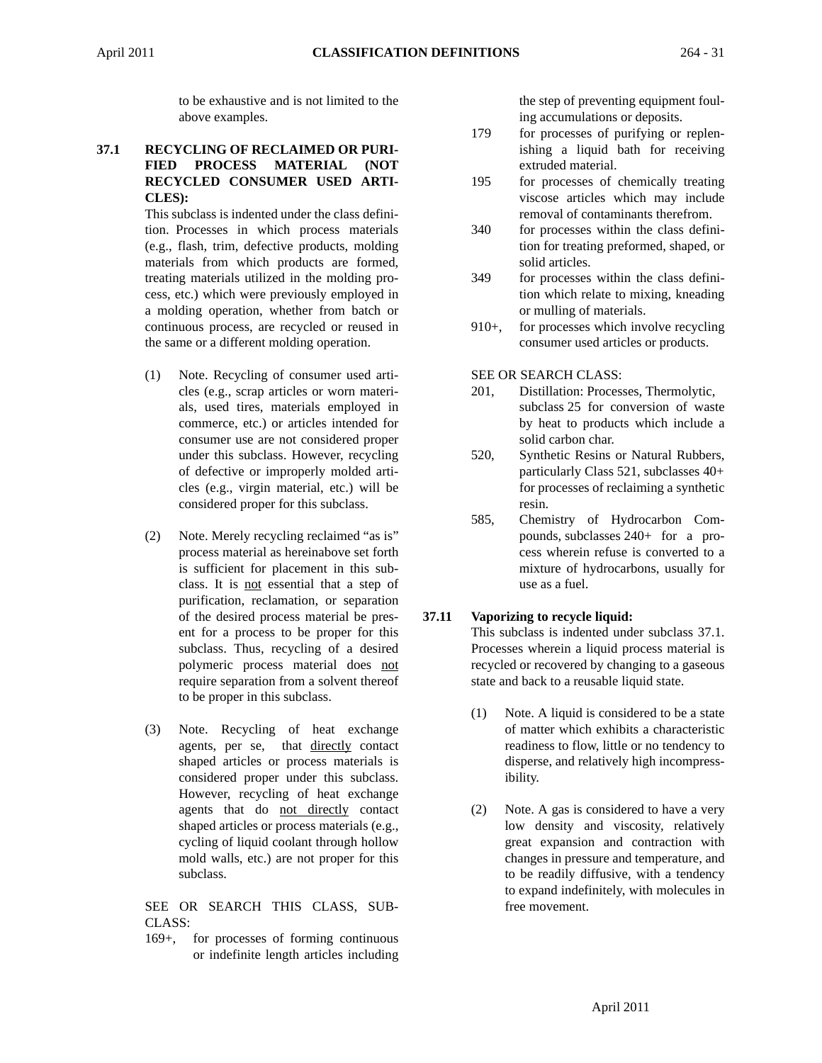to be exhaustive and is not limited to the above examples.

**37.1 RECYCLING OF RECLAIMED OR PURIFIED PROCESS MATERIAL (NOT RECYCLED CONSUMER USED ARTICLES):**

This subclass is indented under the class definition. Processes in which process materials (e.g., flash, trim, defective products, molding materials from which products are formed, treating materials utilized in the molding process, etc.) which were previously employed in a molding operation, whether from batch or continuous process, are recycled or reused in the same or a different molding operation.

(1) Note. Recycling of consumer used articles (e.g., scrap articles or worn materials, used tires, materials employed in commerce, etc.) or articles intended for consumer use are not considered proper under this subclass. However, recycling of defective or improperly molded articles (e.g., virgin material, etc.) will be considered proper for this subclass.

(2) Note. Merely recycling reclaimed “as is” process material as hereinabove set forth is sufficient for placement in this subclass. It is not essential that a step of purification, reclamation, or separation of the desired process material be present for a process to be proper for this subclass. Thus, recycling of a desired polymeric process material does not require separation from a solvent thereof to be proper in this subclass.

(3) Note. Recycling of heat exchange agents, per se, that directly contact shaped articles or process materials is considered proper under this subclass. However, recycling of heat exchange agents that do not directly contact shaped articles or process materials (e.g., cycling of liquid coolant through hollow mold walls, etc.) are not proper for this subclass.

SEE OR SEARCH THIS CLASS, SUBCLASS:

169+, for processes of forming continuous or indefinite length articles including the step of preventing equipment fouling accumulations or deposits.

179 for processes of purifying or replenishing a liquid bath for receiving extruded material.

195 for processes of chemically treating viscose articles which may include removal of contaminants therefrom.

340 for processes within the class definition for treating preformed, shaped, or solid articles.

349 for processes within the class definition which relate to mixing, kneading or mulling of materials.

910+, for processes which involve recycling consumer used articles or products.

SEE OR SEARCH CLASS:

201, Distillation: Processes, Thermolytic, subclass 25 for conversion of waste by heat to products which include a solid carbon char.

520, Synthetic Resins or Natural Rubbers, particularly Class 521, subclasses 40+ for processes of reclaiming a synthetic resin.

585, Chemistry of Hydrocarbon Compounds, subclasses 240+ for a process wherein refuse is converted to a mixture of hydrocarbons, usually for use as a fuel.

**37.11 Vaporizing to recycle liquid:**

This subclass is indented under subclass 37.1. Processes wherein a liquid process material is recycled or recovered by changing to a gaseous state and back to a reusable liquid state.

(1) Note. A liquid is considered to be a state of matter which exhibits a characteristic readiness to flow, little or no tendency to disperse, and relatively high incompressibility.

(2) Note. A gas is considered to have a very low density and viscosity, relatively great expansion and contraction with changes in pressure and temperature, and to be readily diffusive, with a tendency to expand indefinitely, with molecules in free movement.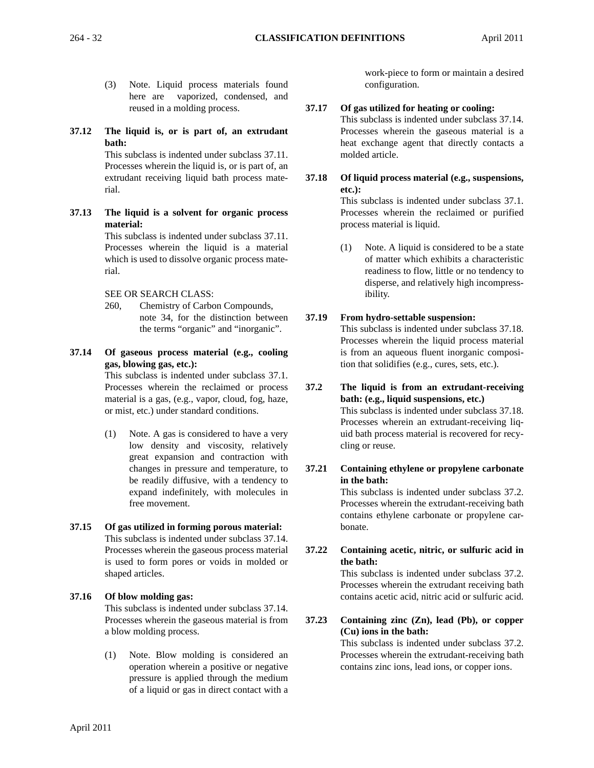(3) Note. Liquid process materials found here are vaporized, condensed, and reused in a molding process.

**37.12 The liquid is, or is part of, an extrudant bath:**

This subclass is indented under subclass 37.11. Processes wherein the liquid is, or is part of, an extrudant receiving liquid bath process material.

**37.13 The liquid is a solvent for organic process material:**

This subclass is indented under subclass 37.11. Processes wherein the liquid is a material which is used to dissolve organic process material.

SEE OR SEARCH CLASS:

260, Chemistry of Carbon Compounds, note 34, for the distinction between the terms "organic" and "inorganic".

**37.14 Of gaseous process material (e.g., cooling gas, blowing gas, etc.):**

This subclass is indented under subclass 37.1. Processes wherein the reclaimed or process material is a gas, (e.g., vapor, cloud, fog, haze, or mist, etc.) under standard conditions.

(1) Note. A gas is considered to have a very low density and viscosity, relatively great expansion and contraction with changes in pressure and temperature, to be readily diffusive, with a tendency to expand indefinitely, with molecules in free movement.

**37.15 Of gas utilized in forming porous material:**

This subclass is indented under subclass 37.14. Processes wherein the gaseous process material is used to form pores or voids in molded or shaped articles.

**37.16 Of blow molding gas:**

This subclass is indented under subclass 37.14. Processes wherein the gaseous material is from a blow molding process.

(1) Note. Blow molding is considered an operation wherein a positive or negative pressure is applied through the medium of a liquid or gas in direct contact with a work-piece to form or maintain a desired configuration.

**37.17 Of gas utilized for heating or cooling:**

This subclass is indented under subclass 37.14. Processes wherein the gaseous material is a heat exchange agent that directly contacts a molded article.

**37.18 Of liquid process material (e.g., suspensions, etc.):**

This subclass is indented under subclass 37.1. Processes wherein the reclaimed or purified process material is liquid.

(1) Note. A liquid is considered to be a state of matter which exhibits a characteristic readiness to flow, little or no tendency to disperse, and relatively high incompressibility.

**37.19 From hydro-settable suspension:**

This subclass is indented under subclass 37.18. Processes wherein the liquid process material is from an aqueous fluent inorganic composition that solidifies (e.g., cures, sets, etc.).

**37.2 The liquid is from an extrudant-receiving bath: (e.g., liquid suspensions, etc.)**

This subclass is indented under subclass 37.18. Processes wherein an extrudant-receiving liquid bath process material is recovered for recycling or reuse.

**37.21 Containing ethylene or propylene carbonate in the bath:**

This subclass is indented under subclass 37.2. Processes wherein the extrudant-receiving bath contains ethylene carbonate or propylene carbonate.

**37.22 Containing acetic, nitric, or sulfuric acid in the bath:**

This subclass is indented under subclass 37.2. Processes wherein the extrudant receiving bath contains acetic acid, nitric acid or sulfuric acid.

**37.23 Containing zinc (Zn), lead (Pb), or copper (Cu) ions in the bath:**

This subclass is indented under subclass 37.2. Processes wherein the extrudant-receiving bath contains zinc ions, lead ions, or copper ions.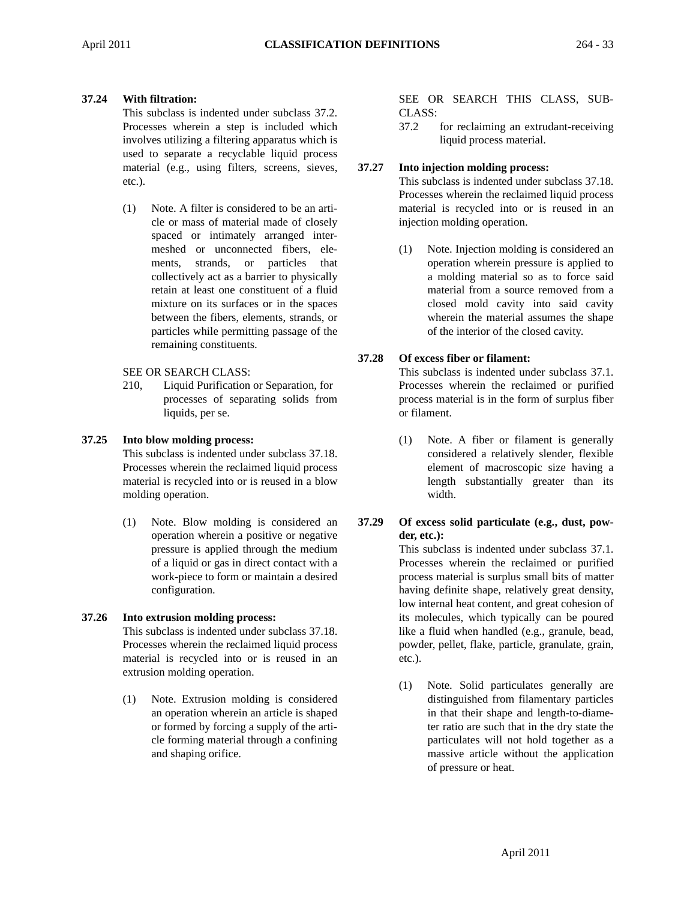**37.24 With filtration:**

This subclass is indented under subclass 37.2. Processes wherein a step is included which involves utilizing a filtering apparatus which is used to separate a recyclable liquid process material (e.g., using filters, screens, sieves, etc.).

(1) Note. A filter is considered to be an article or mass of material made of closely spaced or intimately arranged intermeshed or unconnected fibers, elements, strands, or particles that collectively act as a barrier to physically retain at least one constituent of a fluid mixture on its surfaces or in the spaces between the fibers, elements, strands, or particles while permitting passage of the remaining constituents.

SEE OR SEARCH CLASS:

210, Liquid Purification or Separation, for processes of separating solids from liquids, per se.

**37.25 Into blow molding process:**

This subclass is indented under subclass 37.18. Processes wherein the reclaimed liquid process material is recycled into or is reused in a blow molding operation.

(1) Note. Blow molding is considered an operation wherein a positive or negative pressure is applied through the medium of a liquid or gas in direct contact with a work-piece to form or maintain a desired configuration.

**37.26 Into extrusion molding process:**

This subclass is indented under subclass 37.18. Processes wherein the reclaimed liquid process material is recycled into or is reused in an extrusion molding operation.

(1) Note. Extrusion molding is considered an operation wherein an article is shaped or formed by forcing a supply of the article forming material through a confining and shaping orifice.

SEE OR SEARCH THIS CLASS, SUBCLASS:

37.2 for reclaiming an extrudant-receiving liquid process material.

**37.27 Into injection molding process:**

This subclass is indented under subclass 37.18. Processes wherein the reclaimed liquid process material is recycled into or is reused in an injection molding operation.

(1) Note. Injection molding is considered an operation wherein pressure is applied to a molding material so as to force said material from a source removed from a closed mold cavity into said cavity wherein the material assumes the shape of the interior of the closed cavity.

**37.28 Of excess fiber or filament:**

This subclass is indented under subclass 37.1. Processes wherein the reclaimed or purified process material is in the form of surplus fiber or filament.

(1) Note. A fiber or filament is generally considered a relatively slender, flexible element of macroscopic size having a length substantially greater than its width.

**37.29 Of excess solid particulate (e.g., dust, powder, etc.):**

This subclass is indented under subclass 37.1. Processes wherein the reclaimed or purified process material is surplus small bits of matter having definite shape, relatively great density, low internal heat content, and great cohesion of its molecules, which typically can be poured like a fluid when handled (e.g., granule, bead, powder, pellet, flake, particle, granulate, grain, etc.).

(1) Note. Solid particulates generally are distinguished from filamentary particles in that their shape and length-to-diameter ratio are such that in the dry state the particulates will not hold together as a massive article without the application of pressure or heat.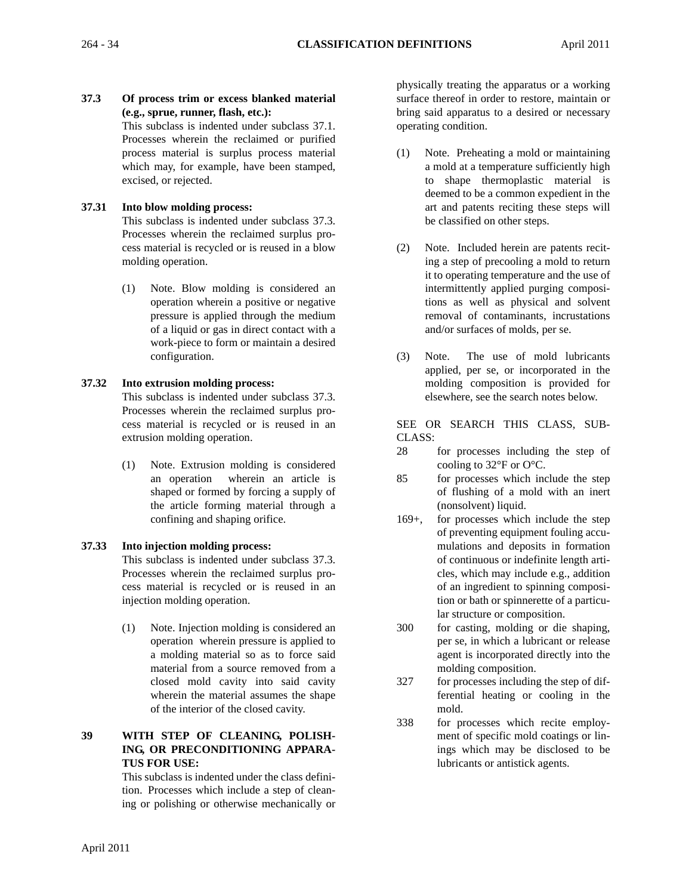**37.3 Of process trim or excess blanked material (e.g., sprue, runner, flash, etc.):**

This subclass is indented under subclass 37.1. Processes wherein the reclaimed or purified process material is surplus process material which may, for example, have been stamped, excised, or rejected.

**37.31 Into blow molding process:**

This subclass is indented under subclass 37.3. Processes wherein the reclaimed surplus process material is recycled or is reused in a blow molding operation.

(1) Note. Blow molding is considered an operation wherein a positive or negative pressure is applied through the medium of a liquid or gas in direct contact with a work-piece to form or maintain a desired configuration.

**37.32 Into extrusion molding process:**

This subclass is indented under subclass 37.3. Processes wherein the reclaimed surplus process material is recycled or is reused in an extrusion molding operation.

(1) Note. Extrusion molding is considered an operation wherein an article is shaped or formed by forcing a supply of the article forming material through a confining and shaping orifice.

**37.33 Into injection molding process:**

This subclass is indented under subclass 37.3. Processes wherein the reclaimed surplus process material is recycled or is reused in an injection molding operation.

(1) Note. Injection molding is considered an operation wherein pressure is applied to a molding material so as to force said material from a source removed from a closed mold cavity into said cavity wherein the material assumes the shape of the interior of the closed cavity.

**39 WITH STEP OF CLEANING, POLISHING, OR PRECONDITIONING APPARATUS FOR USE:**

This subclass is indented under the class definition. Processes which include a step of cleaning or polishing or otherwise mechanically or physically treating the apparatus or a working surface thereof in order to restore, maintain or bring said apparatus to a desired or necessary operating condition.

(1) Note. Preheating a mold or maintaining a mold at a temperature sufficiently high to shape thermoplastic material is deemed to be a common expedient in the art and patents reciting these steps will be classified on other steps.

(2) Note. Included herein are patents reciting a step of precooling a mold to return it to operating temperature and the use of intermittently applied purging compositions as well as physical and solvent removal of contaminants, incrustations and/or surfaces of molds, per se.

(3) Note. The use of mold lubricants applied, per se, or incorporated in the molding composition is provided for elsewhere, see the search notes below.

SEE OR SEARCH THIS CLASS, SUBCLASS:

28 for processes including the step of cooling to 32°F or O°C.

85 for processes which include the step of flushing of a mold with an inert (nonsolvent) liquid.

169+, for processes which include the step of preventing equipment fouling accumulations and deposits in formation of continuous or indefinite length articles, which may include e.g., addition of an ingredient to spinning composition or bath or spinnerette of a particular structure or composition.

300 for casting, molding or die shaping, per se, in which a lubricant or release agent is incorporated directly into the molding composition.

327 for processes including the step of differential heating or cooling in the mold.

338 for processes which recite employment of specific mold coatings or linings which may be disclosed to be lubricants or antistick agents.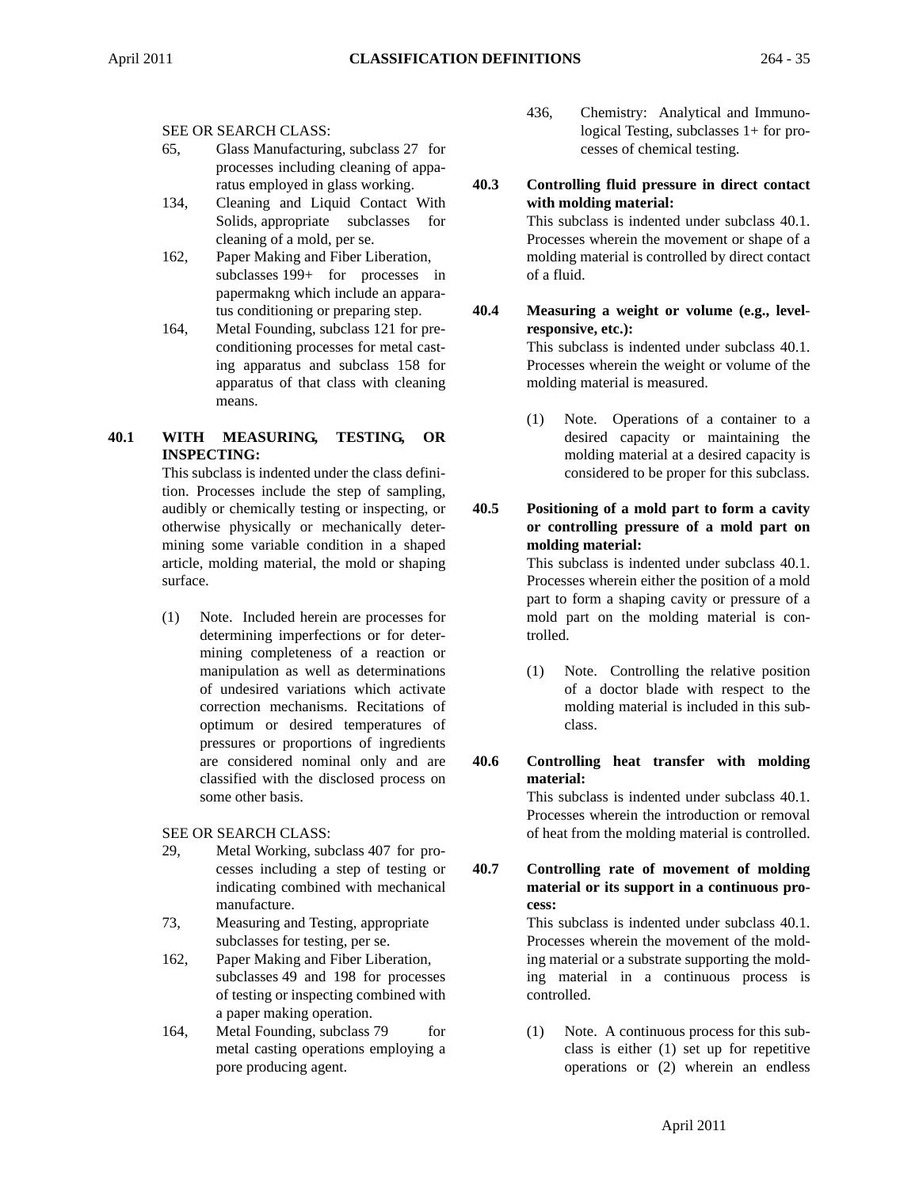SEE OR SEARCH CLASS:

- 65, Glass Manufacturing, subclass 27 for processes including cleaning of apparatus employed in glass working.
- 134, Cleaning and Liquid Contact With Solids, appropriate subclasses for cleaning of a mold, per se.
- 162, Paper Making and Fiber Liberation, subclasses 199+ for processes in papermakng which include an apparatus conditioning or preparing step.
- 164, Metal Founding, subclass 121 for preconditioning processes for metal casting apparatus and subclass 158 for apparatus of that class with cleaning means.

**40.1 WITH MEASURING, TESTING, OR INSPECTING:**

This subclass is indented under the class definition. Processes include the step of sampling, audibly or chemically testing or inspecting, or otherwise physically or mechanically determining some variable condition in a shaped article, molding material, the mold or shaping surface.

(1) Note. Included herein are processes for determining imperfections or for determining completeness of a reaction or manipulation as well as determinations of undesired variations which activate correction mechanisms. Recitations of optimum or desired temperatures of pressures or proportions of ingredients are considered nominal only and are classified with the disclosed process on some other basis.

SEE OR SEARCH CLASS:

- 29, Metal Working, subclass 407 for processes including a step of testing or indicating combined with mechanical manufacture.
- 73, Measuring and Testing, appropriate subclasses for testing, per se.
- 162, Paper Making and Fiber Liberation, subclasses 49 and 198 for processes of testing or inspecting combined with a paper making operation.
- 164, Metal Founding, subclass 79 for metal casting operations employing a pore producing agent.
- 436, Chemistry: Analytical and Immunological Testing, subclasses 1+ for processes of chemical testing.

**40.3 Controlling fluid pressure in direct contact with molding material:**

This subclass is indented under subclass 40.1. Processes wherein the movement or shape of a molding material is controlled by direct contact of a fluid.

**40.4 Measuring a weight or volume (e.g., level-responsive, etc.):**

This subclass is indented under subclass 40.1. Processes wherein the weight or volume of the molding material is measured.

(1) Note. Operations of a container to a desired capacity or maintaining the molding material at a desired capacity is considered to be proper for this subclass.

**40.5 Positioning of a mold part to form a cavity or controlling pressure of a mold part on molding material:**

This subclass is indented under subclass 40.1. Processes wherein either the position of a mold part to form a shaping cavity or pressure of a mold part on the molding material is controlled.

(1) Note. Controlling the relative position of a doctor blade with respect to the molding material is included in this subclass.

**40.6 Controlling heat transfer with molding material:**

This subclass is indented under subclass 40.1. Processes wherein the introduction or removal of heat from the molding material is controlled.

**40.7 Controlling rate of movement of molding material or its support in a continuous process:**

This subclass is indented under subclass 40.1. Processes wherein the movement of the molding material or a substrate supporting the molding material in a continuous process is controlled.

(1) Note. A continuous process for this subclass is either (1) set up for repetitive operations or (2) wherein an endless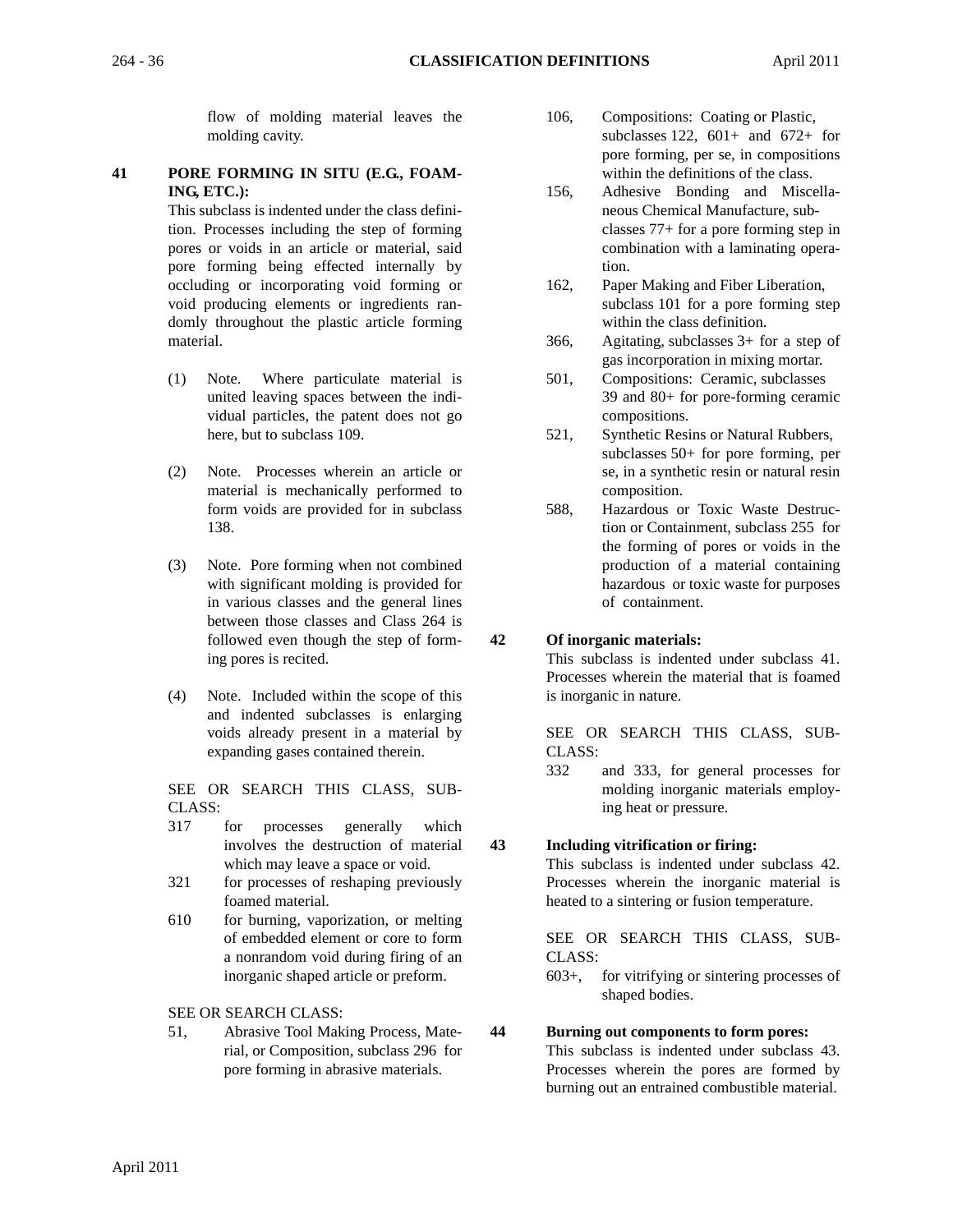flow of molding material leaves the molding cavity.

**41 PORE FORMING IN SITU (E.G., FOAMING, ETC.):**

This subclass is indented under the class definition. Processes including the step of forming pores or voids in an article or material, said pore forming being effected internally by occluding or incorporating void forming or void producing elements or ingredients randomly throughout the plastic article forming material.

(1) Note. Where particulate material is united leaving spaces between the individual particles, the patent does not go here, but to subclass 109.

(2) Note. Processes wherein an article or material is mechanically performed to form voids are provided for in subclass 138.

(3) Note. Pore forming when not combined with significant molding is provided for in various classes and the general lines between those classes and Class 264 is followed even though the step of forming pores is recited.

(4) Note. Included within the scope of this and indented subclasses is enlarging voids already present in a material by expanding gases contained therein.

SEE OR SEARCH THIS CLASS, SUBCLASS:

317 for processes generally which involves the destruction of material which may leave a space or void.

321 for processes of reshaping previously foamed material.

610 for burning, vaporization, or melting of embedded element or core to form a nonrandom void during firing of an inorganic shaped article or preform.

SEE OR SEARCH CLASS:

51, Abrasive Tool Making Process, Material, or Composition, subclass 296 for pore forming in abrasive materials.

106, Compositions: Coating or Plastic, subclasses 122, 601+ and 672+ for pore forming, per se, in compositions within the definitions of the class.

156, Adhesive Bonding and Miscellaneous Chemical Manufacture, subclasses 77+ for a pore forming step in combination with a laminating operation.

162, Paper Making and Fiber Liberation, subclass 101 for a pore forming step within the class definition.

366, Agitating, subclasses 3+ for a step of gas incorporation in mixing mortar.

501, Compositions: Ceramic, subclasses 39 and 80+ for pore-forming ceramic compositions.

521, Synthetic Resins or Natural Rubbers, subclasses 50+ for pore forming, per se, in a synthetic resin or natural resin composition.

588, Hazardous or Toxic Waste Destruction or Containment, subclass 255 for the forming of pores or voids in the production of a material containing hazardous or toxic waste for purposes of containment.

**42 Of inorganic materials:**

This subclass is indented under subclass 41. Processes wherein the material that is foamed is inorganic in nature.

SEE OR SEARCH THIS CLASS, SUBCLASS:

332 and 333, for general processes for molding inorganic materials employing heat or pressure.

**43 Including vitrification or firing:**

This subclass is indented under subclass 42. Processes wherein the inorganic material is heated to a sintering or fusion temperature.

SEE OR SEARCH THIS CLASS, SUBCLASS:

603+, for vitrifying or sintering processes of shaped bodies.

**44 Burning out components to form pores:**

This subclass is indented under subclass 43. Processes wherein the pores are formed by burning out an entrained combustible material.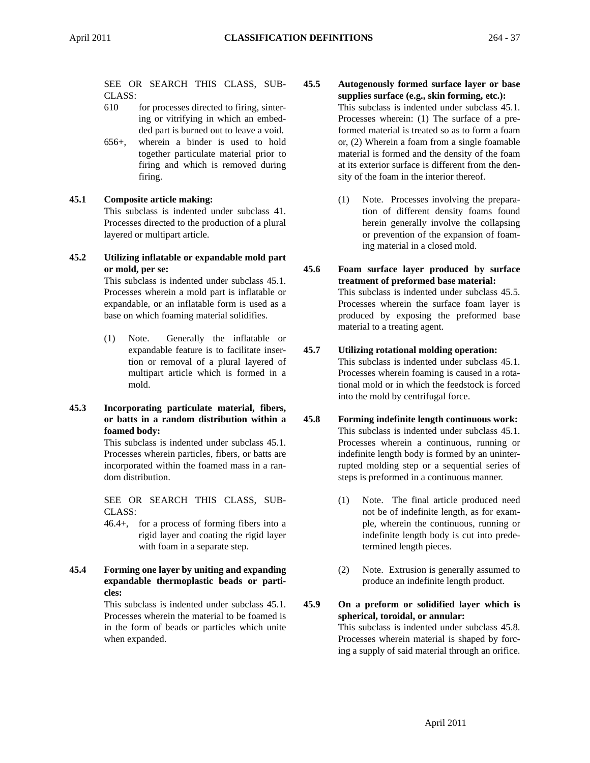SEE OR SEARCH THIS CLASS, SUBCLASS:

- 610 for processes directed to firing, sintering or vitrifying in which an embedded part is burned out to leave a void.
- 656+, wherein a binder is used to hold together particulate material prior to firing and which is removed during firing.

**45.1 Composite article making:**
This subclass is indented under subclass 41. Processes directed to the production of a plural layered or multipart article.

**45.2 Utilizing inflatable or expandable mold part or mold, per se:**
This subclass is indented under subclass 45.1. Processes wherein a mold part is inflatable or expandable, or an inflatable form is used as a base on which foaming material solidifies.

(1) Note. Generally the inflatable or expandable feature is to facilitate insertion or removal of a plural layered of multipart article which is formed in a mold.

**45.3 Incorporating particulate material, fibers, or batts in a random distribution within a foamed body:**
This subclass is indented under subclass 45.1. Processes wherein particles, fibers, or batts are incorporated within the foamed mass in a random distribution.

SEE OR SEARCH THIS CLASS, SUBCLASS:

- 46.4+, for a process of forming fibers into a rigid layer and coating the rigid layer with foam in a separate step.

**45.4 Forming one layer by uniting and expanding expandable thermoplastic beads or particles:**
This subclass is indented under subclass 45.1. Processes wherein the material to be foamed is in the form of beads or particles which unite when expanded.

**45.5 Autogenously formed surface layer or base supplies surface (e.g., skin forming, etc.):**
This subclass is indented under subclass 45.1. Processes wherein: (1) The surface of a preformed material is treated so as to form a foam or, (2) Wherein a foam from a single foamable material is formed and the density of the foam at its exterior surface is different from the density of the foam in the interior thereof.

(1) Note. Processes involving the preparation of different density foams found herein generally involve the collapsing or prevention of the expansion of foaming material in a closed mold.

**45.6 Foam surface layer produced by surface treatment of preformed base material:**
This subclass is indented under subclass 45.5. Processes wherein the surface foam layer is produced by exposing the preformed base material to a treating agent.

**45.7 Utilizing rotational molding operation:**
This subclass is indented under subclass 45.1. Processes wherein foaming is caused in a rotational mold or in which the feedstock is forced into the mold by centrifugal force.

**45.8 Forming indefinite length continuous work:**
This subclass is indented under subclass 45.1. Processes wherein a continuous, running or indefinite length body is formed by an uninterrupted molding step or a sequential series of steps is preformed in a continuous manner.

(1) Note. The final article produced need not be of indefinite length, as for example, wherein the continuous, running or indefinite length body is cut into predetermined length pieces.

(2) Note. Extrusion is generally assumed to produce an indefinite length product.

**45.9 On a preform or solidified layer which is spherical, toroidal, or annular:**
This subclass is indented under subclass 45.8. Processes wherein material is shaped by forcing a supply of said material through an orifice.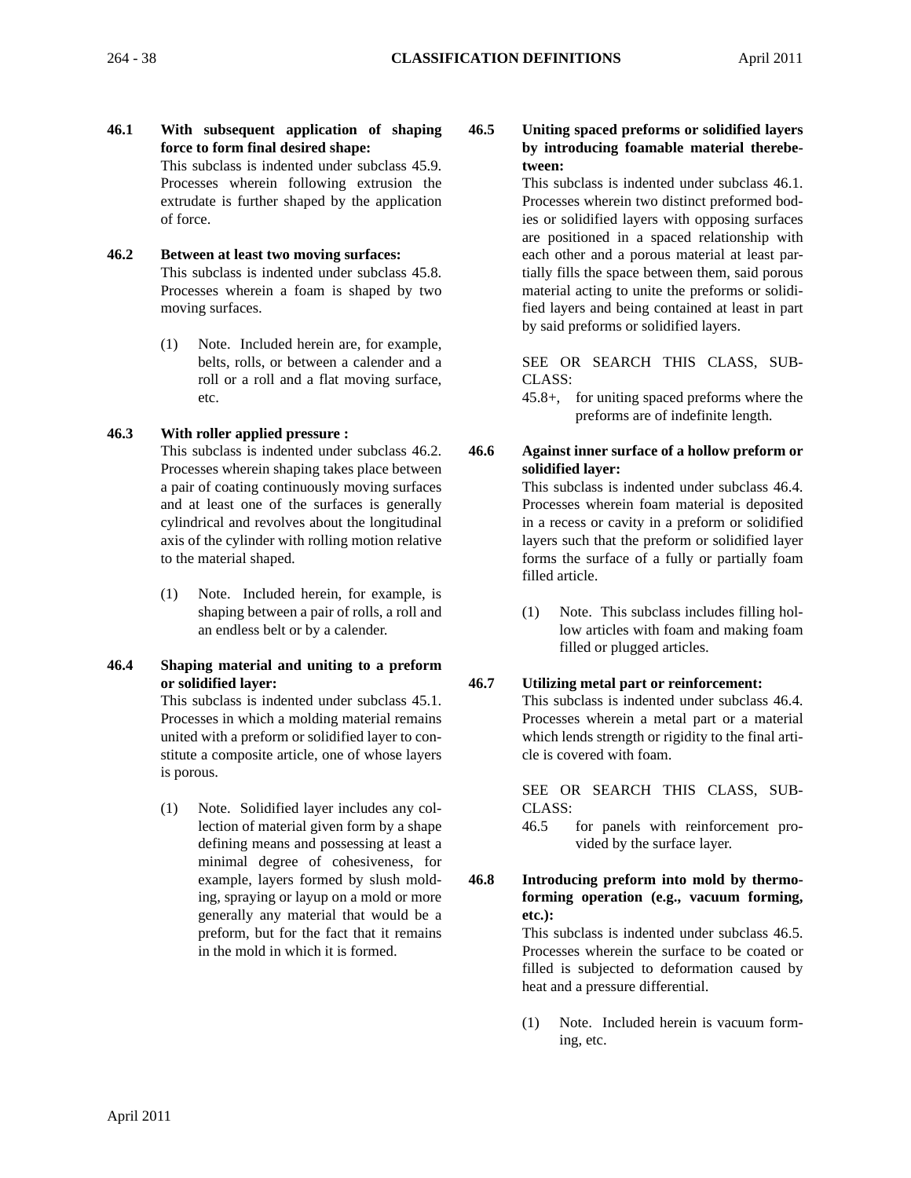**46.1 With subsequent application of shaping force to form final desired shape:**

This subclass is indented under subclass 45.9. Processes wherein following extrusion the extrudate is further shaped by the application of force.

**46.2 Between at least two moving surfaces:**

This subclass is indented under subclass 45.8. Processes wherein a foam is shaped by two moving surfaces.

(1) Note. Included herein are, for example, belts, rolls, or between a calender and a roll or a roll and a flat moving surface, etc.

**46.3 With roller applied pressure :**

This subclass is indented under subclass 46.2. Processes wherein shaping takes place between a pair of coating continuously moving surfaces and at least one of the surfaces is generally cylindrical and revolves about the longitudinal axis of the cylinder with rolling motion relative to the material shaped.

(1) Note. Included herein, for example, is shaping between a pair of rolls, a roll and an endless belt or by a calender.

**46.4 Shaping material and uniting to a preform or solidified layer:**

This subclass is indented under subclass 45.1. Processes in which a molding material remains united with a preform or solidified layer to constitute a composite article, one of whose layers is porous.

(1) Note. Solidified layer includes any collection of material given form by a shape defining means and possessing at least a minimal degree of cohesiveness, for example, layers formed by slush molding, spraying or layup on a mold or more generally any material that would be a preform, but for the fact that it remains in the mold in which it is formed.

**46.5 Uniting spaced preforms or solidified layers by introducing foamable material therebetween:**

This subclass is indented under subclass 46.1. Processes wherein two distinct preformed bodies or solidified layers with opposing surfaces are positioned in a spaced relationship with each other and a porous material at least partially fills the space between them, said porous material acting to unite the preforms or solidified layers and being contained at least in part by said preforms or solidified layers.

SEE OR SEARCH THIS CLASS, SUBCLASS:

45.8+, for uniting spaced preforms where the preforms are of indefinite length.

**46.6 Against inner surface of a hollow preform or solidified layer:**

This subclass is indented under subclass 46.4. Processes wherein foam material is deposited in a recess or cavity in a preform or solidified layers such that the preform or solidified layer forms the surface of a fully or partially foam filled article.

(1) Note. This subclass includes filling hollow articles with foam and making foam filled or plugged articles.

**46.7 Utilizing metal part or reinforcement:**

This subclass is indented under subclass 46.4. Processes wherein a metal part or a material which lends strength or rigidity to the final article is covered with foam.

SEE OR SEARCH THIS CLASS, SUBCLASS:

46.5 for panels with reinforcement provided by the surface layer.

**46.8 Introducing preform into mold by thermoforming operation (e.g., vacuum forming, etc.):**

This subclass is indented under subclass 46.5. Processes wherein the surface to be coated or filled is subjected to deformation caused by heat and a pressure differential.

(1) Note. Included herein is vacuum forming, etc.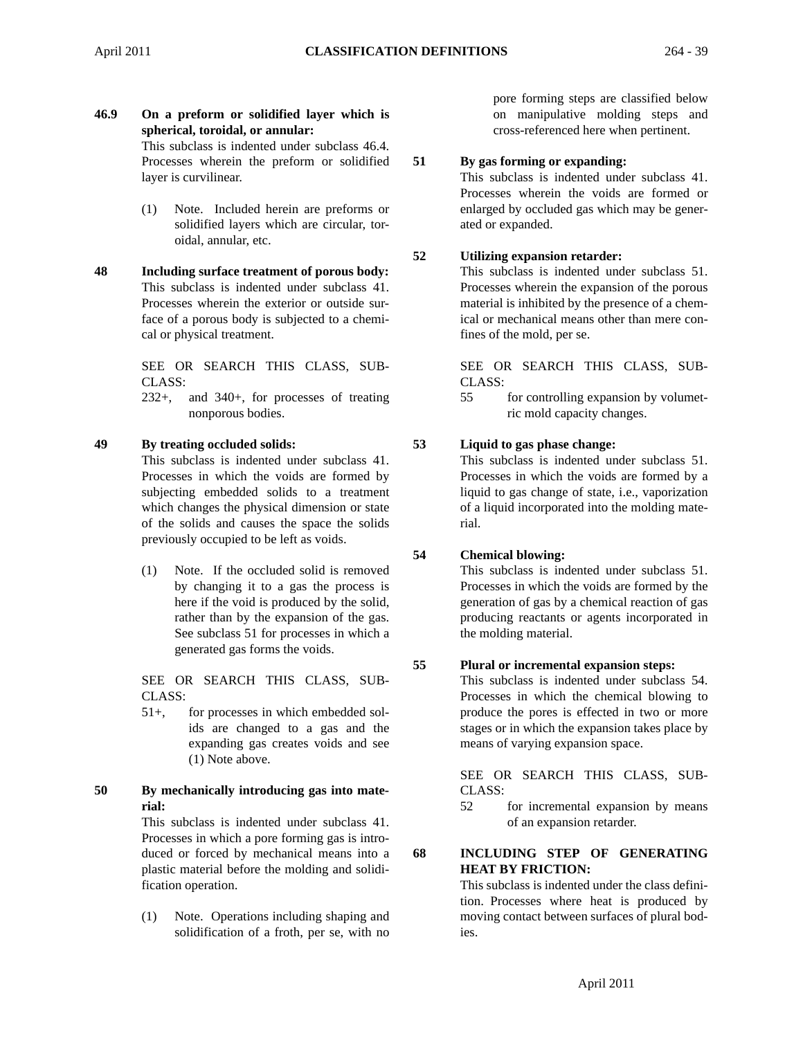**46.9 On a preform or solidified layer which is spherical, toroidal, or annular:**

This subclass is indented under subclass 46.4. Processes wherein the preform or solidified layer is curvilinear.

(1) Note. Included herein are preforms or solidified layers which are circular, toroidal, annular, etc.

**48 Including surface treatment of porous body:**

This subclass is indented under subclass 41. Processes wherein the exterior or outside surface of a porous body is subjected to a chemical or physical treatment.

SEE OR SEARCH THIS CLASS, SUBCLASS:

232+, and 340+, for processes of treating nonporous bodies.

**49 By treating occluded solids:**

This subclass is indented under subclass 41. Processes in which the voids are formed by subjecting embedded solids to a treatment which changes the physical dimension or state of the solids and causes the space the solids previously occupied to be left as voids.

(1) Note. If the occluded solid is removed by changing it to a gas the process is here if the void is produced by the solid, rather than by the expansion of the gas. See subclass 51 for processes in which a generated gas forms the voids.

SEE OR SEARCH THIS CLASS, SUBCLASS:

51+, for processes in which embedded solids are changed to a gas and the expanding gas creates voids and see (1) Note above.

**50 By mechanically introducing gas into material:**

This subclass is indented under subclass 41. Processes in which a pore forming gas is introduced or forced by mechanical means into a plastic material before the molding and solidification operation.

(1) Note. Operations including shaping and solidification of a froth, per se, with no pore forming steps are classified below on manipulative molding steps and cross-referenced here when pertinent.

**51 By gas forming or expanding:**

This subclass is indented under subclass 41. Processes wherein the voids are formed or enlarged by occluded gas which may be generated or expanded.

**52 Utilizing expansion retarder:**

This subclass is indented under subclass 51. Processes wherein the expansion of the porous material is inhibited by the presence of a chemical or mechanical means other than mere confines of the mold, per se.

SEE OR SEARCH THIS CLASS, SUBCLASS:

55 for controlling expansion by volumetric mold capacity changes.

**53 Liquid to gas phase change:**

This subclass is indented under subclass 51. Processes in which the voids are formed by a liquid to gas change of state, i.e., vaporization of a liquid incorporated into the molding material.

**54 Chemical blowing:**

This subclass is indented under subclass 51. Processes in which the voids are formed by the generation of gas by a chemical reaction of gas producing reactants or agents incorporated in the molding material.

**55 Plural or incremental expansion steps:**

This subclass is indented under subclass 54. Processes in which the chemical blowing to produce the pores is effected in two or more stages or in which the expansion takes place by means of varying expansion space.

SEE OR SEARCH THIS CLASS, SUBCLASS:

52 for incremental expansion by means of an expansion retarder.

**68 INCLUDING STEP OF GENERATING HEAT BY FRICTION:**

This subclass is indented under the class definition. Processes where heat is produced by moving contact between surfaces of plural bodies.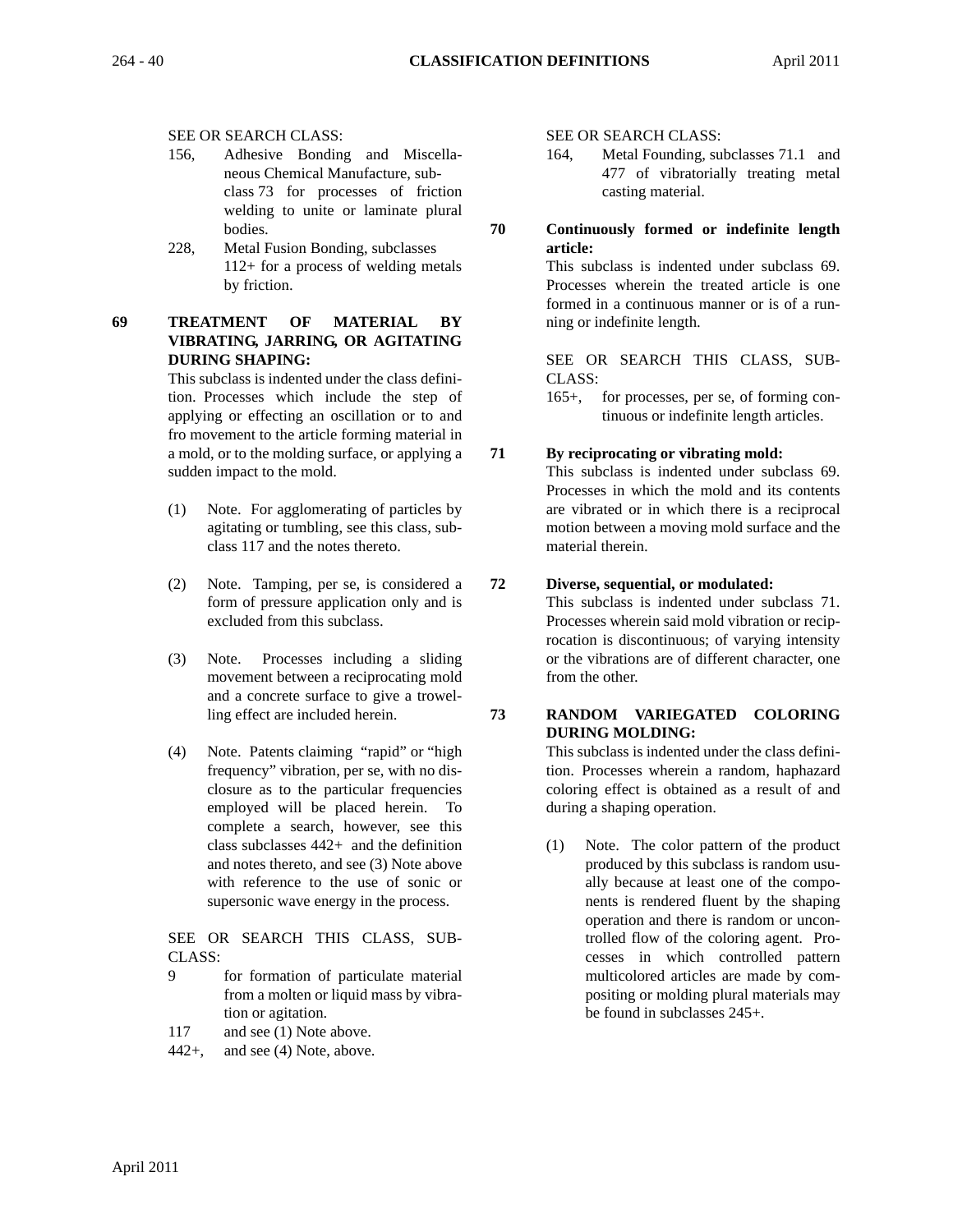SEE OR SEARCH CLASS:

- 156, Adhesive Bonding and Miscellaneous Chemical Manufacture, subclass 73 for processes of friction welding to unite or laminate plural bodies.
- 228, Metal Fusion Bonding, subclasses 112+ for a process of welding metals by friction.

**69 TREATMENT OF MATERIAL BY VIBRATING, JARRING, OR AGITATING DURING SHAPING:**

This subclass is indented under the class definition. Processes which include the step of applying or effecting an oscillation or to and fro movement to the article forming material in a mold, or to the molding surface, or applying a sudden impact to the mold.

(1) Note. For agglomerating of particles by agitating or tumbling, see this class, subclass 117 and the notes thereto.

(2) Note. Tamping, per se, is considered a form of pressure application only and is excluded from this subclass.

(3) Note. Processes including a sliding movement between a reciprocating mold and a concrete surface to give a trowelling effect are included herein.

(4) Note. Patents claiming "rapid" or "high frequency" vibration, per se, with no disclosure as to the particular frequencies employed will be placed herein. To complete a search, however, see this class subclasses 442+ and the definition and notes thereto, and see (3) Note above with reference to the use of sonic or supersonic wave energy in the process.

SEE OR SEARCH THIS CLASS, SUBCLASS:

- 9 for formation of particulate material from a molten or liquid mass by vibration or agitation.
- 117 and see (1) Note above.
- 442+, and see (4) Note, above.

SEE OR SEARCH CLASS:

- 164, Metal Founding, subclasses 71.1 and 477 of vibratorially treating metal casting material.

**70 Continuously formed or indefinite length article:**

This subclass is indented under subclass 69. Processes wherein the treated article is one formed in a continuous manner or is of a running or indefinite length.

SEE OR SEARCH THIS CLASS, SUBCLASS:

- 165+, for processes, per se, of forming continuous or indefinite length articles.

**71 By reciprocating or vibrating mold:**

This subclass is indented under subclass 69. Processes in which the mold and its contents are vibrated or in which there is a reciprocal motion between a moving mold surface and the material therein.

**72 Diverse, sequential, or modulated:**

This subclass is indented under subclass 71. Processes wherein said mold vibration or reciprocation is discontinuous; of varying intensity or the vibrations are of different character, one from the other.

**73 RANDOM VARIEGATED COLORING DURING MOLDING:**

This subclass is indented under the class definition. Processes wherein a random, haphazard coloring effect is obtained as a result of and during a shaping operation.

(1) Note. The color pattern of the product produced by this subclass is random usually because at least one of the components is rendered fluent by the shaping operation and there is random or uncontrolled flow of the coloring agent. Processes in which controlled pattern multicolored articles are made by compositing or molding plural materials may be found in subclasses 245+.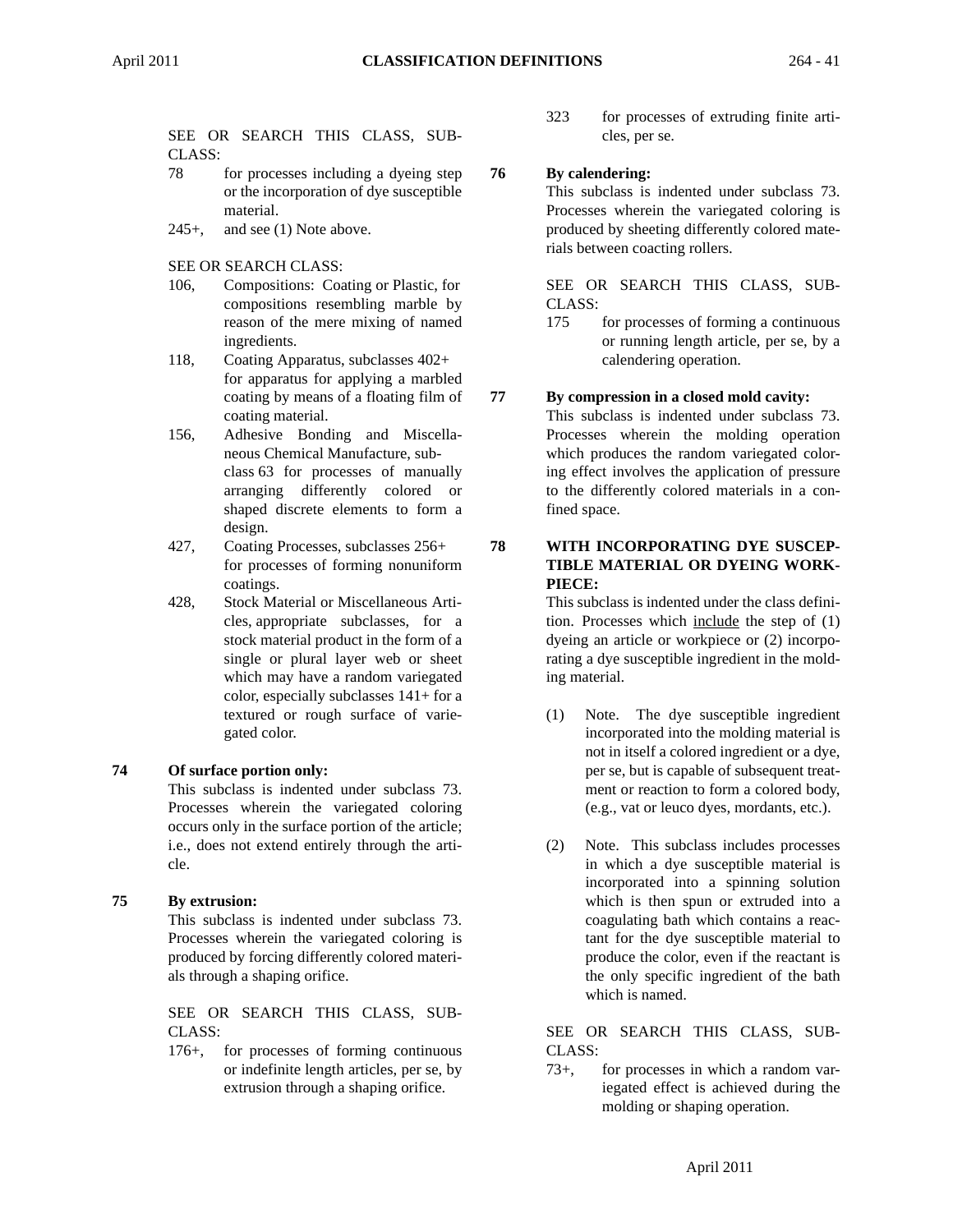SEE OR SEARCH THIS CLASS, SUBCLASS:

- 78 for processes including a dyeing step or the incorporation of dye susceptible material.
- 245+, and see (1) Note above.

SEE OR SEARCH CLASS:

- 106, Compositions: Coating or Plastic, for compositions resembling marble by reason of the mere mixing of named ingredients.
- 118, Coating Apparatus, subclasses 402+ for apparatus for applying a marbled coating by means of a floating film of coating material.
- 156, Adhesive Bonding and Miscellaneous Chemical Manufacture, subclass 63 for processes of manually arranging differently colored or shaped discrete elements to form a design.
- 427, Coating Processes, subclasses 256+ for processes of forming nonuniform coatings.
- 428, Stock Material or Miscellaneous Articles, appropriate subclasses, for a stock material product in the form of a single or plural layer web or sheet which may have a random variegated color, especially subclasses 141+ for a textured or rough surface of variegated color.

**74 Of surface portion only:**

This subclass is indented under subclass 73. Processes wherein the variegated coloring occurs only in the surface portion of the article; i.e., does not extend entirely through the article.

**75 By extrusion:**

This subclass is indented under subclass 73. Processes wherein the variegated coloring is produced by forcing differently colored materials through a shaping orifice.

SEE OR SEARCH THIS CLASS, SUBCLASS:

- 176+, for processes of forming continuous or indefinite length articles, per se, by extrusion through a shaping orifice.
- 323 for processes of extruding finite articles, per se.

**76 By calendering:**

This subclass is indented under subclass 73. Processes wherein the variegated coloring is produced by sheeting differently colored materials between coacting rollers.

SEE OR SEARCH THIS CLASS, SUBCLASS:

- 175 for processes of forming a continuous or running length article, per se, by a calendering operation.

**77 By compression in a closed mold cavity:**

This subclass is indented under subclass 73. Processes wherein the molding operation which produces the random variegated coloring effect involves the application of pressure to the differently colored materials in a confined space.

**78 WITH INCORPORATING DYE SUSCEPTIBLE MATERIAL OR DYEING WORKPIECE:**

This subclass is indented under the class definition. Processes which include the step of (1) dyeing an article or workpiece or (2) incorporating a dye susceptible ingredient in the molding material.

(1) Note. The dye susceptible ingredient incorporated into the molding material is not in itself a colored ingredient or a dye, per se, but is capable of subsequent treatment or reaction to form a colored body, (e.g., vat or leuco dyes, mordants, etc.).

(2) Note. This subclass includes processes in which a dye susceptible material is incorporated into a spinning solution which is then spun or extruded into a coagulating bath which contains a reactant for the dye susceptible material to produce the color, even if the reactant is the only specific ingredient of the bath which is named.

SEE OR SEARCH THIS CLASS, SUBCLASS:

- 73+, for processes in which a random variegated effect is achieved during the molding or shaping operation.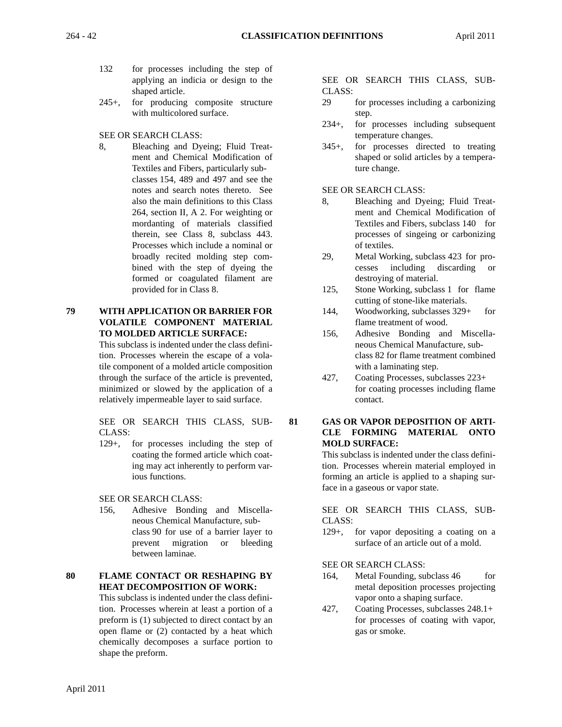132 for processes including the step of applying an indicia or design to the shaped article.

245+, for producing composite structure with multicolored surface.

SEE OR SEARCH CLASS:

8, Bleaching and Dyeing; Fluid Treatment and Chemical Modification of Textiles and Fibers, particularly subclasses 154, 489 and 497 and see the notes and search notes thereto. See also the main definitions to this Class 264, section II, A 2. For weighting or mordanting of materials classified therein, see Class 8, subclass 443. Processes which include a nominal or broadly recited molding step combined with the step of dyeing the formed or coagulated filament are provided for in Class 8.

## 79 WITH APPLICATION OR BARRIER FOR VOLATILE COMPONENT MATERIAL TO MOLDED ARTICLE SURFACE:

This subclass is indented under the class definition. Processes wherein the escape of a volatile component of a molded article composition through the surface of the article is prevented, minimized or slowed by the application of a relatively impermeable layer to said surface.

SEE OR SEARCH THIS CLASS, SUBCLASS:

129+, for processes including the step of coating the formed article which coating may act inherently to perform various functions.

SEE OR SEARCH CLASS:

156, Adhesive Bonding and Miscellaneous Chemical Manufacture, subclass 90 for use of a barrier layer to prevent migration or bleeding between laminae.

## 80 FLAME CONTACT OR RESHAPING BY HEAT DECOMPOSITION OF WORK:

This subclass is indented under the class definition. Processes wherein at least a portion of a preform is (1) subjected to direct contact by an open flame or (2) contacted by a heat which chemically decomposes a surface portion to shape the preform.

SEE OR SEARCH THIS CLASS, SUBCLASS:

29 for processes including a carbonizing step.

234+, for processes including subsequent temperature changes.

345+, for processes directed to treating shaped or solid articles by a temperature change.

SEE OR SEARCH CLASS:

8, Bleaching and Dyeing; Fluid Treatment and Chemical Modification of Textiles and Fibers, subclass 140 for processes of singeing or carbonizing of textiles.

29, Metal Working, subclass 423 for processes including discarding or destroying of material.

125, Stone Working, subclass 1 for flame cutting of stone-like materials.

144, Woodworking, subclasses 329+ for flame treatment of wood.

156, Adhesive Bonding and Miscellaneous Chemical Manufacture, subclass 82 for flame treatment combined with a laminating step.

427, Coating Processes, subclasses 223+ for coating processes including flame contact.

## 81 GAS OR VAPOR DEPOSITION OF ARTICLE FORMING MATERIAL ONTO MOLD SURFACE:

This subclass is indented under the class definition. Processes wherein material employed in forming an article is applied to a shaping surface in a gaseous or vapor state.

SEE OR SEARCH THIS CLASS, SUBCLASS:

129+, for vapor depositing a coating on a surface of an article out of a mold.

SEE OR SEARCH CLASS:

164, Metal Founding, subclass 46 for metal deposition processes projecting vapor onto a shaping surface.

427, Coating Processes, subclasses 248.1+ for processes of coating with vapor, gas or smoke.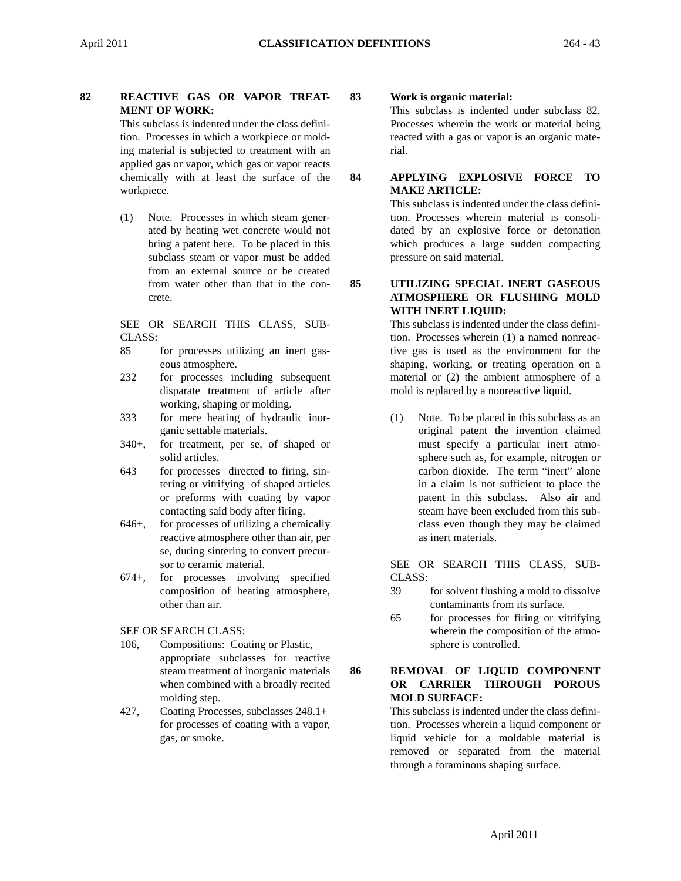**82 REACTIVE GAS OR VAPOR TREATMENT OF WORK:**

This subclass is indented under the class definition. Processes in which a workpiece or molding material is subjected to treatment with an applied gas or vapor, which gas or vapor reacts chemically with at least the surface of the workpiece.

(1) Note. Processes in which steam generated by heating wet concrete would not bring a patent here. To be placed in this subclass steam or vapor must be added from an external source or be created from water other than that in the concrete.

SEE OR SEARCH THIS CLASS, SUBCLASS:

- 85 for processes utilizing an inert gaseous atmosphere.
- 232 for processes including subsequent disparate treatment of article after working, shaping or molding.
- 333 for mere heating of hydraulic inorganic settable materials.
- 340+, for treatment, per se, of shaped or solid articles.
- 643 for processes directed to firing, sintering or vitrifying of shaped articles or preforms with coating by vapor contacting said body after firing.
- 646+, for processes of utilizing a chemically reactive atmosphere other than air, per se, during sintering to convert precursor to ceramic material.
- 674+, for processes involving specified composition of heating atmosphere, other than air.

SEE OR SEARCH CLASS:

- 106, Compositions: Coating or Plastic, appropriate subclasses for reactive steam treatment of inorganic materials when combined with a broadly recited molding step.
- 427, Coating Processes, subclasses 248.1+ for processes of coating with a vapor, gas, or smoke.

**83 Work is organic material:**

This subclass is indented under subclass 82. Processes wherein the work or material being reacted with a gas or vapor is an organic material.

**84 APPLYING EXPLOSIVE FORCE TO MAKE ARTICLE:**

This subclass is indented under the class definition. Processes wherein material is consolidated by an explosive force or detonation which produces a large sudden compacting pressure on said material.

**85 UTILIZING SPECIAL INERT GASEOUS ATMOSPHERE OR FLUSHING MOLD WITH INERT LIQUID:**

This subclass is indented under the class definition. Processes wherein (1) a named nonreactive gas is used as the environment for the shaping, working, or treating operation on a material or (2) the ambient atmosphere of a mold is replaced by a nonreactive liquid.

(1) Note. To be placed in this subclass as an original patent the invention claimed must specify a particular inert atmosphere such as, for example, nitrogen or carbon dioxide. The term "inert" alone in a claim is not sufficient to place the patent in this subclass. Also air and steam have been excluded from this subclass even though they may be claimed as inert materials.

SEE OR SEARCH THIS CLASS, SUBCLASS:

- 39 for solvent flushing a mold to dissolve contaminants from its surface.
- 65 for processes for firing or vitrifying wherein the composition of the atmosphere is controlled.

**86 REMOVAL OF LIQUID COMPONENT OR CARRIER THROUGH POROUS MOLD SURFACE:**

This subclass is indented under the class definition. Processes wherein a liquid component or liquid vehicle for a moldable material is removed or separated from the material through a foraminous shaping surface.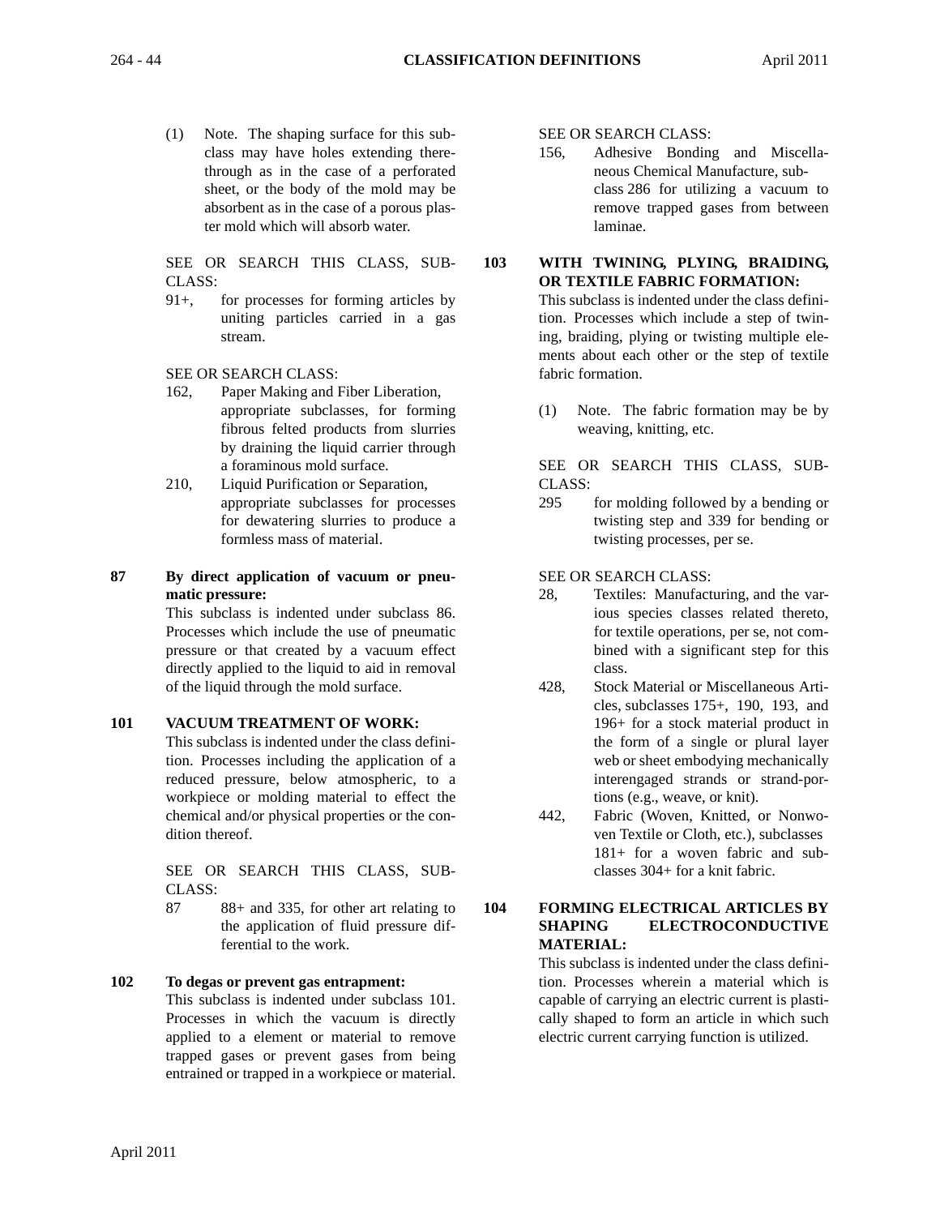(1) Note. The shaping surface for this subclass may have holes extending therethrough as in the case of a perforated sheet, or the body of the mold may be absorbent as in the case of a porous plaster mold which will absorb water.

SEE OR SEARCH THIS CLASS, SUBCLASS:

91+, for processes for forming articles by uniting particles carried in a gas stream.

SEE OR SEARCH CLASS:

162, Paper Making and Fiber Liberation, appropriate subclasses, for forming fibrous felted products from slurries by draining the liquid carrier through a foraminous mold surface.

210, Liquid Purification or Separation, appropriate subclasses for processes for dewatering slurries to produce a formless mass of material.

**87 By direct application of vacuum or pneumatic pressure:**

This subclass is indented under subclass 86. Processes which include the use of pneumatic pressure or that created by a vacuum effect directly applied to the liquid to aid in removal of the liquid through the mold surface.

**101 VACUUM TREATMENT OF WORK:**

This subclass is indented under the class definition. Processes including the application of a reduced pressure, below atmospheric, to a workpiece or molding material to effect the chemical and/or physical properties or the condition thereof.

SEE OR SEARCH THIS CLASS, SUBCLASS:

87 88+ and 335, for other art relating to the application of fluid pressure differential to the work.

**102 To degas or prevent gas entrapment:**

This subclass is indented under subclass 101. Processes in which the vacuum is directly applied to a element or material to remove trapped gases or prevent gases from being entrained or trapped in a workpiece or material.

SEE OR SEARCH CLASS:

156, Adhesive Bonding and Miscellaneous Chemical Manufacture, subclass 286 for utilizing a vacuum to remove trapped gases from between laminae.

**103 WITH TWINING, PLYING, BRAIDING, OR TEXTILE FABRIC FORMATION:**

This subclass is indented under the class definition. Processes which include a step of twining, braiding, plying or twisting multiple elements about each other or the step of textile fabric formation.

(1) Note. The fabric formation may be by weaving, knitting, etc.

SEE OR SEARCH THIS CLASS, SUBCLASS:

295 for molding followed by a bending or twisting step and 339 for bending or twisting processes, per se.

SEE OR SEARCH CLASS:

28, Textiles: Manufacturing, and the various species classes related thereto, for textile operations, per se, not combined with a significant step for this class.

428, Stock Material or Miscellaneous Articles, subclasses 175+, 190, 193, and 196+ for a stock material product in the form of a single or plural layer web or sheet embodying mechanically interengaged strands or strand-portions (e.g., weave, or knit).

442, Fabric (Woven, Knitted, or Nonwoven Textile or Cloth, etc.), subclasses 181+ for a woven fabric and subclasses 304+ for a knit fabric.

**104 FORMING ELECTRICAL ARTICLES BY SHAPING ELECTROCONDUCTIVE MATERIAL:**

This subclass is indented under the class definition. Processes wherein a material which is capable of carrying an electric current is plastically shaped to form an article in which such electric current carrying function is utilized.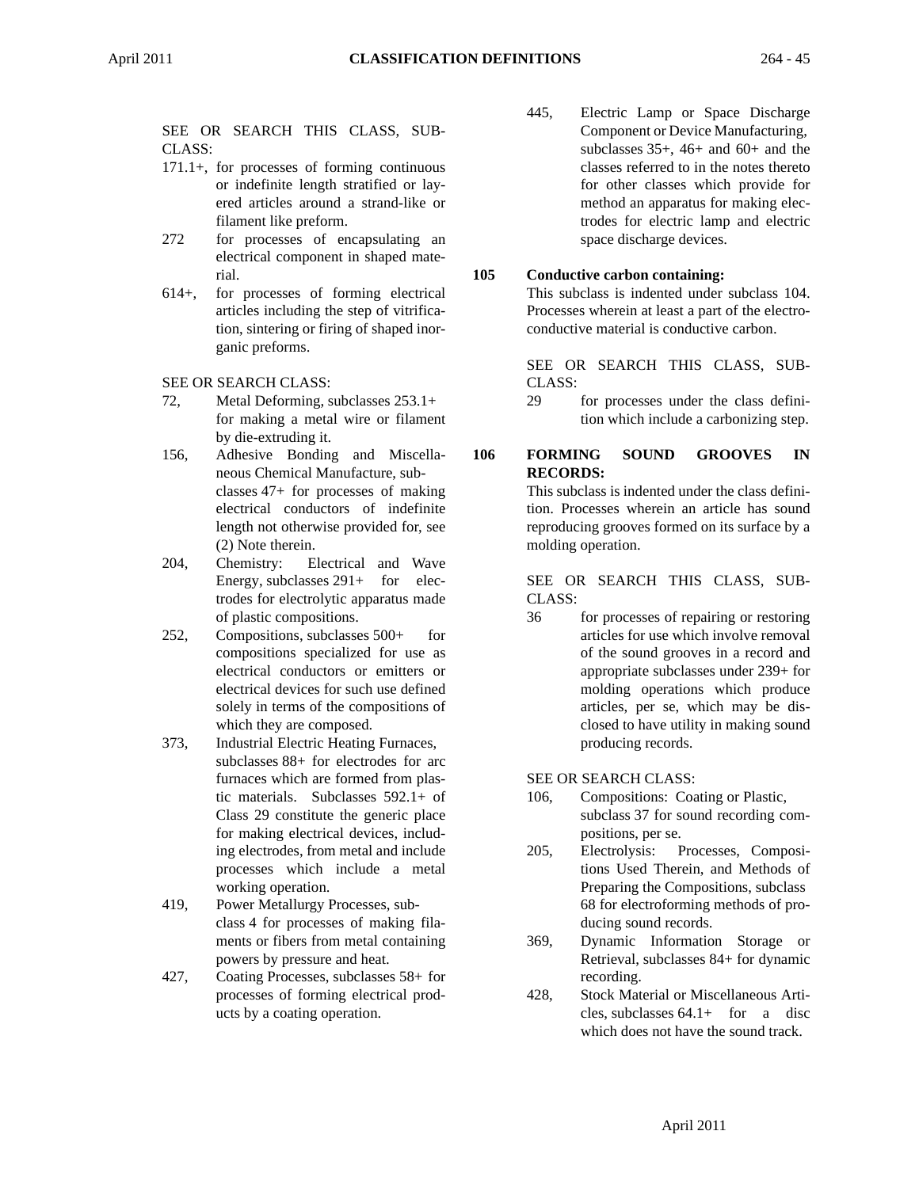SEE OR SEARCH THIS CLASS, SUBCLASS:

- 171.1+, for processes of forming continuous or indefinite length stratified or layered articles around a strand-like or filament like preform.
- 272 for processes of encapsulating an electrical component in shaped material.
- 614+, for processes of forming electrical articles including the step of vitrification, sintering or firing of shaped inorganic preforms.

SEE OR SEARCH CLASS:

- 72, Metal Deforming, subclasses 253.1+ for making a metal wire or filament by die-extruding it.
- 156, Adhesive Bonding and Miscellaneous Chemical Manufacture, subclasses 47+ for processes of making electrical conductors of indefinite length not otherwise provided for, see (2) Note therein.
- 204, Chemistry: Electrical and Wave Energy, subclasses 291+ for electrodes for electrolytic apparatus made of plastic compositions.
- 252, Compositions, subclasses 500+ for compositions specialized for use as electrical conductors or emitters or electrical devices for such use defined solely in terms of the compositions of which they are composed.
- 373, Industrial Electric Heating Furnaces, subclasses 88+ for electrodes for arc furnaces which are formed from plastic materials. Subclasses 592.1+ of Class 29 constitute the generic place for making electrical devices, including electrodes, from metal and include processes which include a metal working operation.
- 419, Power Metallurgy Processes, subclass 4 for processes of making filaments or fibers from metal containing powers by pressure and heat.
- 427, Coating Processes, subclasses 58+ for processes of forming electrical products by a coating operation.
- 445, Electric Lamp or Space Discharge Component or Device Manufacturing, subclasses 35+, 46+ and 60+ and the classes referred to in the notes thereto for other classes which provide for method an apparatus for making electrodes for electric lamp and electric space discharge devices.

**105 Conductive carbon containing:**

This subclass is indented under subclass 104. Processes wherein at least a part of the electroconductive material is conductive carbon.

SEE OR SEARCH THIS CLASS, SUBCLASS:

- 29 for processes under the class definition which include a carbonizing step.

**106 FORMING SOUND GROOVES IN RECORDS:**

This subclass is indented under the class definition. Processes wherein an article has sound reproducing grooves formed on its surface by a molding operation.

SEE OR SEARCH THIS CLASS, SUBCLASS:

- 36 for processes of repairing or restoring articles for use which involve removal of the sound grooves in a record and appropriate subclasses under 239+ for molding operations which produce articles, per se, which may be disclosed to have utility in making sound producing records.

SEE OR SEARCH CLASS:

- 106, Compositions: Coating or Plastic, subclass 37 for sound recording compositions, per se.
- 205, Electrolysis: Processes, Compositions Used Therein, and Methods of Preparing the Compositions, subclass 68 for electroforming methods of producing sound records.
- 369, Dynamic Information Storage or Retrieval, subclasses 84+ for dynamic recording.
- 428, Stock Material or Miscellaneous Articles, subclasses 64.1+ for a disc which does not have the sound track.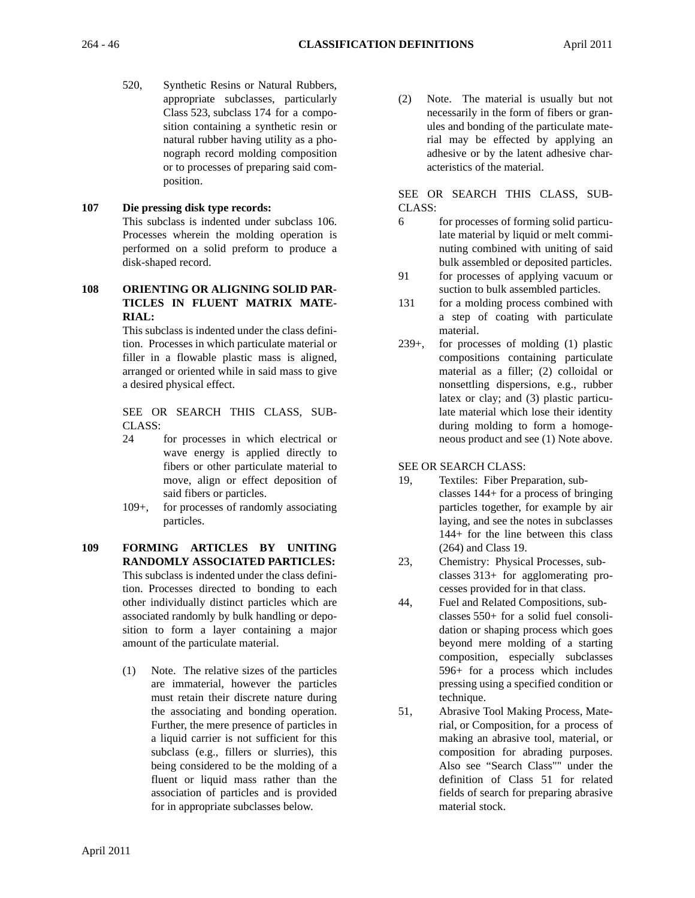520, Synthetic Resins or Natural Rubbers, appropriate subclasses, particularly Class 523, subclass 174 for a composition containing a synthetic resin or natural rubber having utility as a phonograph record molding composition or to processes of preparing said composition.

**107 Die pressing disk type records:**

This subclass is indented under subclass 106. Processes wherein the molding operation is performed on a solid preform to produce a disk-shaped record.

**108 ORIENTING OR ALIGNING SOLID PARTICLES IN FLUENT MATRIX MATERIAL:**

This subclass is indented under the class definition. Processes in which particulate material or filler in a flowable plastic mass is aligned, arranged or oriented while in said mass to give a desired physical effect.

SEE OR SEARCH THIS CLASS, SUBCLASS:

- 24 for processes in which electrical or wave energy is applied directly to fibers or other particulate material to move, align or effect deposition of said fibers or particles.
- 109+, for processes of randomly associating particles.

**109 FORMING ARTICLES BY UNITING RANDOMLY ASSOCIATED PARTICLES:**

This subclass is indented under the class definition. Processes directed to bonding to each other individually distinct particles which are associated randomly by bulk handling or deposition to form a layer containing a major amount of the particulate material.

(1) Note. The relative sizes of the particles are immaterial, however the particles must retain their discrete nature during the associating and bonding operation. Further, the mere presence of particles in a liquid carrier is not sufficient for this subclass (e.g., fillers or slurries), this being considered to be the molding of a fluent or liquid mass rather than the association of particles and is provided for in appropriate subclasses below.

(2) Note. The material is usually but not necessarily in the form of fibers or granules and bonding of the particulate material may be effected by applying an adhesive or by the latent adhesive characteristics of the material.

SEE OR SEARCH THIS CLASS, SUBCLASS:

- 6 for processes of forming solid particulate material by liquid or melt comminuting combined with uniting of said bulk assembled or deposited particles.
- 91 for processes of applying vacuum or suction to bulk assembled particles.
- 131 for a molding process combined with a step of coating with particulate material.
- 239+, for processes of molding (1) plastic compositions containing particulate material as a filler; (2) colloidal or nonsettling dispersions, e.g., rubber latex or clay; and (3) plastic particulate material which lose their identity during molding to form a homogeneous product and see (1) Note above.

SEE OR SEARCH CLASS:

- 19, Textiles: Fiber Preparation, subclasses 144+ for a process of bringing particles together, for example by air laying, and see the notes in subclasses 144+ for the line between this class (264) and Class 19.
- 23, Chemistry: Physical Processes, subclasses 313+ for agglomerating processes provided for in that class.
- 44, Fuel and Related Compositions, subclasses 550+ for a solid fuel consolidation or shaping process which goes beyond mere molding of a starting composition, especially subclasses 596+ for a process which includes pressing using a specified condition or technique.
- 51, Abrasive Tool Making Process, Material, or Composition, for a process of making an abrasive tool, material, or composition for abrading purposes. Also see "Search Class"" under the definition of Class 51 for related fields of search for preparing abrasive material stock.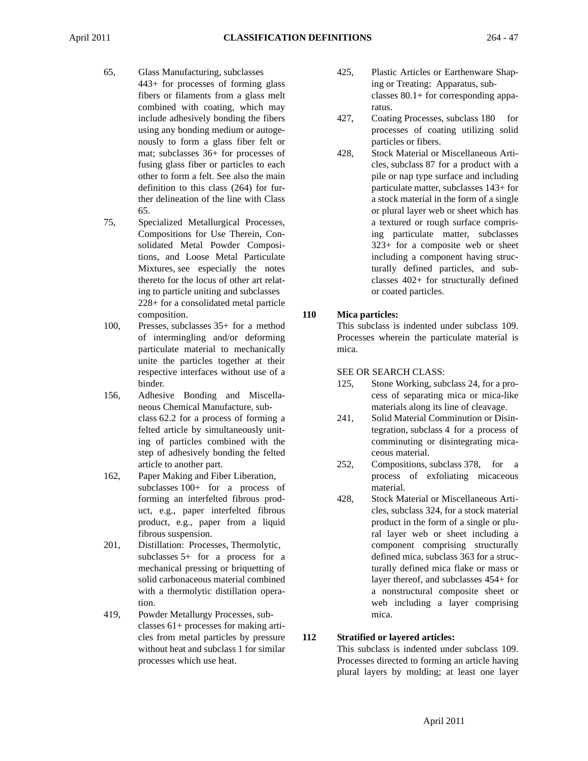65, Glass Manufacturing, subclasses 443+ for processes of forming glass fibers or filaments from a glass melt combined with coating, which may include adhesively bonding the fibers using any bonding medium or autogenously to form a glass fiber felt or mat; subclasses 36+ for processes of fusing glass fiber or particles to each other to form a felt. See also the main definition to this class (264) for further delineation of the line with Class 65.

75, Specialized Metallurgical Processes, Compositions for Use Therein, Consolidated Metal Powder Compositions, and Loose Metal Particulate Mixtures, see especially the notes thereto for the locus of other art relating to particle uniting and subclasses 228+ for a consolidated metal particle composition.

100, Presses, subclasses 35+ for a method of intermingling and/or deforming particulate material to mechanically unite the particles together at their respective interfaces without use of a binder.

156, Adhesive Bonding and Miscellaneous Chemical Manufacture, subclass 62.2 for a process of forming a felted article by simultaneously uniting of particles combined with the step of adhesively bonding the felted article to another part.

162, Paper Making and Fiber Liberation, subclasses 100+ for a process of forming an interfelted fibrous product, e.g., paper interfelted fibrous product, e.g., paper from a liquid fibrous suspension.

201, Distillation: Processes, Thermolytic, subclasses 5+ for a process for a mechanical pressing or briquetting of solid carbonaceous material combined with a thermolytic distillation operation.

419, Powder Metallurgy Processes, subclasses 61+ processes for making articles from metal particles by pressure without heat and subclass 1 for similar processes which use heat.

425, Plastic Articles or Earthenware Shaping or Treating: Apparatus, subclasses 80.1+ for corresponding apparatus.

427, Coating Processes, subclass 180 for processes of coating utilizing solid particles or fibers.

428, Stock Material or Miscellaneous Articles, subclass 87 for a product with a pile or nap type surface and including particulate matter, subclasses 143+ for a stock material in the form of a single or plural layer web or sheet which has a textured or rough surface comprising particulate matter, subclasses 323+ for a composite web or sheet including a component having structurally defined particles, and subclasses 402+ for structurally defined or coated particles.

**110 Mica particles:**

This subclass is indented under subclass 109. Processes wherein the particulate material is mica.

SEE OR SEARCH CLASS:

125, Stone Working, subclass 24, for a process of separating mica or mica-like materials along its line of cleavage.

241, Solid Material Comminution or Disintegration, subclass 4 for a process of comminuting or disintegrating micaceous material.

252, Compositions, subclass 378, for a process of exfoliating micaceous material.

428, Stock Material or Miscellaneous Articles, subclass 324, for a stock material product in the form of a single or plural layer web or sheet including a component comprising structurally defined mica, subclass 363 for a structurally defined mica flake or mass or layer thereof, and subclasses 454+ for a nonstructural composite sheet or web including a layer comprising mica.

**112 Stratified or layered articles:**

This subclass is indented under subclass 109. Processes directed to forming an article having plural layers by molding; at least one layer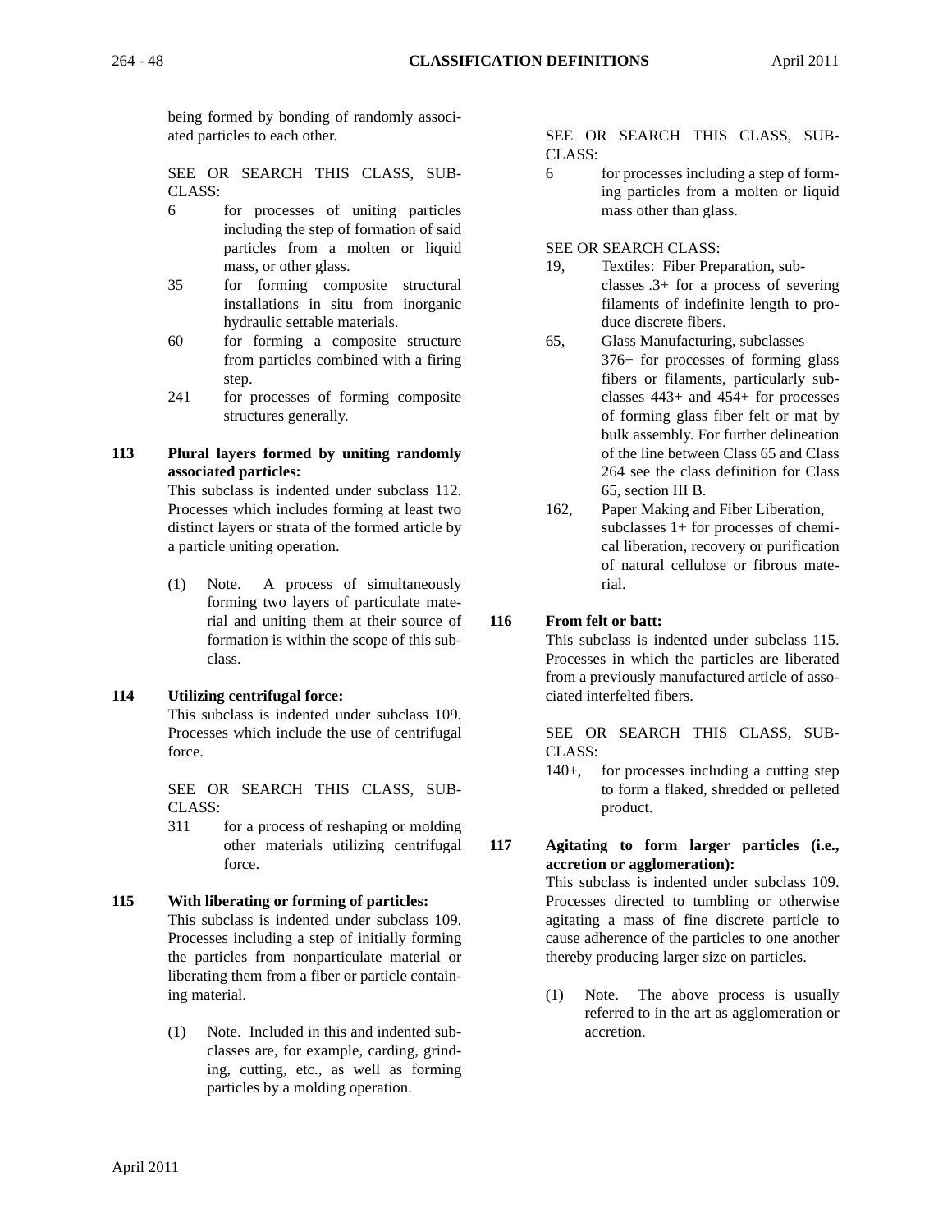being formed by bonding of randomly associated particles to each other.

SEE OR SEARCH THIS CLASS, SUBCLASS:

- 6 for processes of uniting particles including the step of formation of said particles from a molten or liquid mass, or other glass.
- 35 for forming composite structural installations in situ from inorganic hydraulic settable materials.
- 60 for forming a composite structure from particles combined with a firing step.
- 241 for processes of forming composite structures generally.

**113 Plural layers formed by uniting randomly associated particles:**

This subclass is indented under subclass 112. Processes which includes forming at least two distinct layers or strata of the formed article by a particle uniting operation.

(1) Note. A process of simultaneously forming two layers of particulate material and uniting them at their source of formation is within the scope of this subclass.

**114 Utilizing centrifugal force:**

This subclass is indented under subclass 109. Processes which include the use of centrifugal force.

SEE OR SEARCH THIS CLASS, SUBCLASS:

- 311 for a process of reshaping or molding other materials utilizing centrifugal force.

**115 With liberating or forming of particles:**

This subclass is indented under subclass 109. Processes including a step of initially forming the particles from nonparticulate material or liberating them from a fiber or particle containing material.

(1) Note. Included in this and indented subclasses are, for example, carding, grinding, cutting, etc., as well as forming particles by a molding operation.

SEE OR SEARCH THIS CLASS, SUBCLASS:

- 6 for processes including a step of forming particles from a molten or liquid mass other than glass.

SEE OR SEARCH CLASS:

- 19, Textiles: Fiber Preparation, subclasses .3+ for a process of severing filaments of indefinite length to produce discrete fibers.
- 65, Glass Manufacturing, subclasses 376+ for processes of forming glass fibers or filaments, particularly subclasses 443+ and 454+ for processes of forming glass fiber felt or mat by bulk assembly. For further delineation of the line between Class 65 and Class 264 see the class definition for Class 65, section III B.
- 162, Paper Making and Fiber Liberation, subclasses 1+ for processes of chemical liberation, recovery or purification of natural cellulose or fibrous material.

**116 From felt or batt:**

This subclass is indented under subclass 115. Processes in which the particles are liberated from a previously manufactured article of associated interfelted fibers.

SEE OR SEARCH THIS CLASS, SUBCLASS:

- 140+, for processes including a cutting step to form a flaked, shredded or pelleted product.

**117 Agitating to form larger particles (i.e., accretion or agglomeration):**

This subclass is indented under subclass 109. Processes directed to tumbling or otherwise agitating a mass of fine discrete particle to cause adherence of the particles to one another thereby producing larger size on particles.

(1) Note. The above process is usually referred to in the art as agglomeration or accretion.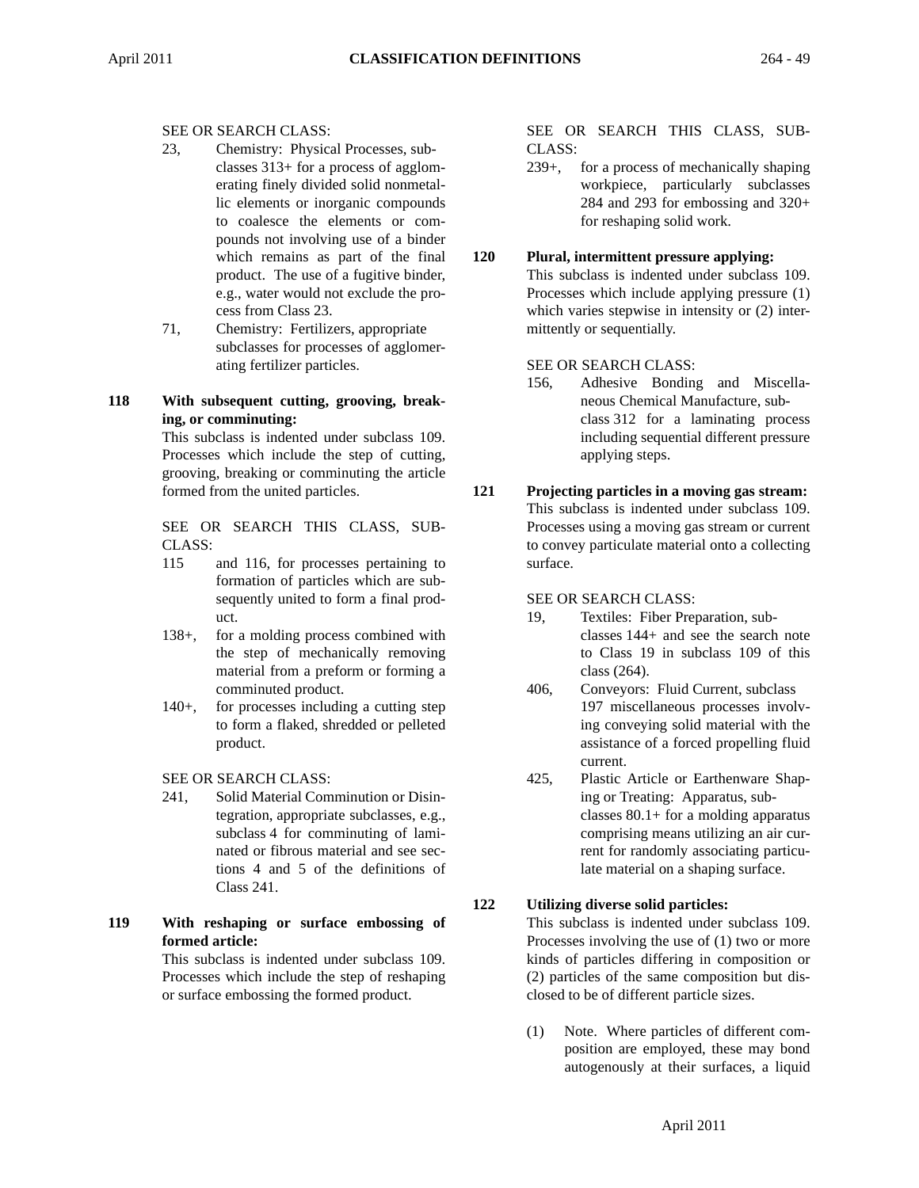SEE OR SEARCH CLASS:

- 23, Chemistry: Physical Processes, subclasses 313+ for a process of agglomerating finely divided solid nonmetallic elements or inorganic compounds to coalesce the elements or compounds not involving use of a binder which remains as part of the final product. The use of a fugitive binder, e.g., water would not exclude the process from Class 23.
- 71, Chemistry: Fertilizers, appropriate subclasses for processes of agglomerating fertilizer particles.

**118 With subsequent cutting, grooving, breaking, or comminuting:**

This subclass is indented under subclass 109. Processes which include the step of cutting, grooving, breaking or comminuting the article formed from the united particles.

SEE OR SEARCH THIS CLASS, SUBCLASS:

- 115 and 116, for processes pertaining to formation of particles which are subsequently united to form a final product.
- 138+, for a molding process combined with the step of mechanically removing material from a preform or forming a comminuted product.
- 140+, for processes including a cutting step to form a flaked, shredded or pelleted product.

SEE OR SEARCH CLASS:

- 241, Solid Material Comminution or Disintegration, appropriate subclasses, e.g., subclass 4 for comminuting of laminated or fibrous material and see sections 4 and 5 of the definitions of Class 241.

**119 With reshaping or surface embossing of formed article:**

This subclass is indented under subclass 109. Processes which include the step of reshaping or surface embossing the formed product.

SEE OR SEARCH THIS CLASS, SUBCLASS:

- 239+, for a process of mechanically shaping workpiece, particularly subclasses 284 and 293 for embossing and 320+ for reshaping solid work.

**120 Plural, intermittent pressure applying:**

This subclass is indented under subclass 109. Processes which include applying pressure (1) which varies stepwise in intensity or (2) intermittently or sequentially.

SEE OR SEARCH CLASS:

- 156, Adhesive Bonding and Miscellaneous Chemical Manufacture, subclass 312 for a laminating process including sequential different pressure applying steps.

**121 Projecting particles in a moving gas stream:**

This subclass is indented under subclass 109. Processes using a moving gas stream or current to convey particulate material onto a collecting surface.

SEE OR SEARCH CLASS:

- 19, Textiles: Fiber Preparation, subclasses 144+ and see the search note to Class 19 in subclass 109 of this class (264).
- 406, Conveyors: Fluid Current, subclass 197 miscellaneous processes involving conveying solid material with the assistance of a forced propelling fluid current.
- 425, Plastic Article or Earthenware Shaping or Treating: Apparatus, subclasses 80.1+ for a molding apparatus comprising means utilizing an air current for randomly associating particulate material on a shaping surface.

**122 Utilizing diverse solid particles:**

This subclass is indented under subclass 109. Processes involving the use of (1) two or more kinds of particles differing in composition or (2) particles of the same composition but disclosed to be of different particle sizes.

(1) Note. Where particles of different composition are employed, these may bond autogenously at their surfaces, a liquid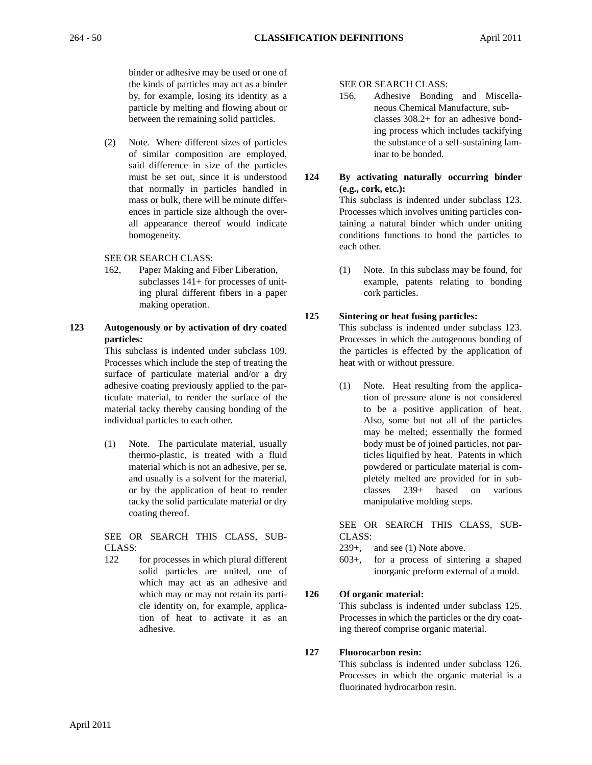binder or adhesive may be used or one of the kinds of particles may act as a binder by, for example, losing its identity as a particle by melting and flowing about or between the remaining solid particles.

(2) Note. Where different sizes of particles of similar composition are employed, said difference in size of the particles must be set out, since it is understood that normally in particles handled in mass or bulk, there will be minute differences in particle size although the overall appearance thereof would indicate homogeneity.

SEE OR SEARCH CLASS:

162, Paper Making and Fiber Liberation, subclasses 141+ for processes of uniting plural different fibers in a paper making operation.

**123 Autogenously or by activation of dry coated particles:**

This subclass is indented under subclass 109. Processes which include the step of treating the surface of particulate material and/or a dry adhesive coating previously applied to the particulate material, to render the surface of the material tacky thereby causing bonding of the individual particles to each other.

(1) Note. The particulate material, usually thermo-plastic, is treated with a fluid material which is not an adhesive, per se, and usually is a solvent for the material, or by the application of heat to render tacky the solid particulate material or dry coating thereof.

SEE OR SEARCH THIS CLASS, SUBCLASS:

122 for processes in which plural different solid particles are united, one of which may act as an adhesive and which may or may not retain its particle identity on, for example, application of heat to activate it as an adhesive.

SEE OR SEARCH CLASS:

156, Adhesive Bonding and Miscellaneous Chemical Manufacture, subclasses 308.2+ for an adhesive bonding process which includes tackifying the substance of a self-sustaining laminar to be bonded.

**124 By activating naturally occurring binder (e.g., cork, etc.):**

This subclass is indented under subclass 123. Processes which involves uniting particles containing a natural binder which under uniting conditions functions to bond the particles to each other.

(1) Note. In this subclass may be found, for example, patents relating to bonding cork particles.

**125 Sintering or heat fusing particles:**

This subclass is indented under subclass 123. Processes in which the autogenous bonding of the particles is effected by the application of heat with or without pressure.

(1) Note. Heat resulting from the application of pressure alone is not considered to be a positive application of heat. Also, some but not all of the particles may be melted; essentially the formed body must be of joined particles, not particles liquified by heat. Patents in which powdered or particulate material is completely melted are provided for in subclasses 239+ based on various manipulative molding steps.

SEE OR SEARCH THIS CLASS, SUBCLASS:

239+, and see (1) Note above.

603+, for a process of sintering a shaped inorganic preform external of a mold.

**126 Of organic material:**

This subclass is indented under subclass 125. Processes in which the particles or the dry coating thereof comprise organic material.

**127 Fluorocarbon resin:**

This subclass is indented under subclass 126. Processes in which the organic material is a fluorinated hydrocarbon resin.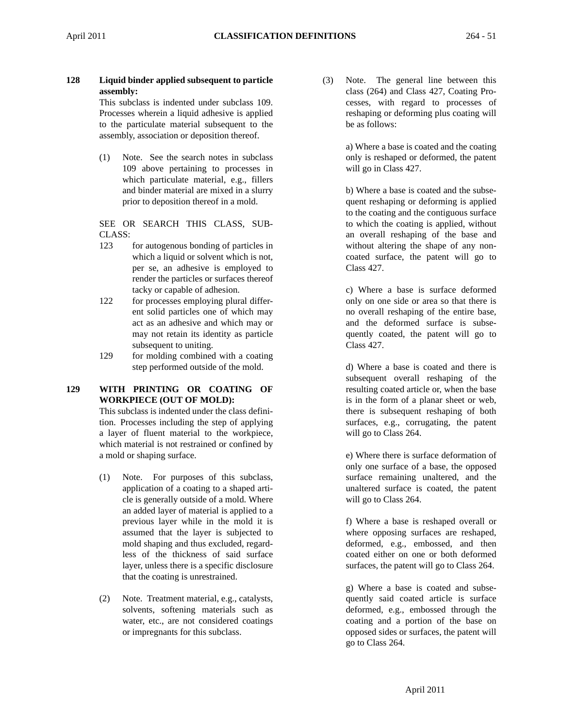**128 Liquid binder applied subsequent to particle assembly:**

This subclass is indented under subclass 109. Processes wherein a liquid adhesive is applied to the particulate material subsequent to the assembly, association or deposition thereof.

(1) Note. See the search notes in subclass 109 above pertaining to processes in which particulate material, e.g., fillers and binder material are mixed in a slurry prior to deposition thereof in a mold.

SEE OR SEARCH THIS CLASS, SUBCLASS:

123 for autogenous bonding of particles in which a liquid or solvent which is not, per se, an adhesive is employed to render the particles or surfaces thereof tacky or capable of adhesion.

122 for processes employing plural different solid particles one of which may act as an adhesive and which may or may not retain its identity as particle subsequent to uniting.

129 for molding combined with a coating step performed outside of the mold.

**129 WITH PRINTING OR COATING OF WORKPIECE (OUT OF MOLD):**

This subclass is indented under the class definition. Processes including the step of applying a layer of fluent material to the workpiece, which material is not restrained or confined by a mold or shaping surface.

(1) Note. For purposes of this subclass, application of a coating to a shaped article is generally outside of a mold. Where an added layer of material is applied to a previous layer while in the mold it is assumed that the layer is subjected to mold shaping and thus excluded, regardless of the thickness of said surface layer, unless there is a specific disclosure that the coating is unrestrained.

(2) Note. Treatment material, e.g., catalysts, solvents, softening materials such as water, etc., are not considered coatings or impregnants for this subclass.

(3) Note. The general line between this class (264) and Class 427, Coating Processes, with regard to processes of reshaping or deforming plus coating will be as follows:

a) Where a base is coated and the coating only is reshaped or deformed, the patent will go in Class 427.

b) Where a base is coated and the subsequent reshaping or deforming is applied to the coating and the contiguous surface to which the coating is applied, without an overall reshaping of the base and without altering the shape of any noncoated surface, the patent will go to Class 427.

c) Where a base is surface deformed only on one side or area so that there is no overall reshaping of the entire base, and the deformed surface is subsequently coated, the patent will go to Class 427.

d) Where a base is coated and there is subsequent overall reshaping of the resulting coated article or, when the base is in the form of a planar sheet or web, there is subsequent reshaping of both surfaces, e.g., corrugating, the patent will go to Class 264.

e) Where there is surface deformation of only one surface of a base, the opposed surface remaining unaltered, and the unaltered surface is coated, the patent will go to Class 264.

f) Where a base is reshaped overall or where opposing surfaces are reshaped, deformed, e.g., embossed, and then coated either on one or both deformed surfaces, the patent will go to Class 264.

g) Where a base is coated and subsequently said coated article is surface deformed, e.g., embossed through the coating and a portion of the base on opposed sides or surfaces, the patent will go to Class 264.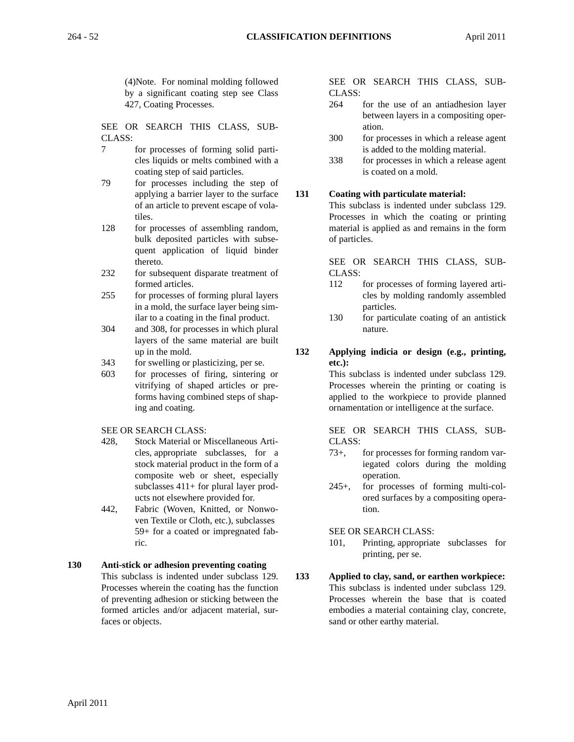(4)Note. For nominal molding followed by a significant coating step see Class 427, Coating Processes.

SEE OR SEARCH THIS CLASS, SUBCLASS:

- 7 for processes of forming solid particles liquids or melts combined with a coating step of said particles.
- 79 for processes including the step of applying a barrier layer to the surface of an article to prevent escape of volatiles.
- 128 for processes of assembling random, bulk deposited particles with subsequent application of liquid binder thereto.
- 232 for subsequent disparate treatment of formed articles.
- 255 for processes of forming plural layers in a mold, the surface layer being similar to a coating in the final product.
- 304 and 308, for processes in which plural layers of the same material are built up in the mold.
- 343 for swelling or plasticizing, per se.
- 603 for processes of firing, sintering or vitrifying of shaped articles or preforms having combined steps of shaping and coating.

SEE OR SEARCH CLASS:

- 428, Stock Material or Miscellaneous Articles, appropriate subclasses, for a stock material product in the form of a composite web or sheet, especially subclasses 411+ for plural layer products not elsewhere provided for.
- 442, Fabric (Woven, Knitted, or Nonwoven Textile or Cloth, etc.), subclasses 59+ for a coated or impregnated fabric.

**130 Anti-stick or adhesion preventing coating**

This subclass is indented under subclass 129. Processes wherein the coating has the function of preventing adhesion or sticking between the formed articles and/or adjacent material, surfaces or objects.

SEE OR SEARCH THIS CLASS, SUBCLASS:

- 264 for the use of an antiadhesion layer between layers in a compositing operation.
- 300 for processes in which a release agent is added to the molding material.
- 338 for processes in which a release agent is coated on a mold.

**131 Coating with particulate material:**

This subclass is indented under subclass 129. Processes in which the coating or printing material is applied as and remains in the form of particles.

SEE OR SEARCH THIS CLASS, SUBCLASS:

- 112 for processes of forming layered articles by molding randomly assembled particles.
- 130 for particulate coating of an antistick nature.

**132 Applying indicia or design (e.g., printing, etc.):**

This subclass is indented under subclass 129. Processes wherein the printing or coating is applied to the workpiece to provide planned ornamentation or intelligence at the surface.

SEE OR SEARCH THIS CLASS, SUBCLASS:

- 73+, for processes for forming random variegated colors during the molding operation.
- 245+, for processes of forming multi-colored surfaces by a compositing operation.

SEE OR SEARCH CLASS:

- 101, Printing, appropriate subclasses for printing, per se.

**133 Applied to clay, sand, or earthen workpiece:**

This subclass is indented under subclass 129. Processes wherein the base that is coated embodies a material containing clay, concrete, sand or other earthy material.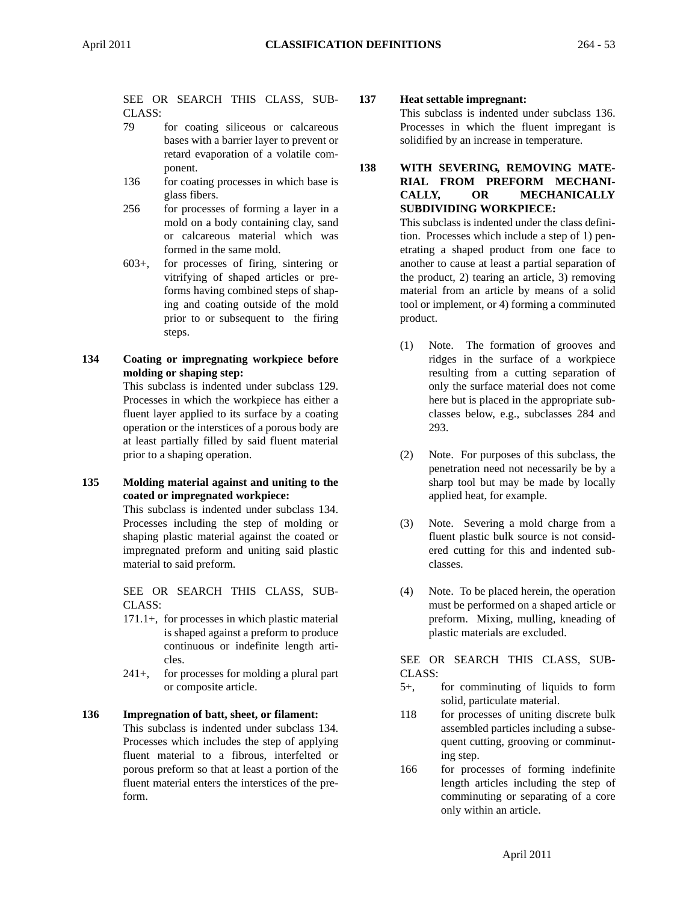SEE OR SEARCH THIS CLASS, SUBCLASS:

- 79 for coating siliceous or calcareous bases with a barrier layer to prevent or retard evaporation of a volatile component.
- 136 for coating processes in which base is glass fibers.
- 256 for processes of forming a layer in a mold on a body containing clay, sand or calcareous material which was formed in the same mold.
- 603+, for processes of firing, sintering or vitrifying of shaped articles or preforms having combined steps of shaping and coating outside of the mold prior to or subsequent to the firing steps.

**134 Coating or impregnating workpiece before molding or shaping step:**

This subclass is indented under subclass 129. Processes in which the workpiece has either a fluent layer applied to its surface by a coating operation or the interstices of a porous body are at least partially filled by said fluent material prior to a shaping operation.

**135 Molding material against and uniting to the coated or impregnated workpiece:**

This subclass is indented under subclass 134. Processes including the step of molding or shaping plastic material against the coated or impregnated preform and uniting said plastic material to said preform.

SEE OR SEARCH THIS CLASS, SUBCLASS:

- 171.1+, for processes in which plastic material is shaped against a preform to produce continuous or indefinite length articles.
- 241+, for processes for molding a plural part or composite article.

**136 Impregnation of batt, sheet, or filament:**

This subclass is indented under subclass 134. Processes which includes the step of applying fluent material to a fibrous, interfelted or porous preform so that at least a portion of the fluent material enters the interstices of the preform.

**137 Heat settable impregnant:**

This subclass is indented under subclass 136. Processes in which the fluent impregant is solidified by an increase in temperature.

**138 WITH SEVERING, REMOVING MATERIAL FROM PREFORM MECHANICALLY, OR MECHANICALLY SUBDIVIDING WORKPIECE:**

This subclass is indented under the class definition. Processes which include a step of 1) penetrating a shaped product from one face to another to cause at least a partial separation of the product, 2) tearing an article, 3) removing material from an article by means of a solid tool or implement, or 4) forming a comminuted product.

(1) Note. The formation of grooves and ridges in the surface of a workpiece resulting from a cutting separation of only the surface material does not come here but is placed in the appropriate subclasses below, e.g., subclasses 284 and 293.

(2) Note. For purposes of this subclass, the penetration need not necessarily be by a sharp tool but may be made by locally applied heat, for example.

(3) Note. Severing a mold charge from a fluent plastic bulk source is not considered cutting for this and indented subclasses.

(4) Note. To be placed herein, the operation must be performed on a shaped article or preform. Mixing, mulling, kneading of plastic materials are excluded.

SEE OR SEARCH THIS CLASS, SUBCLASS:

- 5+, for comminuting of liquids to form solid, particulate material.
- 118 for processes of uniting discrete bulk assembled particles including a subsequent cutting, grooving or comminuting step.
- 166 for processes of forming indefinite length articles including the step of comminuting or separating of a core only within an article.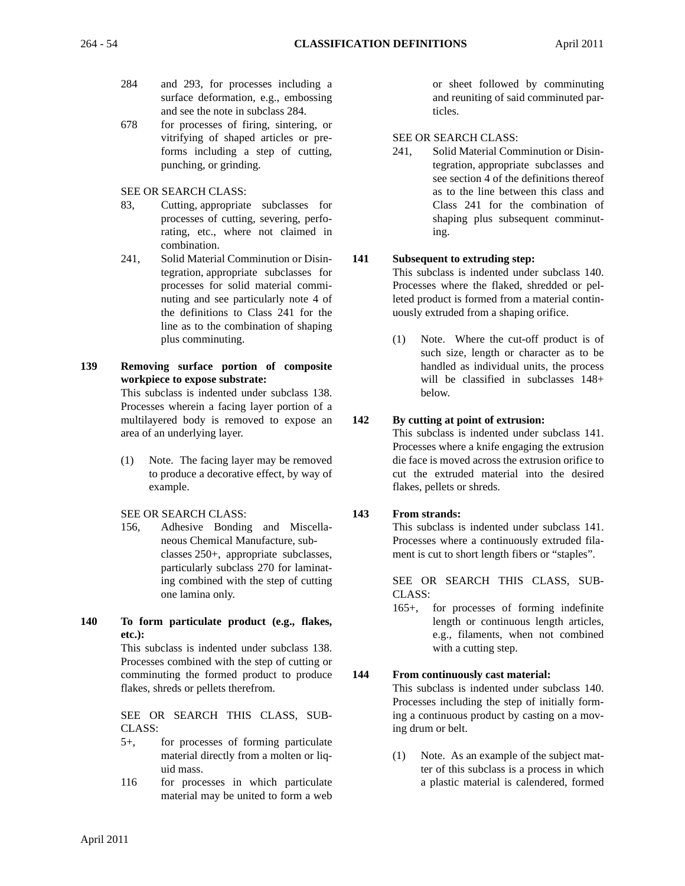284 and 293, for processes including a surface deformation, e.g., embossing and see the note in subclass 284.

678 for processes of firing, sintering, or vitrifying of shaped articles or preforms including a step of cutting, punching, or grinding.

SEE OR SEARCH CLASS:

83, Cutting, appropriate subclasses for processes of cutting, severing, perforating, etc., where not claimed in combination.

241, Solid Material Comminution or Disintegration, appropriate subclasses for processes for solid material comminuting and see particularly note 4 of the definitions to Class 241 for the line as to the combination of shaping plus comminuting.

**139 Removing surface portion of composite workpiece to expose substrate:**

This subclass is indented under subclass 138. Processes wherein a facing layer portion of a multilayered body is removed to expose an area of an underlying layer.

(1) Note. The facing layer may be removed to produce a decorative effect, by way of example.

SEE OR SEARCH CLASS:

156, Adhesive Bonding and Miscellaneous Chemical Manufacture, subclasses 250+, appropriate subclasses, particularly subclass 270 for laminating combined with the step of cutting one lamina only.

**140 To form particulate product (e.g., flakes, etc.):**

This subclass is indented under subclass 138. Processes combined with the step of cutting or comminuting the formed product to produce flakes, shreds or pellets therefrom.

SEE OR SEARCH THIS CLASS, SUBCLASS:

5+, for processes of forming particulate material directly from a molten or liquid mass.

116 for processes in which particulate material may be united to form a web or sheet followed by comminuting and reuniting of said comminuted particles.

SEE OR SEARCH CLASS:

241, Solid Material Comminution or Disintegration, appropriate subclasses and see section 4 of the definitions thereof as to the line between this class and Class 241 for the combination of shaping plus subsequent comminuting.

**141 Subsequent to extruding step:**

This subclass is indented under subclass 140. Processes where the flaked, shredded or pelleted product is formed from a material continuously extruded from a shaping orifice.

(1) Note. Where the cut-off product is of such size, length or character as to be handled as individual units, the process will be classified in subclasses 148+ below.

**142 By cutting at point of extrusion:**

This subclass is indented under subclass 141. Processes where a knife engaging the extrusion die face is moved across the extrusion orifice to cut the extruded material into the desired flakes, pellets or shreds.

**143 From strands:**

This subclass is indented under subclass 141. Processes where a continuously extruded filament is cut to short length fibers or "staples".

SEE OR SEARCH THIS CLASS, SUBCLASS:

165+, for processes of forming indefinite length or continuous length articles, e.g., filaments, when not combined with a cutting step.

**144 From continuously cast material:**

This subclass is indented under subclass 140. Processes including the step of initially forming a continuous product by casting on a moving drum or belt.

(1) Note. As an example of the subject matter of this subclass is a process in which a plastic material is calendered, formed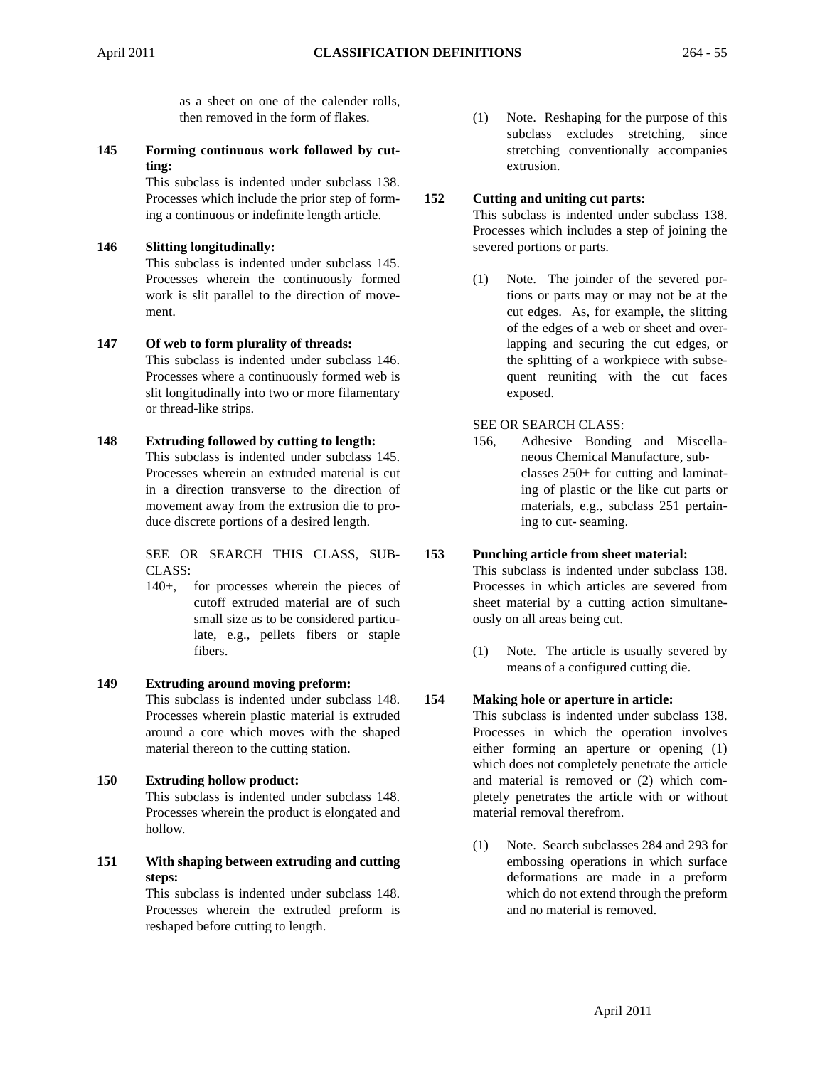as a sheet on one of the calender rolls, then removed in the form of flakes.

**145 Forming continuous work followed by cutting:**
This subclass is indented under subclass 138. Processes which include the prior step of forming a continuous or indefinite length article.

**146 Slitting longitudinally:**
This subclass is indented under subclass 145. Processes wherein the continuously formed work is slit parallel to the direction of movement.

**147 Of web to form plurality of threads:**
This subclass is indented under subclass 146. Processes where a continuously formed web is slit longitudinally into two or more filamentary or thread-like strips.

**148 Extruding followed by cutting to length:**
This subclass is indented under subclass 145. Processes wherein an extruded material is cut in a direction transverse to the direction of movement away from the extrusion die to produce discrete portions of a desired length.

SEE OR SEARCH THIS CLASS, SUBCLASS:

140+, for processes wherein the pieces of cutoff extruded material are of such small size as to be considered particulate, e.g., pellets fibers or staple fibers.

**149 Extruding around moving preform:**
This subclass is indented under subclass 148. Processes wherein plastic material is extruded around a core which moves with the shaped material thereon to the cutting station.

**150 Extruding hollow product:**
This subclass is indented under subclass 148. Processes wherein the product is elongated and hollow.

**151 With shaping between extruding and cutting steps:**
This subclass is indented under subclass 148. Processes wherein the extruded preform is reshaped before cutting to length.

(1) Note. Reshaping for the purpose of this subclass excludes stretching, since stretching conventionally accompanies extrusion.

**152 Cutting and uniting cut parts:**
This subclass is indented under subclass 138. Processes which includes a step of joining the severed portions or parts.

(1) Note. The joinder of the severed portions or parts may or may not be at the cut edges. As, for example, the slitting of the edges of a web or sheet and overlapping and securing the cut edges, or the splitting of a workpiece with subsequent reuniting with the cut faces exposed.

SEE OR SEARCH CLASS:

156, Adhesive Bonding and Miscellaneous Chemical Manufacture, subclasses 250+ for cutting and laminating of plastic or the like cut parts or materials, e.g., subclass 251 pertaining to cut- seaming.

**153 Punching article from sheet material:**
This subclass is indented under subclass 138. Processes in which articles are severed from sheet material by a cutting action simultaneously on all areas being cut.

(1) Note. The article is usually severed by means of a configured cutting die.

**154 Making hole or aperture in article:**
This subclass is indented under subclass 138. Processes in which the operation involves either forming an aperture or opening (1) which does not completely penetrate the article and material is removed or (2) which completely penetrates the article with or without material removal therefrom.

(1) Note. Search subclasses 284 and 293 for embossing operations in which surface deformations are made in a preform which do not extend through the preform and no material is removed.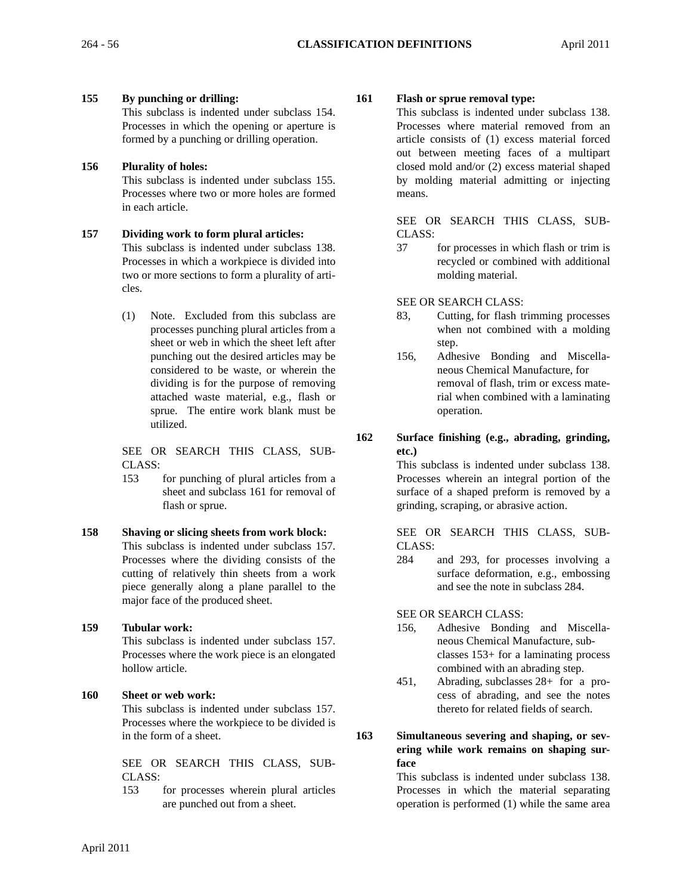**155 By punching or drilling:**
This subclass is indented under subclass 154. Processes in which the opening or aperture is formed by a punching or drilling operation.

**156 Plurality of holes:**
This subclass is indented under subclass 155. Processes where two or more holes are formed in each article.

**157 Dividing work to form plural articles:**
This subclass is indented under subclass 138. Processes in which a workpiece is divided into two or more sections to form a plurality of articles.

(1) Note. Excluded from this subclass are processes punching plural articles from a sheet or web in which the sheet left after punching out the desired articles may be considered to be waste, or wherein the dividing is for the purpose of removing attached waste material, e.g., flash or sprue. The entire work blank must be utilized.

SEE OR SEARCH THIS CLASS, SUBCLASS:

153 for punching of plural articles from a sheet and subclass 161 for removal of flash or sprue.

**158 Shaving or slicing sheets from work block:**
This subclass is indented under subclass 157. Processes where the dividing consists of the cutting of relatively thin sheets from a work piece generally along a plane parallel to the major face of the produced sheet.

**159 Tubular work:**
This subclass is indented under subclass 157. Processes where the work piece is an elongated hollow article.

**160 Sheet or web work:**
This subclass is indented under subclass 157. Processes where the workpiece to be divided is in the form of a sheet.

SEE OR SEARCH THIS CLASS, SUBCLASS:

153 for processes wherein plural articles are punched out from a sheet.

**161 Flash or sprue removal type:**
This subclass is indented under subclass 138. Processes where material removed from an article consists of (1) excess material forced out between meeting faces of a multipart closed mold and/or (2) excess material shaped by molding material admitting or injecting means.

SEE OR SEARCH THIS CLASS, SUBCLASS:

37 for processes in which flash or trim is recycled or combined with additional molding material.

SEE OR SEARCH CLASS:

83, Cutting, for flash trimming processes when not combined with a molding step.

156, Adhesive Bonding and Miscellaneous Chemical Manufacture, for removal of flash, trim or excess material when combined with a laminating operation.

**162 Surface finishing (e.g., abrading, grinding, etc.)**
This subclass is indented under subclass 138. Processes wherein an integral portion of the surface of a shaped preform is removed by a grinding, scraping, or abrasive action.

SEE OR SEARCH THIS CLASS, SUBCLASS:

284 and 293, for processes involving a surface deformation, e.g., embossing and see the note in subclass 284.

SEE OR SEARCH CLASS:

156, Adhesive Bonding and Miscellaneous Chemical Manufacture, subclasses 153+ for a laminating process combined with an abrading step.

451, Abrading, subclasses 28+ for a process of abrading, and see the notes thereto for related fields of search.

**163 Simultaneous severing and shaping, or severing while work remains on shaping surface**
This subclass is indented under subclass 138. Processes in which the material separating operation is performed (1) while the same area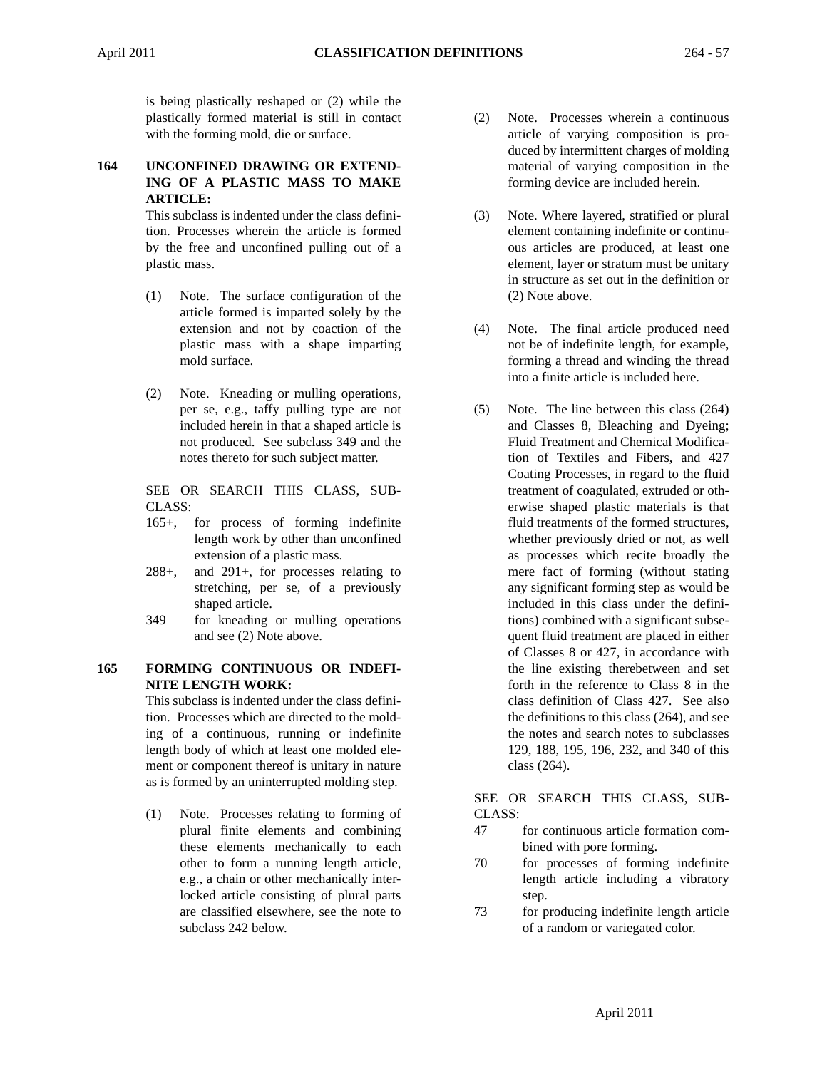is being plastically reshaped or (2) while the plastically formed material is still in contact with the forming mold, die or surface.

**164 UNCONFINED DRAWING OR EXTENDING OF A PLASTIC MASS TO MAKE ARTICLE:**

This subclass is indented under the class definition. Processes wherein the article is formed by the free and unconfined pulling out of a plastic mass.

(1) Note. The surface configuration of the article formed is imparted solely by the extension and not by coaction of the plastic mass with a shape imparting mold surface.

(2) Note. Kneading or mulling operations, per se, e.g., taffy pulling type are not included herein in that a shaped article is not produced. See subclass 349 and the notes thereto for such subject matter.

SEE OR SEARCH THIS CLASS, SUBCLASS:

- 165+, for process of forming indefinite length work by other than unconfined extension of a plastic mass.
- 288+, and 291+, for processes relating to stretching, per se, of a previously shaped article.
- 349 for kneading or mulling operations and see (2) Note above.

**165 FORMING CONTINUOUS OR INDEFINITE LENGTH WORK:**

This subclass is indented under the class definition. Processes which are directed to the molding of a continuous, running or indefinite length body of which at least one molded element or component thereof is unitary in nature as is formed by an uninterrupted molding step.

(1) Note. Processes relating to forming of plural finite elements and combining these elements mechanically to each other to form a running length article, e.g., a chain or other mechanically interlocked article consisting of plural parts are classified elsewhere, see the note to subclass 242 below.

(2) Note. Processes wherein a continuous article of varying composition is produced by intermittent charges of molding material of varying composition in the forming device are included herein.

(3) Note. Where layered, stratified or plural element containing indefinite or continuous articles are produced, at least one element, layer or stratum must be unitary in structure as set out in the definition or (2) Note above.

(4) Note. The final article produced need not be of indefinite length, for example, forming a thread and winding the thread into a finite article is included here.

(5) Note. The line between this class (264) and Classes 8, Bleaching and Dyeing; Fluid Treatment and Chemical Modification of Textiles and Fibers, and 427 Coating Processes, in regard to the fluid treatment of coagulated, extruded or otherwise shaped plastic materials is that fluid treatments of the formed structures, whether previously dried or not, as well as processes which recite broadly the mere fact of forming (without stating any significant forming step as would be included in this class under the definitions) combined with a significant subsequent fluid treatment are placed in either of Classes 8 or 427, in accordance with the line existing therebetween and set forth in the reference to Class 8 in the class definition of Class 427. See also the definitions to this class (264), and see the notes and search notes to subclasses 129, 188, 195, 196, 232, and 340 of this class (264).

SEE OR SEARCH THIS CLASS, SUBCLASS:

- 47 for continuous article formation combined with pore forming.
- 70 for processes of forming indefinite length article including a vibratory step.
- 73 for producing indefinite length article of a random or variegated color.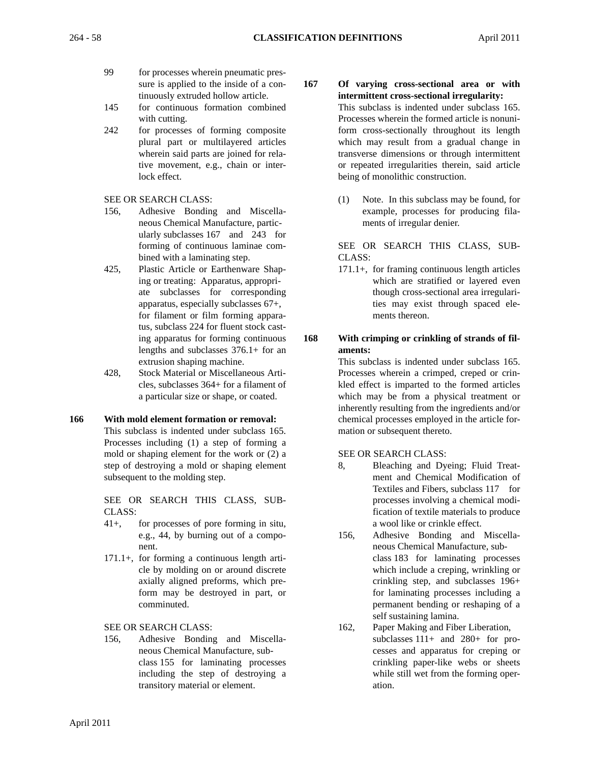99 for processes wherein pneumatic pressure is applied to the inside of a continuously extruded hollow article.

145 for continuous formation combined with cutting.

242 for processes of forming composite plural part or multilayered articles wherein said parts are joined for relative movement, e.g., chain or interlock effect.

SEE OR SEARCH CLASS:

156, Adhesive Bonding and Miscellaneous Chemical Manufacture, particularly subclasses 167 and 243 for forming of continuous laminae combined with a laminating step.

425, Plastic Article or Earthenware Shaping or treating: Apparatus, appropriate subclasses for corresponding apparatus, especially subclasses 67+, for filament or film forming apparatus, subclass 224 for fluent stock casting apparatus for forming continuous lengths and subclasses 376.1+ for an extrusion shaping machine.

428, Stock Material or Miscellaneous Articles, subclasses 364+ for a filament of a particular size or shape, or coated.

**166 With mold element formation or removal:**

This subclass is indented under subclass 165. Processes including (1) a step of forming a mold or shaping element for the work or (2) a step of destroying a mold or shaping element subsequent to the molding step.

SEE OR SEARCH THIS CLASS, SUBCLASS:

41+, for processes of pore forming in situ, e.g., 44, by burning out of a component.

171.1+, for forming a continuous length article by molding on or around discrete axially aligned preforms, which preform may be destroyed in part, or comminuted.

SEE OR SEARCH CLASS:

156, Adhesive Bonding and Miscellaneous Chemical Manufacture, subclass 155 for laminating processes including the step of destroying a transitory material or element.

**167 Of varying cross-sectional area or with intermittent cross-sectional irregularity:**

This subclass is indented under subclass 165. Processes wherein the formed article is nonuniform cross-sectionally throughout its length which may result from a gradual change in transverse dimensions or through intermittent or repeated irregularities therein, said article being of monolithic construction.

(1) Note. In this subclass may be found, for example, processes for producing filaments of irregular denier.

SEE OR SEARCH THIS CLASS, SUBCLASS:

171.1+, for framing continuous length articles which are stratified or layered even though cross-sectional area irregularities may exist through spaced elements thereon.

**168 With crimping or crinkling of strands of filaments:**

This subclass is indented under subclass 165. Processes wherein a crimped, creped or crinkled effect is imparted to the formed articles which may be from a physical treatment or inherently resulting from the ingredients and/or chemical processes employed in the article formation or subsequent thereto.

SEE OR SEARCH CLASS:

8, Bleaching and Dyeing; Fluid Treatment and Chemical Modification of Textiles and Fibers, subclass 117 for processes involving a chemical modification of textile materials to produce a wool like or crinkle effect.

156, Adhesive Bonding and Miscellaneous Chemical Manufacture, subclass 183 for laminating processes which include a creping, wrinkling or crinkling step, and subclasses 196+ for laminating processes including a permanent bending or reshaping of a self sustaining lamina.

162, Paper Making and Fiber Liberation, subclasses 111+ and 280+ for processes and apparatus for creping or crinkling paper-like webs or sheets while still wet from the forming operation.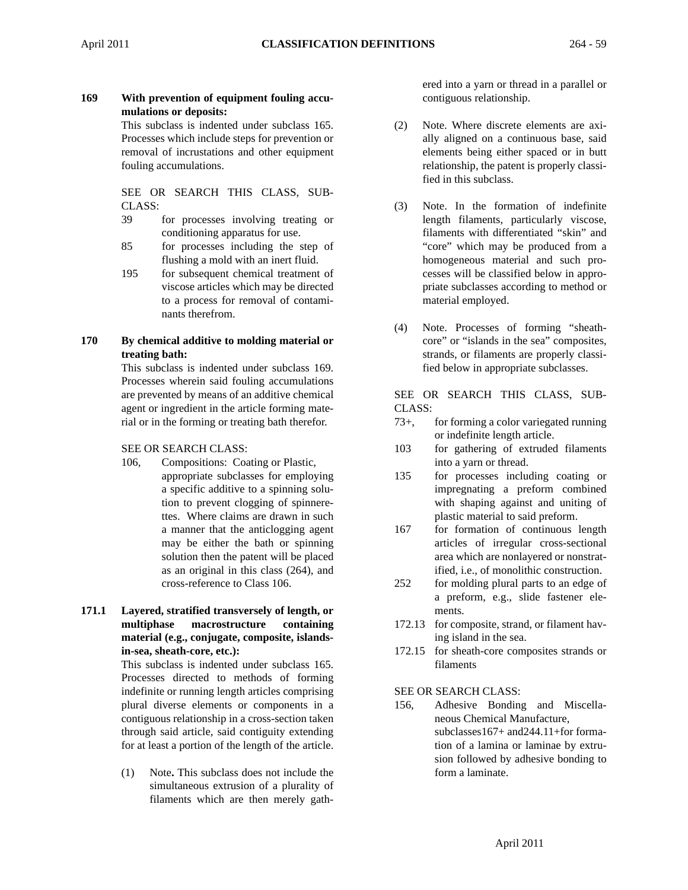**169 With prevention of equipment fouling accumulations or deposits:**

This subclass is indented under subclass 165. Processes which include steps for prevention or removal of incrustations and other equipment fouling accumulations.

SEE OR SEARCH THIS CLASS, SUBCLASS:

39 for processes involving treating or conditioning apparatus for use.

85 for processes including the step of flushing a mold with an inert fluid.

195 for subsequent chemical treatment of viscose articles which may be directed to a process for removal of contaminants therefrom.

**170 By chemical additive to molding material or treating bath:**

This subclass is indented under subclass 169. Processes wherein said fouling accumulations are prevented by means of an additive chemical agent or ingredient in the article forming material or in the forming or treating bath therefor.

SEE OR SEARCH CLASS:

106, Compositions: Coating or Plastic, appropriate subclasses for employing a specific additive to a spinning solution to prevent clogging of spinnerettes. Where claims are drawn in such a manner that the anticlogging agent may be either the bath or spinning solution then the patent will be placed as an original in this class (264), and cross-reference to Class 106.

**171.1 Layered, stratified transversely of length, or multiphase macrostructure containing material (e.g., conjugate, composite, islands-in-sea, sheath-core, etc.):**

This subclass is indented under subclass 165. Processes directed to methods of forming indefinite or running length articles comprising plural diverse elements or components in a contiguous relationship in a cross-section taken through said article, said contiguity extending for at least a portion of the length of the article.

(1) Note**.** This subclass does not include the simultaneous extrusion of a plurality of filaments which are then merely gathered into a yarn or thread in a parallel or contiguous relationship.

(2) Note. Where discrete elements are axially aligned on a continuous base, said elements being either spaced or in butt relationship, the patent is properly classified in this subclass.

(3) Note. In the formation of indefinite length filaments, particularly viscose, filaments with differentiated "skin" and "core" which may be produced from a homogeneous material and such processes will be classified below in appropriate subclasses according to method or material employed.

(4) Note. Processes of forming "sheath-core" or "islands in the sea" composites, strands, or filaments are properly classified below in appropriate subclasses.

SEE OR SEARCH THIS CLASS, SUBCLASS:

73+, for forming a color variegated running or indefinite length article.

103 for gathering of extruded filaments into a yarn or thread.

135 for processes including coating or impregnating a preform combined with shaping against and uniting of plastic material to said preform.

167 for formation of continuous length articles of irregular cross-sectional area which are nonlayered or nonstratified, i.e., of monolithic construction.

252 for molding plural parts to an edge of a preform, e.g., slide fastener elements.

172.13 for composite, strand, or filament having island in the sea.

172.15 for sheath-core composites strands or filaments

SEE OR SEARCH CLASS:

156, Adhesive Bonding and Miscellaneous Chemical Manufacture, subclasses167+ and244.11+for formation of a lamina or laminae by extrusion followed by adhesive bonding to form a laminate.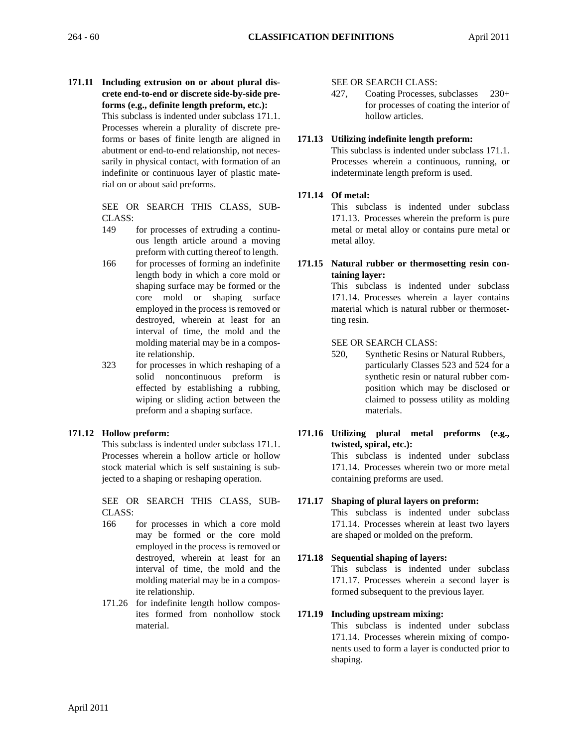**171.11 Including extrusion on or about plural discrete end-to-end or discrete side-by-side preforms (e.g., definite length preform, etc.):**

This subclass is indented under subclass 171.1. Processes wherein a plurality of discrete preforms or bases of finite length are aligned in abutment or end-to-end relationship, not necessarily in physical contact, with formation of an indefinite or continuous layer of plastic material on or about said preforms.

SEE OR SEARCH THIS CLASS, SUBCLASS:

- 149 for processes of extruding a continuous length article around a moving preform with cutting thereof to length.
- 166 for processes of forming an indefinite length body in which a core mold or shaping surface may be formed or the core mold or shaping surface employed in the process is removed or destroyed, wherein at least for an interval of time, the mold and the molding material may be in a composite relationship.
- 323 for processes in which reshaping of a solid noncontinuous preform is effected by establishing a rubbing, wiping or sliding action between the preform and a shaping surface.

**171.12 Hollow preform:**

This subclass is indented under subclass 171.1. Processes wherein a hollow article or hollow stock material which is self sustaining is subjected to a shaping or reshaping operation.

SEE OR SEARCH THIS CLASS, SUBCLASS:

- 166 for processes in which a core mold may be formed or the core mold employed in the process is removed or destroyed, wherein at least for an interval of time, the mold and the molding material may be in a composite relationship.
- 171.26 for indefinite length hollow composites formed from nonhollow stock material.

SEE OR SEARCH CLASS:

- 427, Coating Processes, subclasses 230+ for processes of coating the interior of hollow articles.

**171.13 Utilizing indefinite length preform:**

This subclass is indented under subclass 171.1. Processes wherein a continuous, running, or indeterminate length preform is used.

**171.14 Of metal:**

This subclass is indented under subclass 171.13. Processes wherein the preform is pure metal or metal alloy or contains pure metal or metal alloy.

**171.15 Natural rubber or thermosetting resin containing layer:**

This subclass is indented under subclass 171.14. Processes wherein a layer contains material which is natural rubber or thermosetting resin.

SEE OR SEARCH CLASS:

- 520, Synthetic Resins or Natural Rubbers, particularly Classes 523 and 524 for a synthetic resin or natural rubber composition which may be disclosed or claimed to possess utility as molding materials.

**171.16 Utilizing plural metal preforms (e.g., twisted, spiral, etc.):**

This subclass is indented under subclass 171.14. Processes wherein two or more metal containing preforms are used.

**171.17 Shaping of plural layers on preform:**

This subclass is indented under subclass 171.14. Processes wherein at least two layers are shaped or molded on the preform.

**171.18 Sequential shaping of layers:**

This subclass is indented under subclass 171.17. Processes wherein a second layer is formed subsequent to the previous layer.

**171.19 Including upstream mixing:**

This subclass is indented under subclass 171.14. Processes wherein mixing of components used to form a layer is conducted prior to shaping.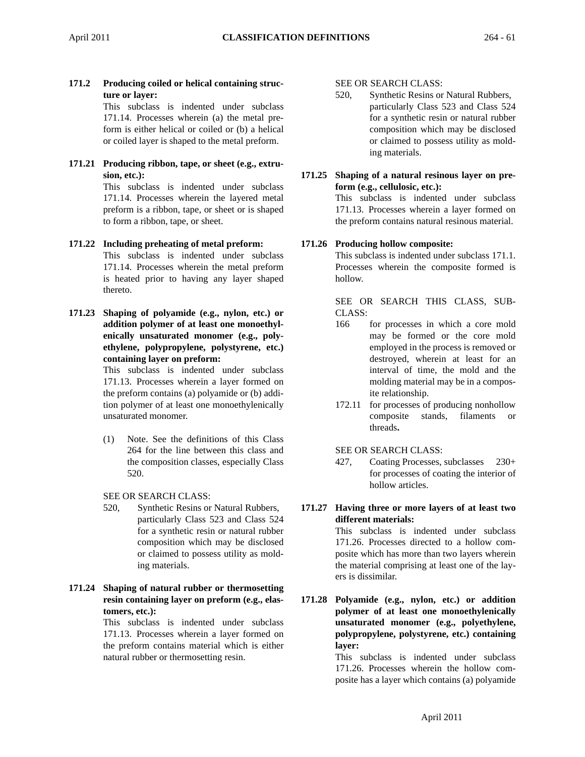**171.2 Producing coiled or helical containing structure or layer:**

This subclass is indented under subclass 171.14. Processes wherein (a) the metal preform is either helical or coiled or (b) a helical or coiled layer is shaped to the metal preform.

**171.21 Producing ribbon, tape, or sheet (e.g., extrusion, etc.):**

This subclass is indented under subclass 171.14. Processes wherein the layered metal preform is a ribbon, tape, or sheet or is shaped to form a ribbon, tape, or sheet.

**171.22 Including preheating of metal preform:**

This subclass is indented under subclass 171.14. Processes wherein the metal preform is heated prior to having any layer shaped thereto.

**171.23 Shaping of polyamide (e.g., nylon, etc.) or addition polymer of at least one monoethylenically unsaturated monomer (e.g., polyethylene, polypropylene, polystyrene, etc.) containing layer on preform:**

This subclass is indented under subclass 171.13. Processes wherein a layer formed on the preform contains (a) polyamide or (b) addition polymer of at least one monoethylenically unsaturated monomer.

(1) Note. See the definitions of this Class 264 for the line between this class and the composition classes, especially Class 520.

SEE OR SEARCH CLASS:

520, Synthetic Resins or Natural Rubbers, particularly Class 523 and Class 524 for a synthetic resin or natural rubber composition which may be disclosed or claimed to possess utility as molding materials.

**171.24 Shaping of natural rubber or thermosetting resin containing layer on preform (e.g., elastomers, etc.):**

This subclass is indented under subclass 171.13. Processes wherein a layer formed on the preform contains material which is either natural rubber or thermosetting resin.

SEE OR SEARCH CLASS:

520, Synthetic Resins or Natural Rubbers, particularly Class 523 and Class 524 for a synthetic resin or natural rubber composition which may be disclosed or claimed to possess utility as molding materials.

**171.25 Shaping of a natural resinous layer on preform (e.g., cellulosic, etc.):**

This subclass is indented under subclass 171.13. Processes wherein a layer formed on the preform contains natural resinous material.

**171.26 Producing hollow composite:**

This subclass is indented under subclass 171.1. Processes wherein the composite formed is hollow.

SEE OR SEARCH THIS CLASS, SUBCLASS:

166 for processes in which a core mold may be formed or the core mold employed in the process is removed or destroyed, wherein at least for an interval of time, the mold and the molding material may be in a composite relationship.

172.11 for processes of producing nonhollow composite stands, filaments or threads**.**

SEE OR SEARCH CLASS:

427, Coating Processes, subclasses 230+ for processes of coating the interior of hollow articles.

**171.27 Having three or more layers of at least two different materials:**

This subclass is indented under subclass 171.26. Processes directed to a hollow composite which has more than two layers wherein the material comprising at least one of the layers is dissimilar.

**171.28 Polyamide (e.g., nylon, etc.) or addition polymer of at least one monoethylenically unsaturated monomer (e.g., polyethylene, polypropylene, polystyrene, etc.) containing layer:**

This subclass is indented under subclass 171.26. Processes wherein the hollow composite has a layer which contains (a) polyamide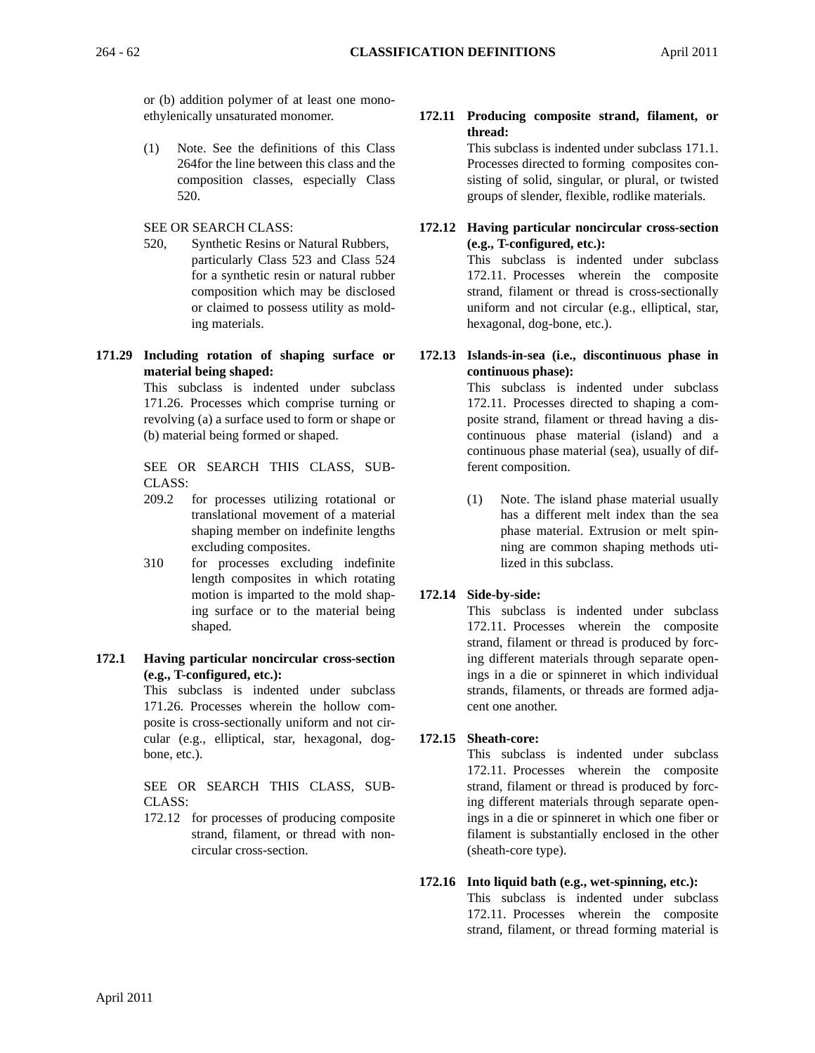or (b) addition polymer of at least one monoethylenically unsaturated monomer.

(1) Note. See the definitions of this Class 264for the line between this class and the composition classes, especially Class 520.

SEE OR SEARCH CLASS:

520, Synthetic Resins or Natural Rubbers, particularly Class 523 and Class 524 for a synthetic resin or natural rubber composition which may be disclosed or claimed to possess utility as molding materials.

**171.29 Including rotation of shaping surface or material being shaped:**

This subclass is indented under subclass 171.26. Processes which comprise turning or revolving (a) a surface used to form or shape or (b) material being formed or shaped.

SEE OR SEARCH THIS CLASS, SUBCLASS:

209.2 for processes utilizing rotational or translational movement of a material shaping member on indefinite lengths excluding composites.

310 for processes excluding indefinite length composites in which rotating motion is imparted to the mold shaping surface or to the material being shaped.

**172.1 Having particular noncircular cross-section (e.g., T-configured, etc.):**

This subclass is indented under subclass 171.26. Processes wherein the hollow composite is cross-sectionally uniform and not circular (e.g., elliptical, star, hexagonal, dogbone, etc.).

SEE OR SEARCH THIS CLASS, SUBCLASS:

172.12 for processes of producing composite strand, filament, or thread with noncircular cross-section.

**172.11 Producing composite strand, filament, or thread:**

This subclass is indented under subclass 171.1. Processes directed to forming composites consisting of solid, singular, or plural, or twisted groups of slender, flexible, rodlike materials.

**172.12 Having particular noncircular cross-section (e.g., T-configured, etc.):**

This subclass is indented under subclass 172.11. Processes wherein the composite strand, filament or thread is cross-sectionally uniform and not circular (e.g., elliptical, star, hexagonal, dog-bone, etc.).

**172.13 Islands-in-sea (i.e., discontinuous phase in continuous phase):**

This subclass is indented under subclass 172.11. Processes directed to shaping a composite strand, filament or thread having a discontinuous phase material (island) and a continuous phase material (sea), usually of different composition.

(1) Note. The island phase material usually has a different melt index than the sea phase material. Extrusion or melt spinning are common shaping methods utilized in this subclass.

**172.14 Side-by-side:**

This subclass is indented under subclass 172.11. Processes wherein the composite strand, filament or thread is produced by forcing different materials through separate openings in a die or spinneret in which individual strands, filaments, or threads are formed adjacent one another.

**172.15 Sheath-core:**

This subclass is indented under subclass 172.11. Processes wherein the composite strand, filament or thread is produced by forcing different materials through separate openings in a die or spinneret in which one fiber or filament is substantially enclosed in the other (sheath-core type).

**172.16 Into liquid bath (e.g., wet-spinning, etc.):**

This subclass is indented under subclass 172.11. Processes wherein the composite strand, filament, or thread forming material is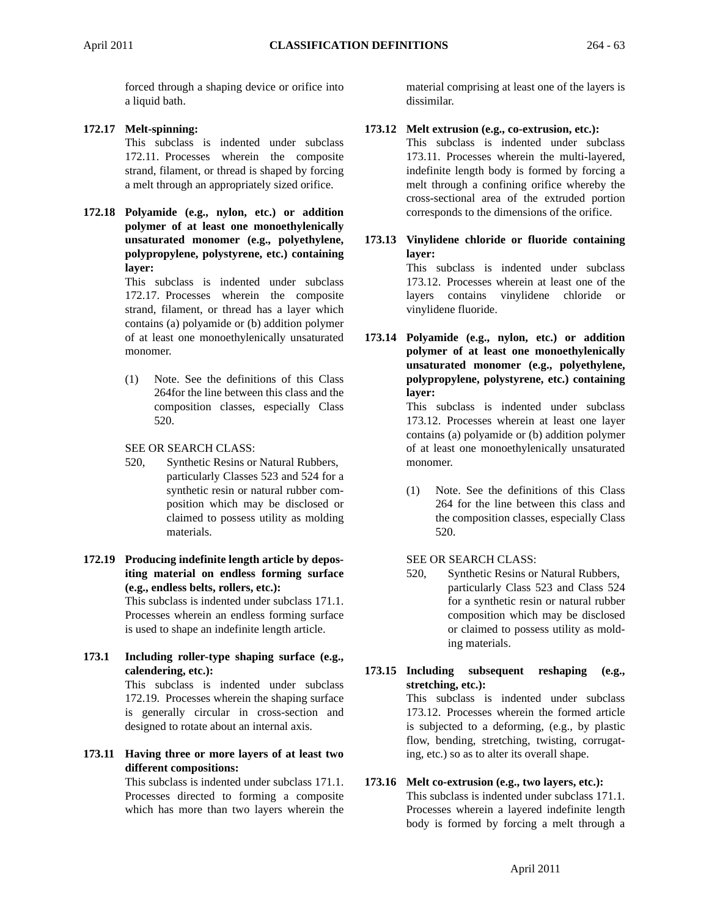forced through a shaping device or orifice into a liquid bath.

**172.17 Melt-spinning:**
This subclass is indented under subclass 172.11. Processes wherein the composite strand, filament, or thread is shaped by forcing a melt through an appropriately sized orifice.

**172.18 Polyamide (e.g., nylon, etc.) or addition polymer of at least one monoethylenically unsaturated monomer (e.g., polyethylene, polypropylene, polystyrene, etc.) containing layer:**
This subclass is indented under subclass 172.17. Processes wherein the composite strand, filament, or thread has a layer which contains (a) polyamide or (b) addition polymer of at least one monoethylenically unsaturated monomer.

(1) Note. See the definitions of this Class 264for the line between this class and the composition classes, especially Class 520.

SEE OR SEARCH CLASS:

520, Synthetic Resins or Natural Rubbers, particularly Classes 523 and 524 for a synthetic resin or natural rubber composition which may be disclosed or claimed to possess utility as molding materials.

**172.19 Producing indefinite length article by depositing material on endless forming surface (e.g., endless belts, rollers, etc.):**
This subclass is indented under subclass 171.1. Processes wherein an endless forming surface is used to shape an indefinite length article.

**173.1 Including roller-type shaping surface (e.g., calendering, etc.):**
This subclass is indented under subclass 172.19. Processes wherein the shaping surface is generally circular in cross-section and designed to rotate about an internal axis.

**173.11 Having three or more layers of at least two different compositions:**
This subclass is indented under subclass 171.1. Processes directed to forming a composite which has more than two layers wherein the material comprising at least one of the layers is dissimilar.

**173.12 Melt extrusion (e.g., co-extrusion, etc.):**
This subclass is indented under subclass 173.11. Processes wherein the multi-layered, indefinite length body is formed by forcing a melt through a confining orifice whereby the cross-sectional area of the extruded portion corresponds to the dimensions of the orifice.

**173.13 Vinylidene chloride or fluoride containing layer:**
This subclass is indented under subclass 173.12. Processes wherein at least one of the layers contains vinylidene chloride or vinylidene fluoride.

**173.14 Polyamide (e.g., nylon, etc.) or addition polymer of at least one monoethylenically unsaturated monomer (e.g., polyethylene, polypropylene, polystyrene, etc.) containing layer:**
This subclass is indented under subclass 173.12. Processes wherein at least one layer contains (a) polyamide or (b) addition polymer of at least one monoethylenically unsaturated monomer.

(1) Note. See the definitions of this Class 264 for the line between this class and the composition classes, especially Class 520.

SEE OR SEARCH CLASS:

520, Synthetic Resins or Natural Rubbers, particularly Class 523 and Class 524 for a synthetic resin or natural rubber composition which may be disclosed or claimed to possess utility as molding materials.

**173.15 Including subsequent reshaping (e.g., stretching, etc.):**
This subclass is indented under subclass 173.12. Processes wherein the formed article is subjected to a deforming, (e.g., by plastic flow, bending, stretching, twisting, corrugating, etc.) so as to alter its overall shape.

**173.16 Melt co-extrusion (e.g., two layers, etc.):**
This subclass is indented under subclass 171.1. Processes wherein a layered indefinite length body is formed by forcing a melt through a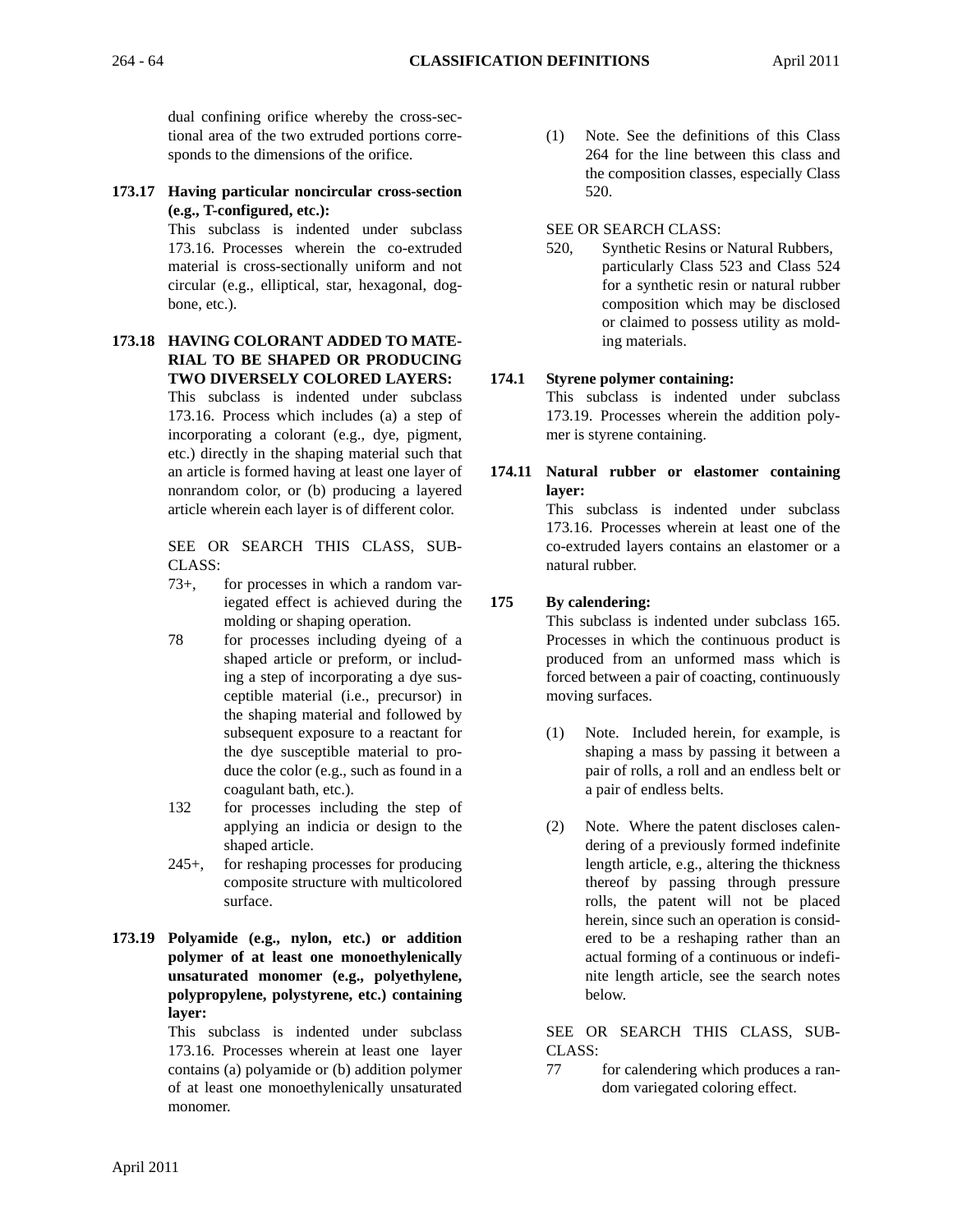dual confining orifice whereby the cross-sectional area of the two extruded portions corresponds to the dimensions of the orifice.

**173.17 Having particular noncircular cross-section (e.g., T-configured, etc.):**
This subclass is indented under subclass 173.16. Processes wherein the co-extruded material is cross-sectionally uniform and not circular (e.g., elliptical, star, hexagonal, dog-bone, etc.).

**173.18 HAVING COLORANT ADDED TO MATERIAL TO BE SHAPED OR PRODUCING TWO DIVERSELY COLORED LAYERS:**
This subclass is indented under subclass 173.16. Process which includes (a) a step of incorporating a colorant (e.g., dye, pigment, etc.) directly in the shaping material such that an article is formed having at least one layer of nonrandom color, or (b) producing a layered article wherein each layer is of different color.

SEE OR SEARCH THIS CLASS, SUBCLASS:

- 73+, for processes in which a random variegated effect is achieved during the molding or shaping operation.
- 78 for processes including dyeing of a shaped article or preform, or including a step of incorporating a dye susceptible material (i.e., precursor) in the shaping material and followed by subsequent exposure to a reactant for the dye susceptible material to produce the color (e.g., such as found in a coagulant bath, etc.).
- 132 for processes including the step of applying an indicia or design to the shaped article.
- 245+, for reshaping processes for producing composite structure with multicolored surface.

**173.19 Polyamide (e.g., nylon, etc.) or addition polymer of at least one monoethylenically unsaturated monomer (e.g., polyethylene, polypropylene, polystyrene, etc.) containing layer:**
This subclass is indented under subclass 173.16. Processes wherein at least one layer contains (a) polyamide or (b) addition polymer of at least one monoethylenically unsaturated monomer.

(1) Note. See the definitions of this Class 264 for the line between this class and the composition classes, especially Class 520.

SEE OR SEARCH CLASS:

- 520, Synthetic Resins or Natural Rubbers, particularly Class 523 and Class 524 for a synthetic resin or natural rubber composition which may be disclosed or claimed to possess utility as molding materials.

**174.1 Styrene polymer containing:**
This subclass is indented under subclass 173.19. Processes wherein the addition polymer is styrene containing.

**174.11 Natural rubber or elastomer containing layer:**
This subclass is indented under subclass 173.16. Processes wherein at least one of the co-extruded layers contains an elastomer or a natural rubber.

**175 By calendering:**
This subclass is indented under subclass 165. Processes in which the continuous product is produced from an unformed mass which is forced between a pair of coacting, continuously moving surfaces.

(1) Note. Included herein, for example, is shaping a mass by passing it between a pair of rolls, a roll and an endless belt or a pair of endless belts.

(2) Note. Where the patent discloses calendering of a previously formed indefinite length article, e.g., altering the thickness thereof by passing through pressure rolls, the patent will not be placed herein, since such an operation is considered to be a reshaping rather than an actual forming of a continuous or indefinite length article, see the search notes below.

SEE OR SEARCH THIS CLASS, SUBCLASS:

- 77 for calendering which produces a random variegated coloring effect.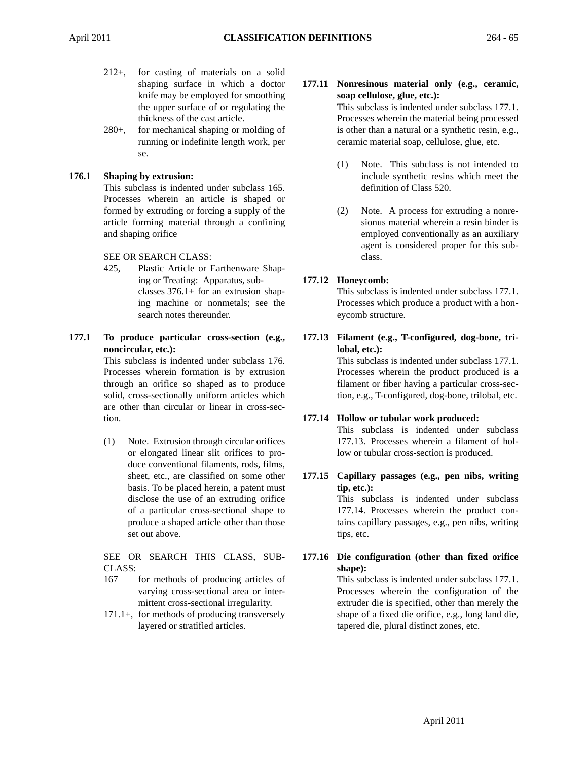212+, for casting of materials on a solid shaping surface in which a doctor knife may be employed for smoothing the upper surface of or regulating the thickness of the cast article.

280+, for mechanical shaping or molding of running or indefinite length work, per se.

**176.1 Shaping by extrusion:**

This subclass is indented under subclass 165. Processes wherein an article is shaped or formed by extruding or forcing a supply of the article forming material through a confining and shaping orifice

SEE OR SEARCH CLASS:

425, Plastic Article or Earthenware Shaping or Treating: Apparatus, subclasses 376.1+ for an extrusion shaping machine or nonmetals; see the search notes thereunder.

**177.1 To produce particular cross-section (e.g., noncircular, etc.):**

This subclass is indented under subclass 176. Processes wherein formation is by extrusion through an orifice so shaped as to produce solid, cross-sectionally uniform articles which are other than circular or linear in cross-section.

(1) Note. Extrusion through circular orifices or elongated linear slit orifices to produce conventional filaments, rods, films, sheet, etc., are classified on some other basis. To be placed herein, a patent must disclose the use of an extruding orifice of a particular cross-sectional shape to produce a shaped article other than those set out above.

SEE OR SEARCH THIS CLASS, SUBCLASS:

167 for methods of producing articles of varying cross-sectional area or intermittent cross-sectional irregularity.

171.1+, for methods of producing transversely layered or stratified articles.

**177.11 Nonresinous material only (e.g., ceramic, soap cellulose, glue, etc.):**

This subclass is indented under subclass 177.1. Processes wherein the material being processed is other than a natural or a synthetic resin, e.g., ceramic material soap, cellulose, glue, etc.

(1) Note. This subclass is not intended to include synthetic resins which meet the definition of Class 520.

(2) Note. A process for extruding a nonresionus material wherein a resin binder is employed conventionally as an auxiliary agent is considered proper for this subclass.

**177.12 Honeycomb:**

This subclass is indented under subclass 177.1. Processes which produce a product with a honeycomb structure.

**177.13 Filament (e.g., T-configured, dog-bone, trilobal, etc.):**

This subclass is indented under subclass 177.1. Processes wherein the product produced is a filament or fiber having a particular cross-section, e.g., T-configured, dog-bone, trilobal, etc.

**177.14 Hollow or tubular work produced:**

This subclass is indented under subclass 177.13. Processes wherein a filament of hollow or tubular cross-section is produced.

**177.15 Capillary passages (e.g., pen nibs, writing tip, etc.):**

This subclass is indented under subclass 177.14. Processes wherein the product contains capillary passages, e.g., pen nibs, writing tips, etc.

**177.16 Die configuration (other than fixed orifice shape):**

This subclass is indented under subclass 177.1. Processes wherein the configuration of the extruder die is specified, other than merely the shape of a fixed die orifice, e.g., long land die, tapered die, plural distinct zones, etc.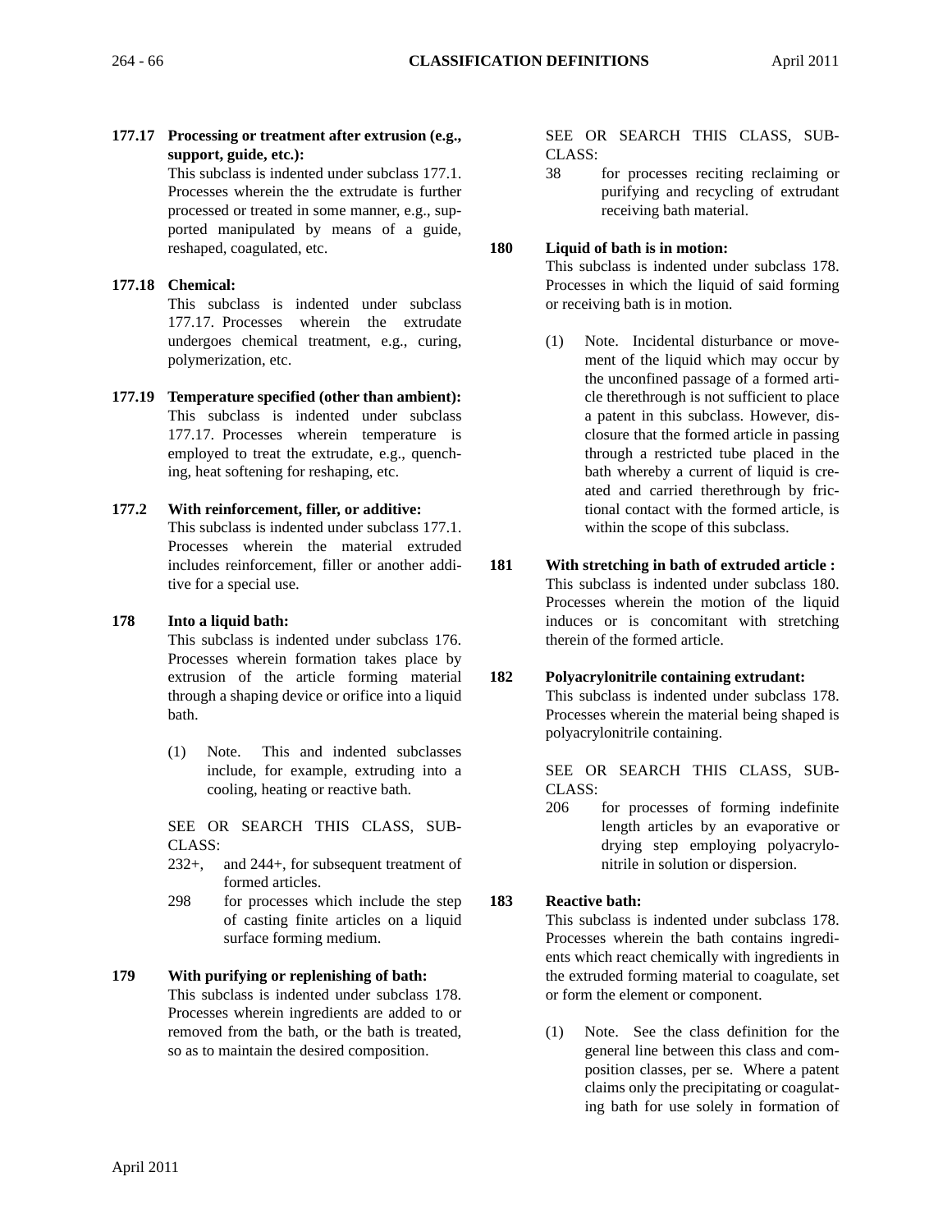**177.17 Processing or treatment after extrusion (e.g., support, guide, etc.):**

This subclass is indented under subclass 177.1. Processes wherein the the extrudate is further processed or treated in some manner, e.g., supported manipulated by means of a guide, reshaped, coagulated, etc.

**177.18 Chemical:**

This subclass is indented under subclass 177.17. Processes wherein the extrudate undergoes chemical treatment, e.g., curing, polymerization, etc.

**177.19 Temperature specified (other than ambient):**

This subclass is indented under subclass 177.17. Processes wherein temperature is employed to treat the extrudate, e.g., quenching, heat softening for reshaping, etc.

**177.2 With reinforcement, filler, or additive:**

This subclass is indented under subclass 177.1. Processes wherein the material extruded includes reinforcement, filler or another additive for a special use.

**178 Into a liquid bath:**

This subclass is indented under subclass 176. Processes wherein formation takes place by extrusion of the article forming material through a shaping device or orifice into a liquid bath.

(1) Note. This and indented subclasses include, for example, extruding into a cooling, heating or reactive bath.

SEE OR SEARCH THIS CLASS, SUBCLASS:

232+, and 244+, for subsequent treatment of formed articles.

298 for processes which include the step of casting finite articles on a liquid surface forming medium.

**179 With purifying or replenishing of bath:**

This subclass is indented under subclass 178. Processes wherein ingredients are added to or removed from the bath, or the bath is treated, so as to maintain the desired composition.

SEE OR SEARCH THIS CLASS, SUBCLASS:

38 for processes reciting reclaiming or purifying and recycling of extrudant receiving bath material.

**180 Liquid of bath is in motion:**

This subclass is indented under subclass 178. Processes in which the liquid of said forming or receiving bath is in motion.

(1) Note. Incidental disturbance or movement of the liquid which may occur by the unconfined passage of a formed article therethrough is not sufficient to place a patent in this subclass. However, disclosure that the formed article in passing through a restricted tube placed in the bath whereby a current of liquid is created and carried therethrough by frictional contact with the formed article, is within the scope of this subclass.

**181 With stretching in bath of extruded article :**

This subclass is indented under subclass 180. Processes wherein the motion of the liquid induces or is concomitant with stretching therein of the formed article.

**182 Polyacrylonitrile containing extrudant:**

This subclass is indented under subclass 178. Processes wherein the material being shaped is polyacrylonitrile containing.

SEE OR SEARCH THIS CLASS, SUBCLASS:

206 for processes of forming indefinite length articles by an evaporative or drying step employing polyacrylonitrile in solution or dispersion.

**183 Reactive bath:**

This subclass is indented under subclass 178. Processes wherein the bath contains ingredients which react chemically with ingredients in the extruded forming material to coagulate, set or form the element or component.

(1) Note. See the class definition for the general line between this class and composition classes, per se. Where a patent claims only the precipitating or coagulating bath for use solely in formation of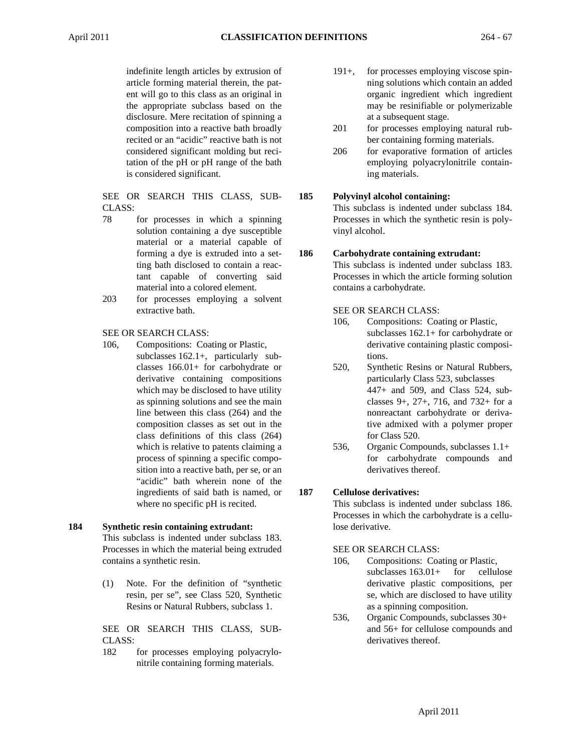indefinite length articles by extrusion of article forming material therein, the patent will go to this class as an original in the appropriate subclass based on the disclosure. Mere recitation of spinning a composition into a reactive bath broadly recited or an "acidic" reactive bath is not considered significant molding but recitation of the pH or pH range of the bath is considered significant.

SEE OR SEARCH THIS CLASS, SUBCLASS:

- 78 for processes in which a spinning solution containing a dye susceptible material or a material capable of forming a dye is extruded into a setting bath disclosed to contain a reactant capable of converting said material into a colored element.
- 203 for processes employing a solvent extractive bath.

SEE OR SEARCH CLASS:

- 106, Compositions: Coating or Plastic, subclasses 162.1+, particularly subclasses 166.01+ for carbohydrate or derivative containing compositions which may be disclosed to have utility as spinning solutions and see the main line between this class (264) and the composition classes as set out in the class definitions of this class (264) which is relative to patents claiming a process of spinning a specific composition into a reactive bath, per se, or an "acidic" bath wherein none of the ingredients of said bath is named, or where no specific pH is recited.

**184 Synthetic resin containing extrudant:**

This subclass is indented under subclass 183. Processes in which the material being extruded contains a synthetic resin.

(1) Note. For the definition of "synthetic resin, per se", see Class 520, Synthetic Resins or Natural Rubbers, subclass 1.

SEE OR SEARCH THIS CLASS, SUBCLASS:

- 182 for processes employing polyacrylonitrile containing forming materials.
- 191+, for processes employing viscose spinning solutions which contain an added organic ingredient which ingredient may be resinifiable or polymerizable at a subsequent stage.
- 201 for processes employing natural rubber containing forming materials.
- 206 for evaporative formation of articles employing polyacrylonitrile containing materials.

**185 Polyvinyl alcohol containing:**

This subclass is indented under subclass 184. Processes in which the synthetic resin is polyvinyl alcohol.

**186 Carbohydrate containing extrudant:**

This subclass is indented under subclass 183. Processes in which the article forming solution contains a carbohydrate.

SEE OR SEARCH CLASS:

- 106, Compositions: Coating or Plastic, subclasses 162.1+ for carbohydrate or derivative containing plastic compositions.
- 520, Synthetic Resins or Natural Rubbers, particularly Class 523, subclasses 447+ and 509, and Class 524, subclasses 9+, 27+, 716, and 732+ for a nonreactant carbohydrate or derivative admixed with a polymer proper for Class 520.
- 536, Organic Compounds, subclasses 1.1+ for carbohydrate compounds and derivatives thereof.

**187 Cellulose derivatives:**

This subclass is indented under subclass 186. Processes in which the carbohydrate is a cellulose derivative.

SEE OR SEARCH CLASS:

- 106, Compositions: Coating or Plastic, subclasses 163.01+ for cellulose derivative plastic compositions, per se, which are disclosed to have utility as a spinning composition.
- 536, Organic Compounds, subclasses 30+ and 56+ for cellulose compounds and derivatives thereof.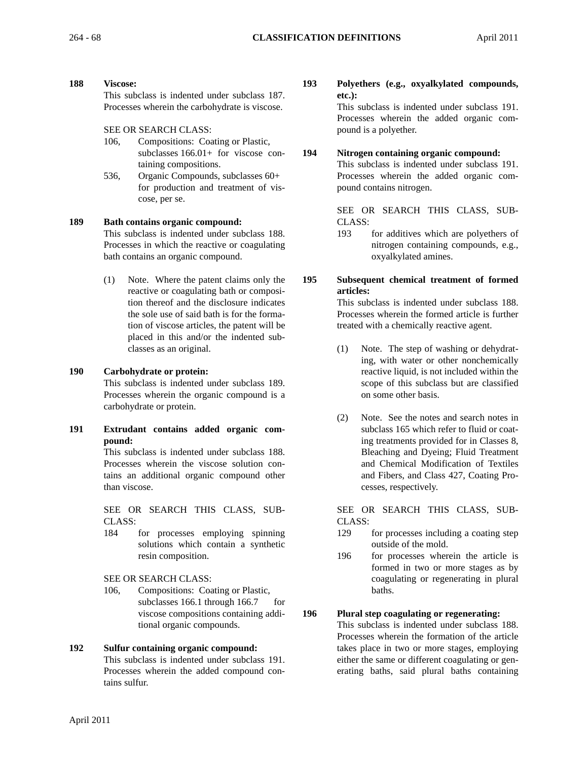**188 Viscose:**

This subclass is indented under subclass 187. Processes wherein the carbohydrate is viscose.

SEE OR SEARCH CLASS:

- 106, Compositions: Coating or Plastic, subclasses 166.01+ for viscose containing compositions.
- 536, Organic Compounds, subclasses 60+ for production and treatment of viscose, per se.

**189 Bath contains organic compound:**

This subclass is indented under subclass 188. Processes in which the reactive or coagulating bath contains an organic compound.

(1) Note. Where the patent claims only the reactive or coagulating bath or composition thereof and the disclosure indicates the sole use of said bath is for the formation of viscose articles, the patent will be placed in this and/or the indented subclasses as an original.

**190 Carbohydrate or protein:**

This subclass is indented under subclass 189. Processes wherein the organic compound is a carbohydrate or protein.

**191 Extrudant contains added organic compound:**

This subclass is indented under subclass 188. Processes wherein the viscose solution contains an additional organic compound other than viscose.

SEE OR SEARCH THIS CLASS, SUBCLASS:

- 184 for processes employing spinning solutions which contain a synthetic resin composition.

SEE OR SEARCH CLASS:

- 106, Compositions: Coating or Plastic, subclasses 166.1 through 166.7 for viscose compositions containing additional organic compounds.

**192 Sulfur containing organic compound:**

This subclass is indented under subclass 191. Processes wherein the added compound contains sulfur.

**193 Polyethers (e.g., oxyalkylated compounds, etc.):**

This subclass is indented under subclass 191. Processes wherein the added organic compound is a polyether.

**194 Nitrogen containing organic compound:**

This subclass is indented under subclass 191. Processes wherein the added organic compound contains nitrogen.

SEE OR SEARCH THIS CLASS, SUBCLASS:

- 193 for additives which are polyethers of nitrogen containing compounds, e.g., oxyalkylated amines.

**195 Subsequent chemical treatment of formed articles:**

This subclass is indented under subclass 188. Processes wherein the formed article is further treated with a chemically reactive agent.

(1) Note. The step of washing or dehydrating, with water or other nonchemically reactive liquid, is not included within the scope of this subclass but are classified on some other basis.

(2) Note. See the notes and search notes in subclass 165 which refer to fluid or coating treatments provided for in Classes 8, Bleaching and Dyeing; Fluid Treatment and Chemical Modification of Textiles and Fibers, and Class 427, Coating Processes, respectively.

SEE OR SEARCH THIS CLASS, SUBCLASS:

- 129 for processes including a coating step outside of the mold.
- 196 for processes wherein the article is formed in two or more stages as by coagulating or regenerating in plural baths.

**196 Plural step coagulating or regenerating:**

This subclass is indented under subclass 188. Processes wherein the formation of the article takes place in two or more stages, employing either the same or different coagulating or generating baths, said plural baths containing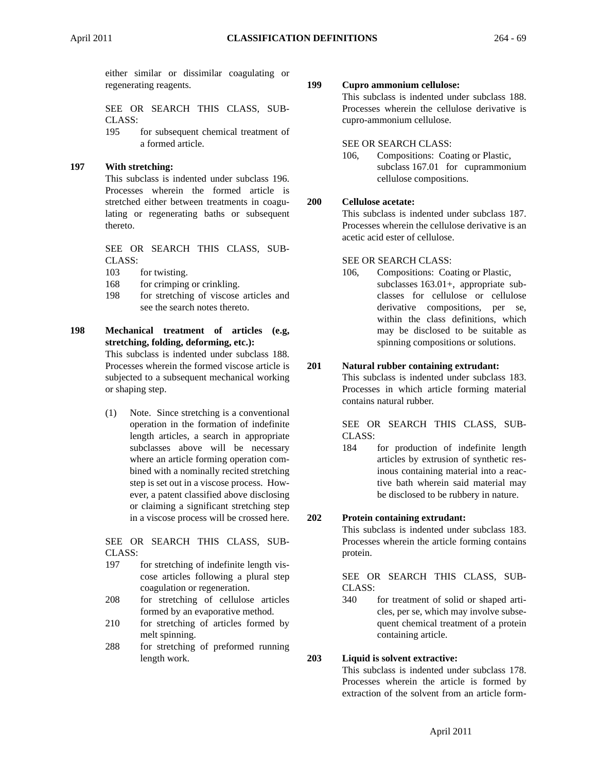either similar or dissimilar coagulating or regenerating reagents.

SEE OR SEARCH THIS CLASS, SUBCLASS:

195 for subsequent chemical treatment of a formed article.

**197 With stretching:**

This subclass is indented under subclass 196. Processes wherein the formed article is stretched either between treatments in coagulating or regenerating baths or subsequent thereto.

SEE OR SEARCH THIS CLASS, SUBCLASS:

103 for twisting.

168 for crimping or crinkling.

198 for stretching of viscose articles and see the search notes thereto.

**198 Mechanical treatment of articles (e.g, stretching, folding, deforming, etc.):**

This subclass is indented under subclass 188. Processes wherein the formed viscose article is subjected to a subsequent mechanical working or shaping step.

(1) Note. Since stretching is a conventional operation in the formation of indefinite length articles, a search in appropriate subclasses above will be necessary where an article forming operation combined with a nominally recited stretching step is set out in a viscose process. However, a patent classified above disclosing or claiming a significant stretching step in a viscose process will be crossed here.

SEE OR SEARCH THIS CLASS, SUBCLASS:

197 for stretching of indefinite length viscose articles following a plural step coagulation or regeneration.

208 for stretching of cellulose articles formed by an evaporative method.

210 for stretching of articles formed by melt spinning.

288 for stretching of preformed running length work.

**199 Cupro ammonium cellulose:**

This subclass is indented under subclass 188. Processes wherein the cellulose derivative is cupro-ammonium cellulose.

SEE OR SEARCH CLASS:

106, Compositions: Coating or Plastic, subclass 167.01 for cuprammonium cellulose compositions.

**200 Cellulose acetate:**

This subclass is indented under subclass 187. Processes wherein the cellulose derivative is an acetic acid ester of cellulose.

SEE OR SEARCH CLASS:

106, Compositions: Coating or Plastic, subclasses 163.01+, appropriate subclasses for cellulose or cellulose derivative compositions, per se, within the class definitions, which may be disclosed to be suitable as spinning compositions or solutions.

**201 Natural rubber containing extrudant:**

This subclass is indented under subclass 183. Processes in which article forming material contains natural rubber.

SEE OR SEARCH THIS CLASS, SUBCLASS:

184 for production of indefinite length articles by extrusion of synthetic resinous containing material into a reactive bath wherein said material may be disclosed to be rubbery in nature.

**202 Protein containing extrudant:**

This subclass is indented under subclass 183. Processes wherein the article forming contains protein.

SEE OR SEARCH THIS CLASS, SUBCLASS:

340 for treatment of solid or shaped articles, per se, which may involve subsequent chemical treatment of a protein containing article.

**203 Liquid is solvent extractive:**

This subclass is indented under subclass 178. Processes wherein the article is formed by extraction of the solvent from an article form-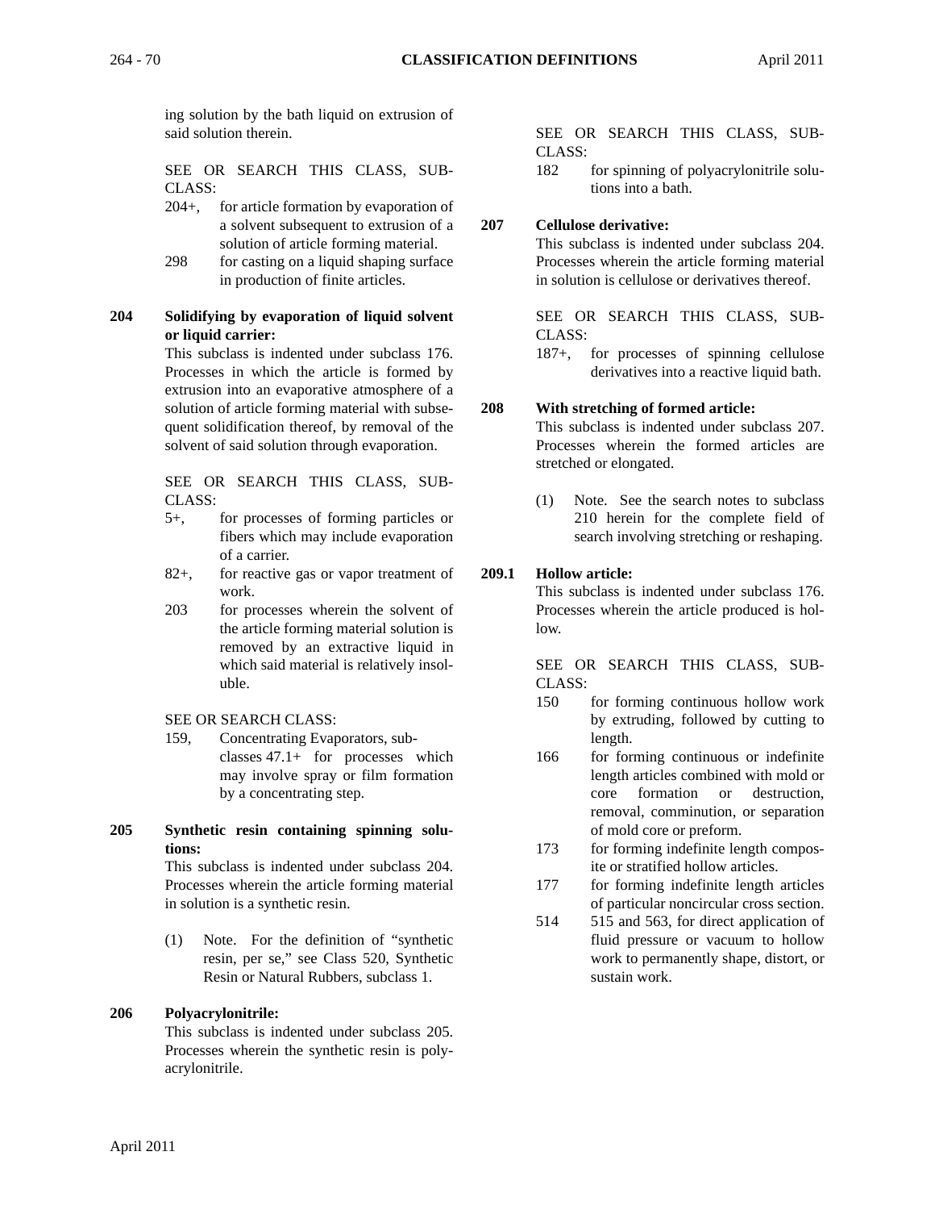ing solution by the bath liquid on extrusion of said solution therein.

SEE OR SEARCH THIS CLASS, SUBCLASS:

- 204+, for article formation by evaporation of a solvent subsequent to extrusion of a solution of article forming material.
- 298 for casting on a liquid shaping surface in production of finite articles.

**204 Solidifying by evaporation of liquid solvent or liquid carrier:**

This subclass is indented under subclass 176. Processes in which the article is formed by extrusion into an evaporative atmosphere of a solution of article forming material with subsequent solidification thereof, by removal of the solvent of said solution through evaporation.

SEE OR SEARCH THIS CLASS, SUBCLASS:

- 5+, for processes of forming particles or fibers which may include evaporation of a carrier.
- 82+, for reactive gas or vapor treatment of work.
- 203 for processes wherein the solvent of the article forming material solution is removed by an extractive liquid in which said material is relatively insoluble.

SEE OR SEARCH CLASS:

- 159, Concentrating Evaporators, subclasses 47.1+ for processes which may involve spray or film formation by a concentrating step.

**205 Synthetic resin containing spinning solutions:**

This subclass is indented under subclass 204. Processes wherein the article forming material in solution is a synthetic resin.

(1) Note. For the definition of "synthetic resin, per se," see Class 520, Synthetic Resin or Natural Rubbers, subclass 1.

**206 Polyacrylonitrile:**

This subclass is indented under subclass 205. Processes wherein the synthetic resin is polyacrylonitrile.

SEE OR SEARCH THIS CLASS, SUBCLASS:

- 182 for spinning of polyacrylonitrile solutions into a bath.

**207 Cellulose derivative:**

This subclass is indented under subclass 204. Processes wherein the article forming material in solution is cellulose or derivatives thereof.

SEE OR SEARCH THIS CLASS, SUBCLASS:

- 187+, for processes of spinning cellulose derivatives into a reactive liquid bath.

**208 With stretching of formed article:**

This subclass is indented under subclass 207. Processes wherein the formed articles are stretched or elongated.

(1) Note. See the search notes to subclass 210 herein for the complete field of search involving stretching or reshaping.

**209.1 Hollow article:**

This subclass is indented under subclass 176. Processes wherein the article produced is hollow.

SEE OR SEARCH THIS CLASS, SUBCLASS:

- 150 for forming continuous hollow work by extruding, followed by cutting to length.
- 166 for forming continuous or indefinite length articles combined with mold or core formation or destruction, removal, comminution, or separation of mold core or preform.
- 173 for forming indefinite length composite or stratified hollow articles.
- 177 for forming indefinite length articles of particular noncircular cross section.
- 514 515 and 563, for direct application of fluid pressure or vacuum to hollow work to permanently shape, distort, or sustain work.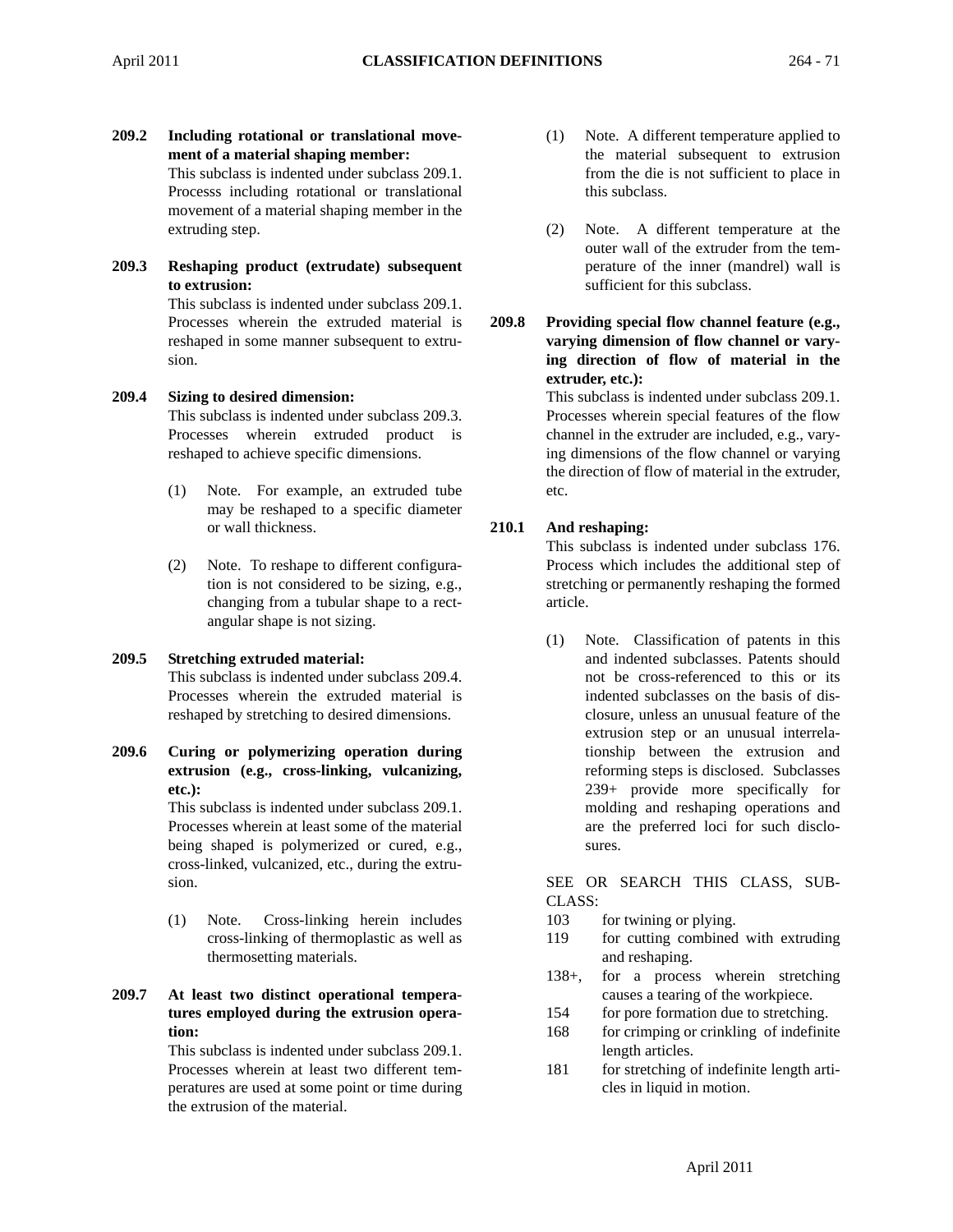**209.2 Including rotational or translational movement of a material shaping member:**
This subclass is indented under subclass 209.1. Processs including rotational or translational movement of a material shaping member in the extruding step.

**209.3 Reshaping product (extrudate) subsequent to extrusion:**
This subclass is indented under subclass 209.1. Processes wherein the extruded material is reshaped in some manner subsequent to extrusion.

**209.4 Sizing to desired dimension:**
This subclass is indented under subclass 209.3. Processes wherein extruded product is reshaped to achieve specific dimensions.

(1) Note. For example, an extruded tube may be reshaped to a specific diameter or wall thickness.

(2) Note. To reshape to different configuration is not considered to be sizing, e.g., changing from a tubular shape to a rectangular shape is not sizing.

**209.5 Stretching extruded material:**
This subclass is indented under subclass 209.4. Processes wherein the extruded material is reshaped by stretching to desired dimensions.

**209.6 Curing or polymerizing operation during extrusion (e.g., cross-linking, vulcanizing, etc.):**
This subclass is indented under subclass 209.1. Processes wherein at least some of the material being shaped is polymerized or cured, e.g., cross-linked, vulcanized, etc., during the extrusion.

(1) Note. Cross-linking herein includes cross-linking of thermoplastic as well as thermosetting materials.

**209.7 At least two distinct operational temperatures employed during the extrusion operation:**
This subclass is indented under subclass 209.1. Processes wherein at least two different temperatures are used at some point or time during the extrusion of the material.

(1) Note. A different temperature applied to the material subsequent to extrusion from the die is not sufficient to place in this subclass.

(2) Note. A different temperature at the outer wall of the extruder from the temperature of the inner (mandrel) wall is sufficient for this subclass.

**209.8 Providing special flow channel feature (e.g., varying dimension of flow channel or varying direction of flow of material in the extruder, etc.):**
This subclass is indented under subclass 209.1. Processes wherein special features of the flow channel in the extruder are included, e.g., varying dimensions of the flow channel or varying the direction of flow of material in the extruder, etc.

**210.1 And reshaping:**
This subclass is indented under subclass 176. Process which includes the additional step of stretching or permanently reshaping the formed article.

(1) Note. Classification of patents in this and indented subclasses. Patents should not be cross-referenced to this or its indented subclasses on the basis of disclosure, unless an unusual feature of the extrusion step or an unusual interrelationship between the extrusion and reforming steps is disclosed. Subclasses 239+ provide more specifically for molding and reshaping operations and are the preferred loci for such disclosures.

SEE OR SEARCH THIS CLASS, SUBCLASS:

103 for twining or plying.
119 for cutting combined with extruding and reshaping.
138+, for a process wherein stretching causes a tearing of the workpiece.
154 for pore formation due to stretching.
168 for crimping or crinkling of indefinite length articles.
181 for stretching of indefinite length articles in liquid in motion.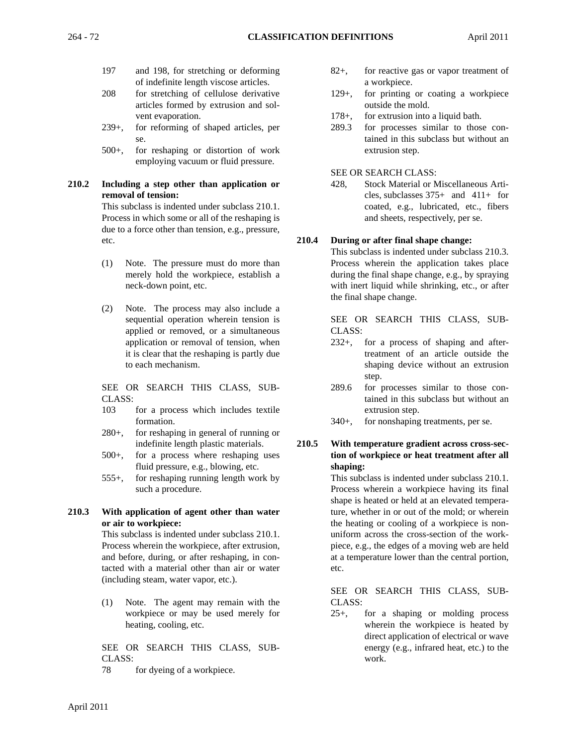197 and 198, for stretching or deforming of indefinite length viscose articles.
208 for stretching of cellulose derivative articles formed by extrusion and solvent evaporation.
239+, for reforming of shaped articles, per se.
500+, for reshaping or distortion of work employing vacuum or fluid pressure.

**210.2 Including a step other than application or removal of tension:**
This subclass is indented under subclass 210.1. Process in which some or all of the reshaping is due to a force other than tension, e.g., pressure, etc.

(1) Note. The pressure must do more than merely hold the workpiece, establish a neck-down point, etc.

(2) Note. The process may also include a sequential operation wherein tension is applied or removed, or a simultaneous application or removal of tension, when it is clear that the reshaping is partly due to each mechanism.

SEE OR SEARCH THIS CLASS, SUBCLASS:
103 for a process which includes textile formation.
280+, for reshaping in general of running or indefinite length plastic materials.
500+, for a process where reshaping uses fluid pressure, e.g., blowing, etc.
555+, for reshaping running length work by such a procedure.

**210.3 With application of agent other than water or air to workpiece:**
This subclass is indented under subclass 210.1. Process wherein the workpiece, after extrusion, and before, during, or after reshaping, in contacted with a material other than air or water (including steam, water vapor, etc.).

(1) Note. The agent may remain with the workpiece or may be used merely for heating, cooling, etc.

SEE OR SEARCH THIS CLASS, SUBCLASS:
78 for dyeing of a workpiece.
82+, for reactive gas or vapor treatment of a workpiece.
129+, for printing or coating a workpiece outside the mold.
178+, for extrusion into a liquid bath.
289.3 for processes similar to those contained in this subclass but without an extrusion step.

SEE OR SEARCH CLASS:
428, Stock Material or Miscellaneous Articles, subclasses 375+ and 411+ for coated, e.g., lubricated, etc., fibers and sheets, respectively, per se.

**210.4 During or after final shape change:**
This subclass is indented under subclass 210.3. Process wherein the application takes place during the final shape change, e.g., by spraying with inert liquid while shrinking, etc., or after the final shape change.

SEE OR SEARCH THIS CLASS, SUBCLASS:
232+, for a process of shaping and aftertreatment of an article outside the shaping device without an extrusion step.
289.6 for processes similar to those contained in this subclass but without an extrusion step.
340+, for nonshaping treatments, per se.

**210.5 With temperature gradient across cross-section of workpiece or heat treatment after all shaping:**
This subclass is indented under subclass 210.1. Process wherein a workpiece having its final shape is heated or held at an elevated temperature, whether in or out of the mold; or wherein the heating or cooling of a workpiece is nonuniform across the cross-section of the workpiece, e.g., the edges of a moving web are held at a temperature lower than the central portion, etc.

SEE OR SEARCH THIS CLASS, SUBCLASS:
25+, for a shaping or molding process wherein the workpiece is heated by direct application of electrical or wave energy (e.g., infrared heat, etc.) to the work.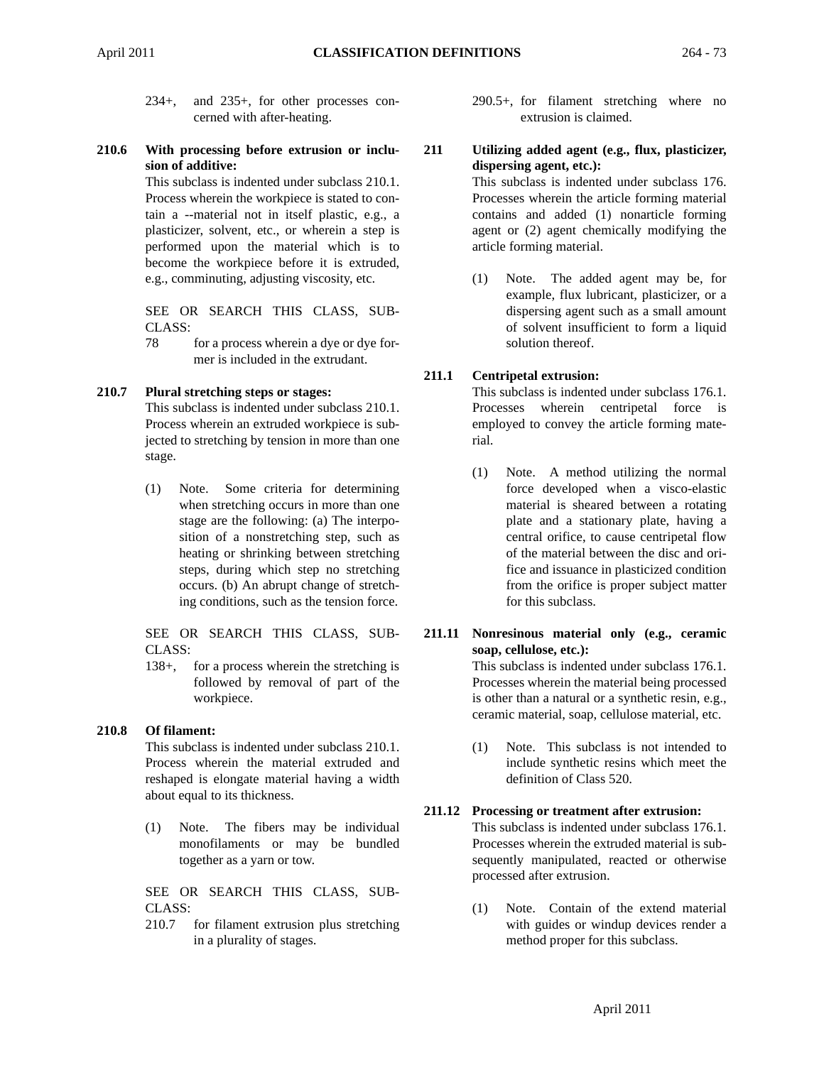234+, and 235+, for other processes concerned with after-heating.

**210.6 With processing before extrusion or inclusion of additive:**

This subclass is indented under subclass 210.1. Process wherein the workpiece is stated to contain a --material not in itself plastic, e.g., a plasticizer, solvent, etc., or wherein a step is performed upon the material which is to become the workpiece before it is extruded, e.g., comminuting, adjusting viscosity, etc.

SEE OR SEARCH THIS CLASS, SUBCLASS:

78 for a process wherein a dye or dye former is included in the extrudant.

**210.7 Plural stretching steps or stages:**

This subclass is indented under subclass 210.1. Process wherein an extruded workpiece is subjected to stretching by tension in more than one stage.

(1) Note. Some criteria for determining when stretching occurs in more than one stage are the following: (a) The interposition of a nonstretching step, such as heating or shrinking between stretching steps, during which step no stretching occurs. (b) An abrupt change of stretching conditions, such as the tension force.

SEE OR SEARCH THIS CLASS, SUBCLASS:

138+, for a process wherein the stretching is followed by removal of part of the workpiece.

**210.8 Of filament:**

This subclass is indented under subclass 210.1. Process wherein the material extruded and reshaped is elongate material having a width about equal to its thickness.

(1) Note. The fibers may be individual monofilaments or may be bundled together as a yarn or tow.

SEE OR SEARCH THIS CLASS, SUBCLASS:

210.7 for filament extrusion plus stretching in a plurality of stages.

290.5+, for filament stretching where no extrusion is claimed.

**211 Utilizing added agent (e.g., flux, plasticizer, dispersing agent, etc.):**

This subclass is indented under subclass 176. Processes wherein the article forming material contains and added (1) nonarticle forming agent or (2) agent chemically modifying the article forming material.

(1) Note. The added agent may be, for example, flux lubricant, plasticizer, or a dispersing agent such as a small amount of solvent insufficient to form a liquid solution thereof.

**211.1 Centripetal extrusion:**

This subclass is indented under subclass 176.1. Processes wherein centripetal force is employed to convey the article forming material.

(1) Note. A method utilizing the normal force developed when a visco-elastic material is sheared between a rotating plate and a stationary plate, having a central orifice, to cause centripetal flow of the material between the disc and orifice and issuance in plasticized condition from the orifice is proper subject matter for this subclass.

**211.11 Nonresinous material only (e.g., ceramic soap, cellulose, etc.):**

This subclass is indented under subclass 176.1. Processes wherein the material being processed is other than a natural or a synthetic resin, e.g., ceramic material, soap, cellulose material, etc.

(1) Note. This subclass is not intended to include synthetic resins which meet the definition of Class 520.

**211.12 Processing or treatment after extrusion:**

This subclass is indented under subclass 176.1. Processes wherein the extruded material is subsequently manipulated, reacted or otherwise processed after extrusion.

(1) Note. Contain of the extend material with guides or windup devices render a method proper for this subclass.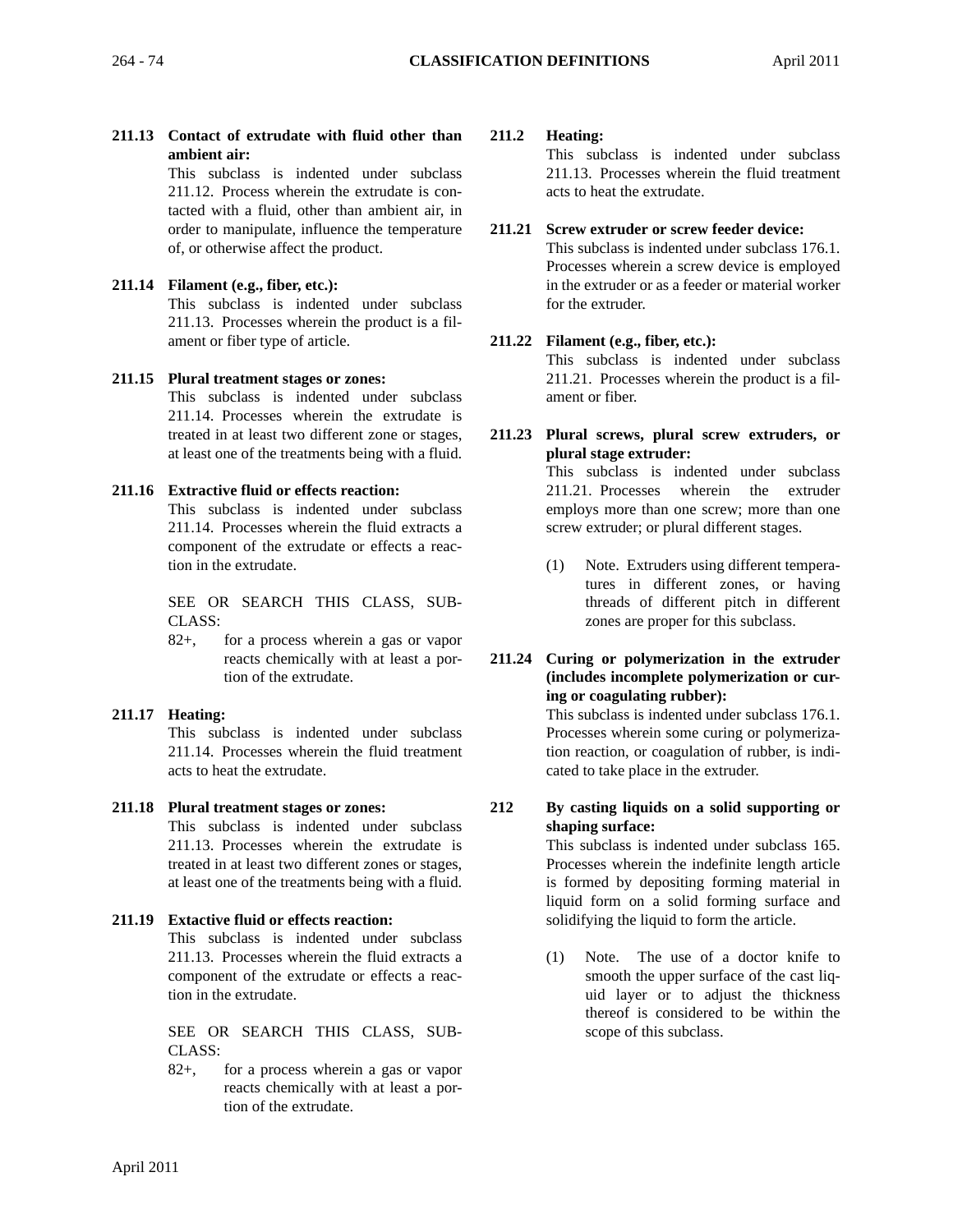**211.13 Contact of extrudate with fluid other than ambient air:**

This subclass is indented under subclass 211.12. Process wherein the extrudate is contacted with a fluid, other than ambient air, in order to manipulate, influence the temperature of, or otherwise affect the product.

**211.14 Filament (e.g., fiber, etc.):**

This subclass is indented under subclass 211.13. Processes wherein the product is a filament or fiber type of article.

**211.15 Plural treatment stages or zones:**

This subclass is indented under subclass 211.14. Processes wherein the extrudate is treated in at least two different zone or stages, at least one of the treatments being with a fluid.

**211.16 Extractive fluid or effects reaction:**

This subclass is indented under subclass 211.14. Processes wherein the fluid extracts a component of the extrudate or effects a reaction in the extrudate.

SEE OR SEARCH THIS CLASS, SUBCLASS:

82+, for a process wherein a gas or vapor reacts chemically with at least a portion of the extrudate.

**211.17 Heating:**

This subclass is indented under subclass 211.14. Processes wherein the fluid treatment acts to heat the extrudate.

**211.18 Plural treatment stages or zones:**

This subclass is indented under subclass 211.13. Processes wherein the extrudate is treated in at least two different zones or stages, at least one of the treatments being with a fluid.

**211.19 Extactive fluid or effects reaction:**

This subclass is indented under subclass 211.13. Processes wherein the fluid extracts a component of the extrudate or effects a reaction in the extrudate.

SEE OR SEARCH THIS CLASS, SUBCLASS:

82+, for a process wherein a gas or vapor reacts chemically with at least a portion of the extrudate.

**211.2 Heating:**

This subclass is indented under subclass 211.13. Processes wherein the fluid treatment acts to heat the extrudate.

**211.21 Screw extruder or screw feeder device:**

This subclass is indented under subclass 176.1. Processes wherein a screw device is employed in the extruder or as a feeder or material worker for the extruder.

**211.22 Filament (e.g., fiber, etc.):**

This subclass is indented under subclass 211.21. Processes wherein the product is a filament or fiber.

**211.23 Plural screws, plural screw extruders, or plural stage extruder:**

This subclass is indented under subclass 211.21. Processes wherein the extruder employs more than one screw; more than one screw extruder; or plural different stages.

(1) Note. Extruders using different temperatures in different zones, or having threads of different pitch in different zones are proper for this subclass.

**211.24 Curing or polymerization in the extruder (includes incomplete polymerization or curing or coagulating rubber):**

This subclass is indented under subclass 176.1. Processes wherein some curing or polymerization reaction, or coagulation of rubber, is indicated to take place in the extruder.

**212 By casting liquids on a solid supporting or shaping surface:**

This subclass is indented under subclass 165. Processes wherein the indefinite length article is formed by depositing forming material in liquid form on a solid forming surface and solidifying the liquid to form the article.

(1) Note. The use of a doctor knife to smooth the upper surface of the cast liquid layer or to adjust the thickness thereof is considered to be within the scope of this subclass.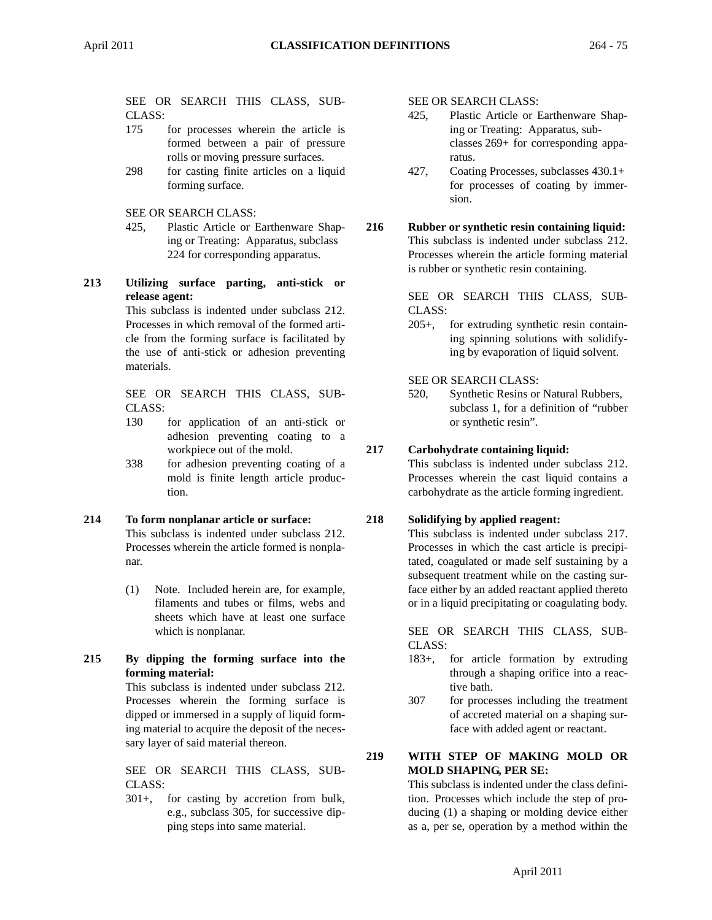SEE OR SEARCH THIS CLASS, SUBCLASS:

- 175 for processes wherein the article is formed between a pair of pressure rolls or moving pressure surfaces.
- 298 for casting finite articles on a liquid forming surface.

SEE OR SEARCH CLASS:

- 425, Plastic Article or Earthenware Shaping or Treating: Apparatus, subclass 224 for corresponding apparatus.

**213 Utilizing surface parting, anti-stick or release agent:**

This subclass is indented under subclass 212. Processes in which removal of the formed article from the forming surface is facilitated by the use of anti-stick or adhesion preventing materials.

SEE OR SEARCH THIS CLASS, SUBCLASS:

- 130 for application of an anti-stick or adhesion preventing coating to a workpiece out of the mold.
- 338 for adhesion preventing coating of a mold is finite length article production.

**214 To form nonplanar article or surface:**

This subclass is indented under subclass 212. Processes wherein the article formed is nonplanar.

(1) Note. Included herein are, for example, filaments and tubes or films, webs and sheets which have at least one surface which is nonplanar.

**215 By dipping the forming surface into the forming material:**

This subclass is indented under subclass 212. Processes wherein the forming surface is dipped or immersed in a supply of liquid forming material to acquire the deposit of the necessary layer of said material thereon.

SEE OR SEARCH THIS CLASS, SUBCLASS:

- 301+, for casting by accretion from bulk, e.g., subclass 305, for successive dipping steps into same material.

SEE OR SEARCH CLASS:

- 425, Plastic Article or Earthenware Shaping or Treating: Apparatus, subclasses 269+ for corresponding apparatus.
- 427, Coating Processes, subclasses 430.1+ for processes of coating by immersion.

**216 Rubber or synthetic resin containing liquid:**

This subclass is indented under subclass 212. Processes wherein the article forming material is rubber or synthetic resin containing.

SEE OR SEARCH THIS CLASS, SUBCLASS:

- 205+, for extruding synthetic resin containing spinning solutions with solidifying by evaporation of liquid solvent.

SEE OR SEARCH CLASS:

- 520, Synthetic Resins or Natural Rubbers, subclass 1, for a definition of "rubber or synthetic resin".

**217 Carbohydrate containing liquid:**

This subclass is indented under subclass 212. Processes wherein the cast liquid contains a carbohydrate as the article forming ingredient.

**218 Solidifying by applied reagent:**

This subclass is indented under subclass 217. Processes in which the cast article is precipitated, coagulated or made self sustaining by a subsequent treatment while on the casting surface either by an added reactant applied thereto or in a liquid precipitating or coagulating body.

SEE OR SEARCH THIS CLASS, SUBCLASS:

- 183+, for article formation by extruding through a shaping orifice into a reactive bath.
- 307 for processes including the treatment of accreted material on a shaping surface with added agent or reactant.

**219 WITH STEP OF MAKING MOLD OR MOLD SHAPING, PER SE:**

This subclass is indented under the class definition. Processes which include the step of producing (1) a shaping or molding device either as a, per se, operation by a method within the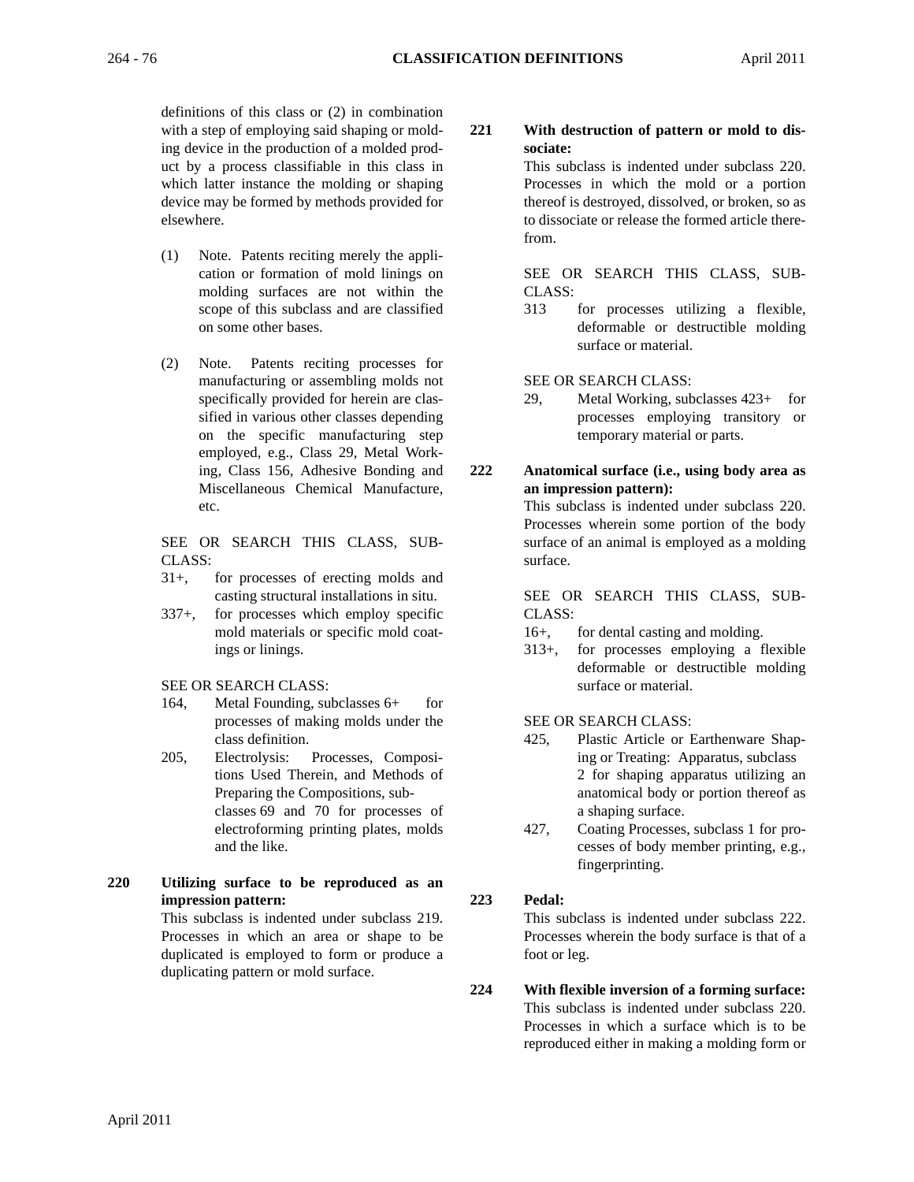definitions of this class or (2) in combination with a step of employing said shaping or molding device in the production of a molded product by a process classifiable in this class in which latter instance the molding or shaping device may be formed by methods provided for elsewhere.

(1) Note. Patents reciting merely the application or formation of mold linings on molding surfaces are not within the scope of this subclass and are classified on some other bases.

(2) Note. Patents reciting processes for manufacturing or assembling molds not specifically provided for herein are classified in various other classes depending on the specific manufacturing step employed, e.g., Class 29, Metal Working, Class 156, Adhesive Bonding and Miscellaneous Chemical Manufacture, etc.

SEE OR SEARCH THIS CLASS, SUBCLASS:

- 31+, for processes of erecting molds and casting structural installations in situ.
- 337+, for processes which employ specific mold materials or specific mold coatings or linings.

SEE OR SEARCH CLASS:

- 164, Metal Founding, subclasses 6+ for processes of making molds under the class definition.
- 205, Electrolysis: Processes, Compositions Used Therein, and Methods of Preparing the Compositions, subclasses 69 and 70 for processes of electroforming printing plates, molds and the like.

**220 Utilizing surface to be reproduced as an impression pattern:**

This subclass is indented under subclass 219. Processes in which an area or shape to be duplicated is employed to form or produce a duplicating pattern or mold surface.

**221 With destruction of pattern or mold to dissociate:**

This subclass is indented under subclass 220. Processes in which the mold or a portion thereof is destroyed, dissolved, or broken, so as to dissociate or release the formed article therefrom.

SEE OR SEARCH THIS CLASS, SUBCLASS:

- 313 for processes utilizing a flexible, deformable or destructible molding surface or material.

SEE OR SEARCH CLASS:

- 29, Metal Working, subclasses 423+ for processes employing transitory or temporary material or parts.

**222 Anatomical surface (i.e., using body area as an impression pattern):**

This subclass is indented under subclass 220. Processes wherein some portion of the body surface of an animal is employed as a molding surface.

SEE OR SEARCH THIS CLASS, SUBCLASS:

- 16+, for dental casting and molding.
- 313+, for processes employing a flexible deformable or destructible molding surface or material.

SEE OR SEARCH CLASS:

- 425, Plastic Article or Earthenware Shaping or Treating: Apparatus, subclass 2 for shaping apparatus utilizing an anatomical body or portion thereof as a shaping surface.
- 427, Coating Processes, subclass 1 for processes of body member printing, e.g., fingerprinting.

**223 Pedal:**

This subclass is indented under subclass 222. Processes wherein the body surface is that of a foot or leg.

**224 With flexible inversion of a forming surface:**

This subclass is indented under subclass 220. Processes in which a surface which is to be reproduced either in making a molding form or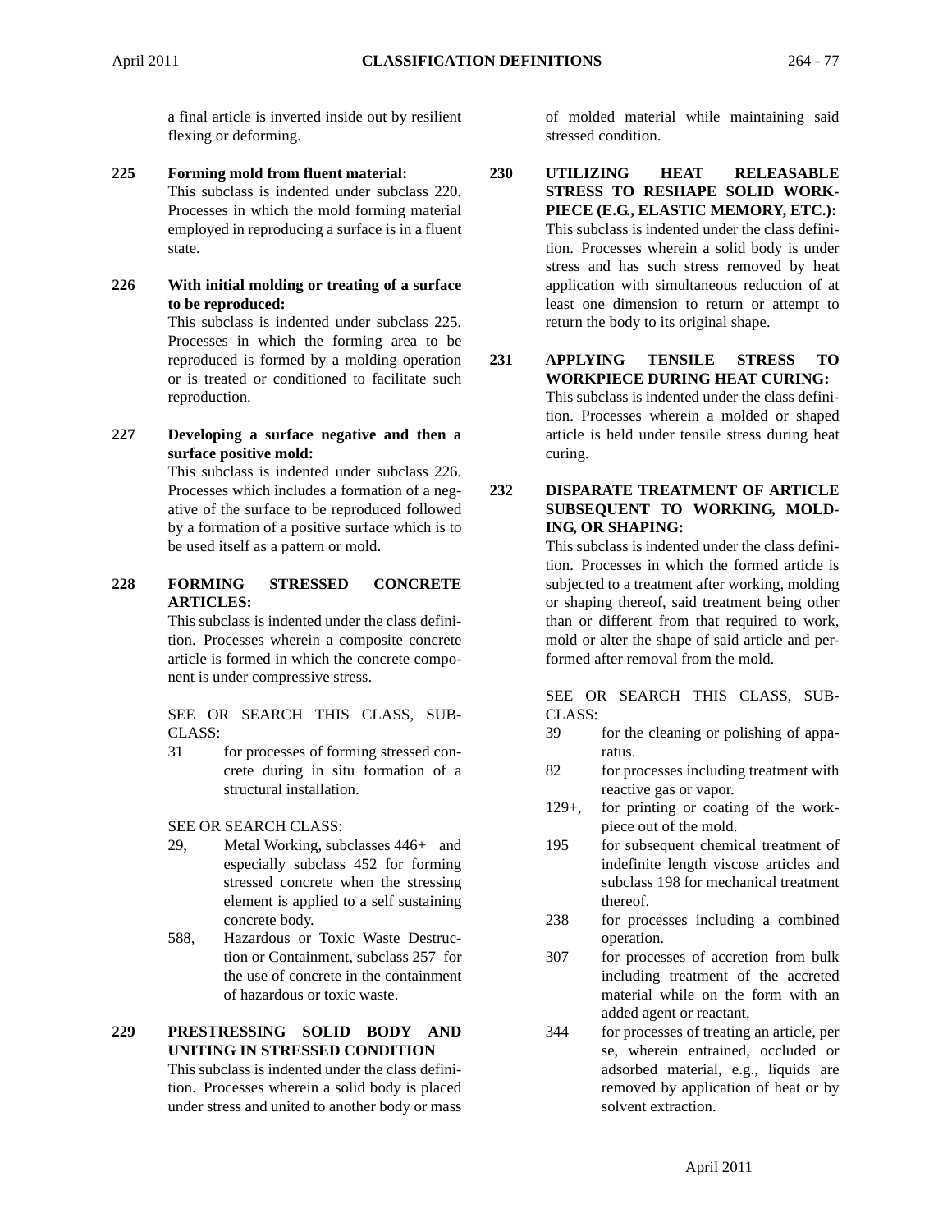a final article is inverted inside out by resilient flexing or deforming.

**225 Forming mold from fluent material:**
This subclass is indented under subclass 220. Processes in which the mold forming material employed in reproducing a surface is in a fluent state.

**226 With initial molding or treating of a surface to be reproduced:**
This subclass is indented under subclass 225. Processes in which the forming area to be reproduced is formed by a molding operation or is treated or conditioned to facilitate such reproduction.

**227 Developing a surface negative and then a surface positive mold:**
This subclass is indented under subclass 226. Processes which includes a formation of a negative of the surface to be reproduced followed by a formation of a positive surface which is to be used itself as a pattern or mold.

**228 FORMING STRESSED CONCRETE ARTICLES:**
This subclass is indented under the class definition. Processes wherein a composite concrete article is formed in which the concrete component is under compressive stress.

SEE OR SEARCH THIS CLASS, SUBCLASS:

- 31 for processes of forming stressed concrete during in situ formation of a structural installation.

SEE OR SEARCH CLASS:

- 29, Metal Working, subclasses 446+ and especially subclass 452 for forming stressed concrete when the stressing element is applied to a self sustaining concrete body.
- 588, Hazardous or Toxic Waste Destruction or Containment, subclass 257 for the use of concrete in the containment of hazardous or toxic waste.

**229 PRESTRESSING SOLID BODY AND UNITING IN STRESSED CONDITION**
This subclass is indented under the class definition. Processes wherein a solid body is placed under stress and united to another body or mass of molded material while maintaining said stressed condition.

**230 UTILIZING HEAT RELEASABLE STRESS TO RESHAPE SOLID WORKPIECE (E.G., ELASTIC MEMORY, ETC.):**
This subclass is indented under the class definition. Processes wherein a solid body is under stress and has such stress removed by heat application with simultaneous reduction of at least one dimension to return or attempt to return the body to its original shape.

**231 APPLYING TENSILE STRESS TO WORKPIECE DURING HEAT CURING:**
This subclass is indented under the class definition. Processes wherein a molded or shaped article is held under tensile stress during heat curing.

**232 DISPARATE TREATMENT OF ARTICLE SUBSEQUENT TO WORKING, MOLDING, OR SHAPING:**
This subclass is indented under the class definition. Processes in which the formed article is subjected to a treatment after working, molding or shaping thereof, said treatment being other than or different from that required to work, mold or alter the shape of said article and performed after removal from the mold.

SEE OR SEARCH THIS CLASS, SUBCLASS:

- 39 for the cleaning or polishing of apparatus.
- 82 for processes including treatment with reactive gas or vapor.
- 129+, for printing or coating of the workpiece out of the mold.
- 195 for subsequent chemical treatment of indefinite length viscose articles and subclass 198 for mechanical treatment thereof.
- 238 for processes including a combined operation.
- 307 for processes of accretion from bulk including treatment of the accreted material while on the form with an added agent or reactant.
- 344 for processes of treating an article, per se, wherein entrained, occluded or adsorbed material, e.g., liquids are removed by application of heat or by solvent extraction.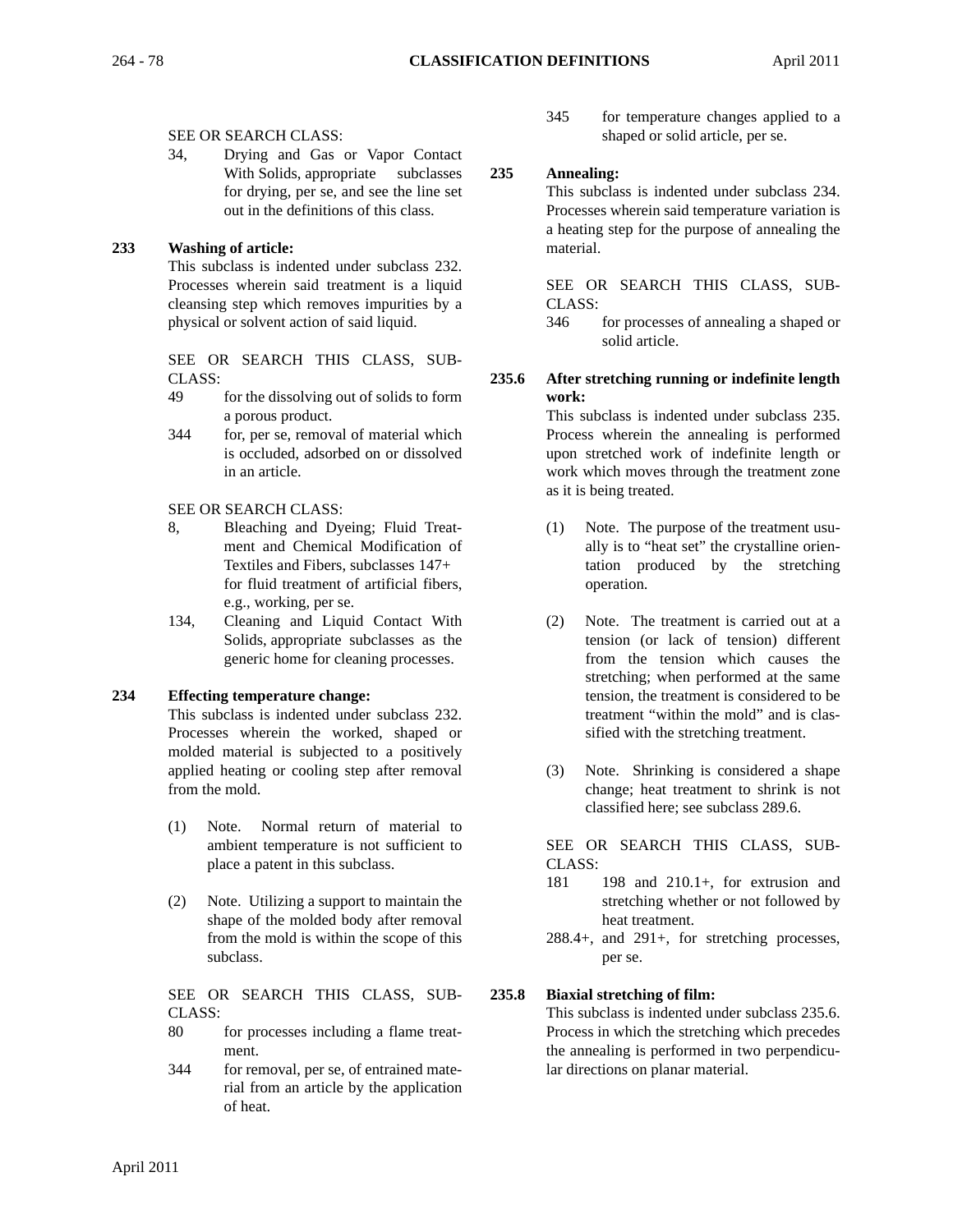SEE OR SEARCH CLASS:

34, Drying and Gas or Vapor Contact With Solids, appropriate subclasses for drying, per se, and see the line set out in the definitions of this class.

**233 Washing of article:**

This subclass is indented under subclass 232. Processes wherein said treatment is a liquid cleansing step which removes impurities by a physical or solvent action of said liquid.

SEE OR SEARCH THIS CLASS, SUBCLASS:

49 for the dissolving out of solids to form a porous product.

344 for, per se, removal of material which is occluded, adsorbed on or dissolved in an article.

SEE OR SEARCH CLASS:

8, Bleaching and Dyeing; Fluid Treatment and Chemical Modification of Textiles and Fibers, subclasses 147+ for fluid treatment of artificial fibers, e.g., working, per se.

134, Cleaning and Liquid Contact With Solids, appropriate subclasses as the generic home for cleaning processes.

**234 Effecting temperature change:**

This subclass is indented under subclass 232. Processes wherein the worked, shaped or molded material is subjected to a positively applied heating or cooling step after removal from the mold.

(1) Note. Normal return of material to ambient temperature is not sufficient to place a patent in this subclass.

(2) Note. Utilizing a support to maintain the shape of the molded body after removal from the mold is within the scope of this subclass.

SEE OR SEARCH THIS CLASS, SUBCLASS:

80 for processes including a flame treatment.

344 for removal, per se, of entrained material from an article by the application of heat.

345 for temperature changes applied to a shaped or solid article, per se.

**235 Annealing:**

This subclass is indented under subclass 234. Processes wherein said temperature variation is a heating step for the purpose of annealing the material.

SEE OR SEARCH THIS CLASS, SUBCLASS:

346 for processes of annealing a shaped or solid article.

**235.6 After stretching running or indefinite length work:**

This subclass is indented under subclass 235. Process wherein the annealing is performed upon stretched work of indefinite length or work which moves through the treatment zone as it is being treated.

(1) Note. The purpose of the treatment usually is to "heat set" the crystalline orientation produced by the stretching operation.

(2) Note. The treatment is carried out at a tension (or lack of tension) different from the tension which causes the stretching; when performed at the same tension, the treatment is considered to be treatment "within the mold" and is classified with the stretching treatment.

(3) Note. Shrinking is considered a shape change; heat treatment to shrink is not classified here; see subclass 289.6.

SEE OR SEARCH THIS CLASS, SUBCLASS:

181 198 and 210.1+, for extrusion and stretching whether or not followed by heat treatment.

288.4+, and 291+, for stretching processes, per se.

**235.8 Biaxial stretching of film:**

This subclass is indented under subclass 235.6. Process in which the stretching which precedes the annealing is performed in two perpendicular directions on planar material.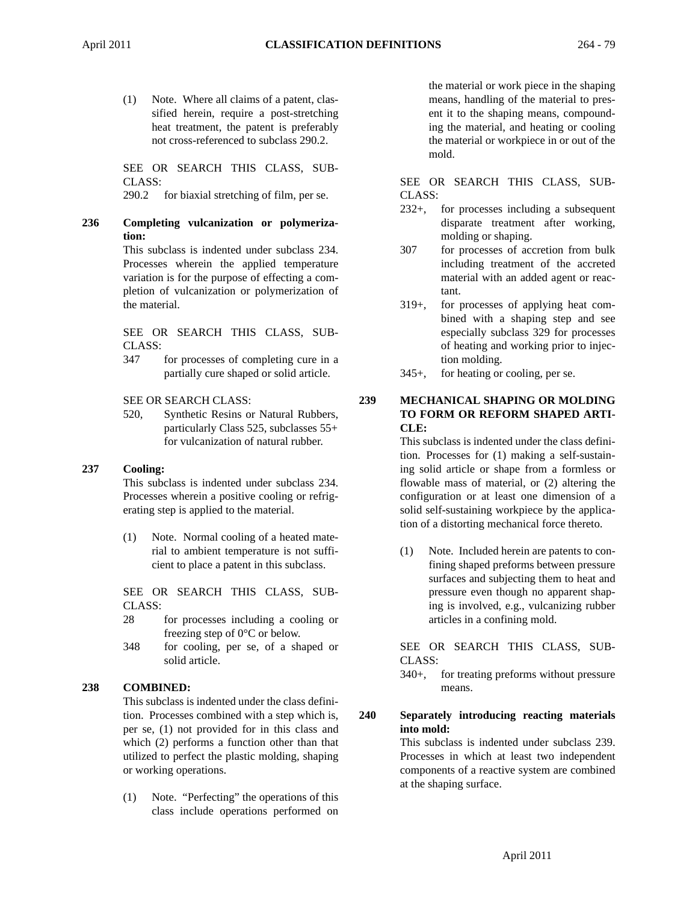(1) Note. Where all claims of a patent, classified herein, require a post-stretching heat treatment, the patent is preferably not cross-referenced to subclass 290.2.

SEE OR SEARCH THIS CLASS, SUBCLASS:

290.2 for biaxial stretching of film, per se.

**236 Completing vulcanization or polymerization:**

This subclass is indented under subclass 234. Processes wherein the applied temperature variation is for the purpose of effecting a completion of vulcanization or polymerization of the material.

SEE OR SEARCH THIS CLASS, SUBCLASS:

347 for processes of completing cure in a partially cure shaped or solid article.

SEE OR SEARCH CLASS:

520, Synthetic Resins or Natural Rubbers, particularly Class 525, subclasses 55+ for vulcanization of natural rubber.

**237 Cooling:**

This subclass is indented under subclass 234. Processes wherein a positive cooling or refrigerating step is applied to the material.

(1) Note. Normal cooling of a heated material to ambient temperature is not sufficient to place a patent in this subclass.

SEE OR SEARCH THIS CLASS, SUBCLASS:

28 for processes including a cooling or freezing step of 0°C or below.

348 for cooling, per se, of a shaped or solid article.

**238 COMBINED:**

This subclass is indented under the class definition. Processes combined with a step which is, per se, (1) not provided for in this class and which (2) performs a function other than that utilized to perfect the plastic molding, shaping or working operations.

(1) Note. "Perfecting" the operations of this class include operations performed on the material or work piece in the shaping means, handling of the material to present it to the shaping means, compounding the material, and heating or cooling the material or workpiece in or out of the mold.

SEE OR SEARCH THIS CLASS, SUBCLASS:

232+, for processes including a subsequent disparate treatment after working, molding or shaping.

307 for processes of accretion from bulk including treatment of the accreted material with an added agent or reactant.

319+, for processes of applying heat combined with a shaping step and see especially subclass 329 for processes of heating and working prior to injection molding.

345+, for heating or cooling, per se.

**239 MECHANICAL SHAPING OR MOLDING TO FORM OR REFORM SHAPED ARTICLE:**

This subclass is indented under the class definition. Processes for (1) making a self-sustaining solid article or shape from a formless or flowable mass of material, or (2) altering the configuration or at least one dimension of a solid self-sustaining workpiece by the application of a distorting mechanical force thereto.

(1) Note. Included herein are patents to confining shaped preforms between pressure surfaces and subjecting them to heat and pressure even though no apparent shaping is involved, e.g., vulcanizing rubber articles in a confining mold.

SEE OR SEARCH THIS CLASS, SUBCLASS:

340+, for treating preforms without pressure means.

**240 Separately introducing reacting materials into mold:**

This subclass is indented under subclass 239. Processes in which at least two independent components of a reactive system are combined at the shaping surface.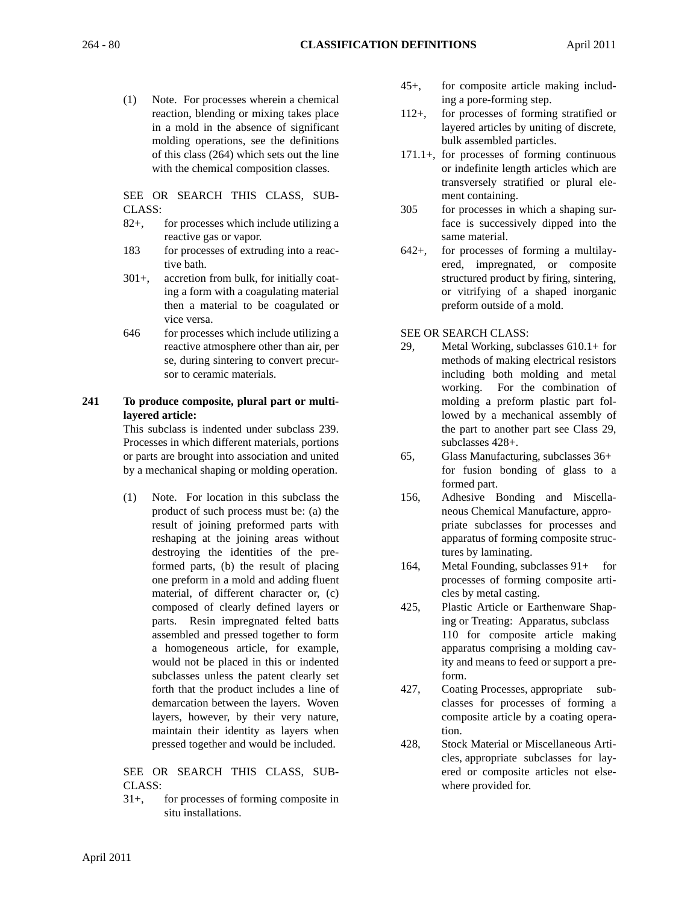(1) Note. For processes wherein a chemical reaction, blending or mixing takes place in a mold in the absence of significant molding operations, see the definitions of this class (264) which sets out the line with the chemical composition classes.

SEE OR SEARCH THIS CLASS, SUBCLASS:

- 82+, for processes which include utilizing a reactive gas or vapor.
- 183 for processes of extruding into a reactive bath.
- 301+, accretion from bulk, for initially coating a form with a coagulating material then a material to be coagulated or vice versa.
- 646 for processes which include utilizing a reactive atmosphere other than air, per se, during sintering to convert precursor to ceramic materials.

**241 To produce composite, plural part or multilayered article:**

This subclass is indented under subclass 239. Processes in which different materials, portions or parts are brought into association and united by a mechanical shaping or molding operation.

(1) Note. For location in this subclass the product of such process must be: (a) the result of joining preformed parts with reshaping at the joining areas without destroying the identities of the preformed parts, (b) the result of placing one preform in a mold and adding fluent material, of different character or, (c) composed of clearly defined layers or parts. Resin impregnated felted batts assembled and pressed together to form a homogeneous article, for example, would not be placed in this or indented subclasses unless the patent clearly set forth that the product includes a line of demarcation between the layers. Woven layers, however, by their very nature, maintain their identity as layers when pressed together and would be included.

SEE OR SEARCH THIS CLASS, SUBCLASS:

- 31+, for processes of forming composite in situ installations.
- 45+, for composite article making including a pore-forming step.
- 112+, for processes of forming stratified or layered articles by uniting of discrete, bulk assembled particles.
- 171.1+, for processes of forming continuous or indefinite length articles which are transversely stratified or plural element containing.
- 305 for processes in which a shaping surface is successively dipped into the same material.
- 642+, for processes of forming a multilayered, impregnated, or composite structured product by firing, sintering, or vitrifying of a shaped inorganic preform outside of a mold.

SEE OR SEARCH CLASS:

- 29, Metal Working, subclasses 610.1+ for methods of making electrical resistors including both molding and metal working. For the combination of molding a preform plastic part followed by a mechanical assembly of the part to another part see Class 29, subclasses 428+.
- 65, Glass Manufacturing, subclasses 36+ for fusion bonding of glass to a formed part.
- 156, Adhesive Bonding and Miscellaneous Chemical Manufacture, appropriate subclasses for processes and apparatus of forming composite structures by laminating.
- 164, Metal Founding, subclasses 91+ for processes of forming composite articles by metal casting.
- 425, Plastic Article or Earthenware Shaping or Treating: Apparatus, subclass 110 for composite article making apparatus comprising a molding cavity and means to feed or support a preform.
- 427, Coating Processes, appropriate subclasses for processes of forming a composite article by a coating operation.
- 428, Stock Material or Miscellaneous Articles, appropriate subclasses for layered or composite articles not elsewhere provided for.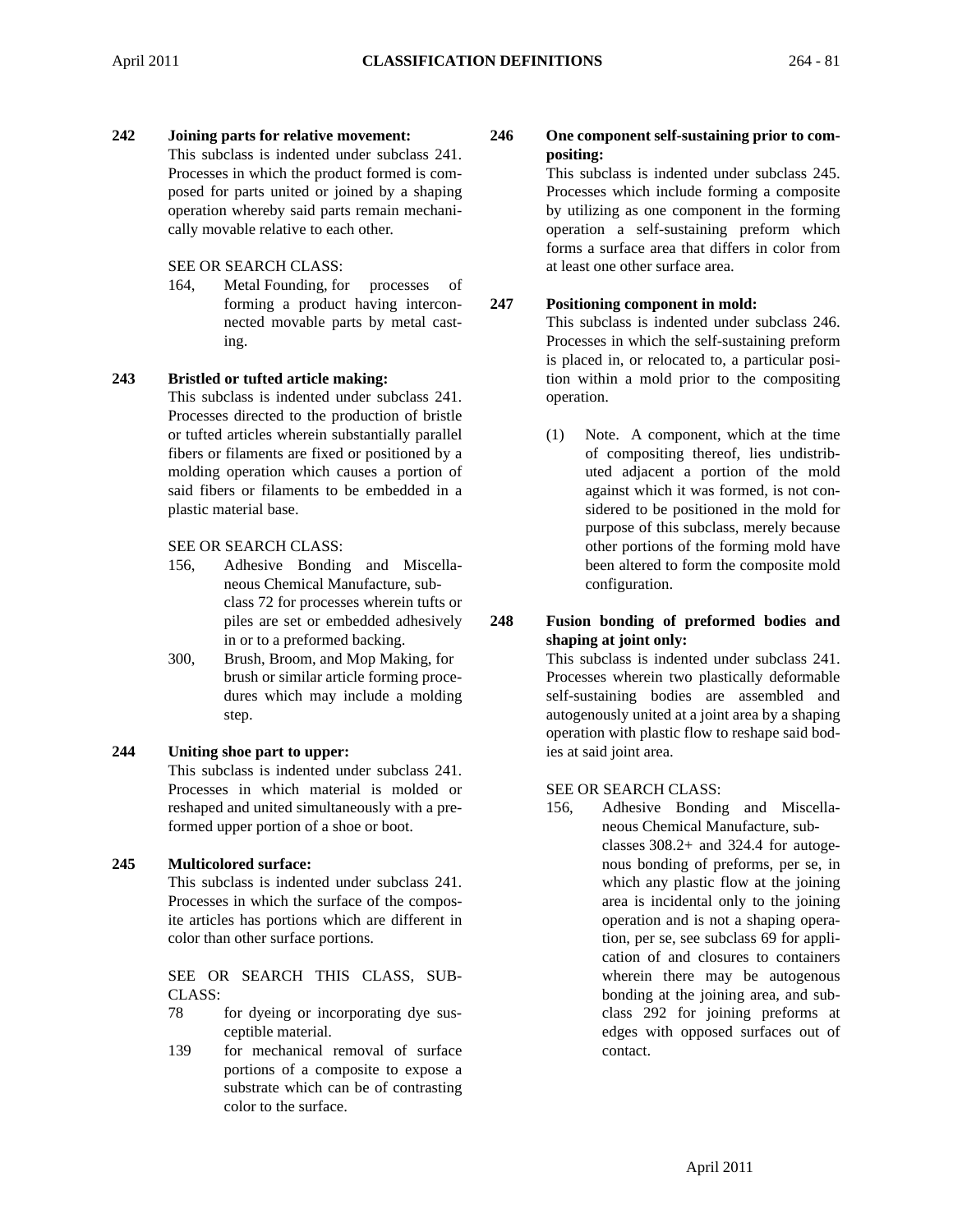**242 Joining parts for relative movement:**
This subclass is indented under subclass 241. Processes in which the product formed is composed for parts united or joined by a shaping operation whereby said parts remain mechanically movable relative to each other.

SEE OR SEARCH CLASS:

- 164, Metal Founding, for processes of forming a product having interconnected movable parts by metal casting.

**243 Bristled or tufted article making:**
This subclass is indented under subclass 241. Processes directed to the production of bristle or tufted articles wherein substantially parallel fibers or filaments are fixed or positioned by a molding operation which causes a portion of said fibers or filaments to be embedded in a plastic material base.

SEE OR SEARCH CLASS:

- 156, Adhesive Bonding and Miscellaneous Chemical Manufacture, subclass 72 for processes wherein tufts or piles are set or embedded adhesively in or to a preformed backing.
- 300, Brush, Broom, and Mop Making, for brush or similar article forming procedures which may include a molding step.

**244 Uniting shoe part to upper:**
This subclass is indented under subclass 241. Processes in which material is molded or reshaped and united simultaneously with a preformed upper portion of a shoe or boot.

**245 Multicolored surface:**
This subclass is indented under subclass 241. Processes in which the surface of the composite articles has portions which are different in color than other surface portions.

SEE OR SEARCH THIS CLASS, SUBCLASS:

- 78 for dyeing or incorporating dye susceptible material.
- 139 for mechanical removal of surface portions of a composite to expose a substrate which can be of contrasting color to the surface.

**246 One component self-sustaining prior to compositing:**
This subclass is indented under subclass 245. Processes which include forming a composite by utilizing as one component in the forming operation a self-sustaining preform which forms a surface area that differs in color from at least one other surface area.

**247 Positioning component in mold:**
This subclass is indented under subclass 246. Processes in which the self-sustaining preform is placed in, or relocated to, a particular position within a mold prior to the compositing operation.

(1) Note. A component, which at the time of compositing thereof, lies undistributed adjacent a portion of the mold against which it was formed, is not considered to be positioned in the mold for purpose of this subclass, merely because other portions of the forming mold have been altered to form the composite mold configuration.

**248 Fusion bonding of preformed bodies and shaping at joint only:**
This subclass is indented under subclass 241. Processes wherein two plastically deformable self-sustaining bodies are assembled and autogenously united at a joint area by a shaping operation with plastic flow to reshape said bodies at said joint area.

SEE OR SEARCH CLASS:

- 156, Adhesive Bonding and Miscellaneous Chemical Manufacture, subclasses 308.2+ and 324.4 for autogenous bonding of preforms, per se, in which any plastic flow at the joining area is incidental only to the joining operation and is not a shaping operation, per se, see subclass 69 for application of and closures to containers wherein there may be autogenous bonding at the joining area, and subclass 292 for joining preforms at edges with opposed surfaces out of contact.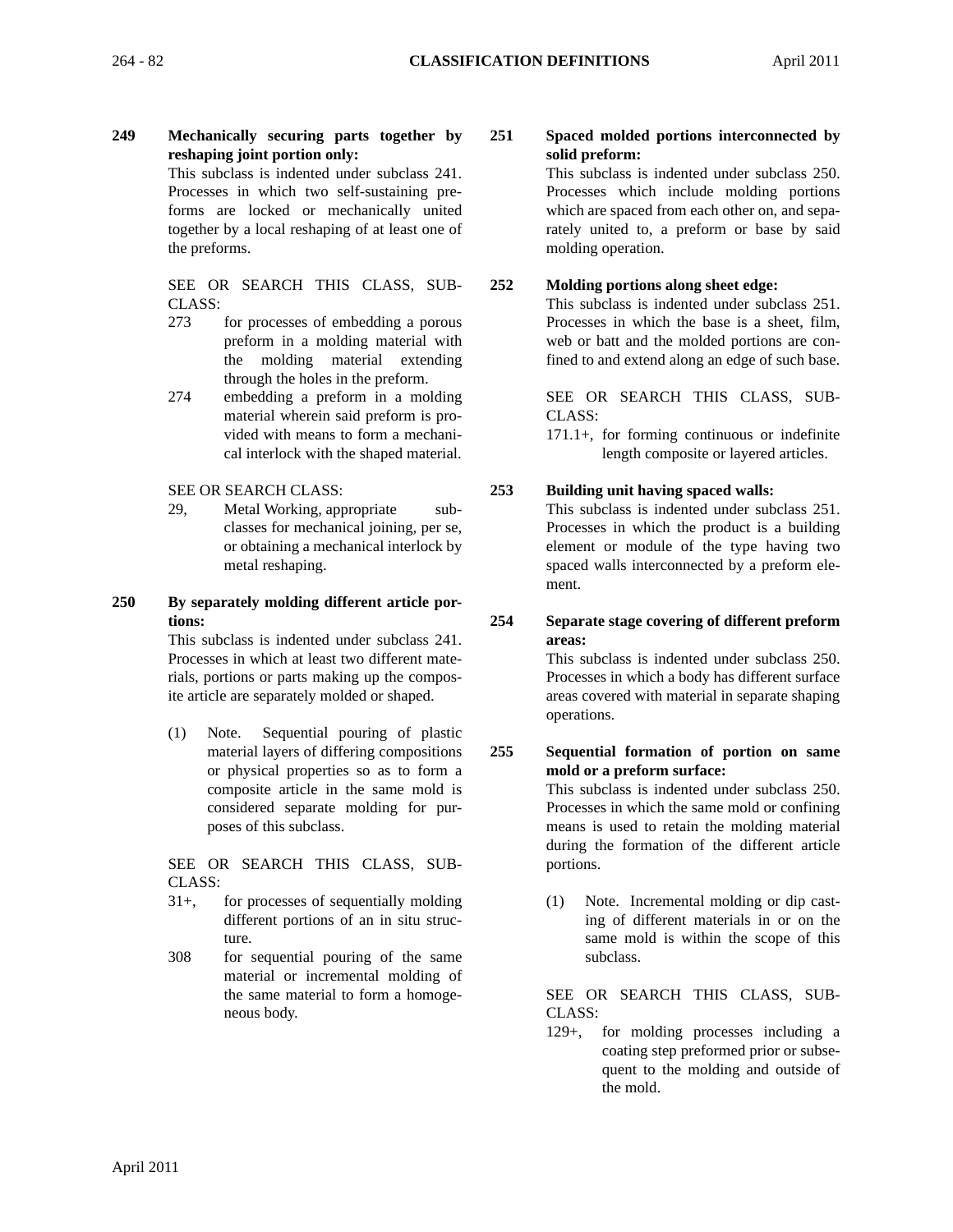**249 Mechanically securing parts together by reshaping joint portion only:**

This subclass is indented under subclass 241. Processes in which two self-sustaining preforms are locked or mechanically united together by a local reshaping of at least one of the preforms.

SEE OR SEARCH THIS CLASS, SUBCLASS:

- 273 for processes of embedding a porous preform in a molding material with the molding material extending through the holes in the preform.
- 274 embedding a preform in a molding material wherein said preform is provided with means to form a mechanical interlock with the shaped material.

SEE OR SEARCH CLASS:

- 29, Metal Working, appropriate subclasses for mechanical joining, per se, or obtaining a mechanical interlock by metal reshaping.

**250 By separately molding different article portions:**

This subclass is indented under subclass 241. Processes in which at least two different materials, portions or parts making up the composite article are separately molded or shaped.

(1) Note. Sequential pouring of plastic material layers of differing compositions or physical properties so as to form a composite article in the same mold is considered separate molding for purposes of this subclass.

SEE OR SEARCH THIS CLASS, SUBCLASS:

- 31+, for processes of sequentially molding different portions of an in situ structure.
- 308 for sequential pouring of the same material or incremental molding of the same material to form a homogeneous body.

**251 Spaced molded portions interconnected by solid preform:**

This subclass is indented under subclass 250. Processes which include molding portions which are spaced from each other on, and separately united to, a preform or base by said molding operation.

**252 Molding portions along sheet edge:**

This subclass is indented under subclass 251. Processes in which the base is a sheet, film, web or batt and the molded portions are confined to and extend along an edge of such base.

SEE OR SEARCH THIS CLASS, SUBCLASS:

- 171.1+, for forming continuous or indefinite length composite or layered articles.

**253 Building unit having spaced walls:**

This subclass is indented under subclass 251. Processes in which the product is a building element or module of the type having two spaced walls interconnected by a preform element.

**254 Separate stage covering of different preform areas:**

This subclass is indented under subclass 250. Processes in which a body has different surface areas covered with material in separate shaping operations.

**255 Sequential formation of portion on same mold or a preform surface:**

This subclass is indented under subclass 250. Processes in which the same mold or confining means is used to retain the molding material during the formation of the different article portions.

(1) Note. Incremental molding or dip casting of different materials in or on the same mold is within the scope of this subclass.

SEE OR SEARCH THIS CLASS, SUBCLASS:

- 129+, for molding processes including a coating step preformed prior or subsequent to the molding and outside of the mold.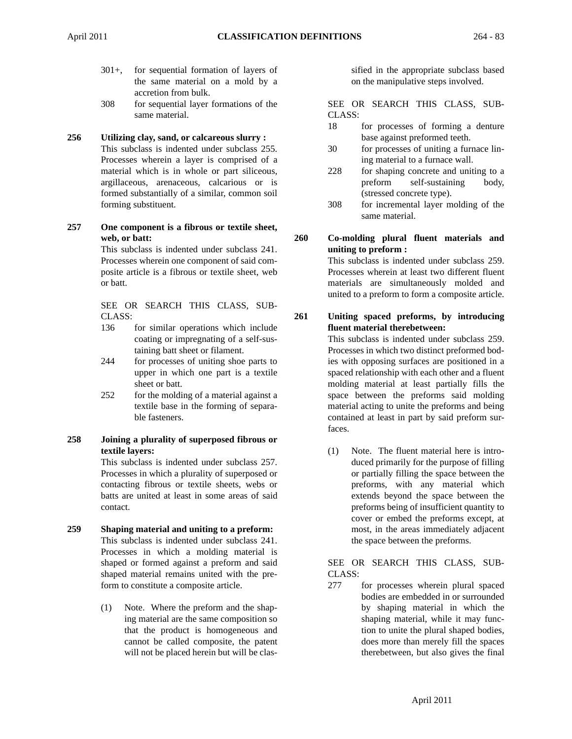301+, for sequential formation of layers of the same material on a mold by a accretion from bulk.
308 for sequential layer formations of the same material.

**256 Utilizing clay, sand, or calcareous slurry :**
This subclass is indented under subclass 255. Processes wherein a layer is comprised of a material which is in whole or part siliceous, argillaceous, arenaceous, calcarious or is formed substantially of a similar, common soil forming substituent.

**257 One component is a fibrous or textile sheet, web, or batt:**
This subclass is indented under subclass 241. Processes wherein one component of said composite article is a fibrous or textile sheet, web or batt.

SEE OR SEARCH THIS CLASS, SUBCLASS:

136 for similar operations which include coating or impregnating of a self-sustaining batt sheet or filament.
244 for processes of uniting shoe parts to upper in which one part is a textile sheet or batt.
252 for the molding of a material against a textile base in the forming of separable fasteners.

**258 Joining a plurality of superposed fibrous or textile layers:**
This subclass is indented under subclass 257. Processes in which a plurality of superposed or contacting fibrous or textile sheets, webs or batts are united at least in some areas of said contact.

**259 Shaping material and uniting to a preform:**
This subclass is indented under subclass 241. Processes in which a molding material is shaped or formed against a preform and said shaped material remains united with the preform to constitute a composite article.

(1) Note. Where the preform and the shaping material are the same composition so that the product is homogeneous and cannot be called composite, the patent will not be placed herein but will be classified in the appropriate subclass based on the manipulative steps involved.

SEE OR SEARCH THIS CLASS, SUBCLASS:

18 for processes of forming a denture base against preformed teeth.
30 for processes of uniting a furnace lining material to a furnace wall.
228 for shaping concrete and uniting to a preform self-sustaining body, (stressed concrete type).
308 for incremental layer molding of the same material.

**260 Co-molding plural fluent materials and uniting to preform :**
This subclass is indented under subclass 259. Processes wherein at least two different fluent materials are simultaneously molded and united to a preform to form a composite article.

**261 Uniting spaced preforms, by introducing fluent material therebetween:**
This subclass is indented under subclass 259. Processes in which two distinct preformed bodies with opposing surfaces are positioned in a spaced relationship with each other and a fluent molding material at least partially fills the space between the preforms said molding material acting to unite the preforms and being contained at least in part by said preform surfaces.

(1) Note. The fluent material here is introduced primarily for the purpose of filling or partially filling the space between the preforms, with any material which extends beyond the space between the preforms being of insufficient quantity to cover or embed the preforms except, at most, in the areas immediately adjacent the space between the preforms.

SEE OR SEARCH THIS CLASS, SUBCLASS:

277 for processes wherein plural spaced bodies are embedded in or surrounded by shaping material in which the shaping material, while it may function to unite the plural shaped bodies, does more than merely fill the spaces therebetween, but also gives the final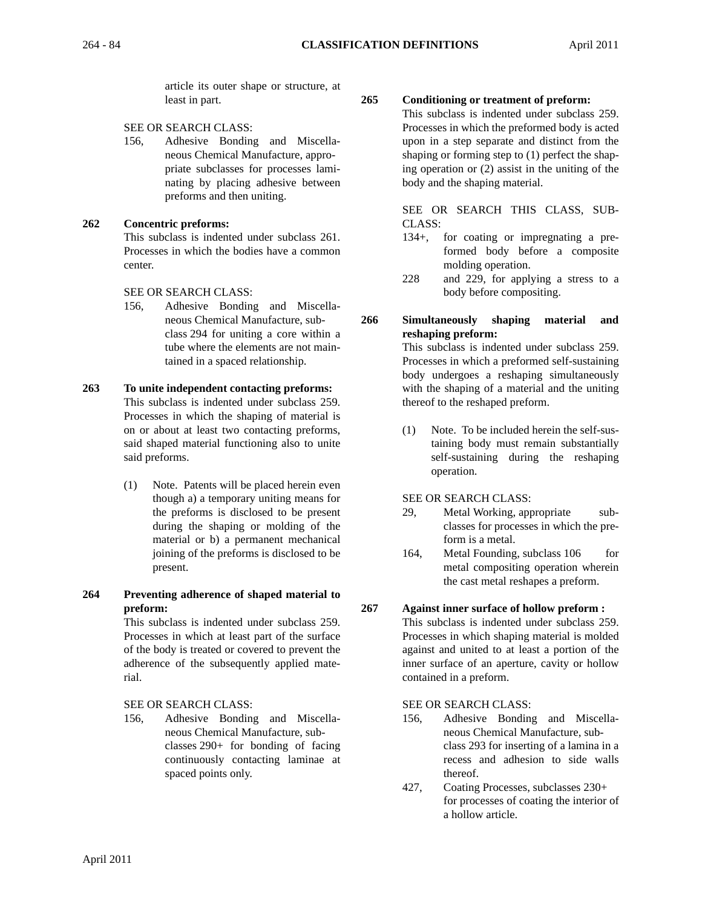article its outer shape or structure, at least in part.

SEE OR SEARCH CLASS:

156, Adhesive Bonding and Miscellaneous Chemical Manufacture, appropriate subclasses for processes laminating by placing adhesive between preforms and then uniting.

**262 Concentric preforms:**

This subclass is indented under subclass 261. Processes in which the bodies have a common center.

SEE OR SEARCH CLASS:

156, Adhesive Bonding and Miscellaneous Chemical Manufacture, subclass 294 for uniting a core within a tube where the elements are not maintained in a spaced relationship.

**263 To unite independent contacting preforms:**

This subclass is indented under subclass 259. Processes in which the shaping of material is on or about at least two contacting preforms, said shaped material functioning also to unite said preforms.

(1) Note. Patents will be placed herein even though a) a temporary uniting means for the preforms is disclosed to be present during the shaping or molding of the material or b) a permanent mechanical joining of the preforms is disclosed to be present.

**264 Preventing adherence of shaped material to preform:**

This subclass is indented under subclass 259. Processes in which at least part of the surface of the body is treated or covered to prevent the adherence of the subsequently applied material.

SEE OR SEARCH CLASS:

156, Adhesive Bonding and Miscellaneous Chemical Manufacture, subclasses 290+ for bonding of facing continuously contacting laminae at spaced points only.

**265 Conditioning or treatment of preform:**

This subclass is indented under subclass 259. Processes in which the preformed body is acted upon in a step separate and distinct from the shaping or forming step to (1) perfect the shaping operation or (2) assist in the uniting of the body and the shaping material.

SEE OR SEARCH THIS CLASS, SUBCLASS:

134+, for coating or impregnating a preformed body before a composite molding operation.

228 and 229, for applying a stress to a body before compositing.

**266 Simultaneously shaping material and reshaping preform:**

This subclass is indented under subclass 259. Processes in which a preformed self-sustaining body undergoes a reshaping simultaneously with the shaping of a material and the uniting thereof to the reshaped preform.

(1) Note. To be included herein the self-sustaining body must remain substantially self-sustaining during the reshaping operation.

SEE OR SEARCH CLASS:

29, Metal Working, appropriate subclasses for processes in which the preform is a metal.

164, Metal Founding, subclass 106 for metal compositing operation wherein the cast metal reshapes a preform.

**267 Against inner surface of hollow preform :**

This subclass is indented under subclass 259. Processes in which shaping material is molded against and united to at least a portion of the inner surface of an aperture, cavity or hollow contained in a preform.

SEE OR SEARCH CLASS:

156, Adhesive Bonding and Miscellaneous Chemical Manufacture, subclass 293 for inserting of a lamina in a recess and adhesion to side walls thereof.

427, Coating Processes, subclasses 230+ for processes of coating the interior of a hollow article.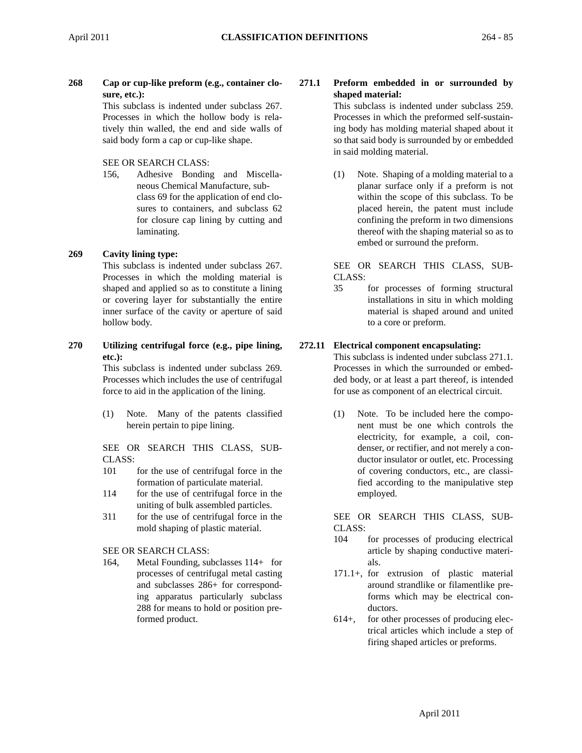**268 Cap or cup-like preform (e.g., container closure, etc.):**

This subclass is indented under subclass 267. Processes in which the hollow body is relatively thin walled, the end and side walls of said body form a cap or cup-like shape.

SEE OR SEARCH CLASS:

- 156, Adhesive Bonding and Miscellaneous Chemical Manufacture, subclass 69 for the application of end closures to containers, and subclass 62 for closure cap lining by cutting and laminating.

**269 Cavity lining type:**

This subclass is indented under subclass 267. Processes in which the molding material is shaped and applied so as to constitute a lining or covering layer for substantially the entire inner surface of the cavity or aperture of said hollow body.

**270 Utilizing centrifugal force (e.g., pipe lining, etc.):**

This subclass is indented under subclass 269. Processes which includes the use of centrifugal force to aid in the application of the lining.

(1) Note. Many of the patents classified herein pertain to pipe lining.

SEE OR SEARCH THIS CLASS, SUBCLASS:

- 101 for the use of centrifugal force in the formation of particulate material.
- 114 for the use of centrifugal force in the uniting of bulk assembled particles.
- 311 for the use of centrifugal force in the mold shaping of plastic material.

SEE OR SEARCH CLASS:

- 164, Metal Founding, subclasses 114+ for processes of centrifugal metal casting and subclasses 286+ for corresponding apparatus particularly subclass 288 for means to hold or position preformed product.

**271.1 Preform embedded in or surrounded by shaped material:**

This subclass is indented under subclass 259. Processes in which the preformed self-sustaining body has molding material shaped about it so that said body is surrounded by or embedded in said molding material.

(1) Note. Shaping of a molding material to a planar surface only if a preform is not within the scope of this subclass. To be placed herein, the patent must include confining the preform in two dimensions thereof with the shaping material so as to embed or surround the preform.

SEE OR SEARCH THIS CLASS, SUBCLASS:

- 35 for processes of forming structural installations in situ in which molding material is shaped around and united to a core or preform.

**272.11 Electrical component encapsulating:**

This subclass is indented under subclass 271.1. Processes in which the surrounded or embedded body, or at least a part thereof, is intended for use as component of an electrical circuit.

(1) Note. To be included here the component must be one which controls the electricity, for example, a coil, condenser, or rectifier, and not merely a conductor insulator or outlet, etc. Processing of covering conductors, etc., are classified according to the manipulative step employed.

SEE OR SEARCH THIS CLASS, SUBCLASS:

- 104 for processes of producing electrical article by shaping conductive materials.
- 171.1+, for extrusion of plastic material around strandlike or filamentlike preforms which may be electrical conductors.
- 614+, for other processes of producing electrical articles which include a step of firing shaped articles or preforms.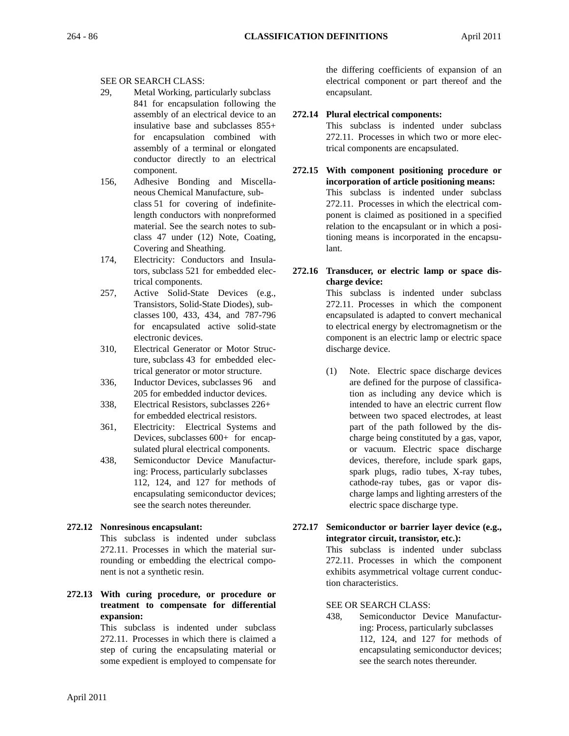SEE OR SEARCH CLASS:

- 29, Metal Working, particularly subclass 841 for encapsulation following the assembly of an electrical device to an insulative base and subclasses 855+ for encapsulation combined with assembly of a terminal or elongated conductor directly to an electrical component.
- 156, Adhesive Bonding and Miscellaneous Chemical Manufacture, subclass 51 for covering of indefinite-length conductors with nonpreformed material. See the search notes to subclass 47 under (12) Note, Coating, Covering and Sheathing.
- 174, Electricity: Conductors and Insulators, subclass 521 for embedded electrical components.
- 257, Active Solid-State Devices (e.g., Transistors, Solid-State Diodes), subclasses 100, 433, 434, and 787-796 for encapsulated active solid-state electronic devices.
- 310, Electrical Generator or Motor Structure, subclass 43 for embedded electrical generator or motor structure.
- 336, Inductor Devices, subclasses 96 and 205 for embedded inductor devices.
- 338, Electrical Resistors, subclasses 226+ for embedded electrical resistors.
- 361, Electricity: Electrical Systems and Devices, subclasses 600+ for encapsulated plural electrical components.
- 438, Semiconductor Device Manufacturing: Process, particularly subclasses 112, 124, and 127 for methods of encapsulating semiconductor devices; see the search notes thereunder.

**272.12 Nonresinous encapsulant:**

This subclass is indented under subclass 272.11. Processes in which the material surrounding or embedding the electrical component is not a synthetic resin.

**272.13 With curing procedure, or procedure or treatment to compensate for differential expansion:**

This subclass is indented under subclass 272.11. Processes in which there is claimed a step of curing the encapsulating material or some expedient is employed to compensate for the differing coefficients of expansion of an electrical component or part thereof and the encapsulant.

**272.14 Plural electrical components:**

This subclass is indented under subclass 272.11. Processes in which two or more electrical components are encapsulated.

**272.15 With component positioning procedure or incorporation of article positioning means:**

This subclass is indented under subclass 272.11. Processes in which the electrical component is claimed as positioned in a specified relation to the encapsulant or in which a positioning means is incorporated in the encapsulant.

**272.16 Transducer, or electric lamp or space discharge device:**

This subclass is indented under subclass 272.11. Processes in which the component encapsulated is adapted to convert mechanical to electrical energy by electromagnetism or the component is an electric lamp or electric space discharge device.

(1) Note. Electric space discharge devices are defined for the purpose of classification as including any device which is intended to have an electric current flow between two spaced electrodes, at least part of the path followed by the discharge being constituted by a gas, vapor, or vacuum. Electric space discharge devices, therefore, include spark gaps, spark plugs, radio tubes, X-ray tubes, cathode-ray tubes, gas or vapor discharge lamps and lighting arresters of the electric space discharge type.

**272.17 Semiconductor or barrier layer device (e.g., integrator circuit, transistor, etc.):**

This subclass is indented under subclass 272.11. Processes in which the component exhibits asymmetrical voltage current conduction characteristics.

SEE OR SEARCH CLASS:

- 438, Semiconductor Device Manufacturing: Process, particularly subclasses 112, 124, and 127 for methods of encapsulating semiconductor devices; see the search notes thereunder.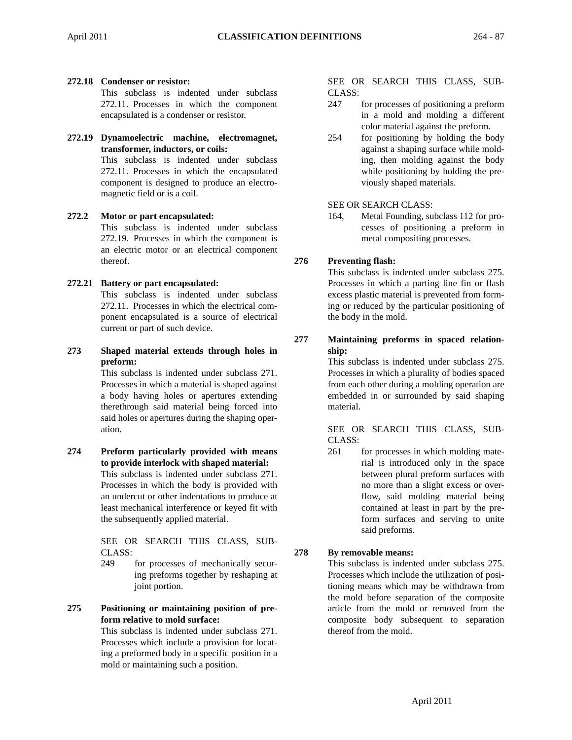**272.18 Condenser or resistor:**

This subclass is indented under subclass 272.11. Processes in which the component encapsulated is a condenser or resistor.

**272.19 Dynamoelectric machine, electromagnet, transformer, inductors, or coils:**

This subclass is indented under subclass 272.11. Processes in which the encapsulated component is designed to produce an electromagnetic field or is a coil.

**272.2 Motor or part encapsulated:**

This subclass is indented under subclass 272.19. Processes in which the component is an electric motor or an electrical component thereof.

**272.21 Battery or part encapsulated:**

This subclass is indented under subclass 272.11. Processes in which the electrical component encapsulated is a source of electrical current or part of such device.

**273 Shaped material extends through holes in preform:**

This subclass is indented under subclass 271. Processes in which a material is shaped against a body having holes or apertures extending therethrough said material being forced into said holes or apertures during the shaping operation.

**274 Preform particularly provided with means to provide interlock with shaped material:**

This subclass is indented under subclass 271. Processes in which the body is provided with an undercut or other indentations to produce at least mechanical interference or keyed fit with the subsequently applied material.

SEE OR SEARCH THIS CLASS, SUBCLASS:

249 for processes of mechanically securing preforms together by reshaping at joint portion.

**275 Positioning or maintaining position of preform relative to mold surface:**

This subclass is indented under subclass 271. Processes which include a provision for locating a preformed body in a specific position in a mold or maintaining such a position.

SEE OR SEARCH THIS CLASS, SUBCLASS:

247 for processes of positioning a preform in a mold and molding a different color material against the preform.

254 for positioning by holding the body against a shaping surface while molding, then molding against the body while positioning by holding the previously shaped materials.

SEE OR SEARCH CLASS:

164, Metal Founding, subclass 112 for processes of positioning a preform in metal compositing processes.

**276 Preventing flash:**

This subclass is indented under subclass 275. Processes in which a parting line fin or flash excess plastic material is prevented from forming or reduced by the particular positioning of the body in the mold.

**277 Maintaining preforms in spaced relationship:**

This subclass is indented under subclass 275. Processes in which a plurality of bodies spaced from each other during a molding operation are embedded in or surrounded by said shaping material.

SEE OR SEARCH THIS CLASS, SUBCLASS:

261 for processes in which molding material is introduced only in the space between plural preform surfaces with no more than a slight excess or overflow, said molding material being contained at least in part by the preform surfaces and serving to unite said preforms.

**278 By removable means:**

This subclass is indented under subclass 275. Processes which include the utilization of positioning means which may be withdrawn from the mold before separation of the composite article from the mold or removed from the composite body subsequent to separation thereof from the mold.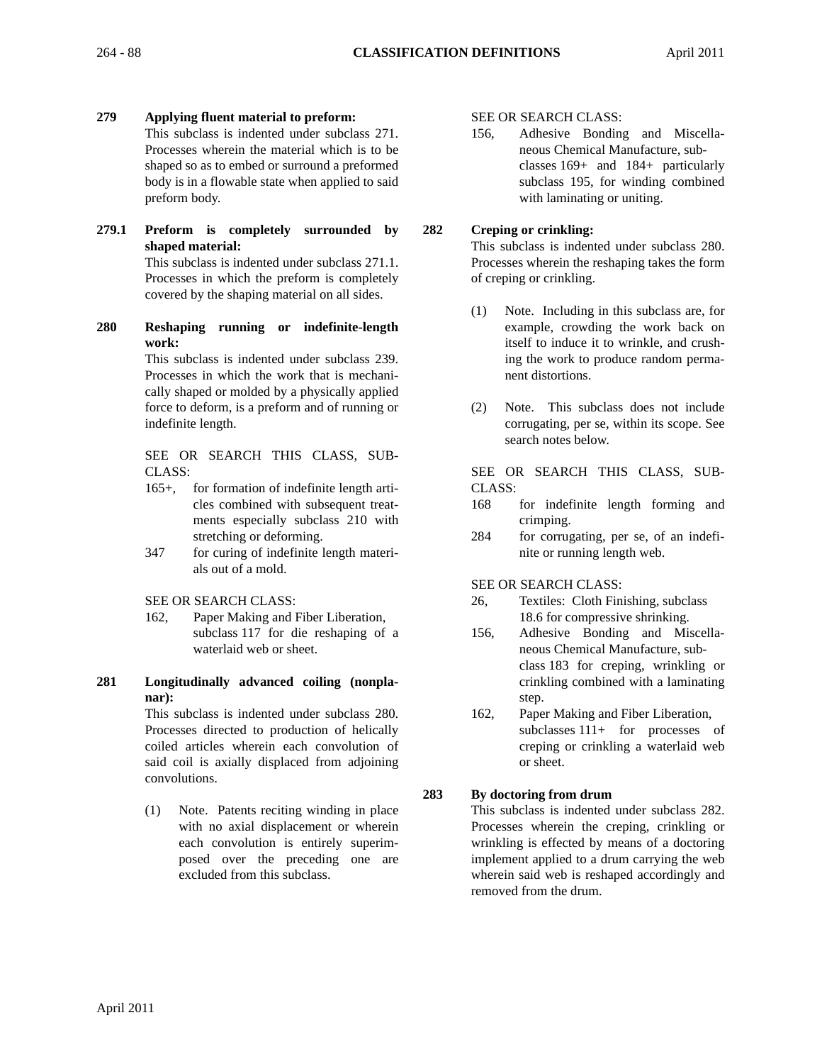**279 Applying fluent material to preform:**
This subclass is indented under subclass 271. Processes wherein the material which is to be shaped so as to embed or surround a preformed body is in a flowable state when applied to said preform body.

**279.1 Preform is completely surrounded by shaped material:**
This subclass is indented under subclass 271.1. Processes in which the preform is completely covered by the shaping material on all sides.

**280 Reshaping running or indefinite-length work:**
This subclass is indented under subclass 239. Processes in which the work that is mechanically shaped or molded by a physically applied force to deform, is a preform and of running or indefinite length.

SEE OR SEARCH THIS CLASS, SUBCLASS:

- 165+, for formation of indefinite length articles combined with subsequent treatments especially subclass 210 with stretching or deforming.
- 347 for curing of indefinite length materials out of a mold.

SEE OR SEARCH CLASS:

- 162, Paper Making and Fiber Liberation, subclass 117 for die reshaping of a waterlaid web or sheet.

**281 Longitudinally advanced coiling (nonplanar):**
This subclass is indented under subclass 280. Processes directed to production of helically coiled articles wherein each convolution of said coil is axially displaced from adjoining convolutions.

(1) Note. Patents reciting winding in place with no axial displacement or wherein each convolution is entirely superimposed over the preceding one are excluded from this subclass.

SEE OR SEARCH CLASS:

- 156, Adhesive Bonding and Miscellaneous Chemical Manufacture, subclasses 169+ and 184+ particularly subclass 195, for winding combined with laminating or uniting.

**282 Creping or crinkling:**
This subclass is indented under subclass 280. Processes wherein the reshaping takes the form of creping or crinkling.

(1) Note. Including in this subclass are, for example, crowding the work back on itself to induce it to wrinkle, and crushing the work to produce random permanent distortions.

(2) Note. This subclass does not include corrugating, per se, within its scope. See search notes below.

SEE OR SEARCH THIS CLASS, SUBCLASS:

- 168 for indefinite length forming and crimping.
- 284 for corrugating, per se, of an indefinite or running length web.

SEE OR SEARCH CLASS:

- 26, Textiles: Cloth Finishing, subclass 18.6 for compressive shrinking.
- 156, Adhesive Bonding and Miscellaneous Chemical Manufacture, subclass 183 for creping, wrinkling or crinkling combined with a laminating step.
- 162, Paper Making and Fiber Liberation, subclasses 111+ for processes of creping or crinkling a waterlaid web or sheet.

**283 By doctoring from drum**
This subclass is indented under subclass 282. Processes wherein the creping, crinkling or wrinkling is effected by means of a doctoring implement applied to a drum carrying the web wherein said web is reshaped accordingly and removed from the drum.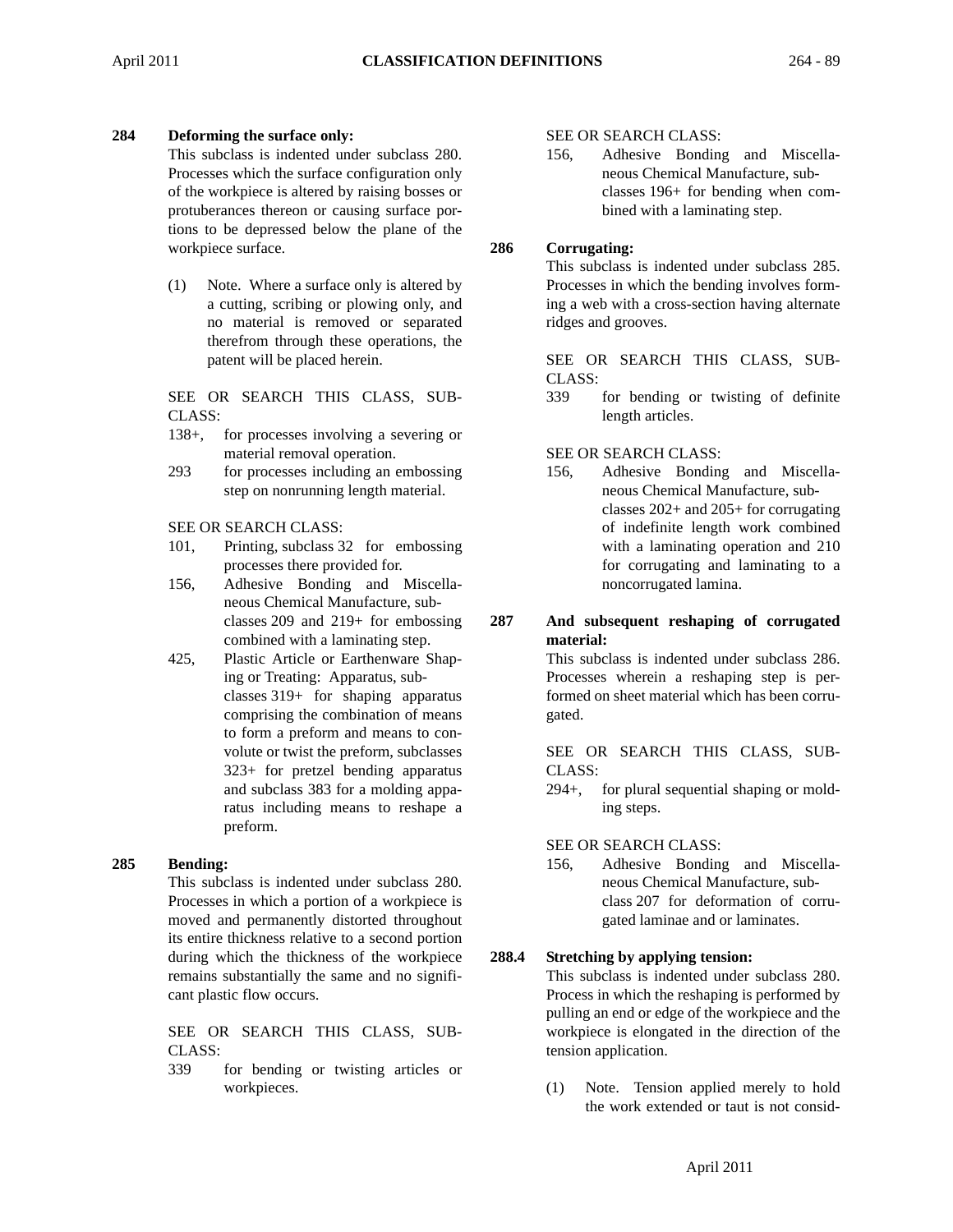**284 Deforming the surface only:**

This subclass is indented under subclass 280. Processes which the surface configuration only of the workpiece is altered by raising bosses or protuberances thereon or causing surface portions to be depressed below the plane of the workpiece surface.

(1) Note. Where a surface only is altered by a cutting, scribing or plowing only, and no material is removed or separated therefrom through these operations, the patent will be placed herein.

SEE OR SEARCH THIS CLASS, SUBCLASS:

- 138+, for processes involving a severing or material removal operation.
- 293 for processes including an embossing step on nonrunning length material.

SEE OR SEARCH CLASS:

- 101, Printing, subclass 32 for embossing processes there provided for.
- 156, Adhesive Bonding and Miscellaneous Chemical Manufacture, subclasses 209 and 219+ for embossing combined with a laminating step.
- 425, Plastic Article or Earthenware Shaping or Treating: Apparatus, subclasses 319+ for shaping apparatus comprising the combination of means to form a preform and means to convolute or twist the preform, subclasses 323+ for pretzel bending apparatus and subclass 383 for a molding apparatus including means to reshape a preform.

**285 Bending:**

This subclass is indented under subclass 280. Processes in which a portion of a workpiece is moved and permanently distorted throughout its entire thickness relative to a second portion during which the thickness of the workpiece remains substantially the same and no significant plastic flow occurs.

SEE OR SEARCH THIS CLASS, SUBCLASS:

- 339 for bending or twisting articles or workpieces.

SEE OR SEARCH CLASS:

- 156, Adhesive Bonding and Miscellaneous Chemical Manufacture, subclasses 196+ for bending when combined with a laminating step.

**286 Corrugating:**

This subclass is indented under subclass 285. Processes in which the bending involves forming a web with a cross-section having alternate ridges and grooves.

SEE OR SEARCH THIS CLASS, SUBCLASS:

- 339 for bending or twisting of definite length articles.

SEE OR SEARCH CLASS:

- 156, Adhesive Bonding and Miscellaneous Chemical Manufacture, subclasses 202+ and 205+ for corrugating of indefinite length work combined with a laminating operation and 210 for corrugating and laminating to a noncorrugated lamina.

**287 And subsequent reshaping of corrugated material:**

This subclass is indented under subclass 286. Processes wherein a reshaping step is performed on sheet material which has been corrugated.

SEE OR SEARCH THIS CLASS, SUBCLASS:

- 294+, for plural sequential shaping or molding steps.

SEE OR SEARCH CLASS:

- 156, Adhesive Bonding and Miscellaneous Chemical Manufacture, subclass 207 for deformation of corrugated laminae and or laminates.

**288.4 Stretching by applying tension:**

This subclass is indented under subclass 280. Process in which the reshaping is performed by pulling an end or edge of the workpiece and the workpiece is elongated in the direction of the tension application.

(1) Note. Tension applied merely to hold the work extended or taut is not consid-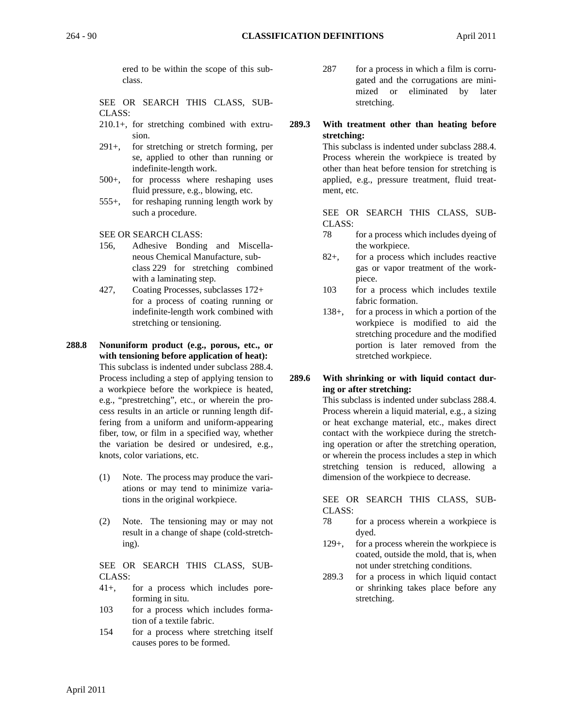ered to be within the scope of this subclass.

SEE OR SEARCH THIS CLASS, SUBCLASS:

- 210.1+, for stretching combined with extrusion.
- 291+, for stretching or stretch forming, per se, applied to other than running or indefinite-length work.
- 500+, for processs where reshaping uses fluid pressure, e.g., blowing, etc.
- 555+, for reshaping running length work by such a procedure.

SEE OR SEARCH CLASS:

- 156, Adhesive Bonding and Miscellaneous Chemical Manufacture, subclass 229 for stretching combined with a laminating step.
- 427, Coating Processes, subclasses 172+ for a process of coating running or indefinite-length work combined with stretching or tensioning.

**288.8 Nonuniform product (e.g., porous, etc., or with tensioning before application of heat):**

This subclass is indented under subclass 288.4. Process including a step of applying tension to a workpiece before the workpiece is heated, e.g., "prestretching", etc., or wherein the process results in an article or running length differing from a uniform and uniform-appearing fiber, tow, or film in a specified way, whether the variation be desired or undesired, e.g., knots, color variations, etc.

(1) Note. The process may produce the variations or may tend to minimize variations in the original workpiece.

(2) Note. The tensioning may or may not result in a change of shape (cold-stretching).

SEE OR SEARCH THIS CLASS, SUBCLASS:

- 41+, for a process which includes pore-forming in situ.
- 103 for a process which includes formation of a textile fabric.
- 154 for a process where stretching itself causes pores to be formed.
- 287 for a process in which a film is corrugated and the corrugations are minimized or eliminated by later stretching.

**289.3 With treatment other than heating before stretching:**

This subclass is indented under subclass 288.4. Process wherein the workpiece is treated by other than heat before tension for stretching is applied, e.g., pressure treatment, fluid treatment, etc.

SEE OR SEARCH THIS CLASS, SUBCLASS:

- 78 for a process which includes dyeing of the workpiece.
- 82+, for a process which includes reactive gas or vapor treatment of the workpiece.
- 103 for a process which includes textile fabric formation.
- 138+, for a process in which a portion of the workpiece is modified to aid the stretching procedure and the modified portion is later removed from the stretched workpiece.

**289.6 With shrinking or with liquid contact during or after stretching:**

This subclass is indented under subclass 288.4. Process wherein a liquid material, e.g., a sizing or heat exchange material, etc., makes direct contact with the workpiece during the stretching operation or after the stretching operation, or wherein the process includes a step in which stretching tension is reduced, allowing a dimension of the workpiece to decrease.

SEE OR SEARCH THIS CLASS, SUBCLASS:

- 78 for a process wherein a workpiece is dyed.
- 129+, for a process wherein the workpiece is coated, outside the mold, that is, when not under stretching conditions.
- 289.3 for a process in which liquid contact or shrinking takes place before any stretching.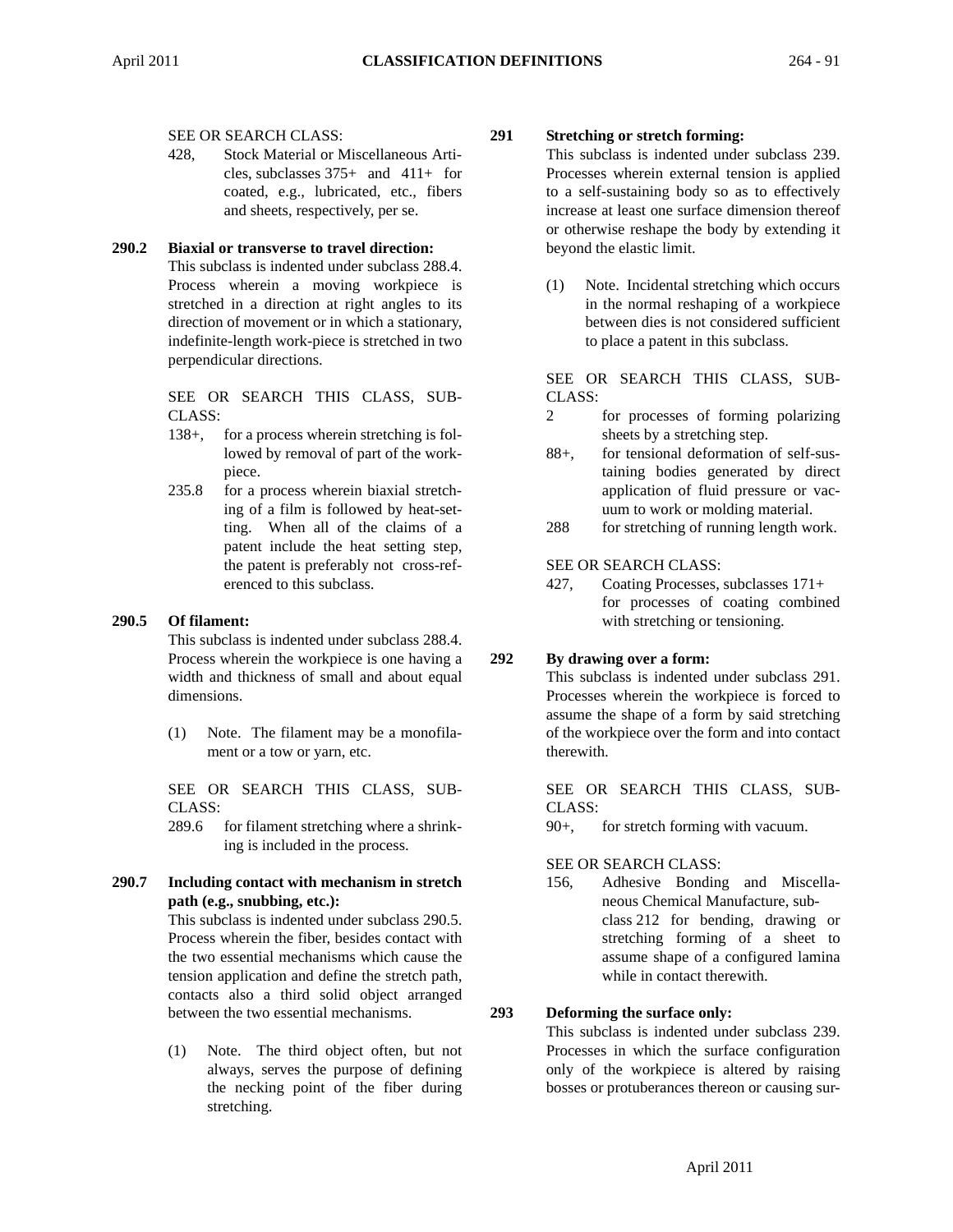SEE OR SEARCH CLASS:

- 428, Stock Material or Miscellaneous Articles, subclasses 375+ and 411+ for coated, e.g., lubricated, etc., fibers and sheets, respectively, per se.

**290.2 Biaxial or transverse to travel direction:**

This subclass is indented under subclass 288.4. Process wherein a moving workpiece is stretched in a direction at right angles to its direction of movement or in which a stationary, indefinite-length work-piece is stretched in two perpendicular directions.

SEE OR SEARCH THIS CLASS, SUBCLASS:

- 138+, for a process wherein stretching is followed by removal of part of the workpiece.
- 235.8 for a process wherein biaxial stretching of a film is followed by heat-setting. When all of the claims of a patent include the heat setting step, the patent is preferably not cross-referenced to this subclass.

**290.5 Of filament:**

This subclass is indented under subclass 288.4. Process wherein the workpiece is one having a width and thickness of small and about equal dimensions.

(1) Note. The filament may be a monofilament or a tow or yarn, etc.

SEE OR SEARCH THIS CLASS, SUBCLASS:

- 289.6 for filament stretching where a shrinking is included in the process.

**290.7 Including contact with mechanism in stretch path (e.g., snubbing, etc.):**

This subclass is indented under subclass 290.5. Process wherein the fiber, besides contact with the two essential mechanisms which cause the tension application and define the stretch path, contacts also a third solid object arranged between the two essential mechanisms.

(1) Note. The third object often, but not always, serves the purpose of defining the necking point of the fiber during stretching.

**291 Stretching or stretch forming:**

This subclass is indented under subclass 239. Processes wherein external tension is applied to a self-sustaining body so as to effectively increase at least one surface dimension thereof or otherwise reshape the body by extending it beyond the elastic limit.

(1) Note. Incidental stretching which occurs in the normal reshaping of a workpiece between dies is not considered sufficient to place a patent in this subclass.

SEE OR SEARCH THIS CLASS, SUBCLASS:

- 2 for processes of forming polarizing sheets by a stretching step.
- 88+, for tensional deformation of self-sustaining bodies generated by direct application of fluid pressure or vacuum to work or molding material.
- 288 for stretching of running length work.

SEE OR SEARCH CLASS:

- 427, Coating Processes, subclasses 171+ for processes of coating combined with stretching or tensioning.

**292 By drawing over a form:**

This subclass is indented under subclass 291. Processes wherein the workpiece is forced to assume the shape of a form by said stretching of the workpiece over the form and into contact therewith.

SEE OR SEARCH THIS CLASS, SUBCLASS:

- 90+, for stretch forming with vacuum.

SEE OR SEARCH CLASS:

- 156, Adhesive Bonding and Miscellaneous Chemical Manufacture, subclass 212 for bending, drawing or stretching forming of a sheet to assume shape of a configured lamina while in contact therewith.

**293 Deforming the surface only:**

This subclass is indented under subclass 239. Processes in which the surface configuration only of the workpiece is altered by raising bosses or protuberances thereon or causing sur-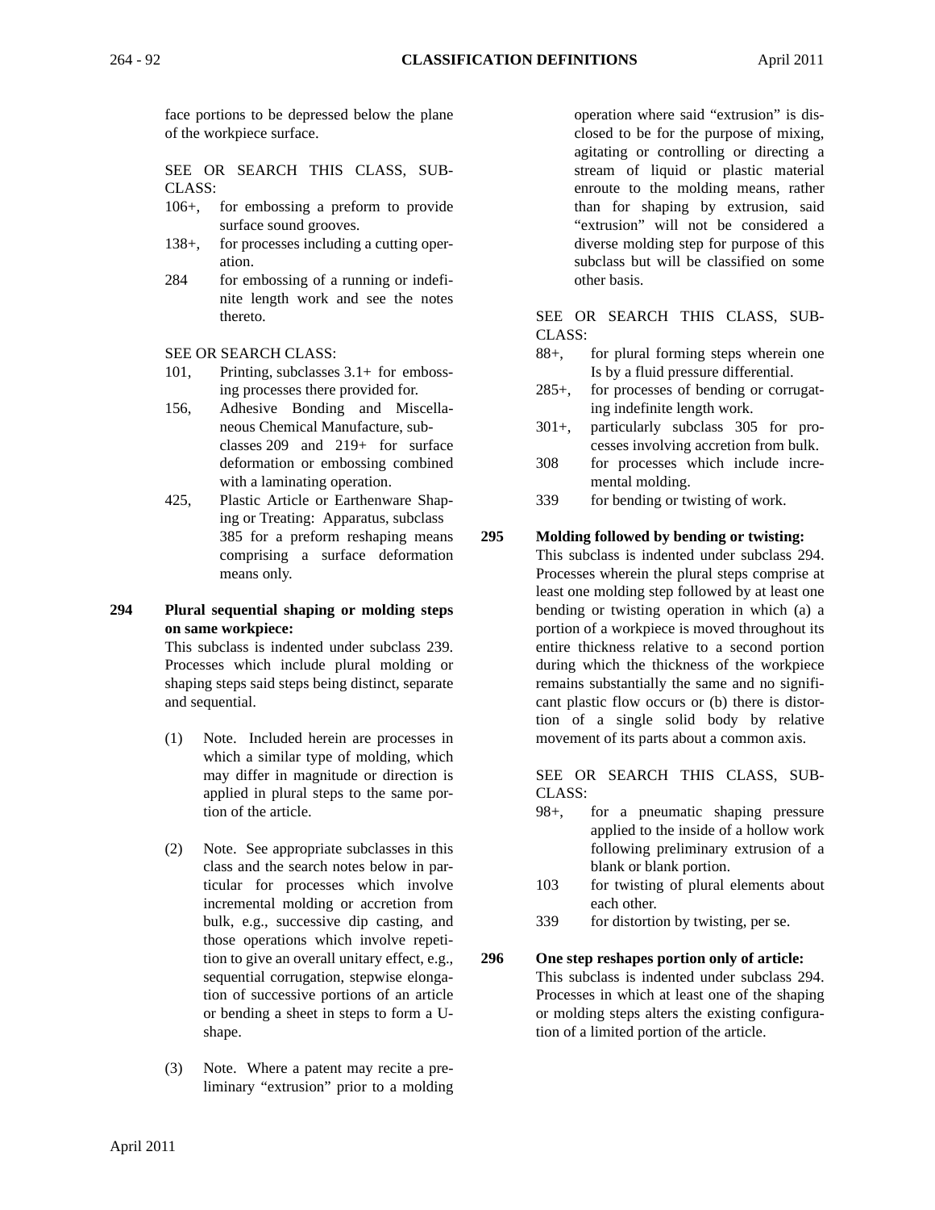face portions to be depressed below the plane of the workpiece surface.

SEE OR SEARCH THIS CLASS, SUBCLASS:

106+, for embossing a preform to provide surface sound grooves.

138+, for processes including a cutting operation.

284 for embossing of a running or indefinite length work and see the notes thereto.

SEE OR SEARCH CLASS:

101, Printing, subclasses 3.1+ for embossing processes there provided for.

156, Adhesive Bonding and Miscellaneous Chemical Manufacture, subclasses 209 and 219+ for surface deformation or embossing combined with a laminating operation.

425, Plastic Article or Earthenware Shaping or Treating: Apparatus, subclass 385 for a preform reshaping means comprising a surface deformation means only.

**294 Plural sequential shaping or molding steps on same workpiece:**

This subclass is indented under subclass 239. Processes which include plural molding or shaping steps said steps being distinct, separate and sequential.

(1) Note. Included herein are processes in which a similar type of molding, which may differ in magnitude or direction is applied in plural steps to the same portion of the article.

(2) Note. See appropriate subclasses in this class and the search notes below in particular for processes which involve incremental molding or accretion from bulk, e.g., successive dip casting, and those operations which involve repetition to give an overall unitary effect, e.g., sequential corrugation, stepwise elongation of successive portions of an article or bending a sheet in steps to form a U-shape.

(3) Note. Where a patent may recite a preliminary "extrusion" prior to a molding operation where said "extrusion" is disclosed to be for the purpose of mixing, agitating or controlling or directing a stream of liquid or plastic material enroute to the molding means, rather than for shaping by extrusion, said "extrusion" will not be considered a diverse molding step for purpose of this subclass but will be classified on some other basis.

SEE OR SEARCH THIS CLASS, SUBCLASS:

88+, for plural forming steps wherein one Is by a fluid pressure differential.

285+, for processes of bending or corrugating indefinite length work.

301+, particularly subclass 305 for processes involving accretion from bulk.

308 for processes which include incremental molding.

339 for bending or twisting of work.

**295 Molding followed by bending or twisting:**

This subclass is indented under subclass 294. Processes wherein the plural steps comprise at least one molding step followed by at least one bending or twisting operation in which (a) a portion of a workpiece is moved throughout its entire thickness relative to a second portion during which the thickness of the workpiece remains substantially the same and no significant plastic flow occurs or (b) there is distortion of a single solid body by relative movement of its parts about a common axis.

SEE OR SEARCH THIS CLASS, SUBCLASS:

98+, for a pneumatic shaping pressure applied to the inside of a hollow work following preliminary extrusion of a blank or blank portion.

103 for twisting of plural elements about each other.

339 for distortion by twisting, per se.

**296 One step reshapes portion only of article:**

This subclass is indented under subclass 294. Processes in which at least one of the shaping or molding steps alters the existing configuration of a limited portion of the article.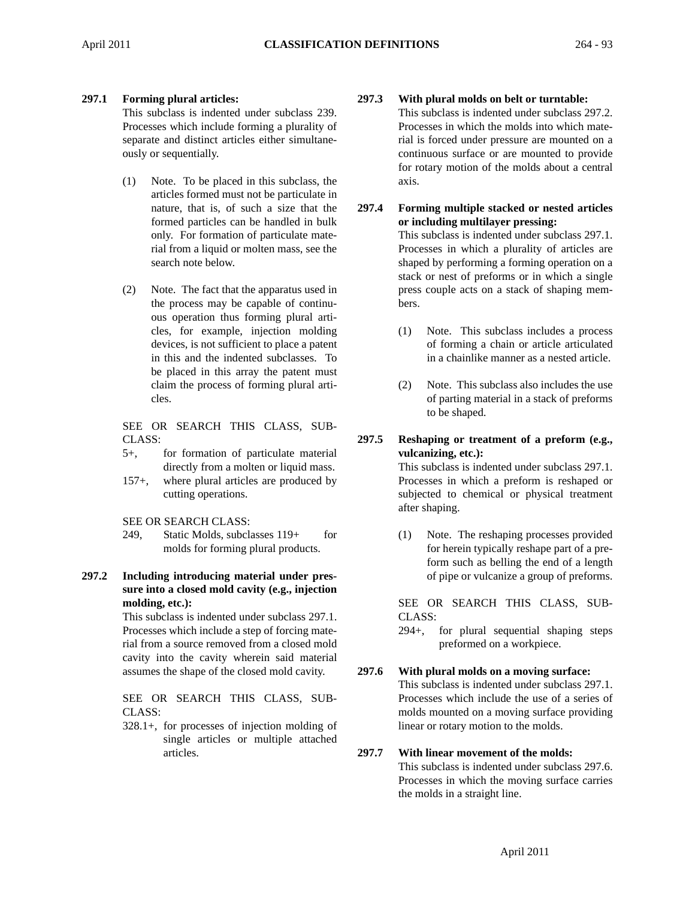**297.1 Forming plural articles:**
This subclass is indented under subclass 239. Processes which include forming a plurality of separate and distinct articles either simultaneously or sequentially.

(1) Note. To be placed in this subclass, the articles formed must not be particulate in nature, that is, of such a size that the formed particles can be handled in bulk only. For formation of particulate material from a liquid or molten mass, see the search note below.

(2) Note. The fact that the apparatus used in the process may be capable of continuous operation thus forming plural articles, for example, injection molding devices, is not sufficient to place a patent in this and the indented subclasses. To be placed in this array the patent must claim the process of forming plural articles.

SEE OR SEARCH THIS CLASS, SUBCLASS:

5+, for formation of particulate material directly from a molten or liquid mass.

157+, where plural articles are produced by cutting operations.

SEE OR SEARCH CLASS:

249, Static Molds, subclasses 119+ for molds for forming plural products.

**297.2 Including introducing material under pressure into a closed mold cavity (e.g., injection molding, etc.):**
This subclass is indented under subclass 297.1. Processes which include a step of forcing material from a source removed from a closed mold cavity into the cavity wherein said material assumes the shape of the closed mold cavity.

SEE OR SEARCH THIS CLASS, SUBCLASS:

328.1+, for processes of injection molding of single articles or multiple attached articles.

**297.3 With plural molds on belt or turntable:**
This subclass is indented under subclass 297.2. Processes in which the molds into which material is forced under pressure are mounted on a continuous surface or are mounted to provide for rotary motion of the molds about a central axis.

**297.4 Forming multiple stacked or nested articles or including multilayer pressing:**
This subclass is indented under subclass 297.1. Processes in which a plurality of articles are shaped by performing a forming operation on a stack or nest of preforms or in which a single press couple acts on a stack of shaping members.

(1) Note. This subclass includes a process of forming a chain or article articulated in a chainlike manner as a nested article.

(2) Note. This subclass also includes the use of parting material in a stack of preforms to be shaped.

**297.5 Reshaping or treatment of a preform (e.g., vulcanizing, etc.):**
This subclass is indented under subclass 297.1. Processes in which a preform is reshaped or subjected to chemical or physical treatment after shaping.

(1) Note. The reshaping processes provided for herein typically reshape part of a preform such as belling the end of a length of pipe or vulcanize a group of preforms.

SEE OR SEARCH THIS CLASS, SUBCLASS:

294+, for plural sequential shaping steps preformed on a workpiece.

**297.6 With plural molds on a moving surface:**
This subclass is indented under subclass 297.1. Processes which include the use of a series of molds mounted on a moving surface providing linear or rotary motion to the molds.

**297.7 With linear movement of the molds:**
This subclass is indented under subclass 297.6. Processes in which the moving surface carries the molds in a straight line.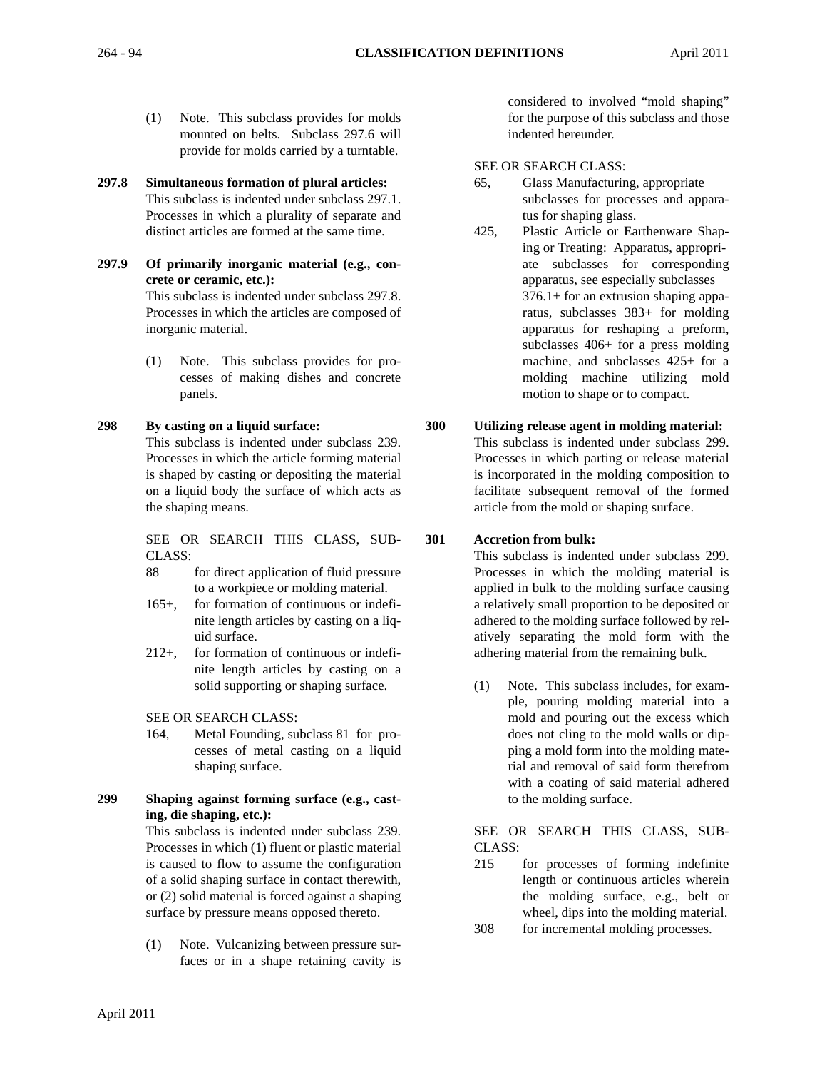(1) Note. This subclass provides for molds mounted on belts. Subclass 297.6 will provide for molds carried by a turntable.

**297.8 Simultaneous formation of plural articles:**
This subclass is indented under subclass 297.1. Processes in which a plurality of separate and distinct articles are formed at the same time.

**297.9 Of primarily inorganic material (e.g., concrete or ceramic, etc.):**
This subclass is indented under subclass 297.8. Processes in which the articles are composed of inorganic material.

(1) Note. This subclass provides for processes of making dishes and concrete panels.

**298 By casting on a liquid surface:**
This subclass is indented under subclass 239. Processes in which the article forming material is shaped by casting or depositing the material on a liquid body the surface of which acts as the shaping means.

SEE OR SEARCH THIS CLASS, SUBCLASS:

- 88 for direct application of fluid pressure to a workpiece or molding material.
- 165+, for formation of continuous or indefinite length articles by casting on a liquid surface.
- 212+, for formation of continuous or indefinite length articles by casting on a solid supporting or shaping surface.

SEE OR SEARCH CLASS:

- 164, Metal Founding, subclass 81 for processes of metal casting on a liquid shaping surface.

**299 Shaping against forming surface (e.g., casting, die shaping, etc.):**
This subclass is indented under subclass 239. Processes in which (1) fluent or plastic material is caused to flow to assume the configuration of a solid shaping surface in contact therewith, or (2) solid material is forced against a shaping surface by pressure means opposed thereto.

(1) Note. Vulcanizing between pressure surfaces or in a shape retaining cavity is considered to involved "mold shaping" for the purpose of this subclass and those indented hereunder.

SEE OR SEARCH CLASS:

- 65, Glass Manufacturing, appropriate subclasses for processes and apparatus for shaping glass.
- 425, Plastic Article or Earthenware Shaping or Treating: Apparatus, appropriate subclasses for corresponding apparatus, see especially subclasses 376.1+ for an extrusion shaping apparatus, subclasses 383+ for molding apparatus for reshaping a preform, subclasses 406+ for a press molding machine, and subclasses 425+ for a molding machine utilizing mold motion to shape or to compact.

**300 Utilizing release agent in molding material:**
This subclass is indented under subclass 299. Processes in which parting or release material is incorporated in the molding composition to facilitate subsequent removal of the formed article from the mold or shaping surface.

**301 Accretion from bulk:**
This subclass is indented under subclass 299. Processes in which the molding material is applied in bulk to the molding surface causing a relatively small proportion to be deposited or adhered to the molding surface followed by relatively separating the mold form with the adhering material from the remaining bulk.

(1) Note. This subclass includes, for example, pouring molding material into a mold and pouring out the excess which does not cling to the mold walls or dipping a mold form into the molding material and removal of said form therefrom with a coating of said material adhered to the molding surface.

SEE OR SEARCH THIS CLASS, SUBCLASS:

- 215 for processes of forming indefinite length or continuous articles wherein the molding surface, e.g., belt or wheel, dips into the molding material.
- 308 for incremental molding processes.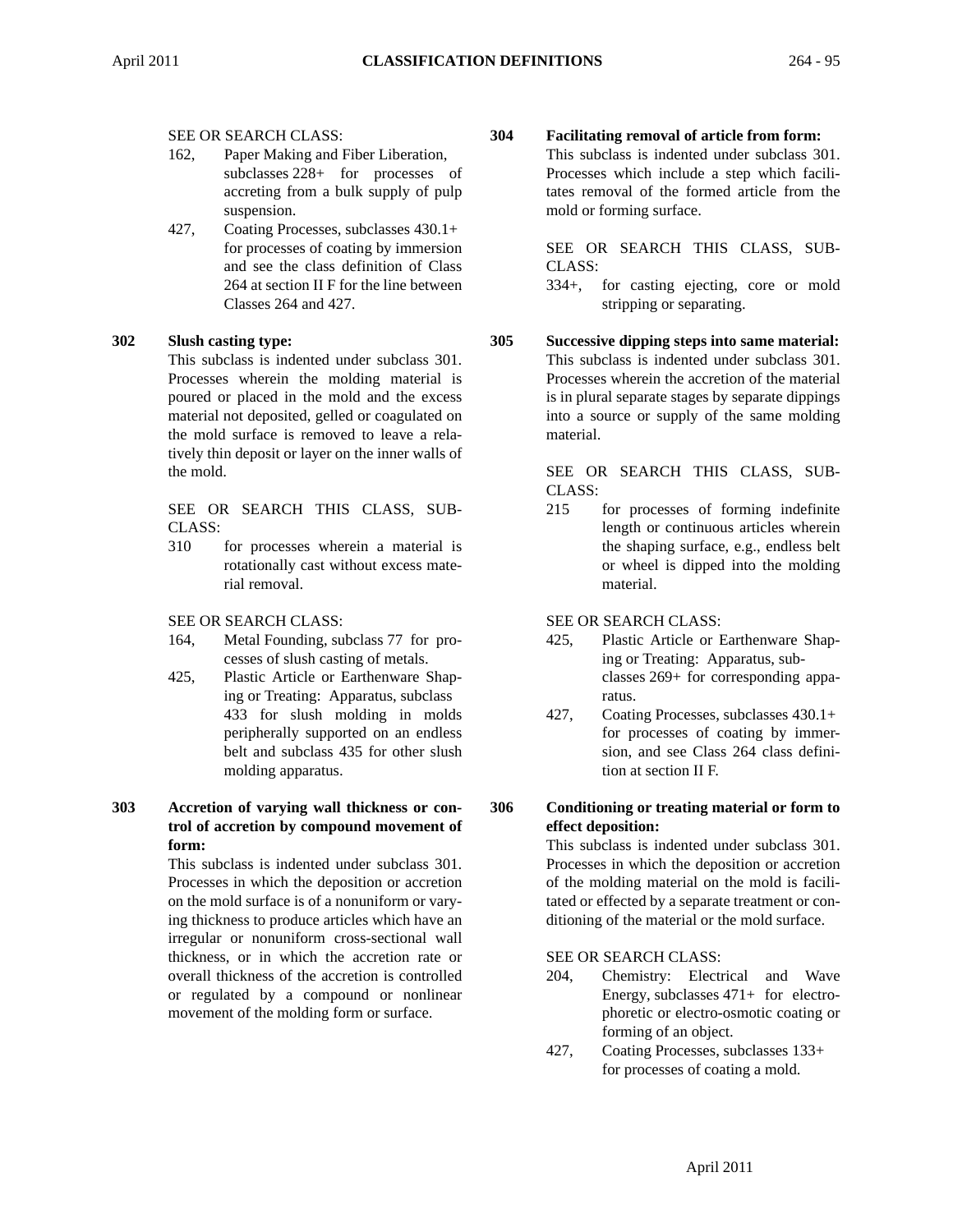SEE OR SEARCH CLASS:

- 162, Paper Making and Fiber Liberation, subclasses 228+ for processes of accreting from a bulk supply of pulp suspension.
- 427, Coating Processes, subclasses 430.1+ for processes of coating by immersion and see the class definition of Class 264 at section II F for the line between Classes 264 and 427.

**302 Slush casting type:**

This subclass is indented under subclass 301. Processes wherein the molding material is poured or placed in the mold and the excess material not deposited, gelled or coagulated on the mold surface is removed to leave a relatively thin deposit or layer on the inner walls of the mold.

SEE OR SEARCH THIS CLASS, SUBCLASS:

- 310 for processes wherein a material is rotationally cast without excess material removal.

SEE OR SEARCH CLASS:

- 164, Metal Founding, subclass 77 for processes of slush casting of metals.
- 425, Plastic Article or Earthenware Shaping or Treating: Apparatus, subclass 433 for slush molding in molds peripherally supported on an endless belt and subclass 435 for other slush molding apparatus.

**303 Accretion of varying wall thickness or control of accretion by compound movement of form:**

This subclass is indented under subclass 301. Processes in which the deposition or accretion on the mold surface is of a nonuniform or varying thickness to produce articles which have an irregular or nonuniform cross-sectional wall thickness, or in which the accretion rate or overall thickness of the accretion is controlled or regulated by a compound or nonlinear movement of the molding form or surface.

**304 Facilitating removal of article from form:**

This subclass is indented under subclass 301. Processes which include a step which facilitates removal of the formed article from the mold or forming surface.

SEE OR SEARCH THIS CLASS, SUBCLASS:

- 334+, for casting ejecting, core or mold stripping or separating.

**305 Successive dipping steps into same material:**

This subclass is indented under subclass 301. Processes wherein the accretion of the material is in plural separate stages by separate dippings into a source or supply of the same molding material.

SEE OR SEARCH THIS CLASS, SUBCLASS:

- 215 for processes of forming indefinite length or continuous articles wherein the shaping surface, e.g., endless belt or wheel is dipped into the molding material.

SEE OR SEARCH CLASS:

- 425, Plastic Article or Earthenware Shaping or Treating: Apparatus, subclasses 269+ for corresponding apparatus.
- 427, Coating Processes, subclasses 430.1+ for processes of coating by immersion, and see Class 264 class definition at section II F.

**306 Conditioning or treating material or form to effect deposition:**

This subclass is indented under subclass 301. Processes in which the deposition or accretion of the molding material on the mold is facilitated or effected by a separate treatment or conditioning of the material or the mold surface.

SEE OR SEARCH CLASS:

- 204, Chemistry: Electrical and Wave Energy, subclasses 471+ for electrophoretic or electro-osmotic coating or forming of an object.
- 427, Coating Processes, subclasses 133+ for processes of coating a mold.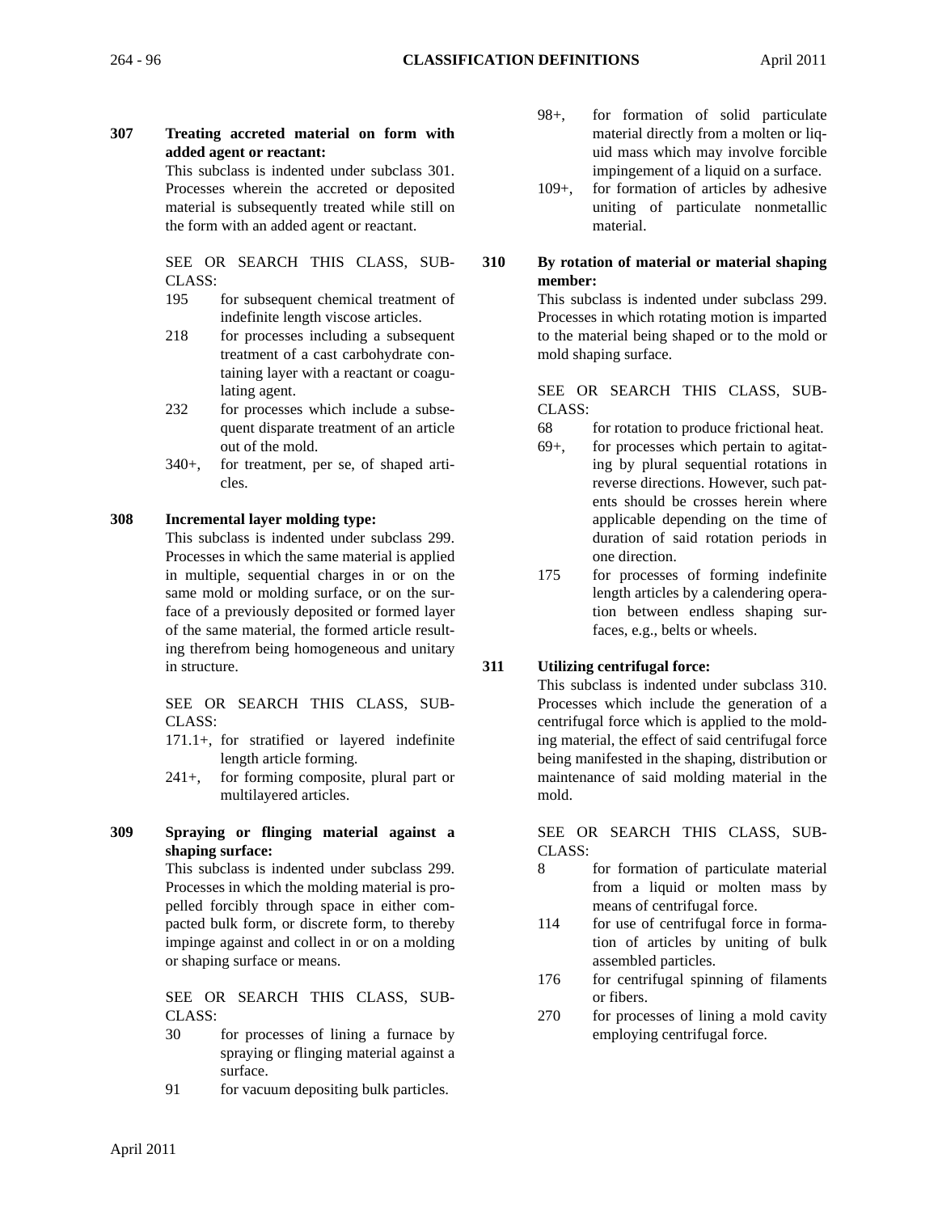**307 Treating accreted material on form with added agent or reactant:**

This subclass is indented under subclass 301. Processes wherein the accreted or deposited material is subsequently treated while still on the form with an added agent or reactant.

SEE OR SEARCH THIS CLASS, SUBCLASS:

- 195 for subsequent chemical treatment of indefinite length viscose articles.
- 218 for processes including a subsequent treatment of a cast carbohydrate containing layer with a reactant or coagulating agent.
- 232 for processes which include a subsequent disparate treatment of an article out of the mold.
- 340+, for treatment, per se, of shaped articles.

**308 Incremental layer molding type:**

This subclass is indented under subclass 299. Processes in which the same material is applied in multiple, sequential charges in or on the same mold or molding surface, or on the surface of a previously deposited or formed layer of the same material, the formed article resulting therefrom being homogeneous and unitary in structure.

SEE OR SEARCH THIS CLASS, SUBCLASS:

- 171.1+, for stratified or layered indefinite length article forming.
- 241+, for forming composite, plural part or multilayered articles.

**309 Spraying or flinging material against a shaping surface:**

This subclass is indented under subclass 299. Processes in which the molding material is propelled forcibly through space in either compacted bulk form, or discrete form, to thereby impinge against and collect in or on a molding or shaping surface or means.

SEE OR SEARCH THIS CLASS, SUBCLASS:

- 30 for processes of lining a furnace by spraying or flinging material against a surface.
- 91 for vacuum depositing bulk particles.
- 98+, for formation of solid particulate material directly from a molten or liquid mass which may involve forcible impingement of a liquid on a surface.
- 109+, for formation of articles by adhesive uniting of particulate nonmetallic material.

**310 By rotation of material or material shaping member:**

This subclass is indented under subclass 299. Processes in which rotating motion is imparted to the material being shaped or to the mold or mold shaping surface.

SEE OR SEARCH THIS CLASS, SUBCLASS:

- 68 for rotation to produce frictional heat.
- 69+, for processes which pertain to agitating by plural sequential rotations in reverse directions. However, such patents should be crosses herein where applicable depending on the time of duration of said rotation periods in one direction.
- 175 for processes of forming indefinite length articles by a calendering operation between endless shaping surfaces, e.g., belts or wheels.

**311 Utilizing centrifugal force:**

This subclass is indented under subclass 310. Processes which include the generation of a centrifugal force which is applied to the molding material, the effect of said centrifugal force being manifested in the shaping, distribution or maintenance of said molding material in the mold.

SEE OR SEARCH THIS CLASS, SUBCLASS:

- 8 for formation of particulate material from a liquid or molten mass by means of centrifugal force.
- 114 for use of centrifugal force in formation of articles by uniting of bulk assembled particles.
- 176 for centrifugal spinning of filaments or fibers.
- 270 for processes of lining a mold cavity employing centrifugal force.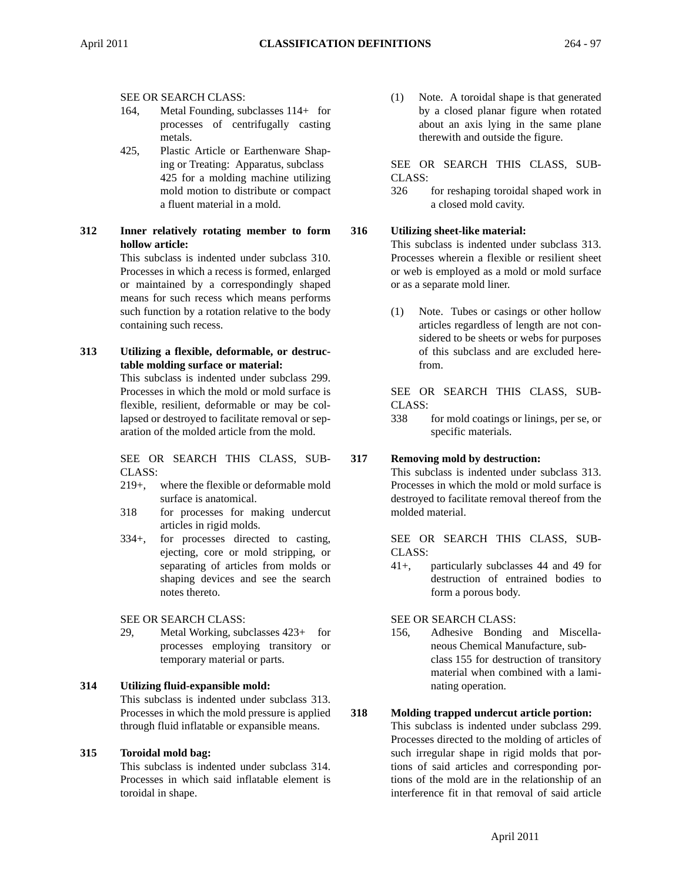SEE OR SEARCH CLASS:

- 164, Metal Founding, subclasses 114+ for processes of centrifugally casting metals.
- 425, Plastic Article or Earthenware Shaping or Treating: Apparatus, subclass 425 for a molding machine utilizing mold motion to distribute or compact a fluent material in a mold.

**312 Inner relatively rotating member to form hollow article:**

This subclass is indented under subclass 310. Processes in which a recess is formed, enlarged or maintained by a correspondingly shaped means for such recess which means performs such function by a rotation relative to the body containing such recess.

**313 Utilizing a flexible, deformable, or destructable molding surface or material:**

This subclass is indented under subclass 299. Processes in which the mold or mold surface is flexible, resilient, deformable or may be collapsed or destroyed to facilitate removal or separation of the molded article from the mold.

SEE OR SEARCH THIS CLASS, SUBCLASS:

- 219+, where the flexible or deformable mold surface is anatomical.
- 318 for processes for making undercut articles in rigid molds.
- 334+, for processes directed to casting, ejecting, core or mold stripping, or separating of articles from molds or shaping devices and see the search notes thereto.

SEE OR SEARCH CLASS:

- 29, Metal Working, subclasses 423+ for processes employing transitory or temporary material or parts.

**314 Utilizing fluid-expansible mold:**

This subclass is indented under subclass 313. Processes in which the mold pressure is applied through fluid inflatable or expansible means.

**315 Toroidal mold bag:**

This subclass is indented under subclass 314. Processes in which said inflatable element is toroidal in shape.

(1) Note. A toroidal shape is that generated by a closed planar figure when rotated about an axis lying in the same plane therewith and outside the figure.

SEE OR SEARCH THIS CLASS, SUBCLASS:

- 326 for reshaping toroidal shaped work in a closed mold cavity.

**316 Utilizing sheet-like material:**

This subclass is indented under subclass 313. Processes wherein a flexible or resilient sheet or web is employed as a mold or mold surface or as a separate mold liner.

(1) Note. Tubes or casings or other hollow articles regardless of length are not considered to be sheets or webs for purposes of this subclass and are excluded herefrom.

SEE OR SEARCH THIS CLASS, SUBCLASS:

- 338 for mold coatings or linings, per se, or specific materials.

**317 Removing mold by destruction:**

This subclass is indented under subclass 313. Processes in which the mold or mold surface is destroyed to facilitate removal thereof from the molded material.

SEE OR SEARCH THIS CLASS, SUBCLASS:

- 41+, particularly subclasses 44 and 49 for destruction of entrained bodies to form a porous body.

SEE OR SEARCH CLASS:

- 156, Adhesive Bonding and Miscellaneous Chemical Manufacture, subclass 155 for destruction of transitory material when combined with a laminating operation.

**318 Molding trapped undercut article portion:**

This subclass is indented under subclass 299. Processes directed to the molding of articles of such irregular shape in rigid molds that portions of said articles and corresponding portions of the mold are in the relationship of an interference fit in that removal of said article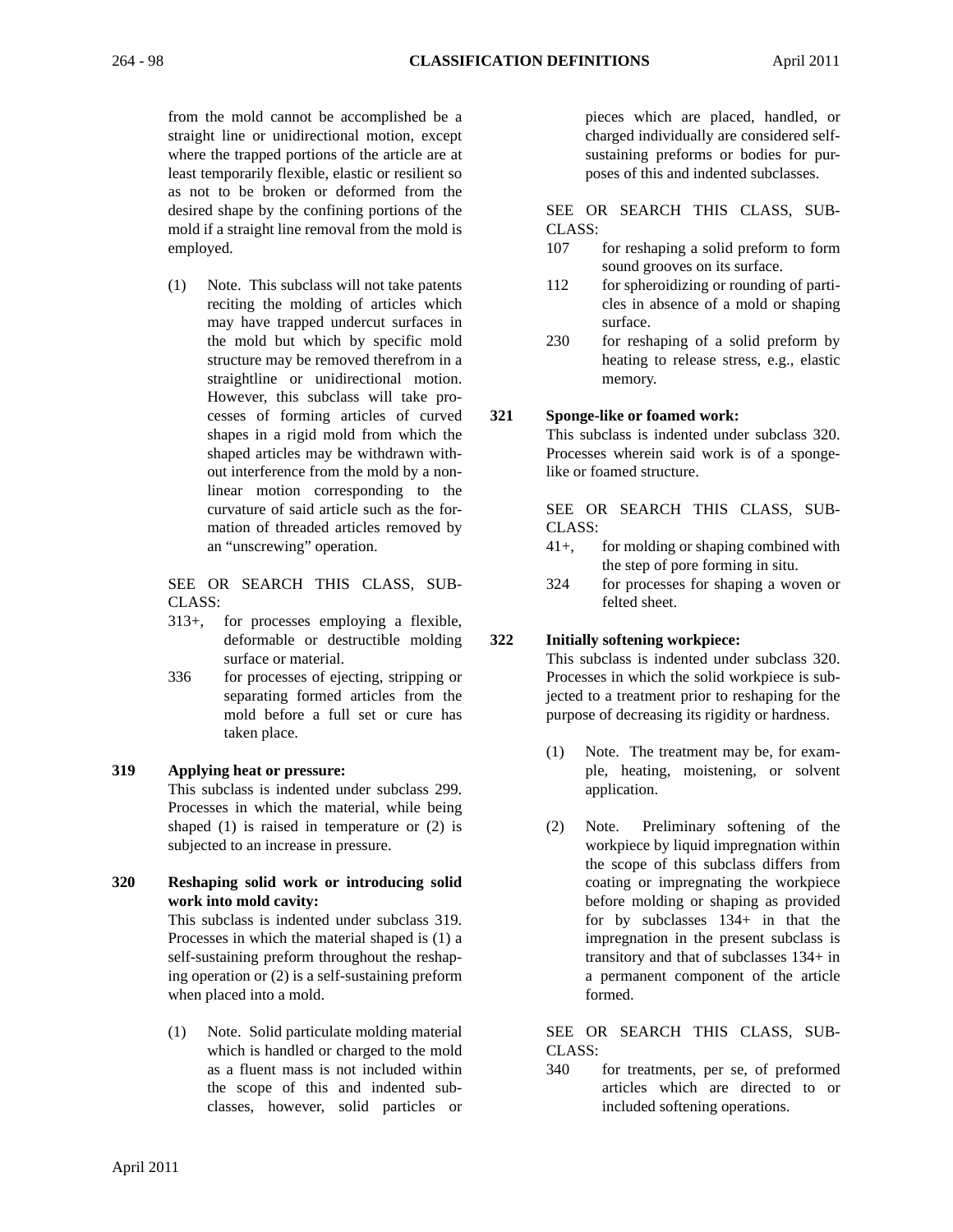from the mold cannot be accomplished be a straight line or unidirectional motion, except where the trapped portions of the article are at least temporarily flexible, elastic or resilient so as not to be broken or deformed from the desired shape by the confining portions of the mold if a straight line removal from the mold is employed.

(1) Note. This subclass will not take patents reciting the molding of articles which may have trapped undercut surfaces in the mold but which by specific mold structure may be removed therefrom in a straightline or unidirectional motion. However, this subclass will take processes of forming articles of curved shapes in a rigid mold from which the shaped articles may be withdrawn without interference from the mold by a nonlinear motion corresponding to the curvature of said article such as the formation of threaded articles removed by an "unscrewing" operation.

SEE OR SEARCH THIS CLASS, SUBCLASS:

- 313+, for processes employing a flexible, deformable or destructible molding surface or material.
- 336 for processes of ejecting, stripping or separating formed articles from the mold before a full set or cure has taken place.

**319 Applying heat or pressure:**

This subclass is indented under subclass 299. Processes in which the material, while being shaped (1) is raised in temperature or (2) is subjected to an increase in pressure.

**320 Reshaping solid work or introducing solid work into mold cavity:**

This subclass is indented under subclass 319. Processes in which the material shaped is (1) a self-sustaining preform throughout the reshaping operation or (2) is a self-sustaining preform when placed into a mold.

(1) Note. Solid particulate molding material which is handled or charged to the mold as a fluent mass is not included within the scope of this and indented subclasses, however, solid particles or pieces which are placed, handled, or charged individually are considered self-sustaining preforms or bodies for purposes of this and indented subclasses.

SEE OR SEARCH THIS CLASS, SUBCLASS:

- 107 for reshaping a solid preform to form sound grooves on its surface.
- 112 for spheroidizing or rounding of particles in absence of a mold or shaping surface.
- 230 for reshaping of a solid preform by heating to release stress, e.g., elastic memory.

**321 Sponge-like or foamed work:**

This subclass is indented under subclass 320. Processes wherein said work is of a sponge-like or foamed structure.

SEE OR SEARCH THIS CLASS, SUBCLASS:

- 41+, for molding or shaping combined with the step of pore forming in situ.
- 324 for processes for shaping a woven or felted sheet.

**322 Initially softening workpiece:**

This subclass is indented under subclass 320. Processes in which the solid workpiece is subjected to a treatment prior to reshaping for the purpose of decreasing its rigidity or hardness.

(1) Note. The treatment may be, for example, heating, moistening, or solvent application.

(2) Note. Preliminary softening of the workpiece by liquid impregnation within the scope of this subclass differs from coating or impregnating the workpiece before molding or shaping as provided for by subclasses 134+ in that the impregnation in the present subclass is transitory and that of subclasses 134+ in a permanent component of the article formed.

SEE OR SEARCH THIS CLASS, SUBCLASS:

- 340 for treatments, per se, of preformed articles which are directed to or included softening operations.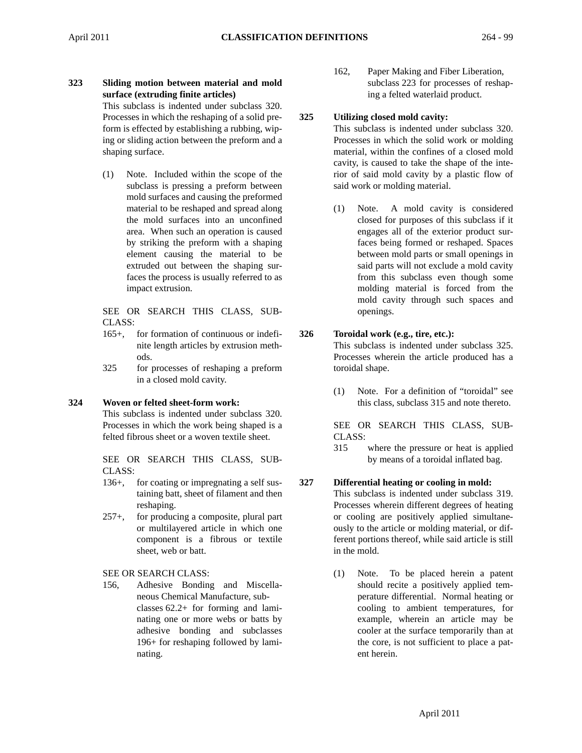**323 Sliding motion between material and mold surface (extruding finite articles)**

This subclass is indented under subclass 320. Processes in which the reshaping of a solid preform is effected by establishing a rubbing, wiping or sliding action between the preform and a shaping surface.

(1) Note. Included within the scope of the subclass is pressing a preform between mold surfaces and causing the preformed material to be reshaped and spread along the mold surfaces into an unconfined area. When such an operation is caused by striking the preform with a shaping element causing the material to be extruded out between the shaping surfaces the process is usually referred to as impact extrusion.

SEE OR SEARCH THIS CLASS, SUBCLASS:

165+, for formation of continuous or indefinite length articles by extrusion methods.

325 for processes of reshaping a preform in a closed mold cavity.

**324 Woven or felted sheet-form work:**

This subclass is indented under subclass 320. Processes in which the work being shaped is a felted fibrous sheet or a woven textile sheet.

SEE OR SEARCH THIS CLASS, SUBCLASS:

136+, for coating or impregnating a self sustaining batt, sheet of filament and then reshaping.

257+, for producing a composite, plural part or multilayered article in which one component is a fibrous or textile sheet, web or batt.

SEE OR SEARCH CLASS:

156, Adhesive Bonding and Miscellaneous Chemical Manufacture, subclasses 62.2+ for forming and laminating one or more webs or batts by adhesive bonding and subclasses 196+ for reshaping followed by laminating.

162, Paper Making and Fiber Liberation, subclass 223 for processes of reshaping a felted waterlaid product.

**325 Utilizing closed mold cavity:**

This subclass is indented under subclass 320. Processes in which the solid work or molding material, within the confines of a closed mold cavity, is caused to take the shape of the interior of said mold cavity by a plastic flow of said work or molding material.

(1) Note. A mold cavity is considered closed for purposes of this subclass if it engages all of the exterior product surfaces being formed or reshaped. Spaces between mold parts or small openings in said parts will not exclude a mold cavity from this subclass even though some molding material is forced from the mold cavity through such spaces and openings.

**326 Toroidal work (e.g., tire, etc.):**

This subclass is indented under subclass 325. Processes wherein the article produced has a toroidal shape.

(1) Note. For a definition of "toroidal" see this class, subclass 315 and note thereto.

SEE OR SEARCH THIS CLASS, SUBCLASS:

315 where the pressure or heat is applied by means of a toroidal inflated bag.

**327 Differential heating or cooling in mold:**

This subclass is indented under subclass 319. Processes wherein different degrees of heating or cooling are positively applied simultaneously to the article or molding material, or different portions thereof, while said article is still in the mold.

(1) Note. To be placed herein a patent should recite a positively applied temperature differential. Normal heating or cooling to ambient temperatures, for example, wherein an article may be cooler at the surface temporarily than at the core, is not sufficient to place a patent herein.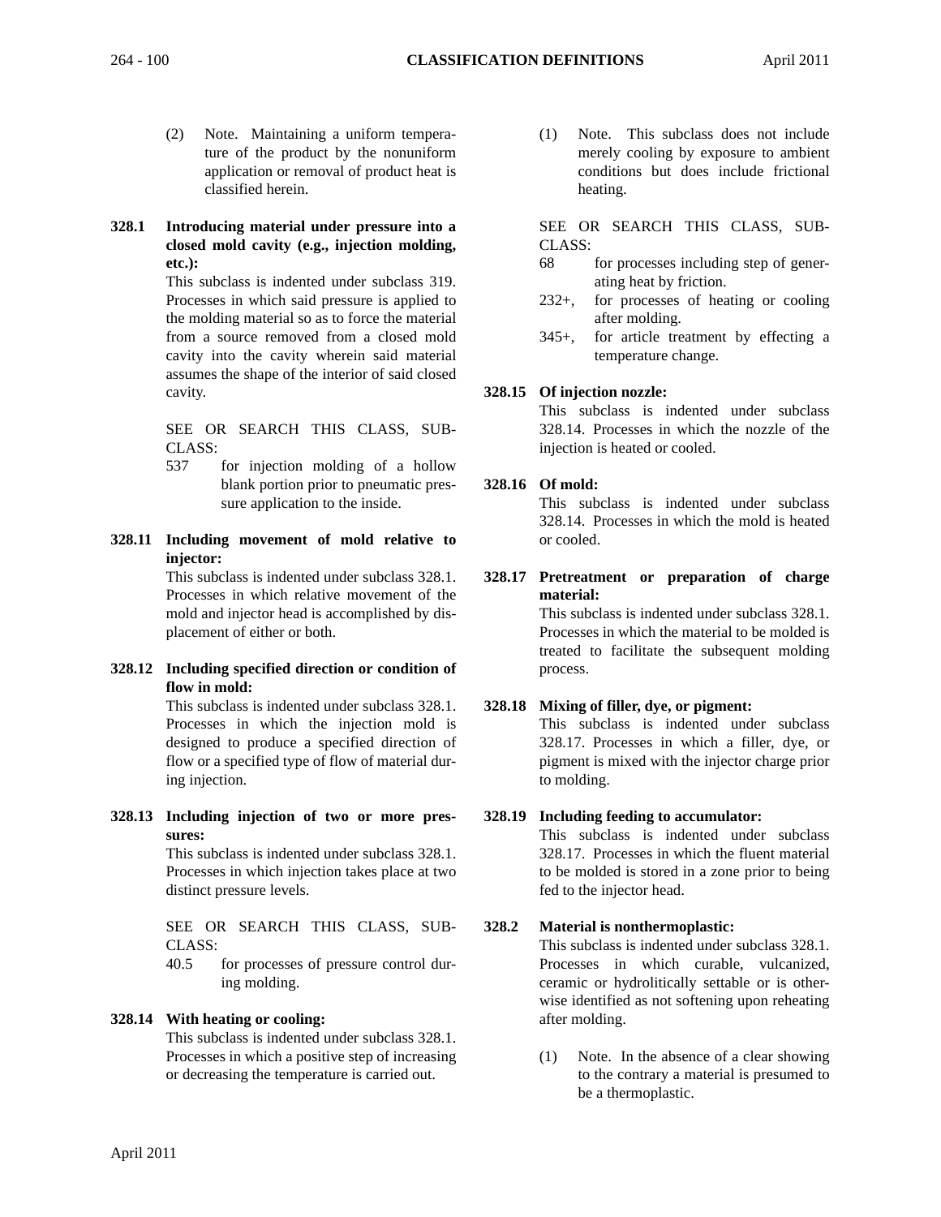(2) Note. Maintaining a uniform temperature of the product by the nonuniform application or removal of product heat is classified herein.

**328.1 Introducing material under pressure into a closed mold cavity (e.g., injection molding, etc.):**

This subclass is indented under subclass 319. Processes in which said pressure is applied to the molding material so as to force the material from a source removed from a closed mold cavity into the cavity wherein said material assumes the shape of the interior of said closed cavity.

SEE OR SEARCH THIS CLASS, SUBCLASS:

537 for injection molding of a hollow blank portion prior to pneumatic pressure application to the inside.

**328.11 Including movement of mold relative to injector:**

This subclass is indented under subclass 328.1. Processes in which relative movement of the mold and injector head is accomplished by displacement of either or both.

**328.12 Including specified direction or condition of flow in mold:**

This subclass is indented under subclass 328.1. Processes in which the injection mold is designed to produce a specified direction of flow or a specified type of flow of material during injection.

**328.13 Including injection of two or more pressures:**

This subclass is indented under subclass 328.1. Processes in which injection takes place at two distinct pressure levels.

SEE OR SEARCH THIS CLASS, SUBCLASS:

40.5 for processes of pressure control during molding.

**328.14 With heating or cooling:**

This subclass is indented under subclass 328.1. Processes in which a positive step of increasing or decreasing the temperature is carried out.

(1) Note. This subclass does not include merely cooling by exposure to ambient conditions but does include frictional heating.

SEE OR SEARCH THIS CLASS, SUBCLASS:

68 for processes including step of generating heat by friction.

232+, for processes of heating or cooling after molding.

345+, for article treatment by effecting a temperature change.

**328.15 Of injection nozzle:**

This subclass is indented under subclass 328.14. Processes in which the nozzle of the injection is heated or cooled.

**328.16 Of mold:**

This subclass is indented under subclass 328.14. Processes in which the mold is heated or cooled.

**328.17 Pretreatment or preparation of charge material:**

This subclass is indented under subclass 328.1. Processes in which the material to be molded is treated to facilitate the subsequent molding process.

**328.18 Mixing of filler, dye, or pigment:**

This subclass is indented under subclass 328.17. Processes in which a filler, dye, or pigment is mixed with the injector charge prior to molding.

**328.19 Including feeding to accumulator:**

This subclass is indented under subclass 328.17. Processes in which the fluent material to be molded is stored in a zone prior to being fed to the injector head.

**328.2 Material is nonthermoplastic:**

This subclass is indented under subclass 328.1. Processes in which curable, vulcanized, ceramic or hydrolitically settable or is otherwise identified as not softening upon reheating after molding.

(1) Note. In the absence of a clear showing to the contrary a material is presumed to be a thermoplastic.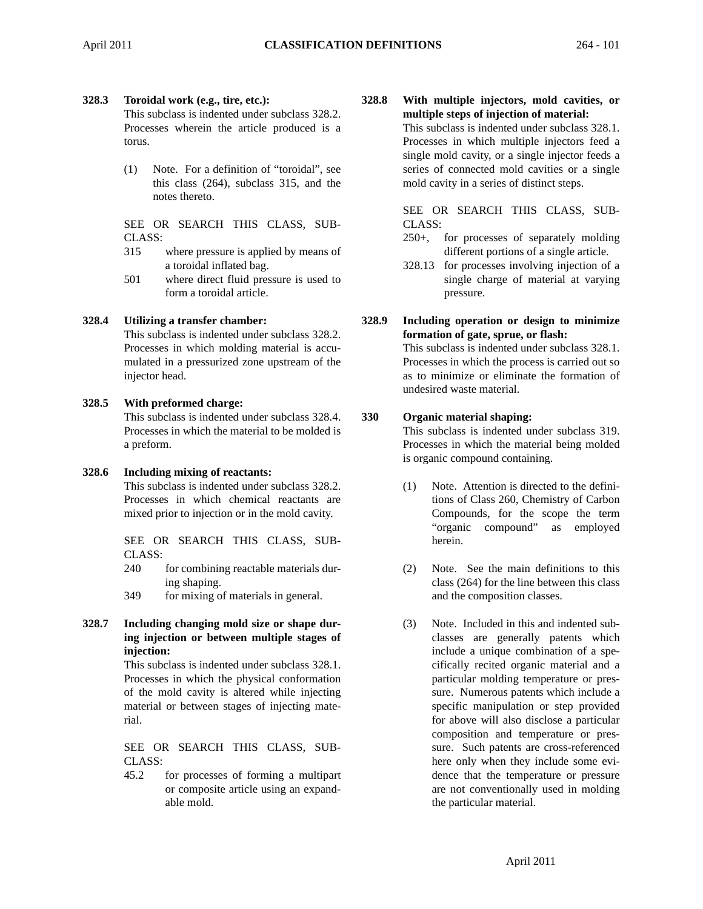**328.3 Toroidal work (e.g., tire, etc.):**
This subclass is indented under subclass 328.2. Processes wherein the article produced is a torus.

(1) Note. For a definition of "toroidal", see this class (264), subclass 315, and the notes thereto.

SEE OR SEARCH THIS CLASS, SUBCLASS:

315 where pressure is applied by means of a toroidal inflated bag.

501 where direct fluid pressure is used to form a toroidal article.

**328.4 Utilizing a transfer chamber:**
This subclass is indented under subclass 328.2. Processes in which molding material is accumulated in a pressurized zone upstream of the injector head.

**328.5 With preformed charge:**
This subclass is indented under subclass 328.4. Processes in which the material to be molded is a preform.

**328.6 Including mixing of reactants:**
This subclass is indented under subclass 328.2. Processes in which chemical reactants are mixed prior to injection or in the mold cavity.

SEE OR SEARCH THIS CLASS, SUBCLASS:

240 for combining reactable materials during shaping.

349 for mixing of materials in general.

**328.7 Including changing mold size or shape during injection or between multiple stages of injection:**
This subclass is indented under subclass 328.1. Processes in which the physical conformation of the mold cavity is altered while injecting material or between stages of injecting material.

SEE OR SEARCH THIS CLASS, SUBCLASS:

45.2 for processes of forming a multipart or composite article using an expandable mold.

**328.8 With multiple injectors, mold cavities, or multiple steps of injection of material:**
This subclass is indented under subclass 328.1. Processes in which multiple injectors feed a single mold cavity, or a single injector feeds a series of connected mold cavities or a single mold cavity in a series of distinct steps.

SEE OR SEARCH THIS CLASS, SUBCLASS:

250+, for processes of separately molding different portions of a single article.

328.13 for processes involving injection of a single charge of material at varying pressure.

**328.9 Including operation or design to minimize formation of gate, sprue, or flash:**
This subclass is indented under subclass 328.1. Processes in which the process is carried out so as to minimize or eliminate the formation of undesired waste material.

**330 Organic material shaping:**
This subclass is indented under subclass 319. Processes in which the material being molded is organic compound containing.

(1) Note. Attention is directed to the definitions of Class 260, Chemistry of Carbon Compounds, for the scope the term "organic compound" as employed herein.

(2) Note. See the main definitions to this class (264) for the line between this class and the composition classes.

(3) Note. Included in this and indented subclasses are generally patents which include a unique combination of a specifically recited organic material and a particular molding temperature or pressure. Numerous patents which include a specific manipulation or step provided for above will also disclose a particular composition and temperature or pressure. Such patents are cross-referenced here only when they include some evidence that the temperature or pressure are not conventionally used in molding the particular material.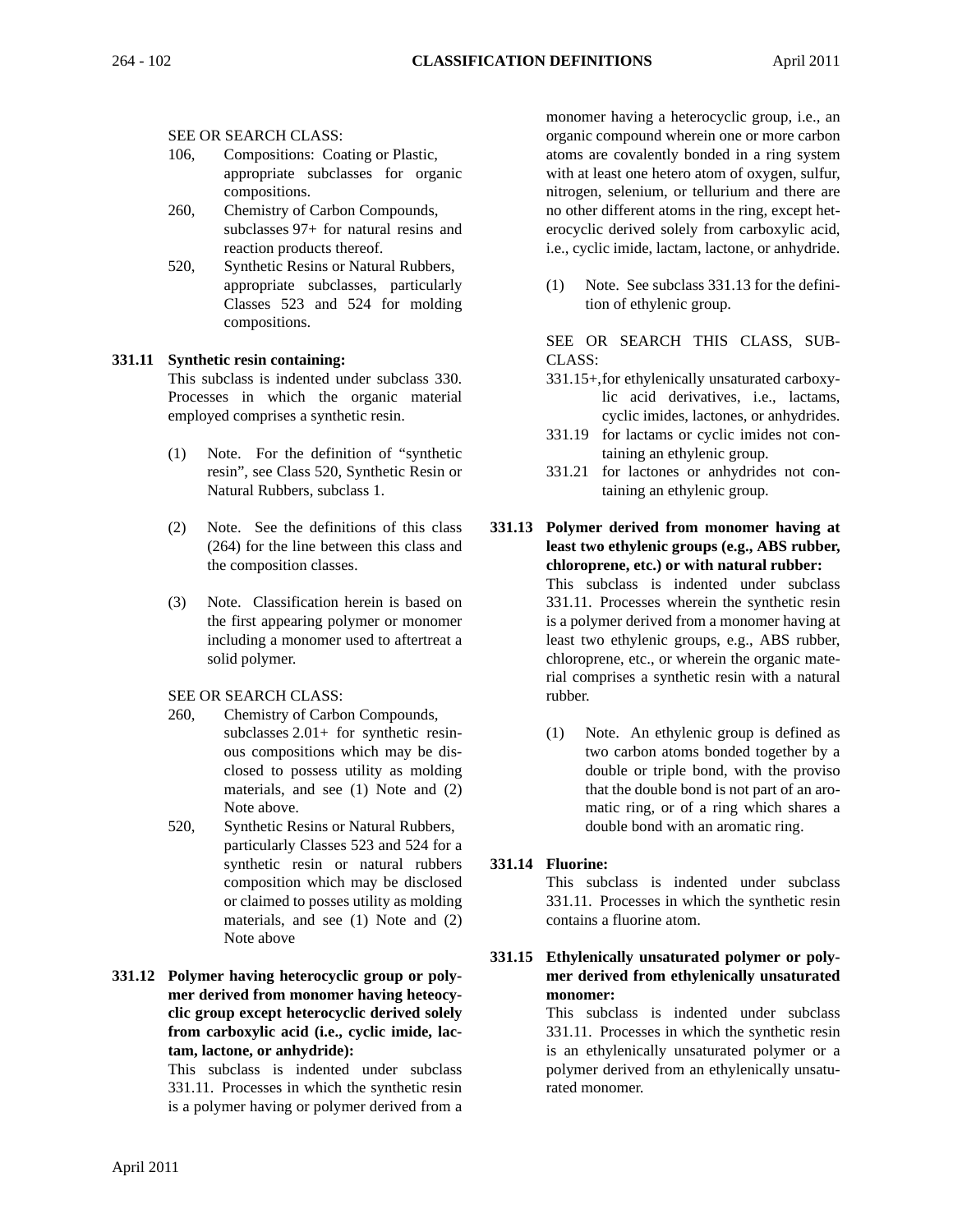SEE OR SEARCH CLASS:

- 106, Compositions: Coating or Plastic, appropriate subclasses for organic compositions.
- 260, Chemistry of Carbon Compounds, subclasses 97+ for natural resins and reaction products thereof.
- 520, Synthetic Resins or Natural Rubbers, appropriate subclasses, particularly Classes 523 and 524 for molding compositions.

**331.11 Synthetic resin containing:**

This subclass is indented under subclass 330. Processes in which the organic material employed comprises a synthetic resin.

(1) Note. For the definition of "synthetic resin", see Class 520, Synthetic Resin or Natural Rubbers, subclass 1.

(2) Note. See the definitions of this class (264) for the line between this class and the composition classes.

(3) Note. Classification herein is based on the first appearing polymer or monomer including a monomer used to aftertreat a solid polymer.

SEE OR SEARCH CLASS:

- 260, Chemistry of Carbon Compounds, subclasses 2.01+ for synthetic resinous compositions which may be disclosed to possess utility as molding materials, and see (1) Note and (2) Note above.
- 520, Synthetic Resins or Natural Rubbers, particularly Classes 523 and 524 for a synthetic resin or natural rubbers composition which may be disclosed or claimed to posses utility as molding materials, and see (1) Note and (2) Note above

**331.12 Polymer having heterocyclic group or polymer derived from monomer having heteocyclic group except heterocyclic derived solely from carboxylic acid (i.e., cyclic imide, lactam, lactone, or anhydride):**

This subclass is indented under subclass 331.11. Processes in which the synthetic resin is a polymer having or polymer derived from a monomer having a heterocyclic group, i.e., an organic compound wherein one or more carbon atoms are covalently bonded in a ring system with at least one hetero atom of oxygen, sulfur, nitrogen, selenium, or tellurium and there are no other different atoms in the ring, except heterocyclic derived solely from carboxylic acid, i.e., cyclic imide, lactam, lactone, or anhydride.

(1) Note. See subclass 331.13 for the definition of ethylenic group.

SEE OR SEARCH THIS CLASS, SUBCLASS:

- 331.15+, for ethylenically unsaturated carboxylic acid derivatives, i.e., lactams, cyclic imides, lactones, or anhydrides.
- 331.19 for lactams or cyclic imides not containing an ethylenic group.
- 331.21 for lactones or anhydrides not containing an ethylenic group.

**331.13 Polymer derived from monomer having at least two ethylenic groups (e.g., ABS rubber, chloroprene, etc.) or with natural rubber:**

This subclass is indented under subclass 331.11. Processes wherein the synthetic resin is a polymer derived from a monomer having at least two ethylenic groups, e.g., ABS rubber, chloroprene, etc., or wherein the organic material comprises a synthetic resin with a natural rubber.

(1) Note. An ethylenic group is defined as two carbon atoms bonded together by a double or triple bond, with the proviso that the double bond is not part of an aromatic ring, or of a ring which shares a double bond with an aromatic ring.

**331.14 Fluorine:**

This subclass is indented under subclass 331.11. Processes in which the synthetic resin contains a fluorine atom.

**331.15 Ethylenically unsaturated polymer or polymer derived from ethylenically unsaturated monomer:**

This subclass is indented under subclass 331.11. Processes in which the synthetic resin is an ethylenically unsaturated polymer or a polymer derived from an ethylenically unsaturated monomer.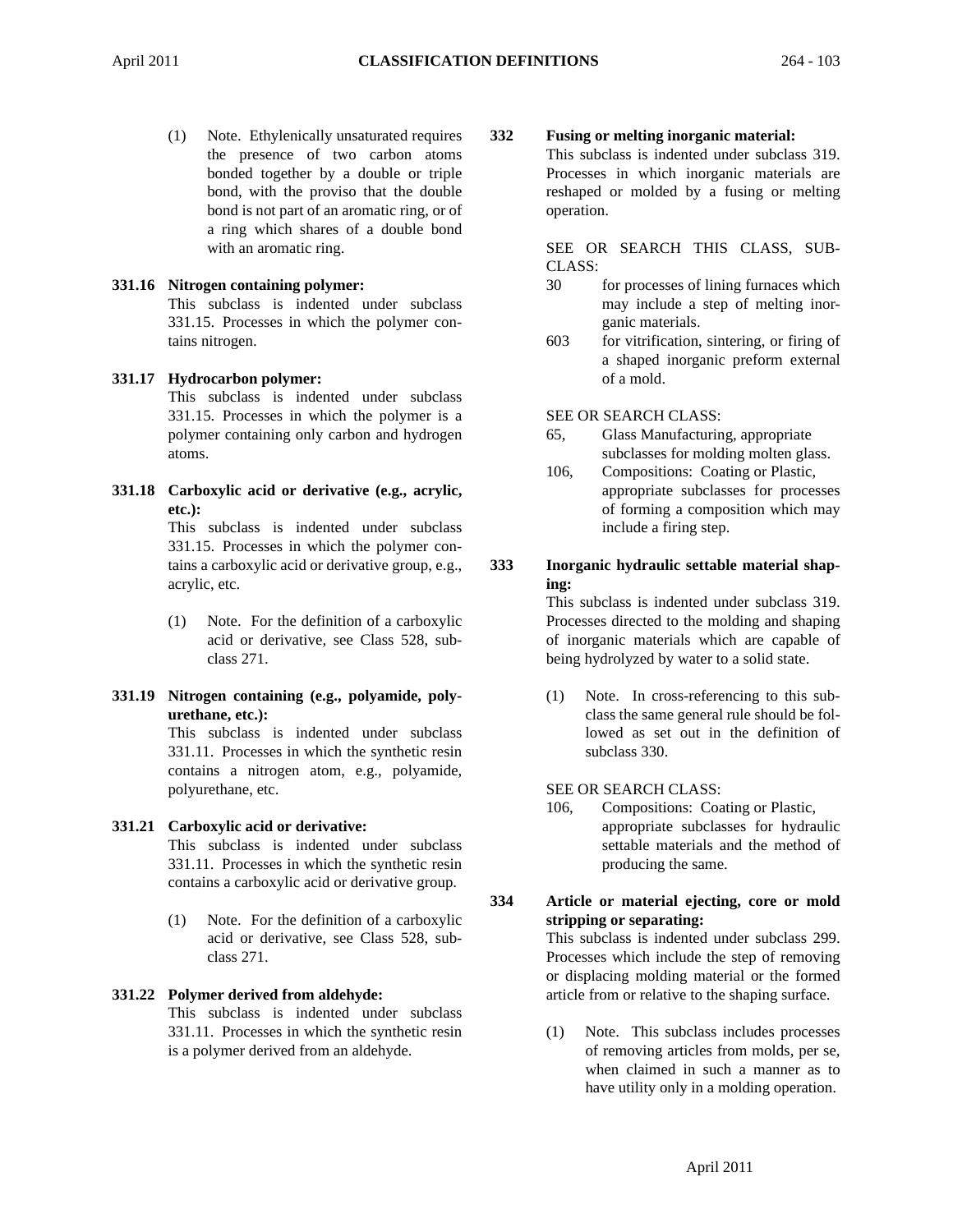(1) Note. Ethylenically unsaturated requires the presence of two carbon atoms bonded together by a double or triple bond, with the proviso that the double bond is not part of an aromatic ring, or of a ring which shares of a double bond with an aromatic ring.

**331.16 Nitrogen containing polymer:**

This subclass is indented under subclass 331.15. Processes in which the polymer contains nitrogen.

**331.17 Hydrocarbon polymer:**

This subclass is indented under subclass 331.15. Processes in which the polymer is a polymer containing only carbon and hydrogen atoms.

**331.18 Carboxylic acid or derivative (e.g., acrylic, etc.):**

This subclass is indented under subclass 331.15. Processes in which the polymer contains a carboxylic acid or derivative group, e.g., acrylic, etc.

(1) Note. For the definition of a carboxylic acid or derivative, see Class 528, subclass 271.

**331.19 Nitrogen containing (e.g., polyamide, polyurethane, etc.):**

This subclass is indented under subclass 331.11. Processes in which the synthetic resin contains a nitrogen atom, e.g., polyamide, polyurethane, etc.

**331.21 Carboxylic acid or derivative:**

This subclass is indented under subclass 331.11. Processes in which the synthetic resin contains a carboxylic acid or derivative group.

(1) Note. For the definition of a carboxylic acid or derivative, see Class 528, subclass 271.

**331.22 Polymer derived from aldehyde:**

This subclass is indented under subclass 331.11. Processes in which the synthetic resin is a polymer derived from an aldehyde.

**332 Fusing or melting inorganic material:**

This subclass is indented under subclass 319. Processes in which inorganic materials are reshaped or molded by a fusing or melting operation.

SEE OR SEARCH THIS CLASS, SUBCLASS:

30 for processes of lining furnaces which may include a step of melting inorganic materials.

603 for vitrification, sintering, or firing of a shaped inorganic preform external of a mold.

SEE OR SEARCH CLASS:

65, Glass Manufacturing, appropriate subclasses for molding molten glass.

106, Compositions: Coating or Plastic, appropriate subclasses for processes of forming a composition which may include a firing step.

**333 Inorganic hydraulic settable material shaping:**

This subclass is indented under subclass 319. Processes directed to the molding and shaping of inorganic materials which are capable of being hydrolyzed by water to a solid state.

(1) Note. In cross-referencing to this subclass the same general rule should be followed as set out in the definition of subclass 330.

SEE OR SEARCH CLASS:

106, Compositions: Coating or Plastic, appropriate subclasses for hydraulic settable materials and the method of producing the same.

**334 Article or material ejecting, core or mold stripping or separating:**

This subclass is indented under subclass 299. Processes which include the step of removing or displacing molding material or the formed article from or relative to the shaping surface.

(1) Note. This subclass includes processes of removing articles from molds, per se, when claimed in such a manner as to have utility only in a molding operation.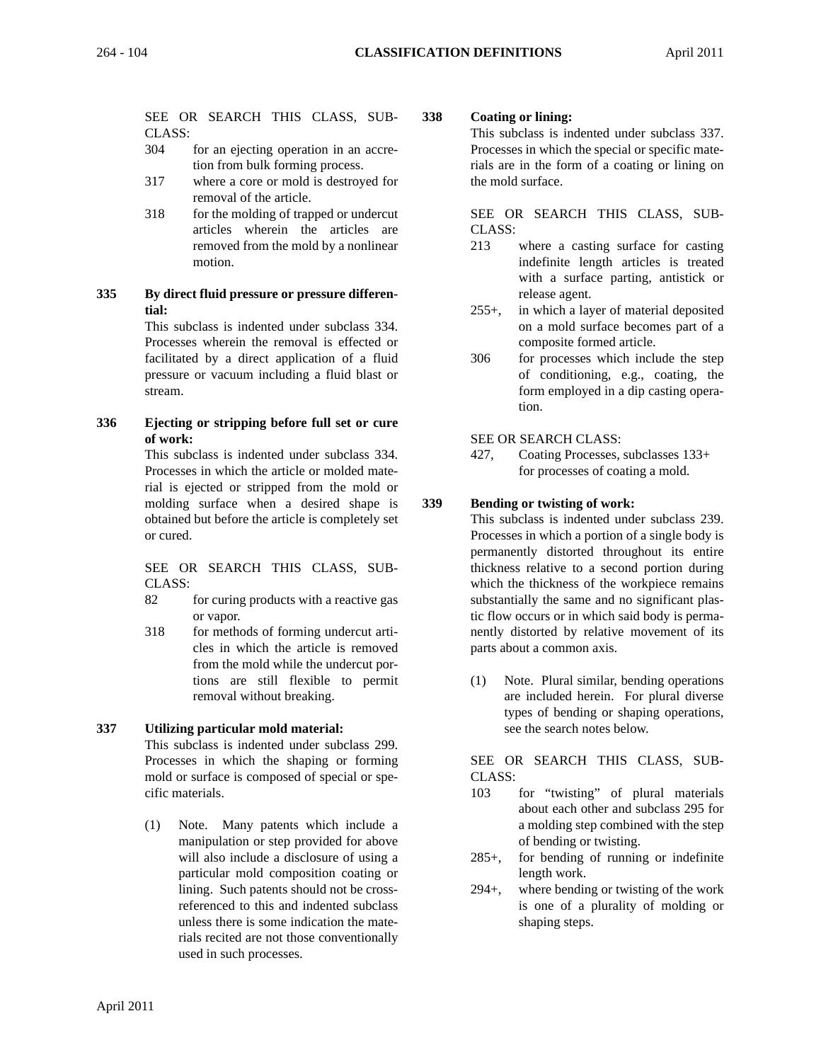SEE OR SEARCH THIS CLASS, SUBCLASS:

- 304 for an ejecting operation in an accretion from bulk forming process.
- 317 where a core or mold is destroyed for removal of the article.
- 318 for the molding of trapped or undercut articles wherein the articles are removed from the mold by a nonlinear motion.

**335 By direct fluid pressure or pressure differential:**

This subclass is indented under subclass 334. Processes wherein the removal is effected or facilitated by a direct application of a fluid pressure or vacuum including a fluid blast or stream.

**336 Ejecting or stripping before full set or cure of work:**

This subclass is indented under subclass 334. Processes in which the article or molded material is ejected or stripped from the mold or molding surface when a desired shape is obtained but before the article is completely set or cured.

SEE OR SEARCH THIS CLASS, SUBCLASS:

- 82 for curing products with a reactive gas or vapor.
- 318 for methods of forming undercut articles in which the article is removed from the mold while the undercut portions are still flexible to permit removal without breaking.

**337 Utilizing particular mold material:**

This subclass is indented under subclass 299. Processes in which the shaping or forming mold or surface is composed of special or specific materials.

(1) Note. Many patents which include a manipulation or step provided for above will also include a disclosure of using a particular mold composition coating or lining. Such patents should not be cross-referenced to this and indented subclass unless there is some indication the materials recited are not those conventionally used in such processes.

**338 Coating or lining:**

This subclass is indented under subclass 337. Processes in which the special or specific materials are in the form of a coating or lining on the mold surface.

SEE OR SEARCH THIS CLASS, SUBCLASS:

- 213 where a casting surface for casting indefinite length articles is treated with a surface parting, antistick or release agent.
- 255+, in which a layer of material deposited on a mold surface becomes part of a composite formed article.
- 306 for processes which include the step of conditioning, e.g., coating, the form employed in a dip casting operation.

SEE OR SEARCH CLASS:

- 427, Coating Processes, subclasses 133+ for processes of coating a mold.

**339 Bending or twisting of work:**

This subclass is indented under subclass 239. Processes in which a portion of a single body is permanently distorted throughout its entire thickness relative to a second portion during which the thickness of the workpiece remains substantially the same and no significant plastic flow occurs or in which said body is permanently distorted by relative movement of its parts about a common axis.

(1) Note. Plural similar, bending operations are included herein. For plural diverse types of bending or shaping operations, see the search notes below.

SEE OR SEARCH THIS CLASS, SUBCLASS:

- 103 for “twisting” of plural materials about each other and subclass 295 for a molding step combined with the step of bending or twisting.
- 285+, for bending of running or indefinite length work.
- 294+, where bending or twisting of the work is one of a plurality of molding or shaping steps.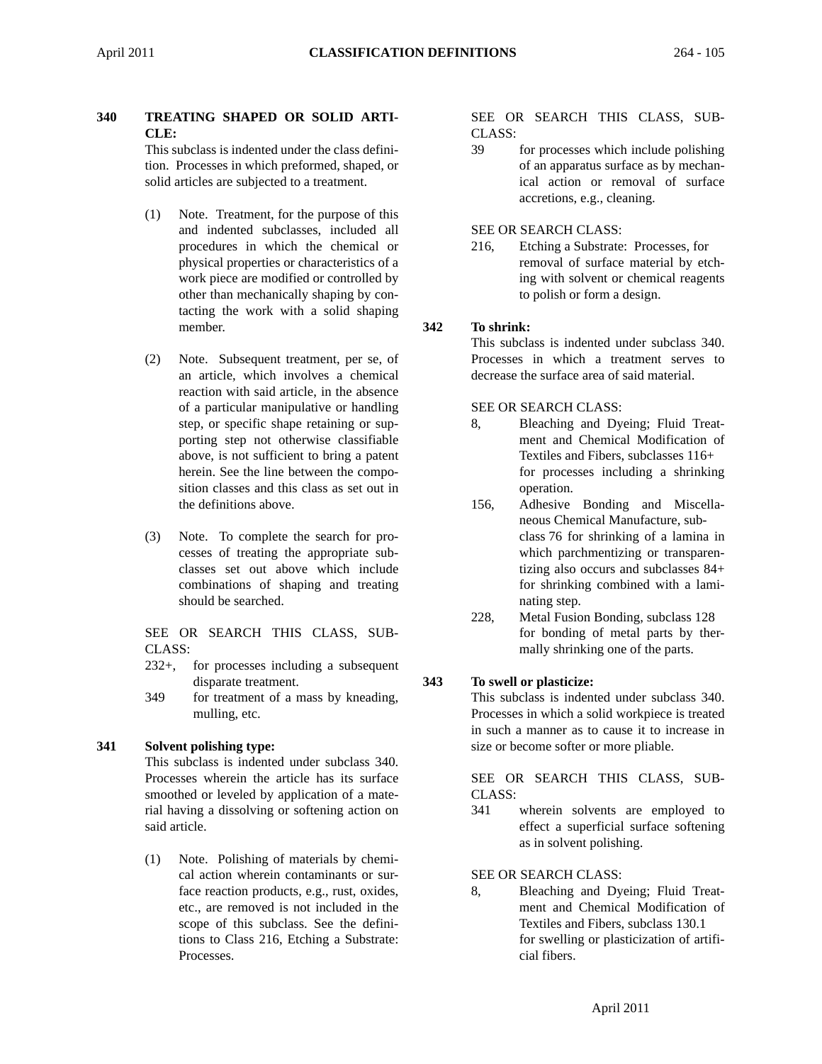**340 TREATING SHAPED OR SOLID ARTICLE:**

This subclass is indented under the class definition. Processes in which preformed, shaped, or solid articles are subjected to a treatment.

(1) Note. Treatment, for the purpose of this and indented subclasses, included all procedures in which the chemical or physical properties or characteristics of a work piece are modified or controlled by other than mechanically shaping by contacting the work with a solid shaping member.

(2) Note. Subsequent treatment, per se, of an article, which involves a chemical reaction with said article, in the absence of a particular manipulative or handling step, or specific shape retaining or supporting step not otherwise classifiable above, is not sufficient to bring a patent herein. See the line between the composition classes and this class as set out in the definitions above.

(3) Note. To complete the search for processes of treating the appropriate subclasses set out above which include combinations of shaping and treating should be searched.

SEE OR SEARCH THIS CLASS, SUBCLASS:

232+, for processes including a subsequent disparate treatment.

349 for treatment of a mass by kneading, mulling, etc.

**341 Solvent polishing type:**

This subclass is indented under subclass 340. Processes wherein the article has its surface smoothed or leveled by application of a material having a dissolving or softening action on said article.

(1) Note. Polishing of materials by chemical action wherein contaminants or surface reaction products, e.g., rust, oxides, etc., are removed is not included in the scope of this subclass. See the definitions to Class 216, Etching a Substrate: Processes.

SEE OR SEARCH THIS CLASS, SUBCLASS:

39 for processes which include polishing of an apparatus surface as by mechanical action or removal of surface accretions, e.g., cleaning.

SEE OR SEARCH CLASS:

216, Etching a Substrate: Processes, for removal of surface material by etching with solvent or chemical reagents to polish or form a design.

**342 To shrink:**

This subclass is indented under subclass 340. Processes in which a treatment serves to decrease the surface area of said material.

SEE OR SEARCH CLASS:

8, Bleaching and Dyeing; Fluid Treatment and Chemical Modification of Textiles and Fibers, subclasses 116+ for processes including a shrinking operation.

156, Adhesive Bonding and Miscellaneous Chemical Manufacture, subclass 76 for shrinking of a lamina in which parchmentizing or transparentizing also occurs and subclasses 84+ for shrinking combined with a laminating step.

228, Metal Fusion Bonding, subclass 128 for bonding of metal parts by thermally shrinking one of the parts.

**343 To swell or plasticize:**

This subclass is indented under subclass 340. Processes in which a solid workpiece is treated in such a manner as to cause it to increase in size or become softer or more pliable.

SEE OR SEARCH THIS CLASS, SUBCLASS:

341 wherein solvents are employed to effect a superficial surface softening as in solvent polishing.

SEE OR SEARCH CLASS:

8, Bleaching and Dyeing; Fluid Treatment and Chemical Modification of Textiles and Fibers, subclass 130.1 for swelling or plasticization of artificial fibers.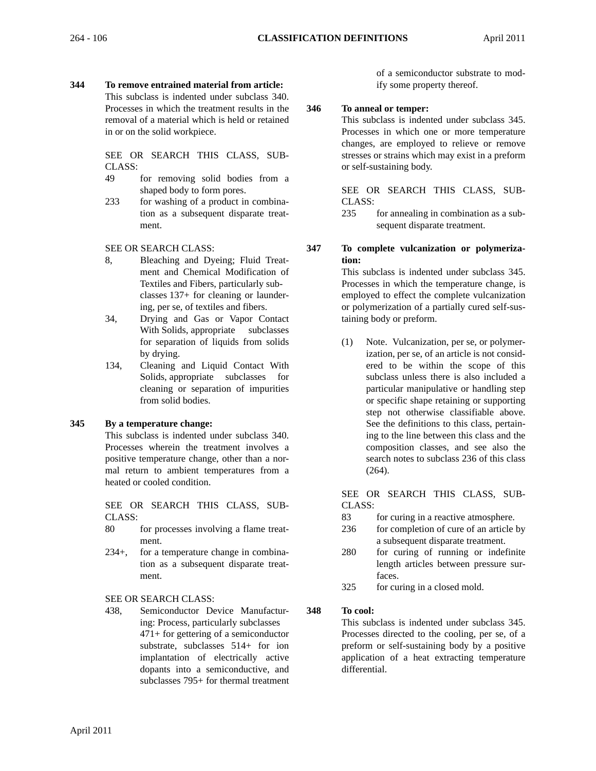**344 To remove entrained material from article:**

This subclass is indented under subclass 340. Processes in which the treatment results in the removal of a material which is held or retained in or on the solid workpiece.

SEE OR SEARCH THIS CLASS, SUBCLASS:

- 49 for removing solid bodies from a shaped body to form pores.
- 233 for washing of a product in combination as a subsequent disparate treatment.

SEE OR SEARCH CLASS:

- 8, Bleaching and Dyeing; Fluid Treatment and Chemical Modification of Textiles and Fibers, particularly subclasses 137+ for cleaning or laundering, per se, of textiles and fibers.
- 34, Drying and Gas or Vapor Contact With Solids, appropriate subclasses for separation of liquids from solids by drying.
- 134, Cleaning and Liquid Contact With Solids, appropriate subclasses for cleaning or separation of impurities from solid bodies.

**345 By a temperature change:**

This subclass is indented under subclass 340. Processes wherein the treatment involves a positive temperature change, other than a normal return to ambient temperatures from a heated or cooled condition.

SEE OR SEARCH THIS CLASS, SUBCLASS:

- 80 for processes involving a flame treatment.
- 234+, for a temperature change in combination as a subsequent disparate treatment.

SEE OR SEARCH CLASS:

- 438, Semiconductor Device Manufacturing: Process, particularly subclasses 471+ for gettering of a semiconductor substrate, subclasses 514+ for ion implantation of electrically active dopants into a semiconductive, and subclasses 795+ for thermal treatment of a semiconductor substrate to modify some property thereof.

**346 To anneal or temper:**

This subclass is indented under subclass 345. Processes in which one or more temperature changes, are employed to relieve or remove stresses or strains which may exist in a preform or self-sustaining body.

SEE OR SEARCH THIS CLASS, SUBCLASS:

- 235 for annealing in combination as a subsequent disparate treatment.

**347 To complete vulcanization or polymerization:**

This subclass is indented under subclass 345. Processes in which the temperature change, is employed to effect the complete vulcanization or polymerization of a partially cured self-sustaining body or preform.

(1) Note. Vulcanization, per se, or polymerization, per se, of an article is not considered to be within the scope of this subclass unless there is also included a particular manipulative or handling step or specific shape retaining or supporting step not otherwise classifiable above. See the definitions to this class, pertaining to the line between this class and the composition classes, and see also the search notes to subclass 236 of this class (264).

SEE OR SEARCH THIS CLASS, SUBCLASS:

- 83 for curing in a reactive atmosphere.
- 236 for completion of cure of an article by a subsequent disparate treatment.
- 280 for curing of running or indefinite length articles between pressure surfaces.
- 325 for curing in a closed mold.

**348 To cool:**

This subclass is indented under subclass 345. Processes directed to the cooling, per se, of a preform or self-sustaining body by a positive application of a heat extracting temperature differential.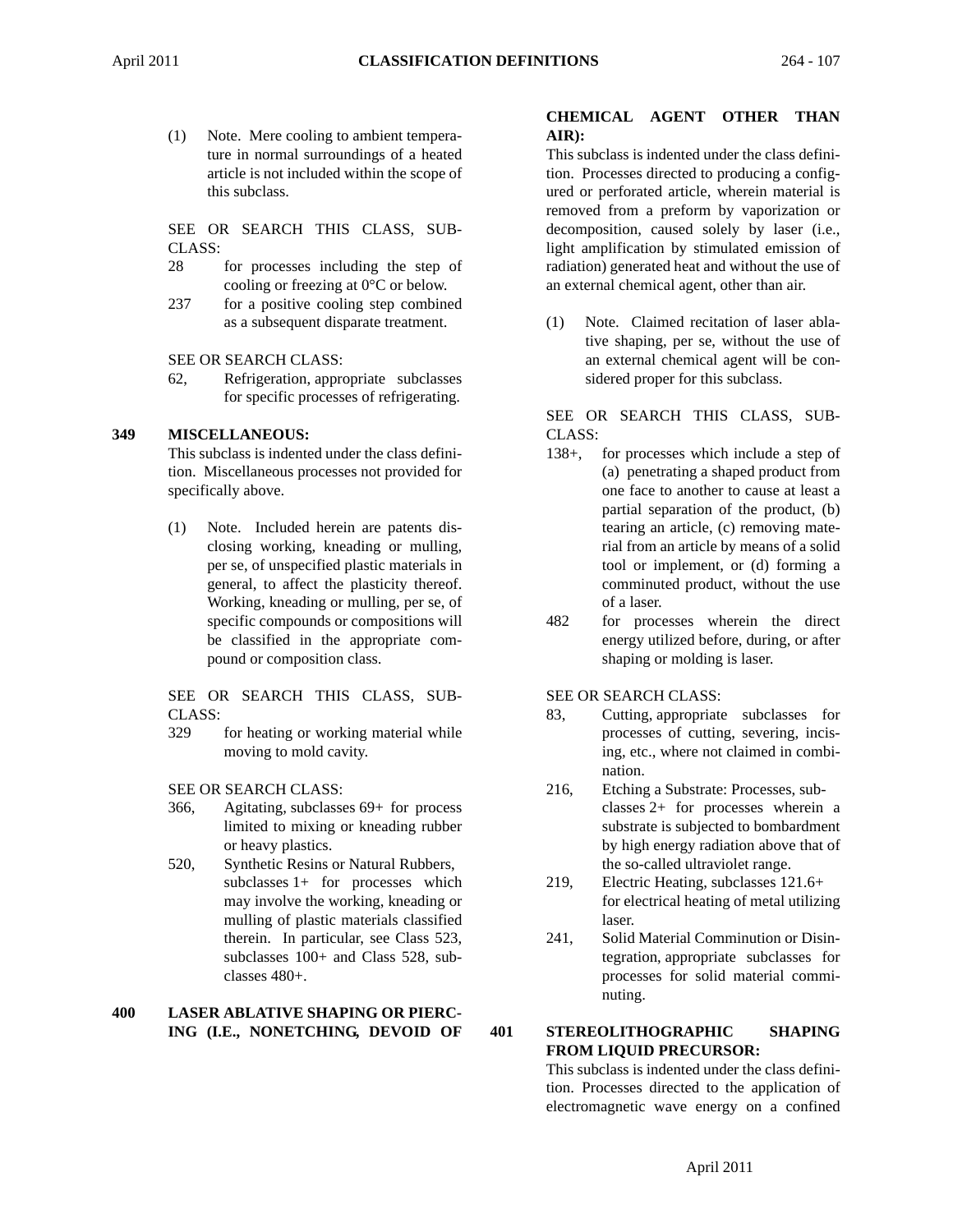(1) Note. Mere cooling to ambient temperature in normal surroundings of a heated article is not included within the scope of this subclass.

SEE OR SEARCH THIS CLASS, SUBCLASS:

- 28 for processes including the step of cooling or freezing at 0°C or below.
- 237 for a positive cooling step combined as a subsequent disparate treatment.

SEE OR SEARCH CLASS:

- 62, Refrigeration, appropriate subclasses for specific processes of refrigerating.

**349 MISCELLANEOUS:**

This subclass is indented under the class definition. Miscellaneous processes not provided for specifically above.

(1) Note. Included herein are patents disclosing working, kneading or mulling, per se, of unspecified plastic materials in general, to affect the plasticity thereof. Working, kneading or mulling, per se, of specific compounds or compositions will be classified in the appropriate compound or composition class.

SEE OR SEARCH THIS CLASS, SUBCLASS:

- 329 for heating or working material while moving to mold cavity.

SEE OR SEARCH CLASS:

- 366, Agitating, subclasses 69+ for process limited to mixing or kneading rubber or heavy plastics.
- 520, Synthetic Resins or Natural Rubbers, subclasses 1+ for processes which may involve the working, kneading or mulling of plastic materials classified therein. In particular, see Class 523, subclasses 100+ and Class 528, subclasses 480+.

**400 LASER ABLATIVE SHAPING OR PIERCING (I.E., NONETCHING, DEVOID OF CHEMICAL AGENT OTHER THAN AIR):**

This subclass is indented under the class definition. Processes directed to producing a configured or perforated article, wherein material is removed from a preform by vaporization or decomposition, caused solely by laser (i.e., light amplification by stimulated emission of radiation) generated heat and without the use of an external chemical agent, other than air.

(1) Note. Claimed recitation of laser ablative shaping, per se, without the use of an external chemical agent will be considered proper for this subclass.

SEE OR SEARCH THIS CLASS, SUBCLASS:

- 138+, for processes which include a step of (a) penetrating a shaped product from one face to another to cause at least a partial separation of the product, (b) tearing an article, (c) removing material from an article by means of a solid tool or implement, or (d) forming a comminuted product, without the use of a laser.
- 482 for processes wherein the direct energy utilized before, during, or after shaping or molding is laser.

SEE OR SEARCH CLASS:

- 83, Cutting, appropriate subclasses for processes of cutting, severing, incising, etc., where not claimed in combination.
- 216, Etching a Substrate: Processes, subclasses 2+ for processes wherein a substrate is subjected to bombardment by high energy radiation above that of the so-called ultraviolet range.
- 219, Electric Heating, subclasses 121.6+ for electrical heating of metal utilizing laser.
- 241, Solid Material Comminution or Disintegration, appropriate subclasses for processes for solid material comminuting.

**401 STEREOLITHOGRAPHIC SHAPING FROM LIQUID PRECURSOR:**

This subclass is indented under the class definition. Processes directed to the application of electromagnetic wave energy on a confined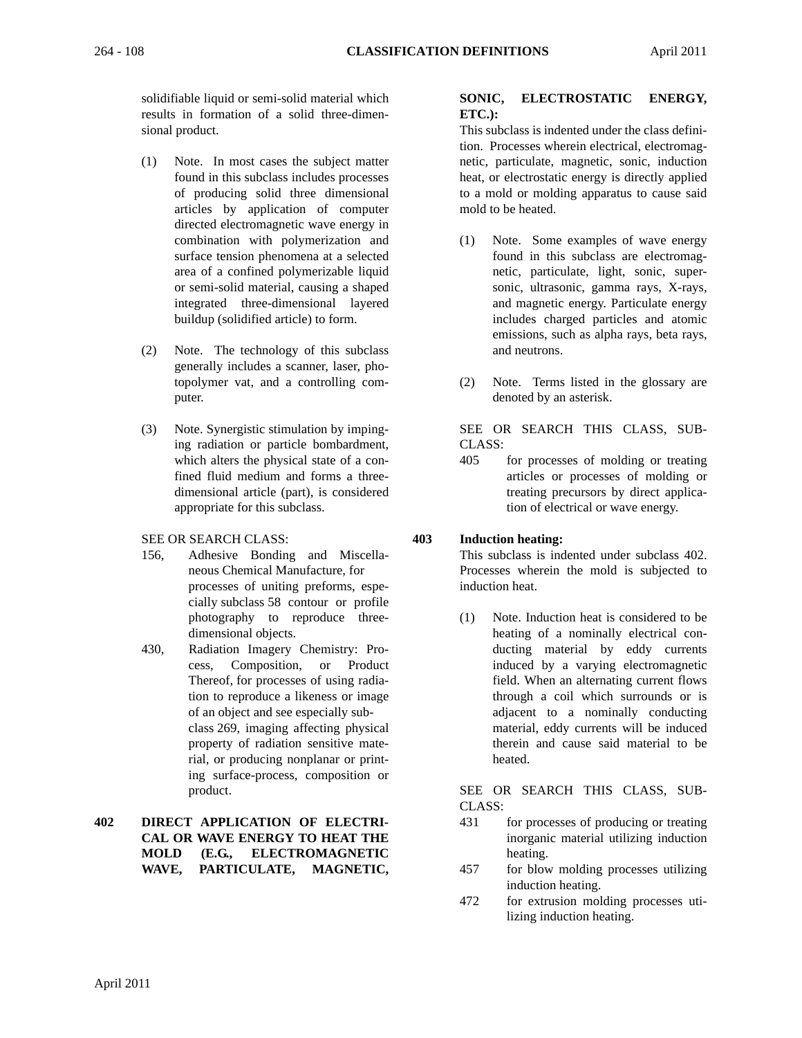solidifiable liquid or semi-solid material which results in formation of a solid three-dimensional product.

(1) Note. In most cases the subject matter found in this subclass includes processes of producing solid three dimensional articles by application of computer directed electromagnetic wave energy in combination with polymerization and surface tension phenomena at a selected area of a confined polymerizable liquid or semi-solid material, causing a shaped integrated three-dimensional layered buildup (solidified article) to form.

(2) Note. The technology of this subclass generally includes a scanner, laser, photopolymer vat, and a controlling computer.

(3) Note. Synergistic stimulation by impinging radiation or particle bombardment, which alters the physical state of a confined fluid medium and forms a three-dimensional article (part), is considered appropriate for this subclass.

SEE OR SEARCH CLASS:

156, Adhesive Bonding and Miscellaneous Chemical Manufacture, for processes of uniting preforms, especially subclass 58 contour or profile photography to reproduce three-dimensional objects.

430, Radiation Imagery Chemistry: Process, Composition, or Product Thereof, for processes of using radiation to reproduce a likeness or image of an object and see especially subclass 269, imaging affecting physical property of radiation sensitive material, or producing nonplanar or printing surface-process, composition or product.

**402 DIRECT APPLICATION OF ELECTRICAL OR WAVE ENERGY TO HEAT THE MOLD (E.G., ELECTROMAGNETIC WAVE, PARTICULATE, MAGNETIC, SONIC, ELECTROSTATIC ENERGY, ETC.):**

This subclass is indented under the class definition. Processes wherein electrical, electromagnetic, particulate, magnetic, sonic, induction heat, or electrostatic energy is directly applied to a mold or molding apparatus to cause said mold to be heated.

(1) Note. Some examples of wave energy found in this subclass are electromagnetic, particulate, light, sonic, supersonic, ultrasonic, gamma rays, X-rays, and magnetic energy. Particulate energy includes charged particles and atomic emissions, such as alpha rays, beta rays, and neutrons.

(2) Note. Terms listed in the glossary are denoted by an asterisk.

SEE OR SEARCH THIS CLASS, SUBCLASS:

405 for processes of molding or treating articles or processes of molding or treating precursors by direct application of electrical or wave energy.

**403 Induction heating:**

This subclass is indented under subclass 402. Processes wherein the mold is subjected to induction heat.

(1) Note. Induction heat is considered to be heating of a nominally electrical conducting material by eddy currents induced by a varying electromagnetic field. When an alternating current flows through a coil which surrounds or is adjacent to a nominally conducting material, eddy currents will be induced therein and cause said material to be heated.

SEE OR SEARCH THIS CLASS, SUBCLASS:

431 for processes of producing or treating inorganic material utilizing induction heating.

457 for blow molding processes utilizing induction heating.

472 for extrusion molding processes utilizing induction heating.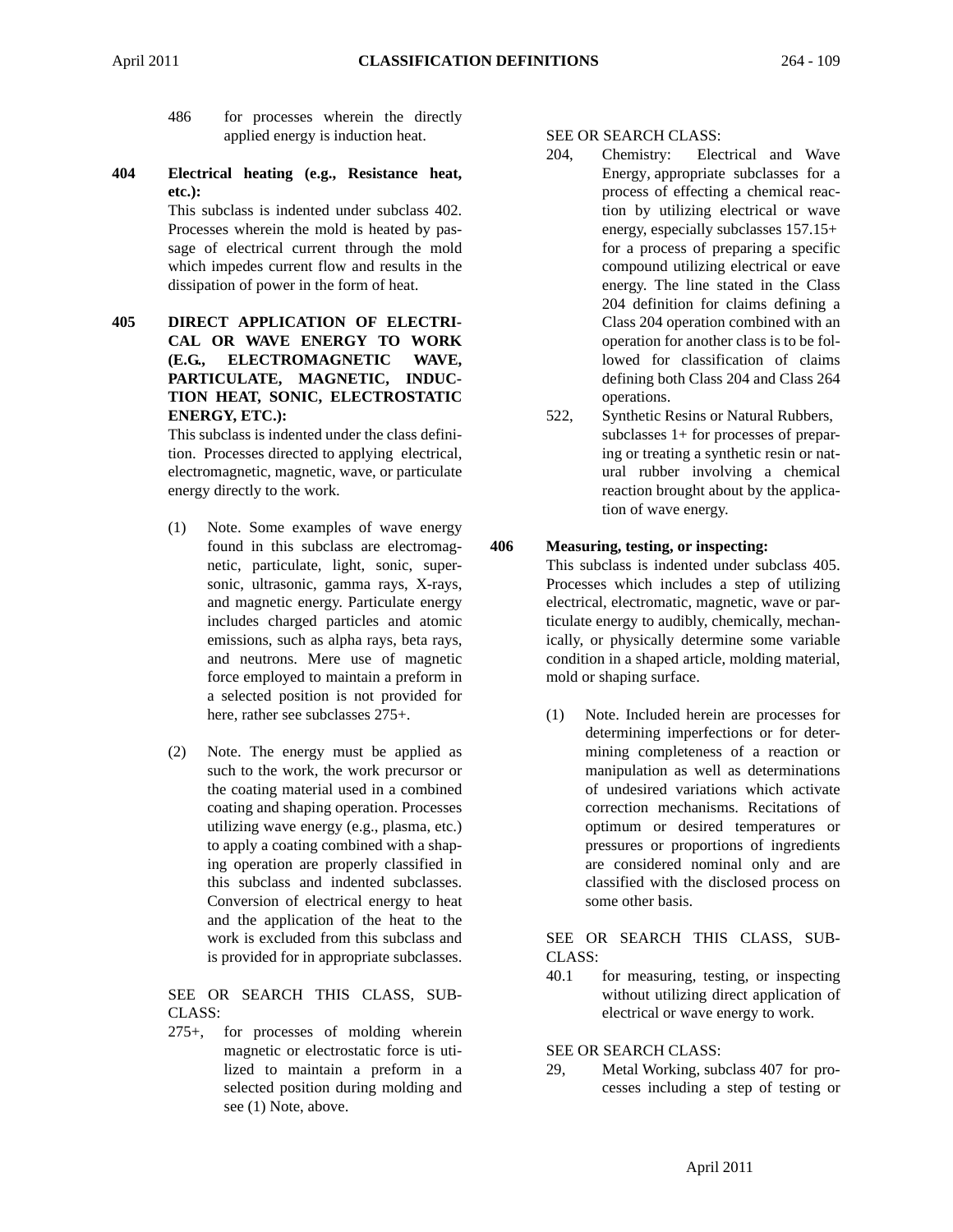486 for processes wherein the directly applied energy is induction heat.

**404 Electrical heating (e.g., Resistance heat, etc.):**

This subclass is indented under subclass 402. Processes wherein the mold is heated by passage of electrical current through the mold which impedes current flow and results in the dissipation of power in the form of heat.

**405 DIRECT APPLICATION OF ELECTRICAL OR WAVE ENERGY TO WORK (E.G., ELECTROMAGNETIC WAVE, PARTICULATE, MAGNETIC, INDUCTION HEAT, SONIC, ELECTROSTATIC ENERGY, ETC.):**

This subclass is indented under the class definition. Processes directed to applying electrical, electromagnetic, magnetic, wave, or particulate energy directly to the work.

(1) Note. Some examples of wave energy found in this subclass are electromagnetic, particulate, light, sonic, supersonic, ultrasonic, gamma rays, X-rays, and magnetic energy. Particulate energy includes charged particles and atomic emissions, such as alpha rays, beta rays, and neutrons. Mere use of magnetic force employed to maintain a preform in a selected position is not provided for here, rather see subclasses 275+.

(2) Note. The energy must be applied as such to the work, the work precursor or the coating material used in a combined coating and shaping operation. Processes utilizing wave energy (e.g., plasma, etc.) to apply a coating combined with a shaping operation are properly classified in this subclass and indented subclasses. Conversion of electrical energy to heat and the application of the heat to the work is excluded from this subclass and is provided for in appropriate subclasses.

SEE OR SEARCH THIS CLASS, SUBCLASS:

275+, for processes of molding wherein magnetic or electrostatic force is utilized to maintain a preform in a selected position during molding and see (1) Note, above.

SEE OR SEARCH CLASS:

204, Chemistry: Electrical and Wave Energy, appropriate subclasses for a process of effecting a chemical reaction by utilizing electrical or wave energy, especially subclasses 157.15+ for a process of preparing a specific compound utilizing electrical or eave energy. The line stated in the Class 204 definition for claims defining a Class 204 operation combined with an operation for another class is to be followed for classification of claims defining both Class 204 and Class 264 operations.

522, Synthetic Resins or Natural Rubbers, subclasses 1+ for processes of preparing or treating a synthetic resin or natural rubber involving a chemical reaction brought about by the application of wave energy.

**406 Measuring, testing, or inspecting:**

This subclass is indented under subclass 405. Processes which includes a step of utilizing electrical, electromatic, magnetic, wave or particulate energy to audibly, chemically, mechanically, or physically determine some variable condition in a shaped article, molding material, mold or shaping surface.

(1) Note. Included herein are processes for determining imperfections or for determining completeness of a reaction or manipulation as well as determinations of undesired variations which activate correction mechanisms. Recitations of optimum or desired temperatures or pressures or proportions of ingredients are considered nominal only and are classified with the disclosed process on some other basis.

SEE OR SEARCH THIS CLASS, SUBCLASS:

40.1 for measuring, testing, or inspecting without utilizing direct application of electrical or wave energy to work.

SEE OR SEARCH CLASS:

29, Metal Working, subclass 407 for processes including a step of testing or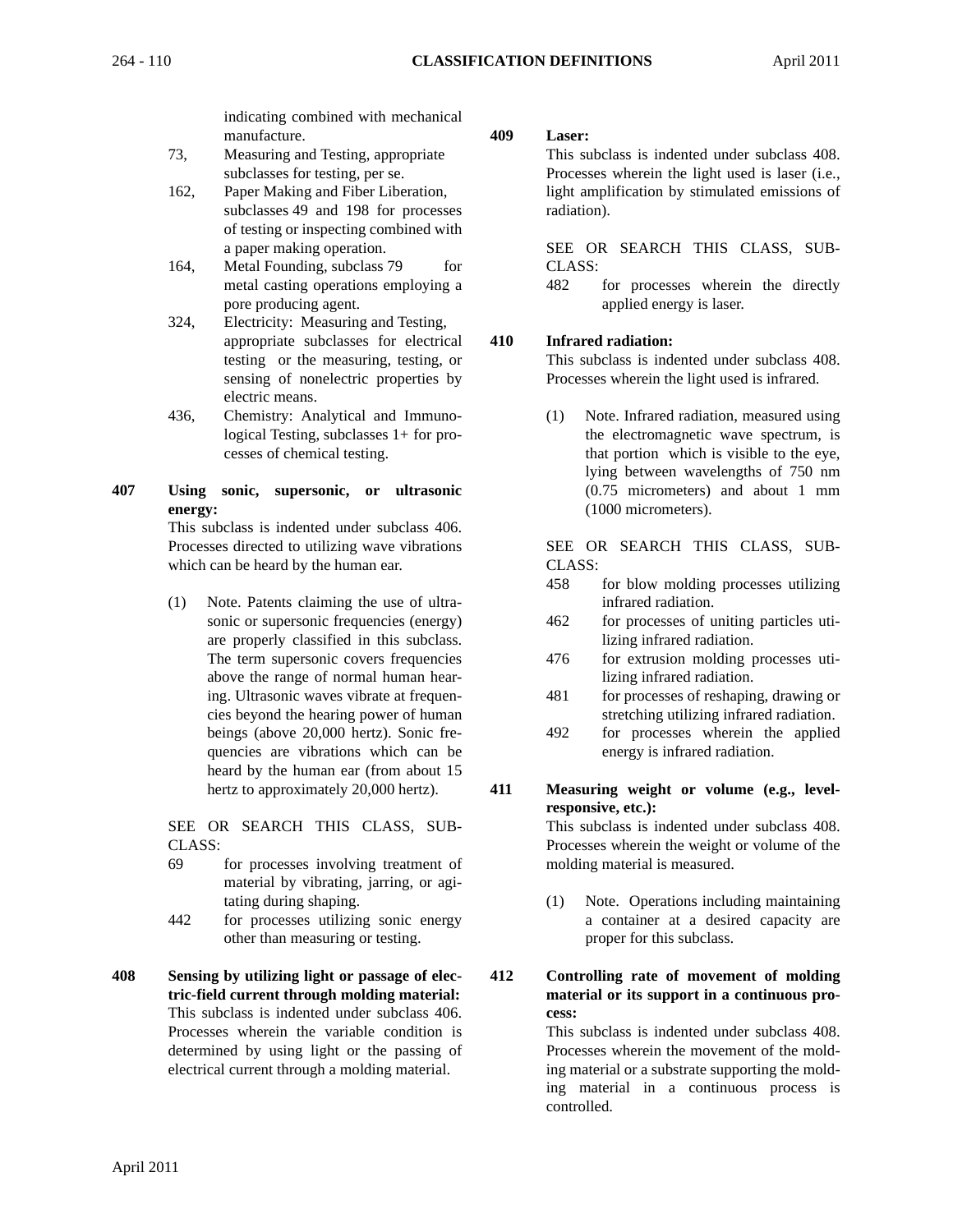indicating combined with mechanical manufacture.

73, Measuring and Testing, appropriate subclasses for testing, per se.

162, Paper Making and Fiber Liberation, subclasses 49 and 198 for processes of testing or inspecting combined with a paper making operation.

164, Metal Founding, subclass 79 for metal casting operations employing a pore producing agent.

324, Electricity: Measuring and Testing, appropriate subclasses for electrical testing or the measuring, testing, or sensing of nonelectric properties by electric means.

436, Chemistry: Analytical and Immunological Testing, subclasses 1+ for processes of chemical testing.

**407 Using sonic, supersonic, or ultrasonic energy:**

This subclass is indented under subclass 406. Processes directed to utilizing wave vibrations which can be heard by the human ear.

(1) Note. Patents claiming the use of ultrasonic or supersonic frequencies (energy) are properly classified in this subclass. The term supersonic covers frequencies above the range of normal human hearing. Ultrasonic waves vibrate at frequencies beyond the hearing power of human beings (above 20,000 hertz). Sonic frequencies are vibrations which can be heard by the human ear (from about 15 hertz to approximately 20,000 hertz).

SEE OR SEARCH THIS CLASS, SUBCLASS:

69 for processes involving treatment of material by vibrating, jarring, or agitating during shaping.

442 for processes utilizing sonic energy other than measuring or testing.

**408 Sensing by utilizing light or passage of electric-field current through molding material:**

This subclass is indented under subclass 406. Processes wherein the variable condition is determined by using light or the passing of electrical current through a molding material.

**409 Laser:**

This subclass is indented under subclass 408. Processes wherein the light used is laser (i.e., light amplification by stimulated emissions of radiation).

SEE OR SEARCH THIS CLASS, SUBCLASS:

482 for processes wherein the directly applied energy is laser.

**410 Infrared radiation:**

This subclass is indented under subclass 408. Processes wherein the light used is infrared.

(1) Note. Infrared radiation, measured using the electromagnetic wave spectrum, is that portion which is visible to the eye, lying between wavelengths of 750 nm (0.75 micrometers) and about 1 mm (1000 micrometers).

SEE OR SEARCH THIS CLASS, SUBCLASS:

458 for blow molding processes utilizing infrared radiation.

462 for processes of uniting particles utilizing infrared radiation.

476 for extrusion molding processes utilizing infrared radiation.

481 for processes of reshaping, drawing or stretching utilizing infrared radiation.

492 for processes wherein the applied energy is infrared radiation.

**411 Measuring weight or volume (e.g., level-responsive, etc.):**

This subclass is indented under subclass 408. Processes wherein the weight or volume of the molding material is measured.

(1) Note. Operations including maintaining a container at a desired capacity are proper for this subclass.

**412 Controlling rate of movement of molding material or its support in a continuous process:**

This subclass is indented under subclass 408. Processes wherein the movement of the molding material or a substrate supporting the molding material in a continuous process is controlled.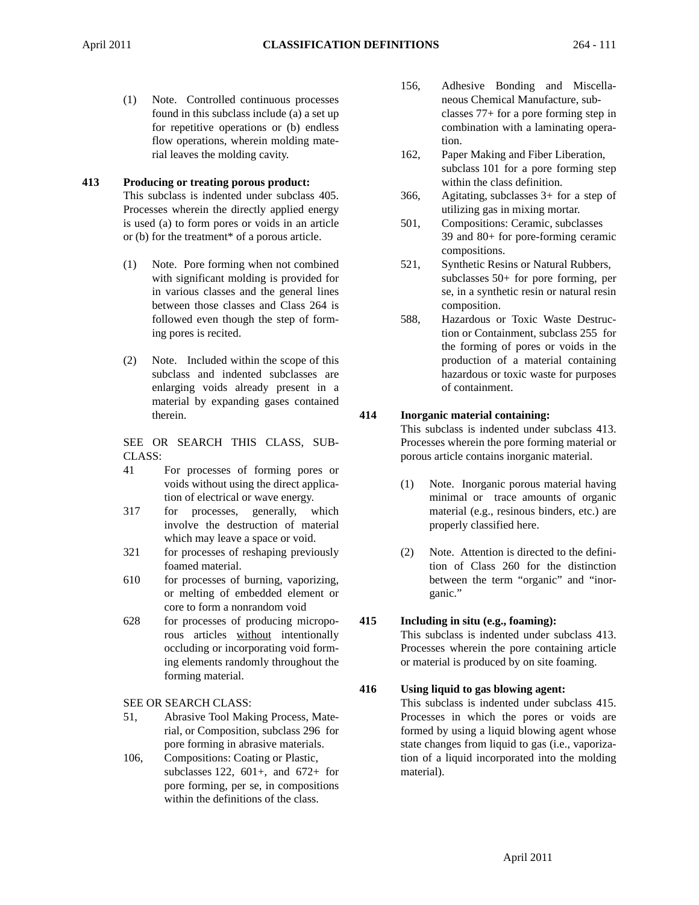(1) Note. Controlled continuous processes found in this subclass include (a) a set up for repetitive operations or (b) endless flow operations, wherein molding material leaves the molding cavity.

**413 Producing or treating porous product:**

This subclass is indented under subclass 405. Processes wherein the directly applied energy is used (a) to form pores or voids in an article or (b) for the treatment* of a porous article.

(1) Note. Pore forming when not combined with significant molding is provided for in various classes and the general lines between those classes and Class 264 is followed even though the step of forming pores is recited.

(2) Note. Included within the scope of this subclass and indented subclasses are enlarging voids already present in a material by expanding gases contained therein.

SEE OR SEARCH THIS CLASS, SUBCLASS:

- 41 For processes of forming pores or voids without using the direct application of electrical or wave energy.
- 317 for processes, generally, which involve the destruction of material which may leave a space or void.
- 321 for processes of reshaping previously foamed material.
- 610 for processes of burning, vaporizing, or melting of embedded element or core to form a nonrandom void
- 628 for processes of producing microporous articles <u>without</u> intentionally occluding or incorporating void forming elements randomly throughout the forming material.

SEE OR SEARCH CLASS:

- 51, Abrasive Tool Making Process, Material, or Composition, subclass 296 for pore forming in abrasive materials.
- 106, Compositions: Coating or Plastic, subclasses 122, 601+, and 672+ for pore forming, per se, in compositions within the definitions of the class.
- 156, Adhesive Bonding and Miscellaneous Chemical Manufacture, subclasses 77+ for a pore forming step in combination with a laminating operation.
- 162, Paper Making and Fiber Liberation, subclass 101 for a pore forming step within the class definition.
- 366, Agitating, subclasses 3+ for a step of utilizing gas in mixing mortar.
- 501, Compositions: Ceramic, subclasses 39 and 80+ for pore-forming ceramic compositions.
- 521, Synthetic Resins or Natural Rubbers, subclasses 50+ for pore forming, per se, in a synthetic resin or natural resin composition.
- 588, Hazardous or Toxic Waste Destruction or Containment, subclass 255 for the forming of pores or voids in the production of a material containing hazardous or toxic waste for purposes of containment.

**414 Inorganic material containing:**

This subclass is indented under subclass 413. Processes wherein the pore forming material or porous article contains inorganic material.

(1) Note. Inorganic porous material having minimal or trace amounts of organic material (e.g., resinous binders, etc.) are properly classified here.

(2) Note. Attention is directed to the definition of Class 260 for the distinction between the term “organic” and “inorganic.”

**415 Including in situ (e.g., foaming):**

This subclass is indented under subclass 413. Processes wherein the pore containing article or material is produced by on site foaming.

**416 Using liquid to gas blowing agent:**

This subclass is indented under subclass 415. Processes in which the pores or voids are formed by using a liquid blowing agent whose state changes from liquid to gas (i.e., vaporization of a liquid incorporated into the molding material).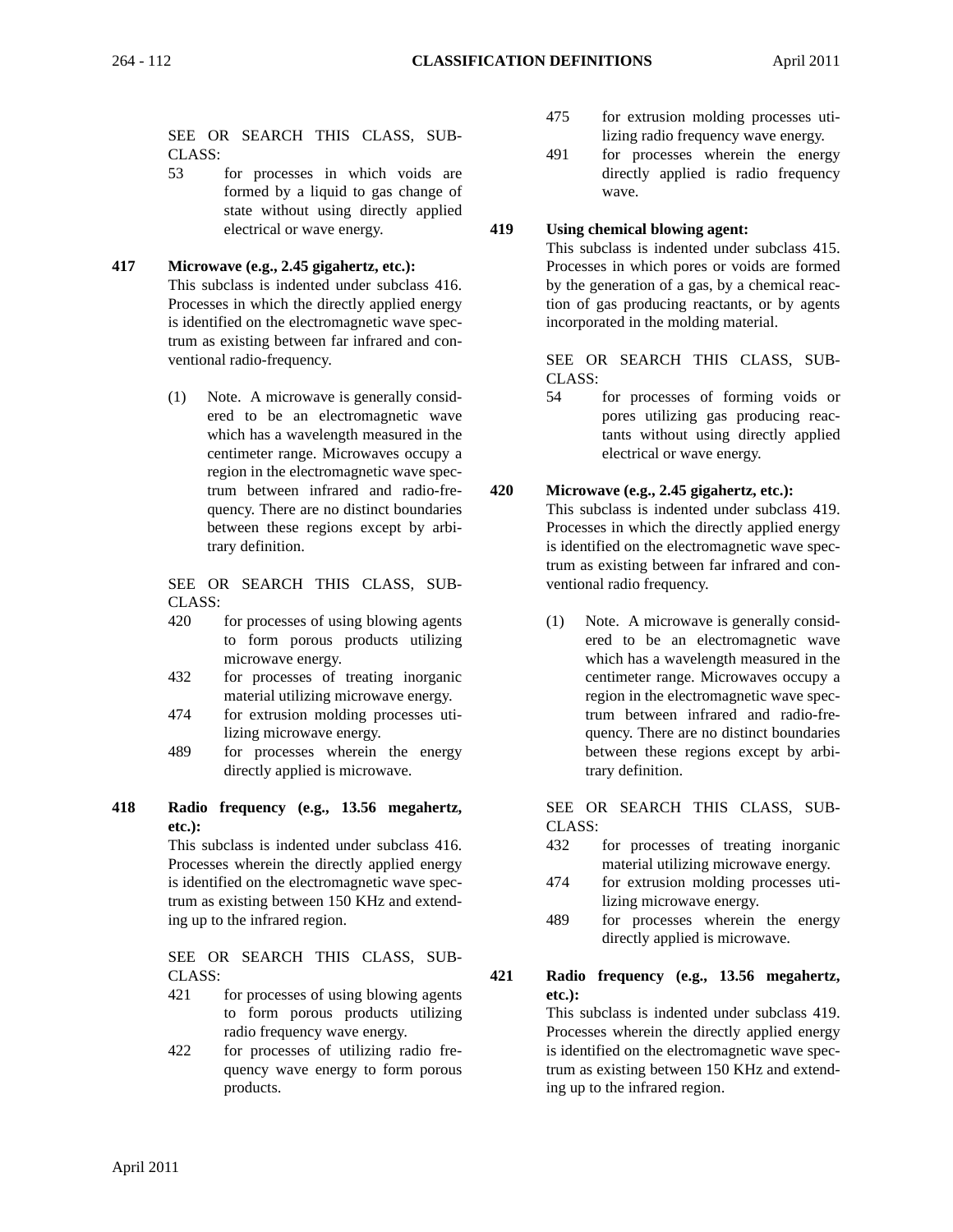SEE OR SEARCH THIS CLASS, SUBCLASS:

53 for processes in which voids are formed by a liquid to gas change of state without using directly applied electrical or wave energy.

**417 Microwave (e.g., 2.45 gigahertz, etc.):**
This subclass is indented under subclass 416. Processes in which the directly applied energy is identified on the electromagnetic wave spectrum as existing between far infrared and conventional radio-frequency.

(1) Note. A microwave is generally considered to be an electromagnetic wave which has a wavelength measured in the centimeter range. Microwaves occupy a region in the electromagnetic wave spectrum between infrared and radio-frequency. There are no distinct boundaries between these regions except by arbitrary definition.

SEE OR SEARCH THIS CLASS, SUBCLASS:

420 for processes of using blowing agents to form porous products utilizing microwave energy.
432 for processes of treating inorganic material utilizing microwave energy.
474 for extrusion molding processes utilizing microwave energy.
489 for processes wherein the energy directly applied is microwave.

**418 Radio frequency (e.g., 13.56 megahertz, etc.):**
This subclass is indented under subclass 416. Processes wherein the directly applied energy is identified on the electromagnetic wave spectrum as existing between 150 KHz and extending up to the infrared region.

SEE OR SEARCH THIS CLASS, SUBCLASS:

421 for processes of using blowing agents to form porous products utilizing radio frequency wave energy.
422 for processes of utilizing radio frequency wave energy to form porous products.
475 for extrusion molding processes utilizing radio frequency wave energy.
491 for processes wherein the energy directly applied is radio frequency wave.

**419 Using chemical blowing agent:**
This subclass is indented under subclass 415. Processes in which pores or voids are formed by the generation of a gas, by a chemical reaction of gas producing reactants, or by agents incorporated in the molding material.

SEE OR SEARCH THIS CLASS, SUBCLASS:

54 for processes of forming voids or pores utilizing gas producing reactants without using directly applied electrical or wave energy.

**420 Microwave (e.g., 2.45 gigahertz, etc.):**
This subclass is indented under subclass 419. Processes in which the directly applied energy is identified on the electromagnetic wave spectrum as existing between far infrared and conventional radio frequency.

(1) Note. A microwave is generally considered to be an electromagnetic wave which has a wavelength measured in the centimeter range. Microwaves occupy a region in the electromagnetic wave spectrum between infrared and radio-frequency. There are no distinct boundaries between these regions except by arbitrary definition.

SEE OR SEARCH THIS CLASS, SUBCLASS:

432 for processes of treating inorganic material utilizing microwave energy.
474 for extrusion molding processes utilizing microwave energy.
489 for processes wherein the energy directly applied is microwave.

**421 Radio frequency (e.g., 13.56 megahertz, etc.):**
This subclass is indented under subclass 419. Processes wherein the directly applied energy is identified on the electromagnetic wave spectrum as existing between 150 KHz and extending up to the infrared region.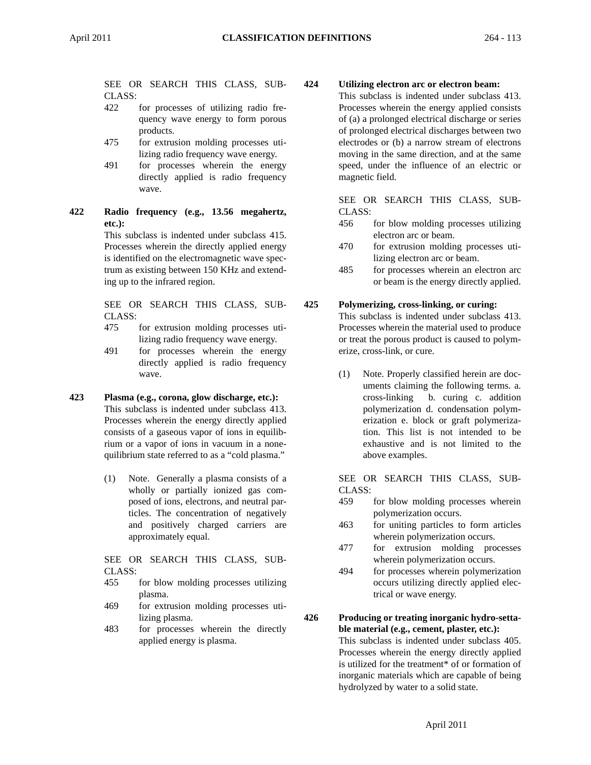SEE OR SEARCH THIS CLASS, SUBCLASS:

- 422 for processes of utilizing radio frequency wave energy to form porous products.
- 475 for extrusion molding processes utilizing radio frequency wave energy.
- 491 for processes wherein the energy directly applied is radio frequency wave.

**422 Radio frequency (e.g., 13.56 megahertz, etc.):**
This subclass is indented under subclass 415. Processes wherein the directly applied energy is identified on the electromagnetic wave spectrum as existing between 150 KHz and extending up to the infrared region.

SEE OR SEARCH THIS CLASS, SUBCLASS:

- 475 for extrusion molding processes utilizing radio frequency wave energy.
- 491 for processes wherein the energy directly applied is radio frequency wave.

**423 Plasma (e.g., corona, glow discharge, etc.):**
This subclass is indented under subclass 413. Processes wherein the energy directly applied consists of a gaseous vapor of ions in equilibrium or a vapor of ions in vacuum in a nonequilibrium state referred to as a "cold plasma."

(1) Note. Generally a plasma consists of a wholly or partially ionized gas composed of ions, electrons, and neutral particles. The concentration of negatively and positively charged carriers are approximately equal.

SEE OR SEARCH THIS CLASS, SUBCLASS:

- 455 for blow molding processes utilizing plasma.
- 469 for extrusion molding processes utilizing plasma.
- 483 for processes wherein the directly applied energy is plasma.

**424 Utilizing electron arc or electron beam:**
This subclass is indented under subclass 413. Processes wherein the energy applied consists of (a) a prolonged electrical discharge or series of prolonged electrical discharges between two electrodes or (b) a narrow stream of electrons moving in the same direction, and at the same speed, under the influence of an electric or magnetic field.

SEE OR SEARCH THIS CLASS, SUBCLASS:

- 456 for blow molding processes utilizing electron arc or beam.
- 470 for extrusion molding processes utilizing electron arc or beam.
- 485 for processes wherein an electron arc or beam is the energy directly applied.

**425 Polymerizing, cross-linking, or curing:**
This subclass is indented under subclass 413. Processes wherein the material used to produce or treat the porous product is caused to polymerize, cross-link, or cure.

(1) Note. Properly classified herein are documents claiming the following terms. a. cross-linking b. curing c. addition polymerization d. condensation polymerization e. block or graft polymerization. This list is not intended to be exhaustive and is not limited to the above examples.

SEE OR SEARCH THIS CLASS, SUBCLASS:

- 459 for blow molding processes wherein polymerization occurs.
- 463 for uniting particles to form articles wherein polymerization occurs.
- 477 for extrusion molding processes wherein polymerization occurs.
- 494 for processes wherein polymerization occurs utilizing directly applied electrical or wave energy.

**426 Producing or treating inorganic hydro-settable material (e.g., cement, plaster, etc.):**
This subclass is indented under subclass 405. Processes wherein the energy directly applied is utilized for the treatment* of or formation of inorganic materials which are capable of being hydrolyzed by water to a solid state.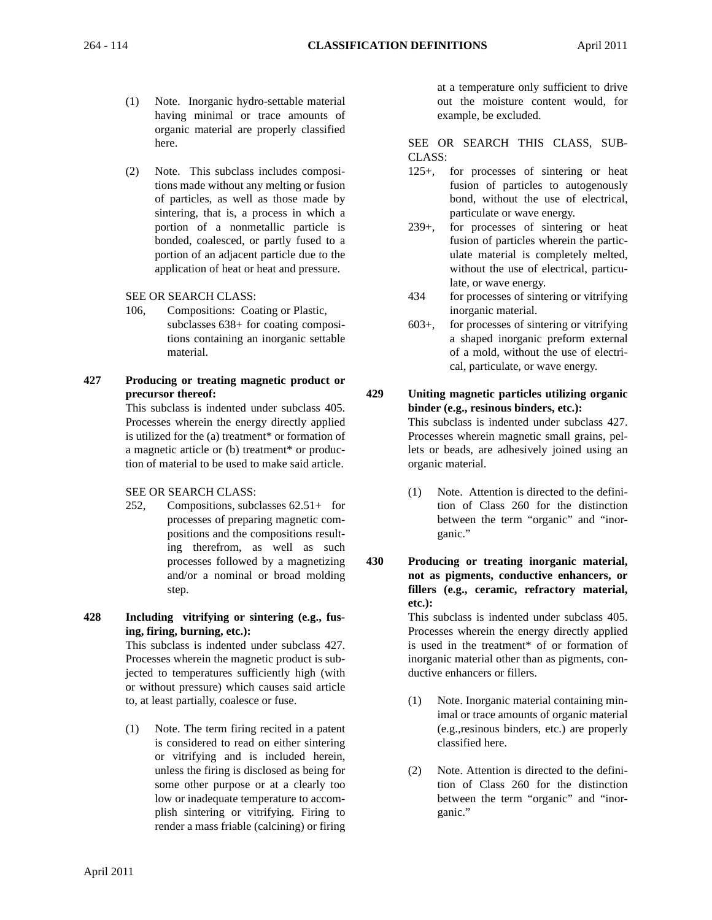(1) Note. Inorganic hydro-settable material having minimal or trace amounts of organic material are properly classified here.

(2) Note. This subclass includes compositions made without any melting or fusion of particles, as well as those made by sintering, that is, a process in which a portion of a nonmetallic particle is bonded, coalesced, or partly fused to a portion of an adjacent particle due to the application of heat or heat and pressure.

SEE OR SEARCH CLASS:

106, Compositions: Coating or Plastic, subclasses 638+ for coating compositions containing an inorganic settable material.

**427 Producing or treating magnetic product or precursor thereof:**

This subclass is indented under subclass 405. Processes wherein the energy directly applied is utilized for the (a) treatment* or formation of a magnetic article or (b) treatment* or production of material to be used to make said article.

SEE OR SEARCH CLASS:

252, Compositions, subclasses 62.51+ for processes of preparing magnetic compositions and the compositions resulting therefrom, as well as such processes followed by a magnetizing and/or a nominal or broad molding step.

**428 Including vitrifying or sintering (e.g., fusing, firing, burning, etc.):**

This subclass is indented under subclass 427. Processes wherein the magnetic product is subjected to temperatures sufficiently high (with or without pressure) which causes said article to, at least partially, coalesce or fuse.

(1) Note. The term firing recited in a patent is considered to read on either sintering or vitrifying and is included herein, unless the firing is disclosed as being for some other purpose or at a clearly too low or inadequate temperature to accomplish sintering or vitrifying. Firing to render a mass friable (calcining) or firing at a temperature only sufficient to drive out the moisture content would, for example, be excluded.

SEE OR SEARCH THIS CLASS, SUBCLASS:

125+, for processes of sintering or heat fusion of particles to autogenously bond, without the use of electrical, particulate or wave energy.

239+, for processes of sintering or heat fusion of particles wherein the particulate material is completely melted, without the use of electrical, particulate, or wave energy.

434 for processes of sintering or vitrifying inorganic material.

603+, for processes of sintering or vitrifying a shaped inorganic preform external of a mold, without the use of electrical, particulate, or wave energy.

**429 Uniting magnetic particles utilizing organic binder (e.g., resinous binders, etc.):**

This subclass is indented under subclass 427. Processes wherein magnetic small grains, pellets or beads, are adhesively joined using an organic material.

(1) Note. Attention is directed to the definition of Class 260 for the distinction between the term "organic" and "inorganic."

**430 Producing or treating inorganic material, not as pigments, conductive enhancers, or fillers (e.g., ceramic, refractory material, etc.):**

This subclass is indented under subclass 405. Processes wherein the energy directly applied is used in the treatment* of or formation of inorganic material other than as pigments, conductive enhancers or fillers.

(1) Note. Inorganic material containing minimal or trace amounts of organic material (e.g.,resinous binders, etc.) are properly classified here.

(2) Note. Attention is directed to the definition of Class 260 for the distinction between the term "organic" and "inorganic."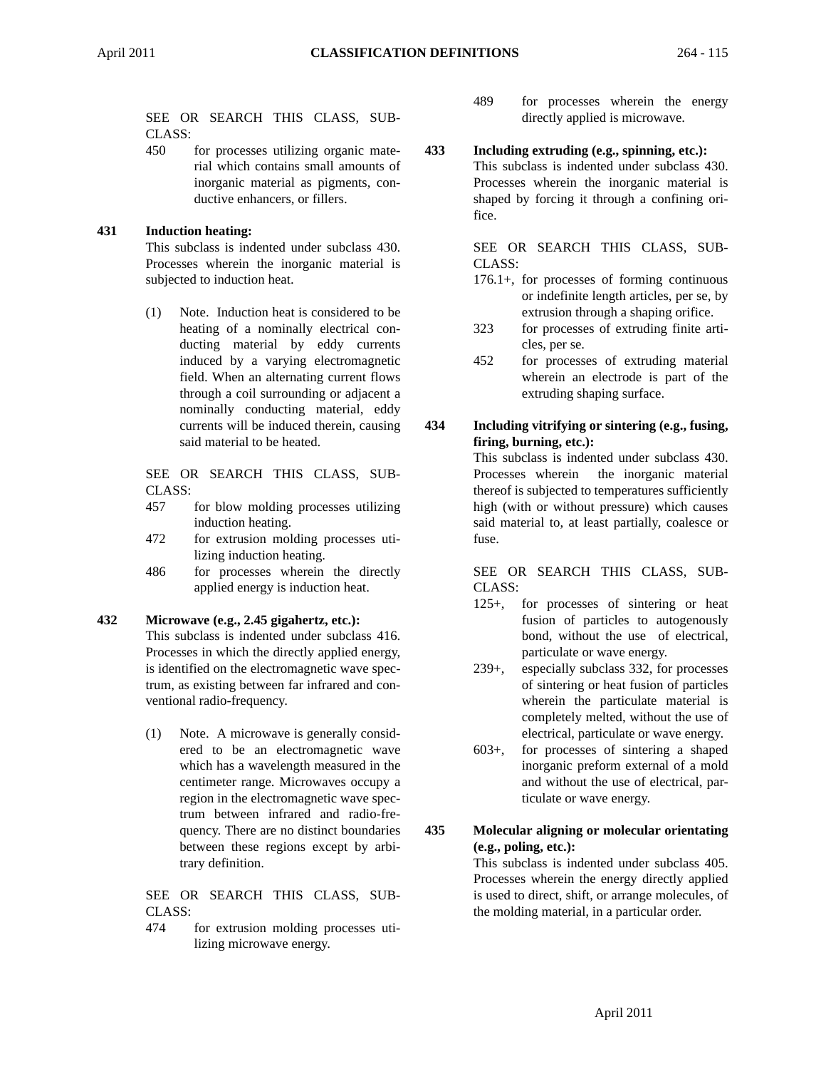SEE OR SEARCH THIS CLASS, SUBCLASS:

450 for processes utilizing organic material which contains small amounts of inorganic material as pigments, conductive enhancers, or fillers.

**431 Induction heating:**

This subclass is indented under subclass 430. Processes wherein the inorganic material is subjected to induction heat.

(1) Note. Induction heat is considered to be heating of a nominally electrical conducting material by eddy currents induced by a varying electromagnetic field. When an alternating current flows through a coil surrounding or adjacent a nominally conducting material, eddy currents will be induced therein, causing said material to be heated.

SEE OR SEARCH THIS CLASS, SUBCLASS:

457 for blow molding processes utilizing induction heating.

472 for extrusion molding processes utilizing induction heating.

486 for processes wherein the directly applied energy is induction heat.

**432 Microwave (e.g., 2.45 gigahertz, etc.):**

This subclass is indented under subclass 416. Processes in which the directly applied energy, is identified on the electromagnetic wave spectrum, as existing between far infrared and conventional radio-frequency.

(1) Note. A microwave is generally considered to be an electromagnetic wave which has a wavelength measured in the centimeter range. Microwaves occupy a region in the electromagnetic wave spectrum between infrared and radio-frequency. There are no distinct boundaries between these regions except by arbitrary definition.

SEE OR SEARCH THIS CLASS, SUBCLASS:

474 for extrusion molding processes utilizing microwave energy.

489 for processes wherein the energy directly applied is microwave.

**433 Including extruding (e.g., spinning, etc.):**

This subclass is indented under subclass 430. Processes wherein the inorganic material is shaped by forcing it through a confining orifice.

SEE OR SEARCH THIS CLASS, SUBCLASS:

176.1+, for processes of forming continuous or indefinite length articles, per se, by extrusion through a shaping orifice.

323 for processes of extruding finite articles, per se.

452 for processes of extruding material wherein an electrode is part of the extruding shaping surface.

**434 Including vitrifying or sintering (e.g., fusing, firing, burning, etc.):**

This subclass is indented under subclass 430. Processes wherein the inorganic material thereof is subjected to temperatures sufficiently high (with or without pressure) which causes said material to, at least partially, coalesce or fuse.

SEE OR SEARCH THIS CLASS, SUBCLASS:

125+, for processes of sintering or heat fusion of particles to autogenously bond, without the use of electrical, particulate or wave energy.

239+, especially subclass 332, for processes of sintering or heat fusion of particles wherein the particulate material is completely melted, without the use of electrical, particulate or wave energy.

603+, for processes of sintering a shaped inorganic preform external of a mold and without the use of electrical, particulate or wave energy.

**435 Molecular aligning or molecular orientating (e.g., poling, etc.):**

This subclass is indented under subclass 405. Processes wherein the energy directly applied is used to direct, shift, or arrange molecules, of the molding material, in a particular order.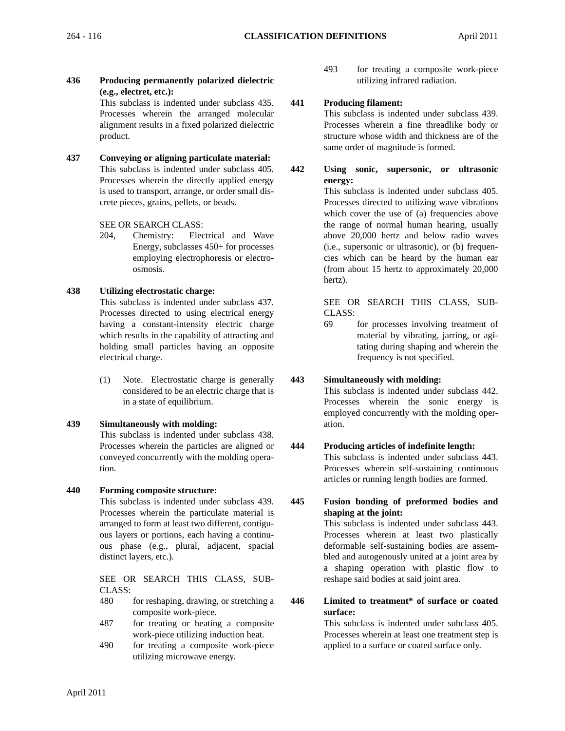**436 Producing permanently polarized dielectric (e.g., electret, etc.):**

This subclass is indented under subclass 435. Processes wherein the arranged molecular alignment results in a fixed polarized dielectric product.

**437 Conveying or aligning particulate material:**

This subclass is indented under subclass 405. Processes wherein the directly applied energy is used to transport, arrange, or order small discrete pieces, grains, pellets, or beads.

SEE OR SEARCH CLASS:

204, Chemistry: Electrical and Wave Energy, subclasses 450+ for processes employing electrophoresis or electro-osmosis.

**438 Utilizing electrostatic charge:**

This subclass is indented under subclass 437. Processes directed to using electrical energy having a constant-intensity electric charge which results in the capability of attracting and holding small particles having an opposite electrical charge.

(1) Note. Electrostatic charge is generally considered to be an electric charge that is in a state of equilibrium.

**439 Simultaneously with molding:**

This subclass is indented under subclass 438. Processes wherein the particles are aligned or conveyed concurrently with the molding operation.

**440 Forming composite structure:**

This subclass is indented under subclass 439. Processes wherein the particulate material is arranged to form at least two different, contiguous layers or portions, each having a continuous phase (e.g., plural, adjacent, spacial distinct layers, etc.).

SEE OR SEARCH THIS CLASS, SUBCLASS:

480 for reshaping, drawing, or stretching a composite work-piece.

487 for treating or heating a composite work-piece utilizing induction heat.

490 for treating a composite work-piece utilizing microwave energy.

493 for treating a composite work-piece utilizing infrared radiation.

**441 Producing filament:**

This subclass is indented under subclass 439. Processes wherein a fine threadlike body or structure whose width and thickness are of the same order of magnitude is formed.

**442 Using sonic, supersonic, or ultrasonic energy:**

This subclass is indented under subclass 405. Processes directed to utilizing wave vibrations which cover the use of (a) frequencies above the range of normal human hearing, usually above 20,000 hertz and below radio waves (i.e., supersonic or ultrasonic), or (b) frequencies which can be heard by the human ear (from about 15 hertz to approximately 20,000 hertz).

SEE OR SEARCH THIS CLASS, SUBCLASS:

69 for processes involving treatment of material by vibrating, jarring, or agitating during shaping and wherein the frequency is not specified.

**443 Simultaneously with molding:**

This subclass is indented under subclass 442. Processes wherein the sonic energy is employed concurrently with the molding operation.

**444 Producing articles of indefinite length:**

This subclass is indented under subclass 443. Processes wherein self-sustaining continuous articles or running length bodies are formed.

**445 Fusion bonding of preformed bodies and shaping at the joint:**

This subclass is indented under subclass 443. Processes wherein at least two plastically deformable self-sustaining bodies are assembled and autogenously united at a joint area by a shaping operation with plastic flow to reshape said bodies at said joint area.

**446 Limited to treatment* of surface or coated surface:**

This subclass is indented under subclass 405. Processes wherein at least one treatment step is applied to a surface or coated surface only.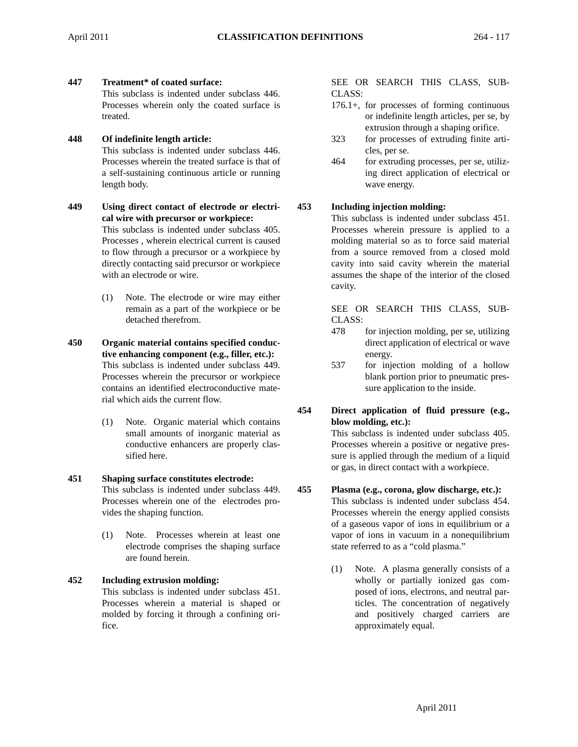**447 Treatment* of coated surface:**
This subclass is indented under subclass 446. Processes wherein only the coated surface is treated.

**448 Of indefinite length article:**
This subclass is indented under subclass 446. Processes wherein the treated surface is that of a self-sustaining continuous article or running length body.

**449 Using direct contact of electrode or electrical wire with precursor or workpiece:**
This subclass is indented under subclass 405. Processes , wherein electrical current is caused to flow through a precursor or a workpiece by directly contacting said precursor or workpiece with an electrode or wire.

(1) Note. The electrode or wire may either remain as a part of the workpiece or be detached therefrom.

**450 Organic material contains specified conductive enhancing component (e.g., filler, etc.):**
This subclass is indented under subclass 449. Processes wherein the precursor or workpiece contains an identified electroconductive material which aids the current flow.

(1) Note. Organic material which contains small amounts of inorganic material as conductive enhancers are properly classified here.

**451 Shaping surface constitutes electrode:**
This subclass is indented under subclass 449. Processes wherein one of the electrodes provides the shaping function.

(1) Note. Processes wherein at least one electrode comprises the shaping surface are found herein.

**452 Including extrusion molding:**
This subclass is indented under subclass 451. Processes wherein a material is shaped or molded by forcing it through a confining orifice.

SEE OR SEARCH THIS CLASS, SUBCLASS:

176.1+, for processes of forming continuous or indefinite length articles, per se, by extrusion through a shaping orifice.
323 for processes of extruding finite articles, per se.
464 for extruding processes, per se, utilizing direct application of electrical or wave energy.

**453 Including injection molding:**
This subclass is indented under subclass 451. Processes wherein pressure is applied to a molding material so as to force said material from a source removed from a closed mold cavity into said cavity wherein the material assumes the shape of the interior of the closed cavity.

SEE OR SEARCH THIS CLASS, SUBCLASS:

478 for injection molding, per se, utilizing direct application of electrical or wave energy.
537 for injection molding of a hollow blank portion prior to pneumatic pressure application to the inside.

**454 Direct application of fluid pressure (e.g., blow molding, etc.):**
This subclass is indented under subclass 405. Processes wherein a positive or negative pressure is applied through the medium of a liquid or gas, in direct contact with a workpiece.

**455 Plasma (e.g., corona, glow discharge, etc.):**
This subclass is indented under subclass 454. Processes wherein the energy applied consists of a gaseous vapor of ions in equilibrium or a vapor of ions in vacuum in a nonequilibrium state referred to as a “cold plasma.”

(1) Note. A plasma generally consists of a wholly or partially ionized gas composed of ions, electrons, and neutral particles. The concentration of negatively and positively charged carriers are approximately equal.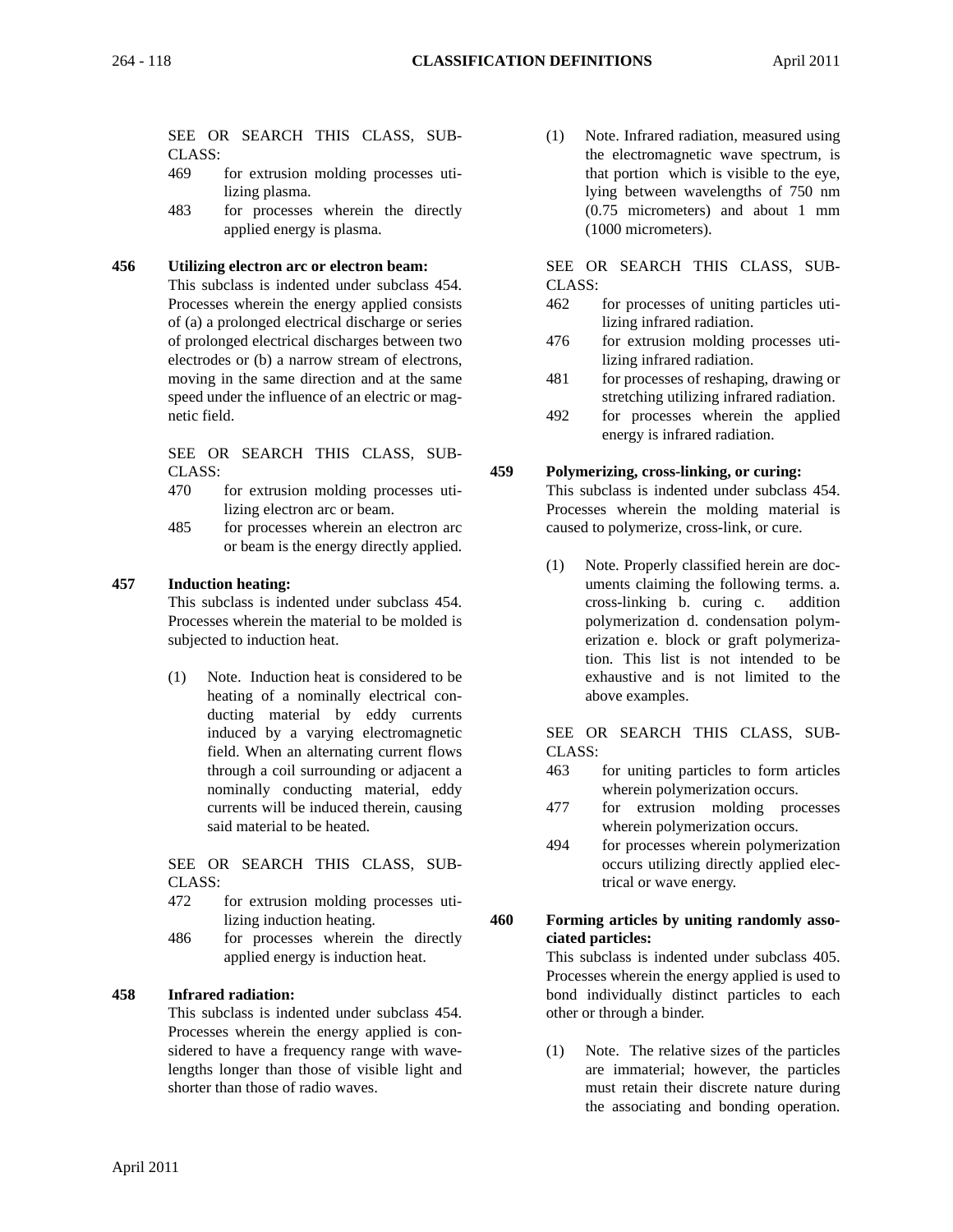SEE OR SEARCH THIS CLASS, SUBCLASS:

469 for extrusion molding processes utilizing plasma.

483 for processes wherein the directly applied energy is plasma.

**456 Utilizing electron arc or electron beam:**

This subclass is indented under subclass 454. Processes wherein the energy applied consists of (a) a prolonged electrical discharge or series of prolonged electrical discharges between two electrodes or (b) a narrow stream of electrons, moving in the same direction and at the same speed under the influence of an electric or magnetic field.

SEE OR SEARCH THIS CLASS, SUBCLASS:

470 for extrusion molding processes utilizing electron arc or beam.

485 for processes wherein an electron arc or beam is the energy directly applied.

**457 Induction heating:**

This subclass is indented under subclass 454. Processes wherein the material to be molded is subjected to induction heat.

(1) Note. Induction heat is considered to be heating of a nominally electrical conducting material by eddy currents induced by a varying electromagnetic field. When an alternating current flows through a coil surrounding or adjacent a nominally conducting material, eddy currents will be induced therein, causing said material to be heated.

SEE OR SEARCH THIS CLASS, SUBCLASS:

472 for extrusion molding processes utilizing induction heating.

486 for processes wherein the directly applied energy is induction heat.

**458 Infrared radiation:**

This subclass is indented under subclass 454. Processes wherein the energy applied is considered to have a frequency range with wavelengths longer than those of visible light and shorter than those of radio waves.

(1) Note. Infrared radiation, measured using the electromagnetic wave spectrum, is that portion which is visible to the eye, lying between wavelengths of 750 nm (0.75 micrometers) and about 1 mm (1000 micrometers).

SEE OR SEARCH THIS CLASS, SUBCLASS:

462 for processes of uniting particles utilizing infrared radiation.

476 for extrusion molding processes utilizing infrared radiation.

481 for processes of reshaping, drawing or stretching utilizing infrared radiation.

492 for processes wherein the applied energy is infrared radiation.

**459 Polymerizing, cross-linking, or curing:**

This subclass is indented under subclass 454. Processes wherein the molding material is caused to polymerize, cross-link, or cure.

(1) Note. Properly classified herein are documents claiming the following terms. a. cross-linking b. curing c. addition polymerization d. condensation polymerization e. block or graft polymerization. This list is not intended to be exhaustive and is not limited to the above examples.

SEE OR SEARCH THIS CLASS, SUBCLASS:

463 for uniting particles to form articles wherein polymerization occurs.

477 for extrusion molding processes wherein polymerization occurs.

494 for processes wherein polymerization occurs utilizing directly applied electrical or wave energy.

**460 Forming articles by uniting randomly associated particles:**

This subclass is indented under subclass 405. Processes wherein the energy applied is used to bond individually distinct particles to each other or through a binder.

(1) Note. The relative sizes of the particles are immaterial; however, the particles must retain their discrete nature during the associating and bonding operation.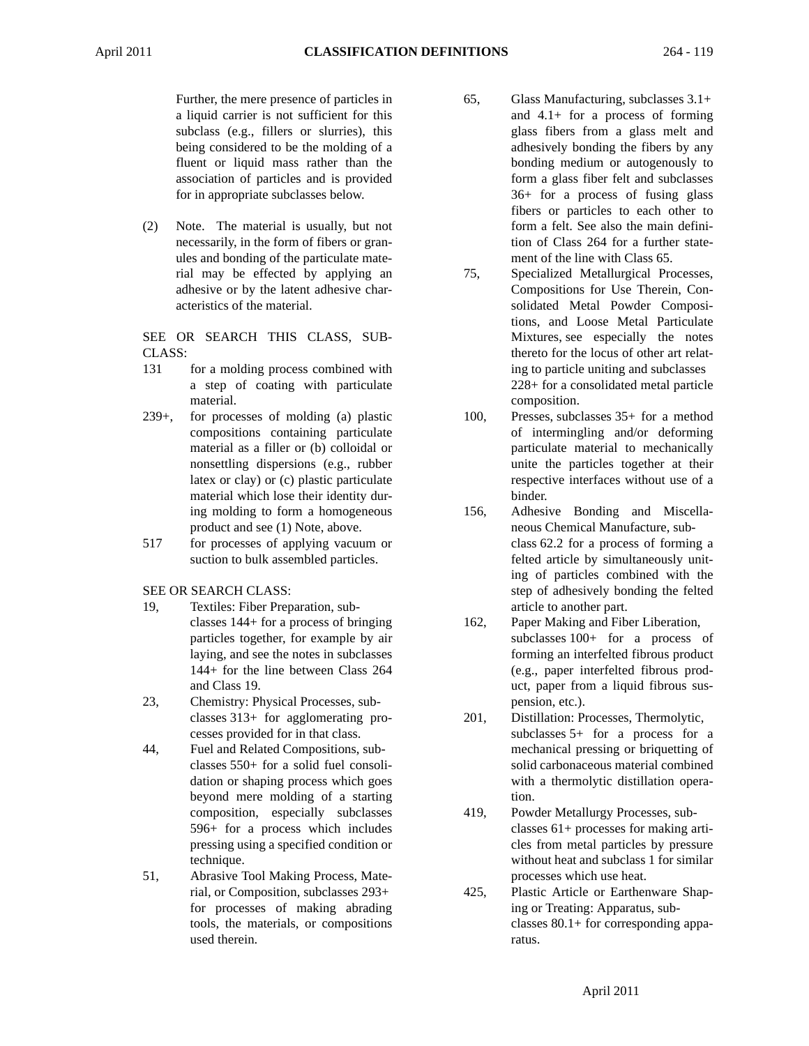Further, the mere presence of particles in a liquid carrier is not sufficient for this subclass (e.g., fillers or slurries), this being considered to be the molding of a fluent or liquid mass rather than the association of particles and is provided for in appropriate subclasses below.

(2) Note. The material is usually, but not necessarily, in the form of fibers or granules and bonding of the particulate material may be effected by applying an adhesive or by the latent adhesive characteristics of the material.

SEE OR SEARCH THIS CLASS, SUBCLASS:

- 131 for a molding process combined with a step of coating with particulate material.
- 239+, for processes of molding (a) plastic compositions containing particulate material as a filler or (b) colloidal or nonsettling dispersions (e.g., rubber latex or clay) or (c) plastic particulate material which lose their identity during molding to form a homogeneous product and see (1) Note, above.
- 517 for processes of applying vacuum or suction to bulk assembled particles.

SEE OR SEARCH CLASS:

- 19, Textiles: Fiber Preparation, subclasses 144+ for a process of bringing particles together, for example by air laying, and see the notes in subclasses 144+ for the line between Class 264 and Class 19.
- 23, Chemistry: Physical Processes, subclasses 313+ for agglomerating processes provided for in that class.
- 44, Fuel and Related Compositions, subclasses 550+ for a solid fuel consolidation or shaping process which goes beyond mere molding of a starting composition, especially subclasses 596+ for a process which includes pressing using a specified condition or technique.
- 51, Abrasive Tool Making Process, Material, or Composition, subclasses 293+ for processes of making abrading tools, the materials, or compositions used therein.
- 65, Glass Manufacturing, subclasses 3.1+ and 4.1+ for a process of forming glass fibers from a glass melt and adhesively bonding the fibers by any bonding medium or autogenously to form a glass fiber felt and subclasses 36+ for a process of fusing glass fibers or particles to each other to form a felt. See also the main definition of Class 264 for a further statement of the line with Class 65.
- 75, Specialized Metallurgical Processes, Compositions for Use Therein, Consolidated Metal Powder Compositions, and Loose Metal Particulate Mixtures, see especially the notes thereto for the locus of other art relating to particle uniting and subclasses 228+ for a consolidated metal particle composition.
- 100, Presses, subclasses 35+ for a method of intermingling and/or deforming particulate material to mechanically unite the particles together at their respective interfaces without use of a binder.
- 156, Adhesive Bonding and Miscellaneous Chemical Manufacture, subclass 62.2 for a process of forming a felted article by simultaneously uniting of particles combined with the step of adhesively bonding the felted article to another part.
- 162, Paper Making and Fiber Liberation, subclasses 100+ for a process of forming an interfelted fibrous product (e.g., paper interfelted fibrous product, paper from a liquid fibrous suspension, etc.).
- 201, Distillation: Processes, Thermolytic, subclasses 5+ for a process for a mechanical pressing or briquetting of solid carbonaceous material combined with a thermolytic distillation operation.
- 419, Powder Metallurgy Processes, subclasses 61+ processes for making articles from metal particles by pressure without heat and subclass 1 for similar processes which use heat.
- 425, Plastic Article or Earthenware Shaping or Treating: Apparatus, subclasses 80.1+ for corresponding apparatus.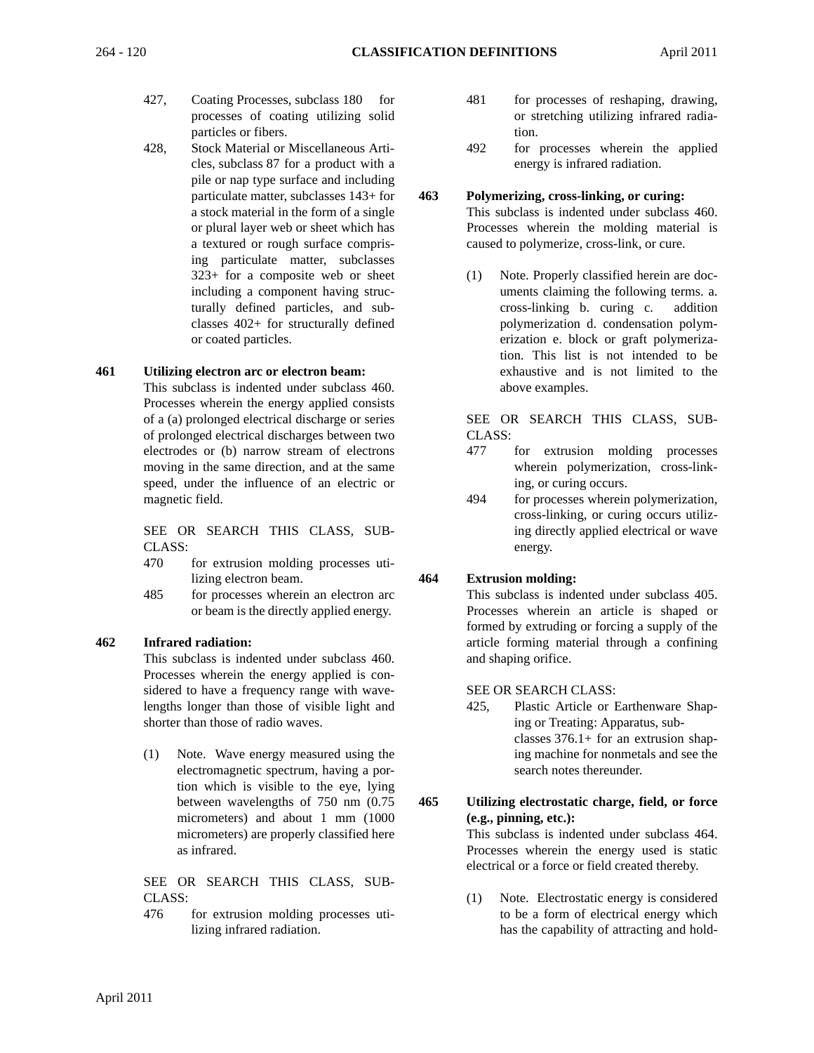427, Coating Processes, subclass 180 for processes of coating utilizing solid particles or fibers.

428, Stock Material or Miscellaneous Articles, subclass 87 for a product with a pile or nap type surface and including particulate matter, subclasses 143+ for a stock material in the form of a single or plural layer web or sheet which has a textured or rough surface comprising particulate matter, subclasses 323+ for a composite web or sheet including a component having structurally defined particles, and subclasses 402+ for structurally defined or coated particles.

**461 Utilizing electron arc or electron beam:**

This subclass is indented under subclass 460. Processes wherein the energy applied consists of a (a) prolonged electrical discharge or series of prolonged electrical discharges between two electrodes or (b) narrow stream of electrons moving in the same direction, and at the same speed, under the influence of an electric or magnetic field.

SEE OR SEARCH THIS CLASS, SUBCLASS:

470 for extrusion molding processes utilizing electron beam.

485 for processes wherein an electron arc or beam is the directly applied energy.

**462 Infrared radiation:**

This subclass is indented under subclass 460. Processes wherein the energy applied is considered to have a frequency range with wavelengths longer than those of visible light and shorter than those of radio waves.

(1) Note. Wave energy measured using the electromagnetic spectrum, having a portion which is visible to the eye, lying between wavelengths of 750 nm (0.75 micrometers) and about 1 mm (1000 micrometers) are properly classified here as infrared.

SEE OR SEARCH THIS CLASS, SUBCLASS:

476 for extrusion molding processes utilizing infrared radiation.

481 for processes of reshaping, drawing, or stretching utilizing infrared radiation.

492 for processes wherein the applied energy is infrared radiation.

**463 Polymerizing, cross-linking, or curing:**

This subclass is indented under subclass 460. Processes wherein the molding material is caused to polymerize, cross-link, or cure.

(1) Note. Properly classified herein are documents claiming the following terms. a. cross-linking b. curing c. addition polymerization d. condensation polymerization e. block or graft polymerization. This list is not intended to be exhaustive and is not limited to the above examples.

SEE OR SEARCH THIS CLASS, SUBCLASS:

477 for extrusion molding processes wherein polymerization, cross-linking, or curing occurs.

494 for processes wherein polymerization, cross-linking, or curing occurs utilizing directly applied electrical or wave energy.

**464 Extrusion molding:**

This subclass is indented under subclass 405. Processes wherein an article is shaped or formed by extruding or forcing a supply of the article forming material through a confining and shaping orifice.

SEE OR SEARCH CLASS:

425, Plastic Article or Earthenware Shaping or Treating: Apparatus, subclasses 376.1+ for an extrusion shaping machine for nonmetals and see the search notes thereunder.

**465 Utilizing electrostatic charge, field, or force (e.g., pinning, etc.):**

This subclass is indented under subclass 464. Processes wherein the energy used is static electrical or a force or field created thereby.

(1) Note. Electrostatic energy is considered to be a form of electrical energy which has the capability of attracting and hold-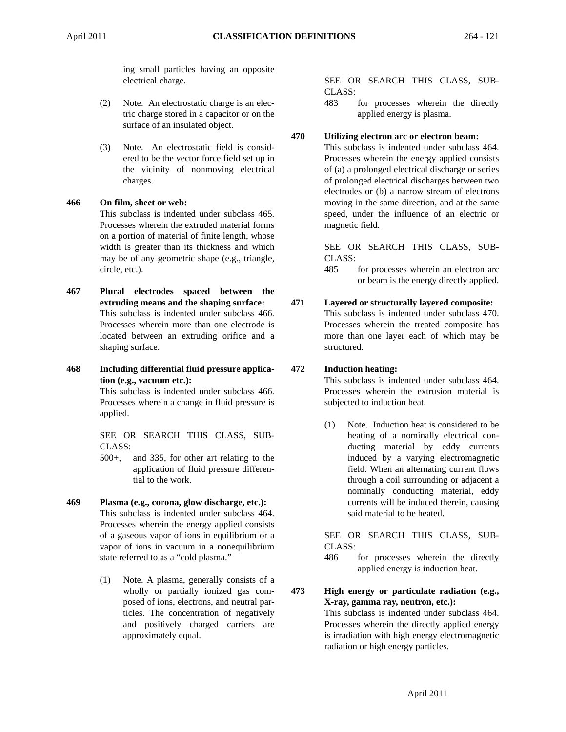ing small particles having an opposite electrical charge.

(2) Note. An electrostatic charge is an electric charge stored in a capacitor or on the surface of an insulated object.

(3) Note. An electrostatic field is considered to be the vector force field set up in the vicinity of nonmoving electrical charges.

**466 On film, sheet or web:**
This subclass is indented under subclass 465. Processes wherein the extruded material forms on a portion of material of finite length, whose width is greater than its thickness and which may be of any geometric shape (e.g., triangle, circle, etc.).

**467 Plural electrodes spaced between the extruding means and the shaping surface:**
This subclass is indented under subclass 466. Processes wherein more than one electrode is located between an extruding orifice and a shaping surface.

**468 Including differential fluid pressure application (e.g., vacuum etc.):**
This subclass is indented under subclass 466. Processes wherein a change in fluid pressure is applied.

SEE OR SEARCH THIS CLASS, SUBCLASS:

500+, and 335, for other art relating to the application of fluid pressure differential to the work.

**469 Plasma (e.g., corona, glow discharge, etc.):**
This subclass is indented under subclass 464. Processes wherein the energy applied consists of a gaseous vapor of ions in equilibrium or a vapor of ions in vacuum in a nonequilibrium state referred to as a "cold plasma."

(1) Note. A plasma, generally consists of a wholly or partially ionized gas composed of ions, electrons, and neutral particles. The concentration of negatively and positively charged carriers are approximately equal.

SEE OR SEARCH THIS CLASS, SUBCLASS:

483 for processes wherein the directly applied energy is plasma.

**470 Utilizing electron arc or electron beam:**
This subclass is indented under subclass 464. Processes wherein the energy applied consists of (a) a prolonged electrical discharge or series of prolonged electrical discharges between two electrodes or (b) a narrow stream of electrons moving in the same direction, and at the same speed, under the influence of an electric or magnetic field.

SEE OR SEARCH THIS CLASS, SUBCLASS:

485 for processes wherein an electron arc or beam is the energy directly applied.

**471 Layered or structurally layered composite:**
This subclass is indented under subclass 470. Processes wherein the treated composite has more than one layer each of which may be structured.

**472 Induction heating:**
This subclass is indented under subclass 464. Processes wherein the extrusion material is subjected to induction heat.

(1) Note. Induction heat is considered to be heating of a nominally electrical conducting material by eddy currents induced by a varying electromagnetic field. When an alternating current flows through a coil surrounding or adjacent a nominally conducting material, eddy currents will be induced therein, causing said material to be heated.

SEE OR SEARCH THIS CLASS, SUBCLASS:

486 for processes wherein the directly applied energy is induction heat.

**473 High energy or particulate radiation (e.g., X-ray, gamma ray, neutron, etc.):**
This subclass is indented under subclass 464. Processes wherein the directly applied energy is irradiation with high energy electromagnetic radiation or high energy particles.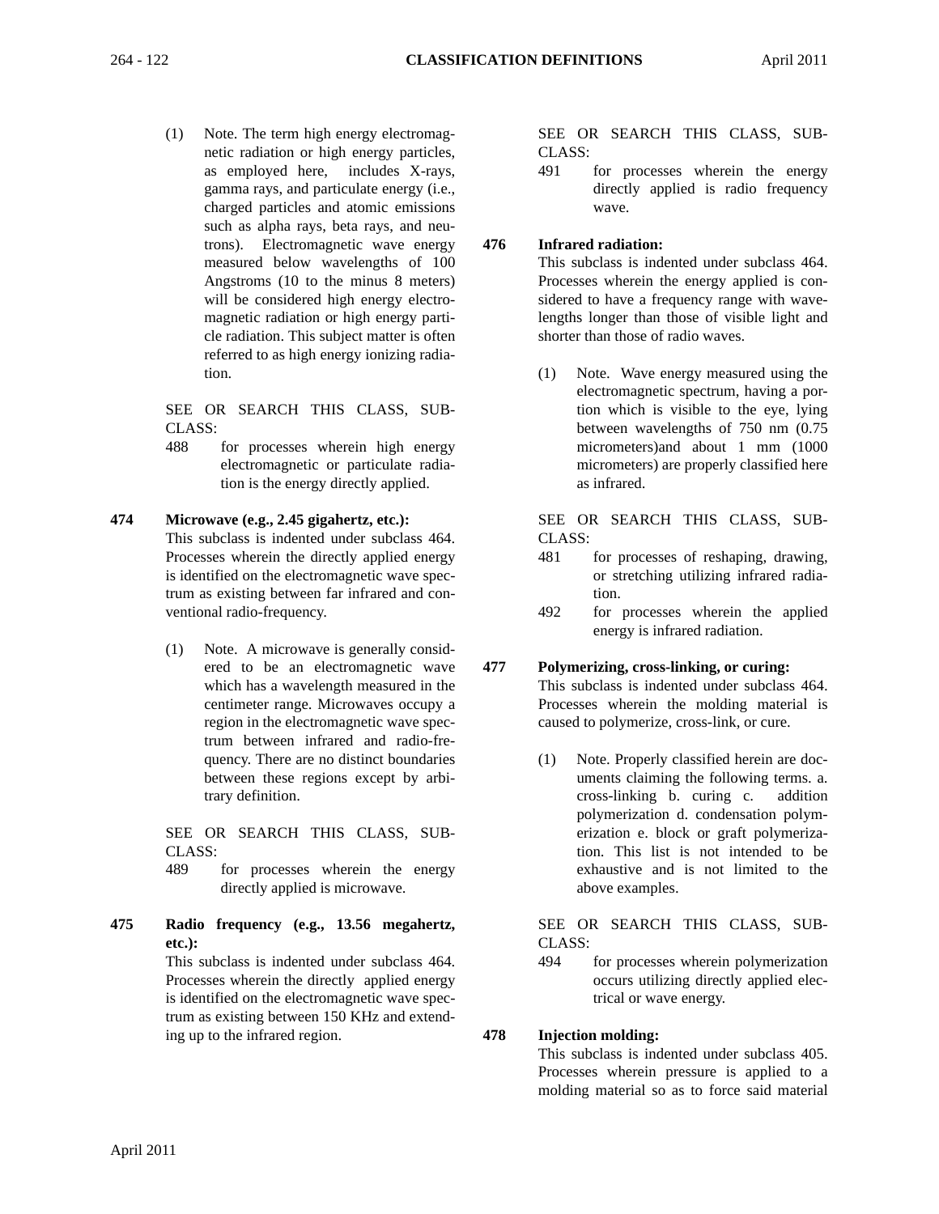(1) Note. The term high energy electromagnetic radiation or high energy particles, as employed here, includes X-rays, gamma rays, and particulate energy (i.e., charged particles and atomic emissions such as alpha rays, beta rays, and neutrons). Electromagnetic wave energy measured below wavelengths of 100 Angstroms (10 to the minus 8 meters) will be considered high energy electromagnetic radiation or high energy particle radiation. This subject matter is often referred to as high energy ionizing radiation.

SEE OR SEARCH THIS CLASS, SUBCLASS:

488 for processes wherein high energy electromagnetic or particulate radiation is the energy directly applied.

**474 Microwave (e.g., 2.45 gigahertz, etc.):**

This subclass is indented under subclass 464. Processes wherein the directly applied energy is identified on the electromagnetic wave spectrum as existing between far infrared and conventional radio-frequency.

(1) Note. A microwave is generally considered to be an electromagnetic wave which has a wavelength measured in the centimeter range. Microwaves occupy a region in the electromagnetic wave spectrum between infrared and radio-frequency. There are no distinct boundaries between these regions except by arbitrary definition.

SEE OR SEARCH THIS CLASS, SUBCLASS:

489 for processes wherein the energy directly applied is microwave.

**475 Radio frequency (e.g., 13.56 megahertz, etc.):**

This subclass is indented under subclass 464. Processes wherein the directly applied energy is identified on the electromagnetic wave spectrum as existing between 150 KHz and extending up to the infrared region.

SEE OR SEARCH THIS CLASS, SUBCLASS:

491 for processes wherein the energy directly applied is radio frequency wave.

**476 Infrared radiation:**

This subclass is indented under subclass 464. Processes wherein the energy applied is considered to have a frequency range with wavelengths longer than those of visible light and shorter than those of radio waves.

(1) Note. Wave energy measured using the electromagnetic spectrum, having a portion which is visible to the eye, lying between wavelengths of 750 nm (0.75 micrometers)and about 1 mm (1000 micrometers) are properly classified here as infrared.

SEE OR SEARCH THIS CLASS, SUBCLASS:

481 for processes of reshaping, drawing, or stretching utilizing infrared radiation.

492 for processes wherein the applied energy is infrared radiation.

**477 Polymerizing, cross-linking, or curing:**

This subclass is indented under subclass 464. Processes wherein the molding material is caused to polymerize, cross-link, or cure.

(1) Note. Properly classified herein are documents claiming the following terms. a. cross-linking b. curing c. addition polymerization d. condensation polymerization e. block or graft polymerization. This list is not intended to be exhaustive and is not limited to the above examples.

SEE OR SEARCH THIS CLASS, SUBCLASS:

494 for processes wherein polymerization occurs utilizing directly applied electrical or wave energy.

**478 Injection molding:**

This subclass is indented under subclass 405. Processes wherein pressure is applied to a molding material so as to force said material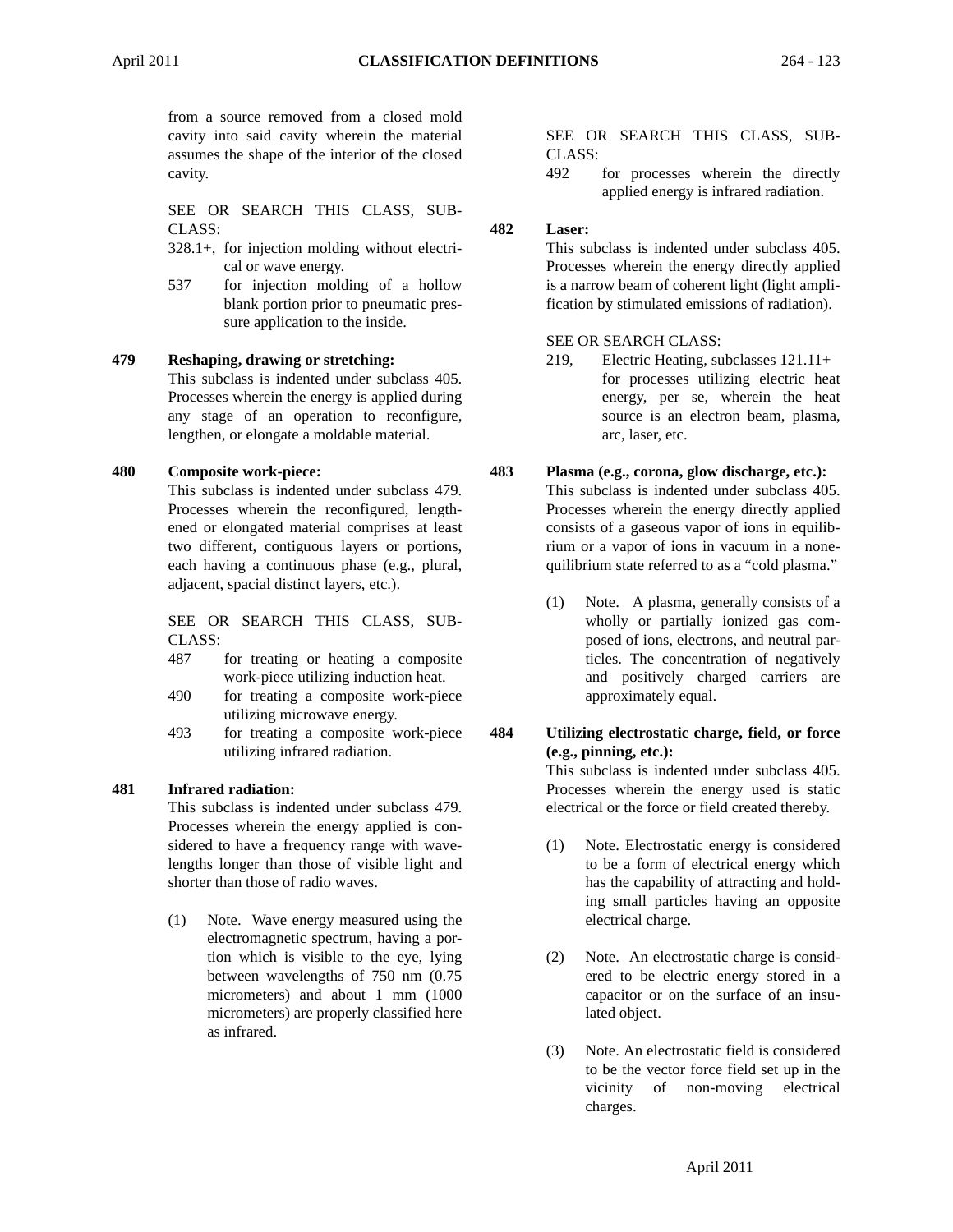from a source removed from a closed mold cavity into said cavity wherein the material assumes the shape of the interior of the closed cavity.

SEE OR SEARCH THIS CLASS, SUBCLASS:

- 328.1+, for injection molding without electrical or wave energy.
- 537 for injection molding of a hollow blank portion prior to pneumatic pressure application to the inside.

**479 Reshaping, drawing or stretching:**

This subclass is indented under subclass 405. Processes wherein the energy is applied during any stage of an operation to reconfigure, lengthen, or elongate a moldable material.

**480 Composite work-piece:**

This subclass is indented under subclass 479. Processes wherein the reconfigured, lengthened or elongated material comprises at least two different, contiguous layers or portions, each having a continuous phase (e.g., plural, adjacent, spacial distinct layers, etc.).

SEE OR SEARCH THIS CLASS, SUBCLASS:

- 487 for treating or heating a composite work-piece utilizing induction heat.
- 490 for treating a composite work-piece utilizing microwave energy.
- 493 for treating a composite work-piece utilizing infrared radiation.

**481 Infrared radiation:**

This subclass is indented under subclass 479. Processes wherein the energy applied is considered to have a frequency range with wavelengths longer than those of visible light and shorter than those of radio waves.

(1) Note. Wave energy measured using the electromagnetic spectrum, having a portion which is visible to the eye, lying between wavelengths of 750 nm (0.75 micrometers) and about 1 mm (1000 micrometers) are properly classified here as infrared.

SEE OR SEARCH THIS CLASS, SUBCLASS:

- 492 for processes wherein the directly applied energy is infrared radiation.

**482 Laser:**

This subclass is indented under subclass 405. Processes wherein the energy directly applied is a narrow beam of coherent light (light amplification by stimulated emissions of radiation).

SEE OR SEARCH CLASS:

- 219, Electric Heating, subclasses 121.11+ for processes utilizing electric heat energy, per se, wherein the heat source is an electron beam, plasma, arc, laser, etc.

**483 Plasma (e.g., corona, glow discharge, etc.):**

This subclass is indented under subclass 405. Processes wherein the energy directly applied consists of a gaseous vapor of ions in equilibrium or a vapor of ions in vacuum in a nonequilibrium state referred to as a "cold plasma."

(1) Note. A plasma, generally consists of a wholly or partially ionized gas composed of ions, electrons, and neutral particles. The concentration of negatively and positively charged carriers are approximately equal.

**484 Utilizing electrostatic charge, field, or force (e.g., pinning, etc.):**

This subclass is indented under subclass 405. Processes wherein the energy used is static electrical or the force or field created thereby.

(1) Note. Electrostatic energy is considered to be a form of electrical energy which has the capability of attracting and holding small particles having an opposite electrical charge.

(2) Note. An electrostatic charge is considered to be electric energy stored in a capacitor or on the surface of an insulated object.

(3) Note. An electrostatic field is considered to be the vector force field set up in the vicinity of non-moving electrical charges.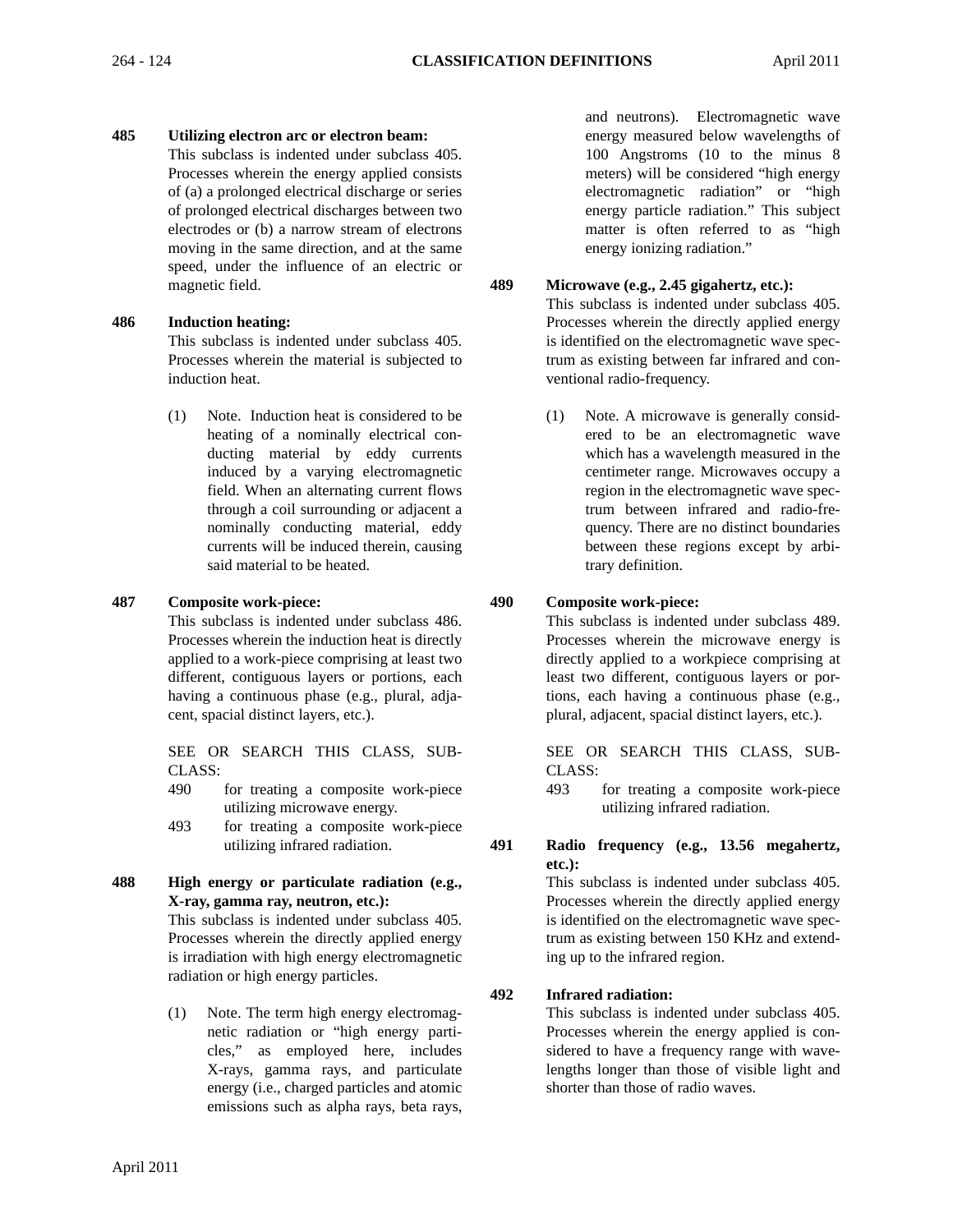**485 Utilizing electron arc or electron beam:**
This subclass is indented under subclass 405. Processes wherein the energy applied consists of (a) a prolonged electrical discharge or series of prolonged electrical discharges between two electrodes or (b) a narrow stream of electrons moving in the same direction, and at the same speed, under the influence of an electric or magnetic field.

**486 Induction heating:**
This subclass is indented under subclass 405. Processes wherein the material is subjected to induction heat.

(1) Note. Induction heat is considered to be heating of a nominally electrical conducting material by eddy currents induced by a varying electromagnetic field. When an alternating current flows through a coil surrounding or adjacent a nominally conducting material, eddy currents will be induced therein, causing said material to be heated.

**487 Composite work-piece:**
This subclass is indented under subclass 486. Processes wherein the induction heat is directly applied to a work-piece comprising at least two different, contiguous layers or portions, each having a continuous phase (e.g., plural, adjacent, spacial distinct layers, etc.).

SEE OR SEARCH THIS CLASS, SUBCLASS:

490 for treating a composite work-piece utilizing microwave energy.

493 for treating a composite work-piece utilizing infrared radiation.

**488 High energy or particulate radiation (e.g., X-ray, gamma ray, neutron, etc.):**
This subclass is indented under subclass 405. Processes wherein the directly applied energy is irradiation with high energy electromagnetic radiation or high energy particles.

(1) Note. The term high energy electromagnetic radiation or "high energy particles," as employed here, includes X-rays, gamma rays, and particulate energy (i.e., charged particles and atomic emissions such as alpha rays, beta rays, and neutrons). Electromagnetic wave energy measured below wavelengths of 100 Angstroms (10 to the minus 8 meters) will be considered "high energy electromagnetic radiation" or "high energy particle radiation." This subject matter is often referred to as "high energy ionizing radiation."

**489 Microwave (e.g., 2.45 gigahertz, etc.):**
This subclass is indented under subclass 405. Processes wherein the directly applied energy is identified on the electromagnetic wave spectrum as existing between far infrared and conventional radio-frequency.

(1) Note. A microwave is generally considered to be an electromagnetic wave which has a wavelength measured in the centimeter range. Microwaves occupy a region in the electromagnetic wave spectrum between infrared and radio-frequency. There are no distinct boundaries between these regions except by arbitrary definition.

**490 Composite work-piece:**
This subclass is indented under subclass 489. Processes wherein the microwave energy is directly applied to a workpiece comprising at least two different, contiguous layers or portions, each having a continuous phase (e.g., plural, adjacent, spacial distinct layers, etc.).

SEE OR SEARCH THIS CLASS, SUBCLASS:

493 for treating a composite work-piece utilizing infrared radiation.

**491 Radio frequency (e.g., 13.56 megahertz, etc.):**
This subclass is indented under subclass 405. Processes wherein the directly applied energy is identified on the electromagnetic wave spectrum as existing between 150 KHz and extending up to the infrared region.

**492 Infrared radiation:**
This subclass is indented under subclass 405. Processes wherein the energy applied is considered to have a frequency range with wavelengths longer than those of visible light and shorter than those of radio waves.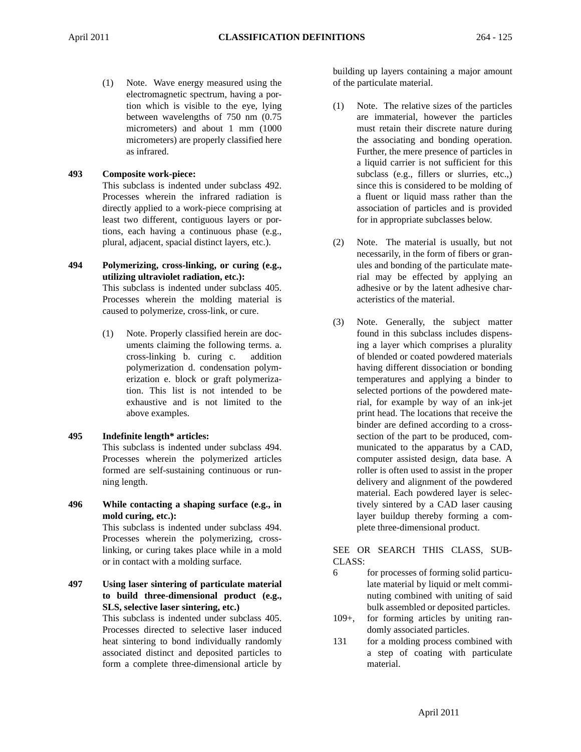(1) Note. Wave energy measured using the electromagnetic spectrum, having a portion which is visible to the eye, lying between wavelengths of 750 nm (0.75 micrometers) and about 1 mm (1000 micrometers) are properly classified here as infrared.

**493 Composite work-piece:**
This subclass is indented under subclass 492. Processes wherein the infrared radiation is directly applied to a work-piece comprising at least two different, contiguous layers or portions, each having a continuous phase (e.g., plural, adjacent, spacial distinct layers, etc.).

**494 Polymerizing, cross-linking, or curing (e.g., utilizing ultraviolet radiation, etc.):**
This subclass is indented under subclass 405. Processes wherein the molding material is caused to polymerize, cross-link, or cure.

(1) Note. Properly classified herein are documents claiming the following terms. a. cross-linking b. curing c. addition polymerization d. condensation polymerization e. block or graft polymerization. This list is not intended to be exhaustive and is not limited to the above examples.

**495 Indefinite length* articles:**
This subclass is indented under subclass 494. Processes wherein the polymerized articles formed are self-sustaining continuous or running length.

**496 While contacting a shaping surface (e.g., in mold curing, etc.):**
This subclass is indented under subclass 494. Processes wherein the polymerizing, cross-linking, or curing takes place while in a mold or in contact with a molding surface.

**497 Using laser sintering of particulate material to build three-dimensional product (e.g., SLS, selective laser sintering, etc.)**
This subclass is indented under subclass 405. Processes directed to selective laser induced heat sintering to bond individually randomly associated distinct and deposited particles to form a complete three-dimensional article by building up layers containing a major amount of the particulate material.

(1) Note. The relative sizes of the particles are immaterial, however the particles must retain their discrete nature during the associating and bonding operation. Further, the mere presence of particles in a liquid carrier is not sufficient for this subclass (e.g., fillers or slurries, etc.,) since this is considered to be molding of a fluent or liquid mass rather than the association of particles and is provided for in appropriate subclasses below.

(2) Note. The material is usually, but not necessarily, in the form of fibers or granules and bonding of the particulate material may be effected by applying an adhesive or by the latent adhesive characteristics of the material.

(3) Note. Generally, the subject matter found in this subclass includes dispensing a layer which comprises a plurality of blended or coated powdered materials having different dissociation or bonding temperatures and applying a binder to selected portions of the powdered material, for example by way of an ink-jet print head. The locations that receive the binder are defined according to a cross-section of the part to be produced, communicated to the apparatus by a CAD, computer assisted design, data base. A roller is often used to assist in the proper delivery and alignment of the powdered material. Each powdered layer is selectively sintered by a CAD laser causing layer buildup thereby forming a complete three-dimensional product.

SEE OR SEARCH THIS CLASS, SUBCLASS:

- 6 for processes of forming solid particulate material by liquid or melt comminuting combined with uniting of said bulk assembled or deposited particles.
- 109+, for forming articles by uniting randomly associated particles.
- 131 for a molding process combined with a step of coating with particulate material.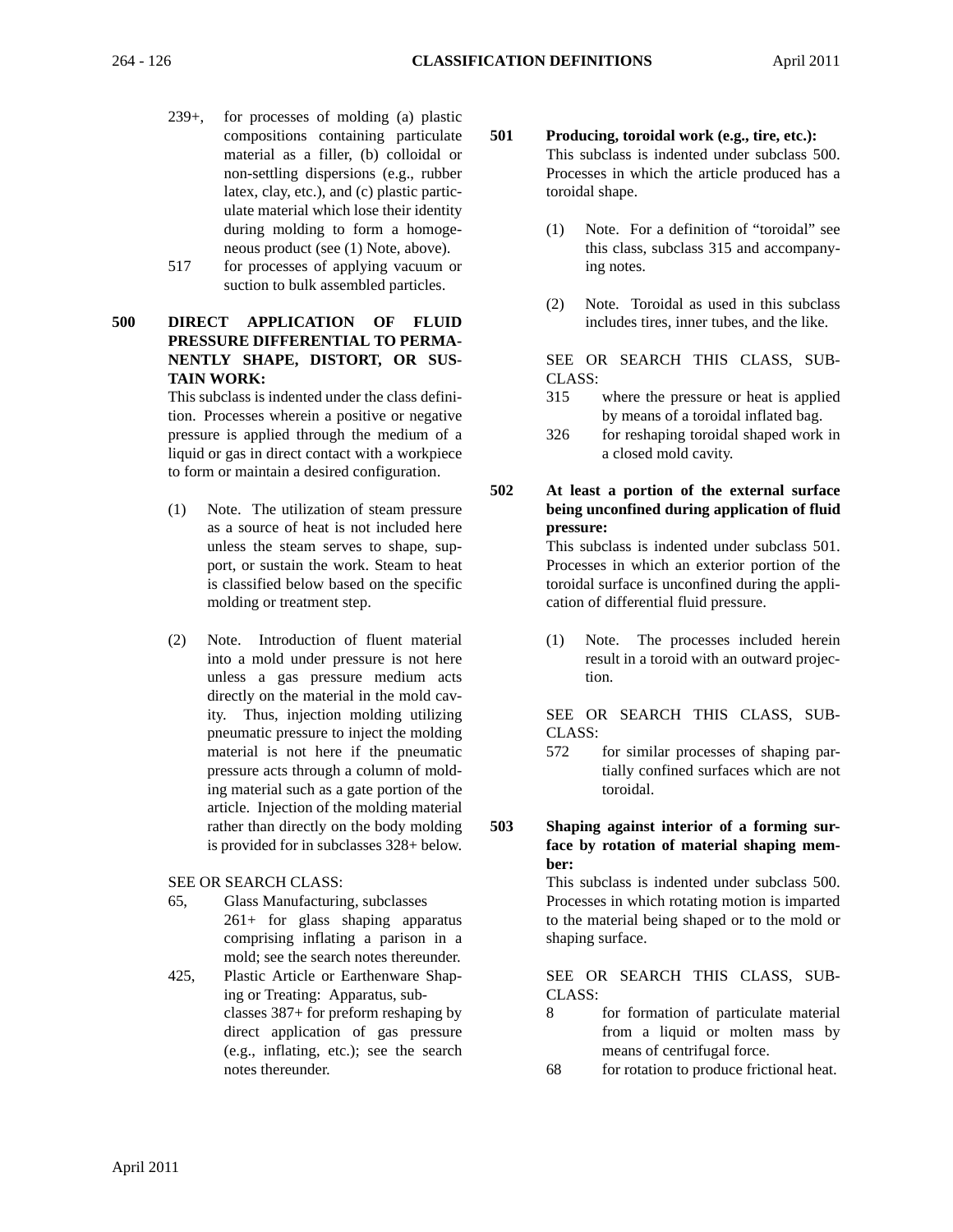239+, for processes of molding (a) plastic compositions containing particulate material as a filler, (b) colloidal or non-settling dispersions (e.g., rubber latex, clay, etc.), and (c) plastic particulate material which lose their identity during molding to form a homogeneous product (see (1) Note, above).

517 for processes of applying vacuum or suction to bulk assembled particles.

**500 DIRECT APPLICATION OF FLUID PRESSURE DIFFERENTIAL TO PERMANENTLY SHAPE, DISTORT, OR SUSTAIN WORK:**

This subclass is indented under the class definition. Processes wherein a positive or negative pressure is applied through the medium of a liquid or gas in direct contact with a workpiece to form or maintain a desired configuration.

(1) Note. The utilization of steam pressure as a source of heat is not included here unless the steam serves to shape, support, or sustain the work. Steam to heat is classified below based on the specific molding or treatment step.

(2) Note. Introduction of fluent material into a mold under pressure is not here unless a gas pressure medium acts directly on the material in the mold cavity. Thus, injection molding utilizing pneumatic pressure to inject the molding material is not here if the pneumatic pressure acts through a column of molding material such as a gate portion of the article. Injection of the molding material rather than directly on the body molding is provided for in subclasses 328+ below.

SEE OR SEARCH CLASS:

65, Glass Manufacturing, subclasses 261+ for glass shaping apparatus comprising inflating a parison in a mold; see the search notes thereunder.

425, Plastic Article or Earthenware Shaping or Treating: Apparatus, subclasses 387+ for preform reshaping by direct application of gas pressure (e.g., inflating, etc.); see the search notes thereunder.

**501 Producing, toroidal work (e.g., tire, etc.):**

This subclass is indented under subclass 500. Processes in which the article produced has a toroidal shape.

(1) Note. For a definition of "toroidal" see this class, subclass 315 and accompanying notes.

(2) Note. Toroidal as used in this subclass includes tires, inner tubes, and the like.

SEE OR SEARCH THIS CLASS, SUBCLASS:

315 where the pressure or heat is applied by means of a toroidal inflated bag.

326 for reshaping toroidal shaped work in a closed mold cavity.

**502 At least a portion of the external surface being unconfined during application of fluid pressure:**

This subclass is indented under subclass 501. Processes in which an exterior portion of the toroidal surface is unconfined during the application of differential fluid pressure.

(1) Note. The processes included herein result in a toroid with an outward projection.

SEE OR SEARCH THIS CLASS, SUBCLASS:

572 for similar processes of shaping partially confined surfaces which are not toroidal.

**503 Shaping against interior of a forming surface by rotation of material shaping member:**

This subclass is indented under subclass 500. Processes in which rotating motion is imparted to the material being shaped or to the mold or shaping surface.

SEE OR SEARCH THIS CLASS, SUBCLASS:

8 for formation of particulate material from a liquid or molten mass by means of centrifugal force.

68 for rotation to produce frictional heat.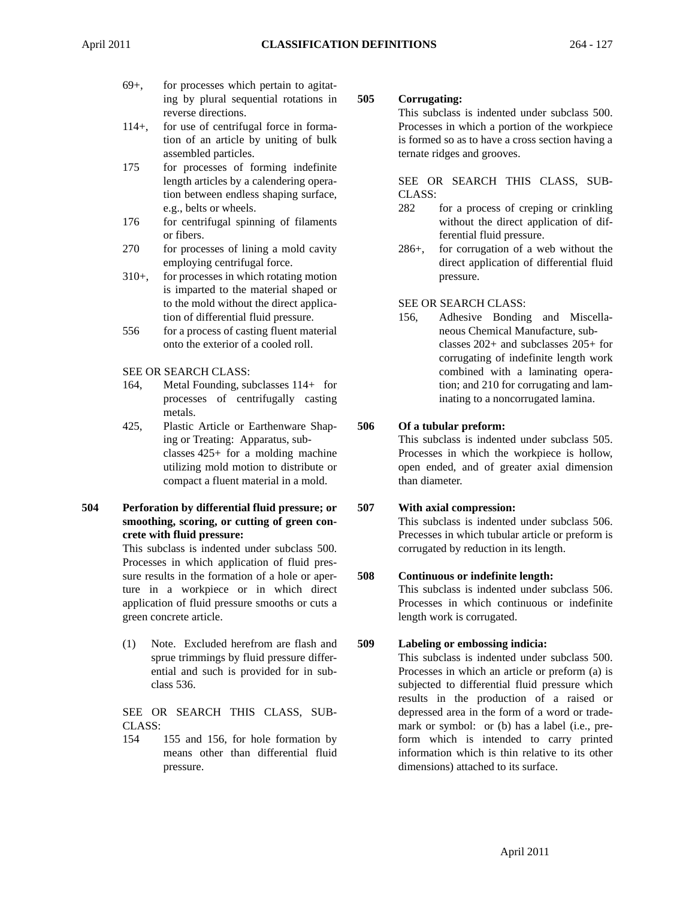69+, for processes which pertain to agitating by plural sequential rotations in reverse directions.

114+, for use of centrifugal force in formation of an article by uniting of bulk assembled particles.

175 for processes of forming indefinite length articles by a calendering operation between endless shaping surface, e.g., belts or wheels.

176 for centrifugal spinning of filaments or fibers.

270 for processes of lining a mold cavity employing centrifugal force.

310+, for processes in which rotating motion is imparted to the material shaped or to the mold without the direct application of differential fluid pressure.

556 for a process of casting fluent material onto the exterior of a cooled roll.

SEE OR SEARCH CLASS:

164, Metal Founding, subclasses 114+ for processes of centrifugally casting metals.

425, Plastic Article or Earthenware Shaping or Treating: Apparatus, subclasses 425+ for a molding machine utilizing mold motion to distribute or compact a fluent material in a mold.

**504 Perforation by differential fluid pressure; or smoothing, scoring, or cutting of green concrete with fluid pressure:**

This subclass is indented under subclass 500. Processes in which application of fluid pressure results in the formation of a hole or aperture in a workpiece or in which direct application of fluid pressure smooths or cuts a green concrete article.

(1) Note. Excluded herefrom are flash and sprue trimmings by fluid pressure differential and such is provided for in subclass 536.

SEE OR SEARCH THIS CLASS, SUBCLASS:

154 155 and 156, for hole formation by means other than differential fluid pressure.

**505 Corrugating:**

This subclass is indented under subclass 500. Processes in which a portion of the workpiece is formed so as to have a cross section having a ternate ridges and grooves.

SEE OR SEARCH THIS CLASS, SUBCLASS:

282 for a process of creping or crinkling without the direct application of differential fluid pressure.

286+, for corrugation of a web without the direct application of differential fluid pressure.

SEE OR SEARCH CLASS:

156, Adhesive Bonding and Miscellaneous Chemical Manufacture, subclasses 202+ and subclasses 205+ for corrugating of indefinite length work combined with a laminating operation; and 210 for corrugating and laminating to a noncorrugated lamina.

**506 Of a tubular preform:**

This subclass is indented under subclass 505. Processes in which the workpiece is hollow, open ended, and of greater axial dimension than diameter.

**507 With axial compression:**

This subclass is indented under subclass 506. Precesses in which tubular article or preform is corrugated by reduction in its length.

**508 Continuous or indefinite length:**

This subclass is indented under subclass 506. Processes in which continuous or indefinite length work is corrugated.

**509 Labeling or embossing indicia:**

This subclass is indented under subclass 500. Processes in which an article or preform (a) is subjected to differential fluid pressure which results in the production of a raised or depressed area in the form of a word or trademark or symbol: or (b) has a label (i.e., preform which is intended to carry printed information which is thin relative to its other dimensions) attached to its surface.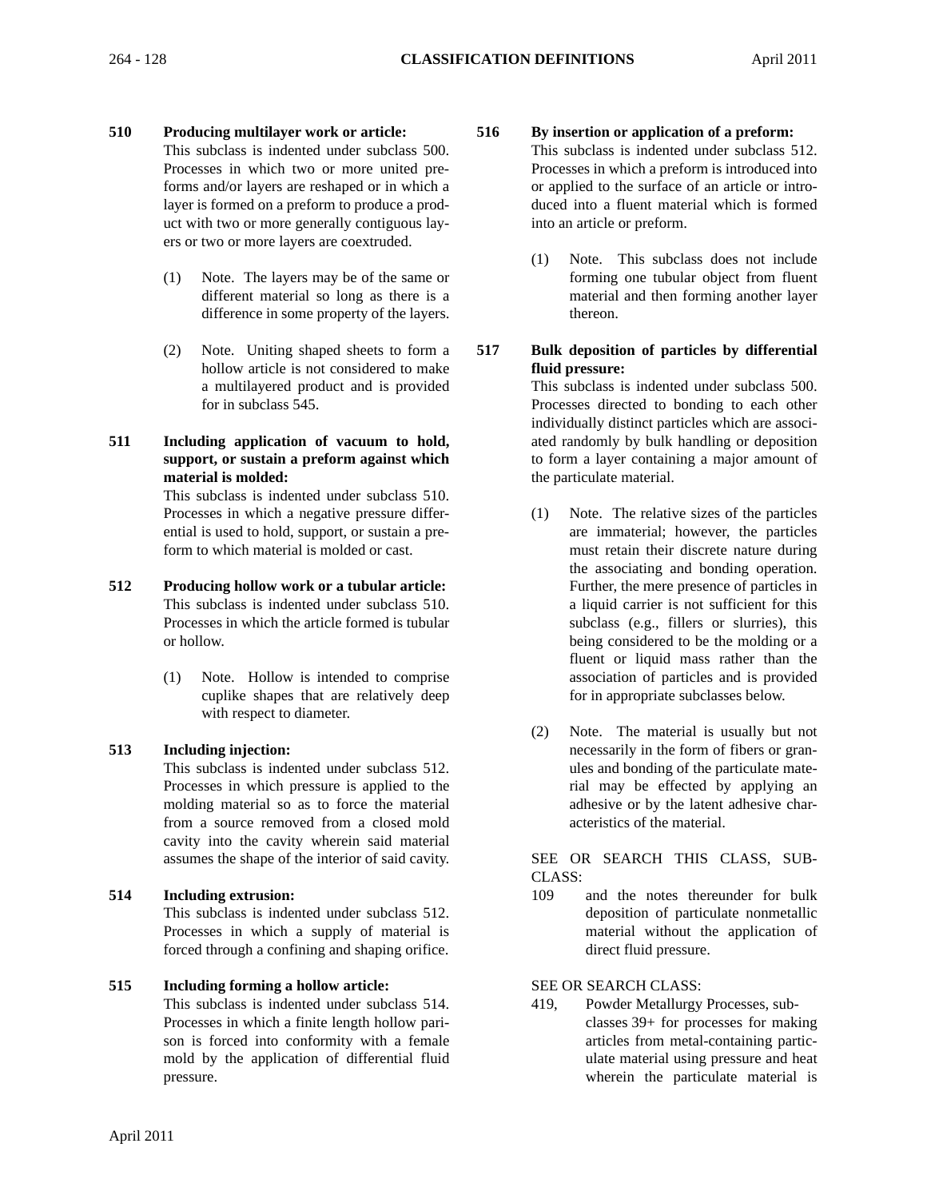**510 Producing multilayer work or article:**
This subclass is indented under subclass 500. Processes in which two or more united preforms and/or layers are reshaped or in which a layer is formed on a preform to produce a product with two or more generally contiguous layers or two or more layers are coextruded.

(1) Note. The layers may be of the same or different material so long as there is a difference in some property of the layers.

(2) Note. Uniting shaped sheets to form a hollow article is not considered to make a multilayered product and is provided for in subclass 545.

**511 Including application of vacuum to hold, support, or sustain a preform against which material is molded:**
This subclass is indented under subclass 510. Processes in which a negative pressure differential is used to hold, support, or sustain a preform to which material is molded or cast.

**512 Producing hollow work or a tubular article:**
This subclass is indented under subclass 510. Processes in which the article formed is tubular or hollow.

(1) Note. Hollow is intended to comprise cuplike shapes that are relatively deep with respect to diameter.

**513 Including injection:**
This subclass is indented under subclass 512. Processes in which pressure is applied to the molding material so as to force the material from a source removed from a closed mold cavity into the cavity wherein said material assumes the shape of the interior of said cavity.

**514 Including extrusion:**
This subclass is indented under subclass 512. Processes in which a supply of material is forced through a confining and shaping orifice.

**515 Including forming a hollow article:**
This subclass is indented under subclass 514. Processes in which a finite length hollow parison is forced into conformity with a female mold by the application of differential fluid pressure.

**516 By insertion or application of a preform:**
This subclass is indented under subclass 512. Processes in which a preform is introduced into or applied to the surface of an article or introduced into a fluent material which is formed into an article or preform.

(1) Note. This subclass does not include forming one tubular object from fluent material and then forming another layer thereon.

**517 Bulk deposition of particles by differential fluid pressure:**
This subclass is indented under subclass 500. Processes directed to bonding to each other individually distinct particles which are associated randomly by bulk handling or deposition to form a layer containing a major amount of the particulate material.

(1) Note. The relative sizes of the particles are immaterial; however, the particles must retain their discrete nature during the associating and bonding operation. Further, the mere presence of particles in a liquid carrier is not sufficient for this subclass (e.g., fillers or slurries), this being considered to be the molding or a fluent or liquid mass rather than the association of particles and is provided for in appropriate subclasses below.

(2) Note. The material is usually but not necessarily in the form of fibers or granules and bonding of the particulate material may be effected by applying an adhesive or by the latent adhesive characteristics of the material.

SEE OR SEARCH THIS CLASS, SUBCLASS:

109 and the notes thereunder for bulk deposition of particulate nonmetallic material without the application of direct fluid pressure.

SEE OR SEARCH CLASS:

419, Powder Metallurgy Processes, subclasses 39+ for processes for making articles from metal-containing particulate material using pressure and heat wherein the particulate material is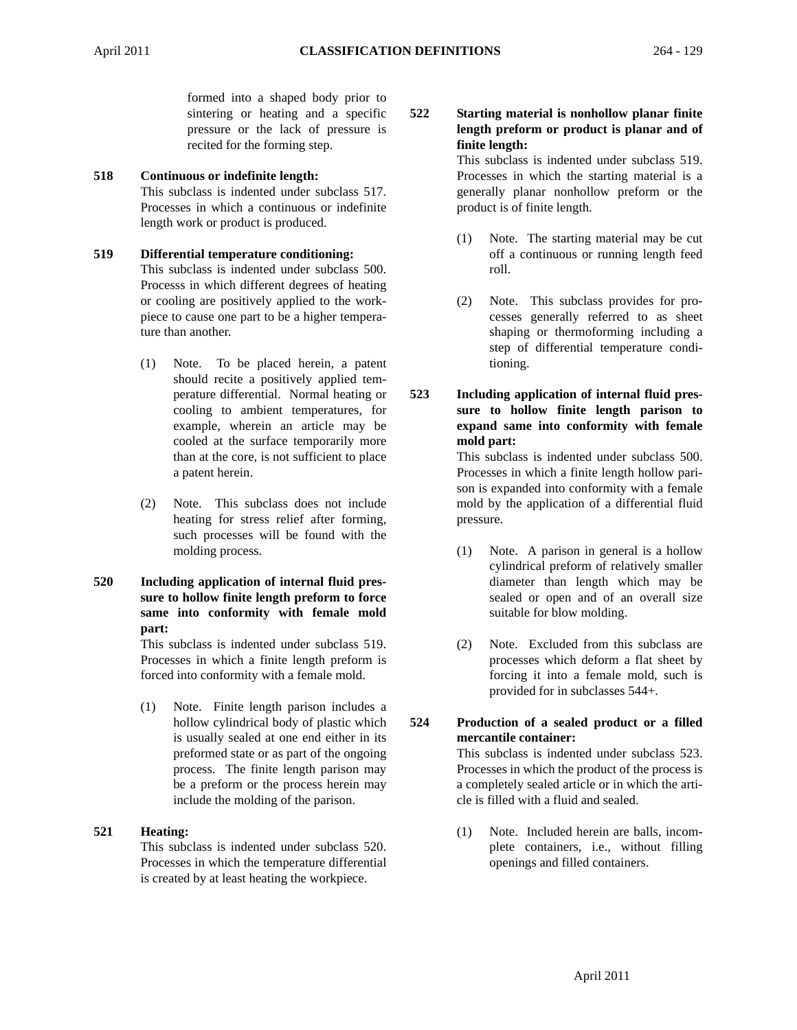formed into a shaped body prior to sintering or heating and a specific pressure or the lack of pressure is recited for the forming step.

**518 Continuous or indefinite length:**

This subclass is indented under subclass 517. Processes in which a continuous or indefinite length work or product is produced.

**519 Differential temperature conditioning:**

This subclass is indented under subclass 500. Processs in which different degrees of heating or cooling are positively applied to the workpiece to cause one part to be a higher temperature than another.

(1) Note. To be placed herein, a patent should recite a positively applied temperature differential. Normal heating or cooling to ambient temperatures, for example, wherein an article may be cooled at the surface temporarily more than at the core, is not sufficient to place a patent herein.

(2) Note. This subclass does not include heating for stress relief after forming, such processes will be found with the molding process.

**520 Including application of internal fluid pressure to hollow finite length preform to force same into conformity with female mold part:**

This subclass is indented under subclass 519. Processes in which a finite length preform is forced into conformity with a female mold.

(1) Note. Finite length parison includes a hollow cylindrical body of plastic which is usually sealed at one end either in its preformed state or as part of the ongoing process. The finite length parison may be a preform or the process herein may include the molding of the parison.

**521 Heating:**

This subclass is indented under subclass 520. Processes in which the temperature differential is created by at least heating the workpiece.

**522 Starting material is nonhollow planar finite length preform or product is planar and of finite length:**

This subclass is indented under subclass 519. Processes in which the starting material is a generally planar nonhollow preform or the product is of finite length.

(1) Note. The starting material may be cut off a continuous or running length feed roll.

(2) Note. This subclass provides for processes generally referred to as sheet shaping or thermoforming including a step of differential temperature conditioning.

**523 Including application of internal fluid pressure to hollow finite length parison to expand same into conformity with female mold part:**

This subclass is indented under subclass 500. Processes in which a finite length hollow parison is expanded into conformity with a female mold by the application of a differential fluid pressure.

(1) Note. A parison in general is a hollow cylindrical preform of relatively smaller diameter than length which may be sealed or open and of an overall size suitable for blow molding.

(2) Note. Excluded from this subclass are processes which deform a flat sheet by forcing it into a female mold, such is provided for in subclasses 544+.

**524 Production of a sealed product or a filled mercantile container:**

This subclass is indented under subclass 523. Processes in which the product of the process is a completely sealed article or in which the article is filled with a fluid and sealed.

(1) Note. Included herein are balls, incomplete containers, i.e., without filling openings and filled containers.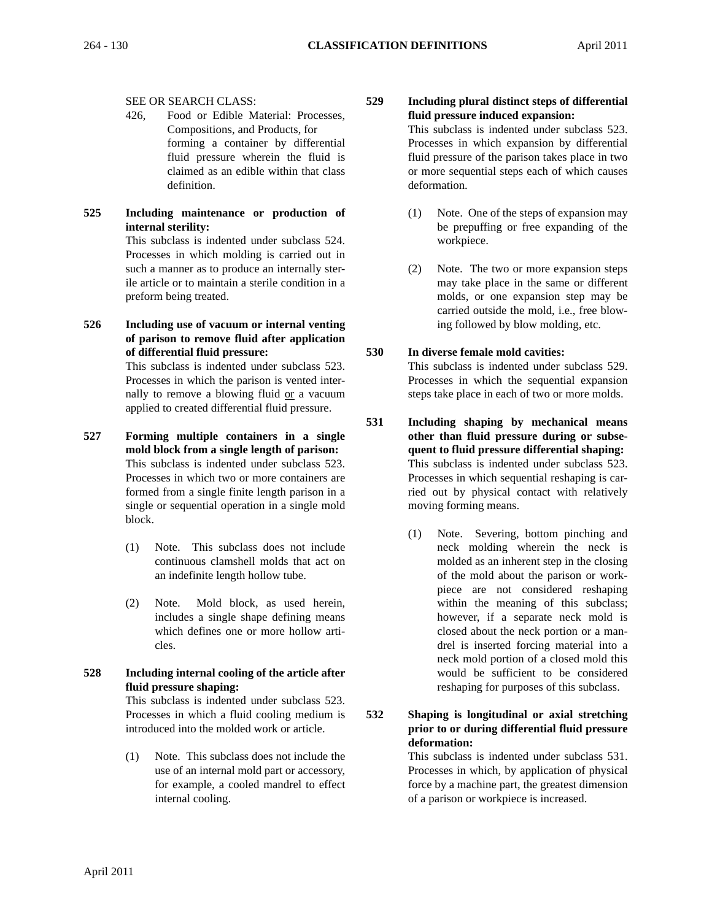SEE OR SEARCH CLASS:

426, Food or Edible Material: Processes, Compositions, and Products, for forming a container by differential fluid pressure wherein the fluid is claimed as an edible within that class definition.

**525 Including maintenance or production of internal sterility:**
This subclass is indented under subclass 524. Processes in which molding is carried out in such a manner as to produce an internally sterile article or to maintain a sterile condition in a preform being treated.

**526 Including use of vacuum or internal venting of parison to remove fluid after application of differential fluid pressure:**
This subclass is indented under subclass 523. Processes in which the parison is vented internally to remove a blowing fluid or a vacuum applied to created differential fluid pressure.

**527 Forming multiple containers in a single mold block from a single length of parison:**
This subclass is indented under subclass 523. Processes in which two or more containers are formed from a single finite length parison in a single or sequential operation in a single mold block.

(1) Note. This subclass does not include continuous clamshell molds that act on an indefinite length hollow tube.

(2) Note. Mold block, as used herein, includes a single shape defining means which defines one or more hollow articles.

**528 Including internal cooling of the article after fluid pressure shaping:**
This subclass is indented under subclass 523. Processes in which a fluid cooling medium is introduced into the molded work or article.

(1) Note. This subclass does not include the use of an internal mold part or accessory, for example, a cooled mandrel to effect internal cooling.

**529 Including plural distinct steps of differential fluid pressure induced expansion:**
This subclass is indented under subclass 523. Processes in which expansion by differential fluid pressure of the parison takes place in two or more sequential steps each of which causes deformation.

(1) Note. One of the steps of expansion may be prepuffing or free expanding of the workpiece.

(2) Note. The two or more expansion steps may take place in the same or different molds, or one expansion step may be carried outside the mold, i.e., free blowing followed by blow molding, etc.

**530 In diverse female mold cavities:**
This subclass is indented under subclass 529. Processes in which the sequential expansion steps take place in each of two or more molds.

**531 Including shaping by mechanical means other than fluid pressure during or subsequent to fluid pressure differential shaping:**
This subclass is indented under subclass 523. Processes in which sequential reshaping is carried out by physical contact with relatively moving forming means.

(1) Note. Severing, bottom pinching and neck molding wherein the neck is molded as an inherent step in the closing of the mold about the parison or workpiece are not considered reshaping within the meaning of this subclass; however, if a separate neck mold is closed about the neck portion or a mandrel is inserted forcing material into a neck mold portion of a closed mold this would be sufficient to be considered reshaping for purposes of this subclass.

**532 Shaping is longitudinal or axial stretching prior to or during differential fluid pressure deformation:**
This subclass is indented under subclass 531. Processes in which, by application of physical force by a machine part, the greatest dimension of a parison or workpiece is increased.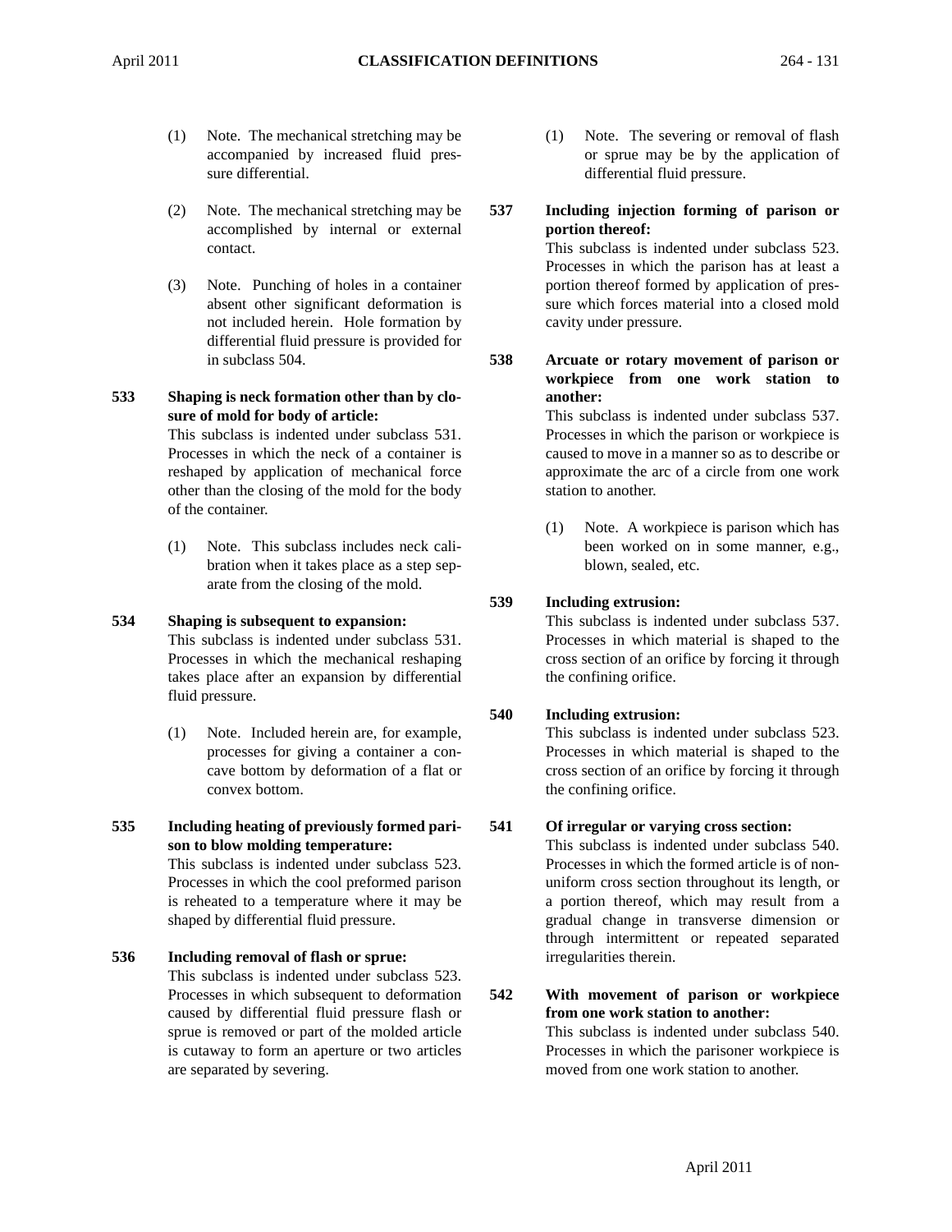(1) Note. The mechanical stretching may be accompanied by increased fluid pressure differential.

(2) Note. The mechanical stretching may be accomplished by internal or external contact.

(3) Note. Punching of holes in a container absent other significant deformation is not included herein. Hole formation by differential fluid pressure is provided for in subclass 504.

**533 Shaping is neck formation other than by closure of mold for body of article:**
This subclass is indented under subclass 531. Processes in which the neck of a container is reshaped by application of mechanical force other than the closing of the mold for the body of the container.

(1) Note. This subclass includes neck calibration when it takes place as a step separate from the closing of the mold.

**534 Shaping is subsequent to expansion:**
This subclass is indented under subclass 531. Processes in which the mechanical reshaping takes place after an expansion by differential fluid pressure.

(1) Note. Included herein are, for example, processes for giving a container a concave bottom by deformation of a flat or convex bottom.

**535 Including heating of previously formed parison to blow molding temperature:**
This subclass is indented under subclass 523. Processes in which the cool preformed parison is reheated to a temperature where it may be shaped by differential fluid pressure.

**536 Including removal of flash or sprue:**
This subclass is indented under subclass 523. Processes in which subsequent to deformation caused by differential fluid pressure flash or sprue is removed or part of the molded article is cutaway to form an aperture or two articles are separated by severing.

(1) Note. The severing or removal of flash or sprue may be by the application of differential fluid pressure.

**537 Including injection forming of parison or portion thereof:**
This subclass is indented under subclass 523. Processes in which the parison has at least a portion thereof formed by application of pressure which forces material into a closed mold cavity under pressure.

**538 Arcuate or rotary movement of parison or workpiece from one work station to another:**
This subclass is indented under subclass 537. Processes in which the parison or workpiece is caused to move in a manner so as to describe or approximate the arc of a circle from one work station to another.

(1) Note. A workpiece is parison which has been worked on in some manner, e.g., blown, sealed, etc.

**539 Including extrusion:**
This subclass is indented under subclass 537. Processes in which material is shaped to the cross section of an orifice by forcing it through the confining orifice.

**540 Including extrusion:**
This subclass is indented under subclass 523. Processes in which material is shaped to the cross section of an orifice by forcing it through the confining orifice.

**541 Of irregular or varying cross section:**
This subclass is indented under subclass 540. Processes in which the formed article is of nonuniform cross section throughout its length, or a portion thereof, which may result from a gradual change in transverse dimension or through intermittent or repeated separated irregularities therein.

**542 With movement of parison or workpiece from one work station to another:**
This subclass is indented under subclass 540. Processes in which the parisoner workpiece is moved from one work station to another.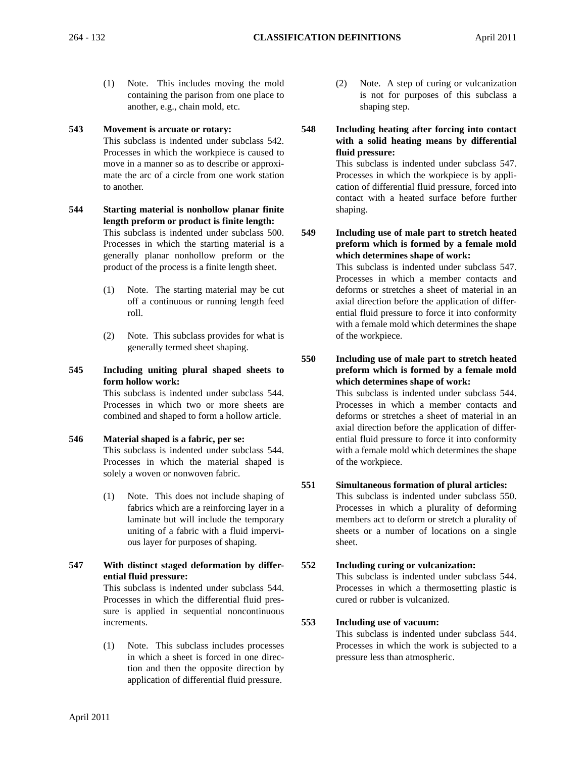(1) Note. This includes moving the mold containing the parison from one place to another, e.g., chain mold, etc.

**543 Movement is arcuate or rotary:**
This subclass is indented under subclass 542. Processes in which the workpiece is caused to move in a manner so as to describe or approximate the arc of a circle from one work station to another.

**544 Starting material is nonhollow planar finite length preform or product is finite length:**
This subclass is indented under subclass 500. Processes in which the starting material is a generally planar nonhollow preform or the product of the process is a finite length sheet.

(1) Note. The starting material may be cut off a continuous or running length feed roll.

(2) Note. This subclass provides for what is generally termed sheet shaping.

**545 Including uniting plural shaped sheets to form hollow work:**
This subclass is indented under subclass 544. Processes in which two or more sheets are combined and shaped to form a hollow article.

**546 Material shaped is a fabric, per se:**
This subclass is indented under subclass 544. Processes in which the material shaped is solely a woven or nonwoven fabric.

(1) Note. This does not include shaping of fabrics which are a reinforcing layer in a laminate but will include the temporary uniting of a fabric with a fluid impervious layer for purposes of shaping.

**547 With distinct staged deformation by differential fluid pressure:**
This subclass is indented under subclass 544. Processes in which the differential fluid pressure is applied in sequential noncontinuous increments.

(1) Note. This subclass includes processes in which a sheet is forced in one direction and then the opposite direction by application of differential fluid pressure.

(2) Note. A step of curing or vulcanization is not for purposes of this subclass a shaping step.

**548 Including heating after forcing into contact with a solid heating means by differential fluid pressure:**
This subclass is indented under subclass 547. Processes in which the workpiece is by application of differential fluid pressure, forced into contact with a heated surface before further shaping.

**549 Including use of male part to stretch heated preform which is formed by a female mold which determines shape of work:**
This subclass is indented under subclass 547. Processes in which a member contacts and deforms or stretches a sheet of material in an axial direction before the application of differential fluid pressure to force it into conformity with a female mold which determines the shape of the workpiece.

**550 Including use of male part to stretch heated preform which is formed by a female mold which determines shape of work:**
This subclass is indented under subclass 544. Processes in which a member contacts and deforms or stretches a sheet of material in an axial direction before the application of differential fluid pressure to force it into conformity with a female mold which determines the shape of the workpiece.

**551 Simultaneous formation of plural articles:**
This subclass is indented under subclass 550. Processes in which a plurality of deforming members act to deform or stretch a plurality of sheets or a number of locations on a single sheet.

**552 Including curing or vulcanization:**
This subclass is indented under subclass 544. Processes in which a thermosetting plastic is cured or rubber is vulcanized.

**553 Including use of vacuum:**
This subclass is indented under subclass 544. Processes in which the work is subjected to a pressure less than atmospheric.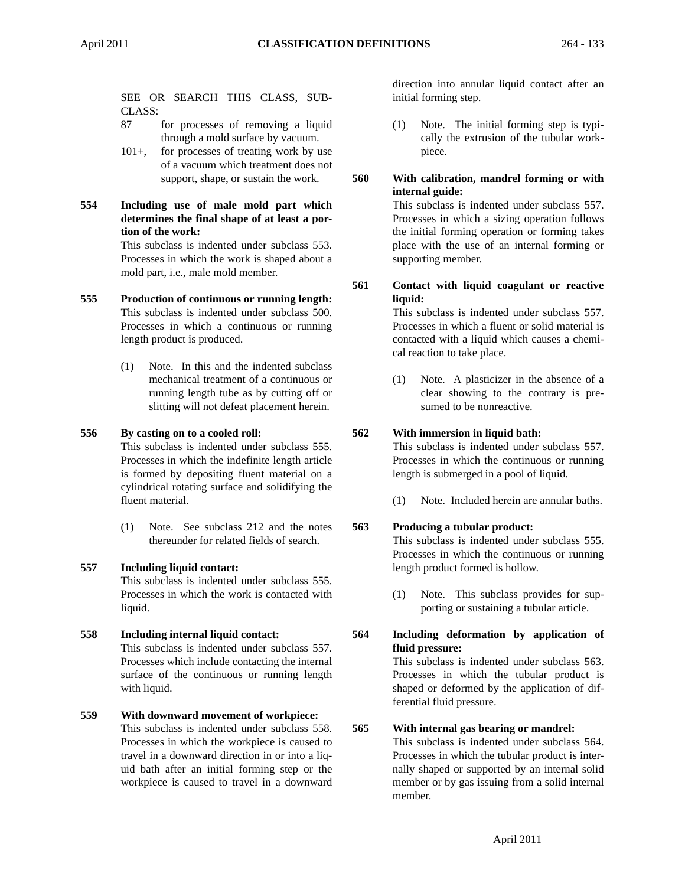SEE OR SEARCH THIS CLASS, SUBCLASS:

87 for processes of removing a liquid through a mold surface by vacuum.

101+, for processes of treating work by use of a vacuum which treatment does not support, shape, or sustain the work.

**554 Including use of male mold part which determines the final shape of at least a portion of the work:**

This subclass is indented under subclass 553. Processes in which the work is shaped about a mold part, i.e., male mold member.

**555 Production of continuous or running length:**

This subclass is indented under subclass 500. Processes in which a continuous or running length product is produced.

(1) Note. In this and the indented subclass mechanical treatment of a continuous or running length tube as by cutting off or slitting will not defeat placement herein.

**556 By casting on to a cooled roll:**

This subclass is indented under subclass 555. Processes in which the indefinite length article is formed by depositing fluent material on a cylindrical rotating surface and solidifying the fluent material.

(1) Note. See subclass 212 and the notes thereunder for related fields of search.

**557 Including liquid contact:**

This subclass is indented under subclass 555. Processes in which the work is contacted with liquid.

**558 Including internal liquid contact:**

This subclass is indented under subclass 557. Processes which include contacting the internal surface of the continuous or running length with liquid.

**559 With downward movement of workpiece:**

This subclass is indented under subclass 558. Processes in which the workpiece is caused to travel in a downward direction in or into a liquid bath after an initial forming step or the workpiece is caused to travel in a downward direction into annular liquid contact after an initial forming step.

(1) Note. The initial forming step is typically the extrusion of the tubular workpiece.

**560 With calibration, mandrel forming or with internal guide:**

This subclass is indented under subclass 557. Processes in which a sizing operation follows the initial forming operation or forming takes place with the use of an internal forming or supporting member.

**561 Contact with liquid coagulant or reactive liquid:**

This subclass is indented under subclass 557. Processes in which a fluent or solid material is contacted with a liquid which causes a chemical reaction to take place.

(1) Note. A plasticizer in the absence of a clear showing to the contrary is presumed to be nonreactive.

**562 With immersion in liquid bath:**

This subclass is indented under subclass 557. Processes in which the continuous or running length is submerged in a pool of liquid.

(1) Note. Included herein are annular baths.

**563 Producing a tubular product:**

This subclass is indented under subclass 555. Processes in which the continuous or running length product formed is hollow.

(1) Note. This subclass provides for supporting or sustaining a tubular article.

**564 Including deformation by application of fluid pressure:**

This subclass is indented under subclass 563. Processes in which the tubular product is shaped or deformed by the application of differential fluid pressure.

**565 With internal gas bearing or mandrel:**

This subclass is indented under subclass 564. Processes in which the tubular product is internally shaped or supported by an internal solid member or by gas issuing from a solid internal member.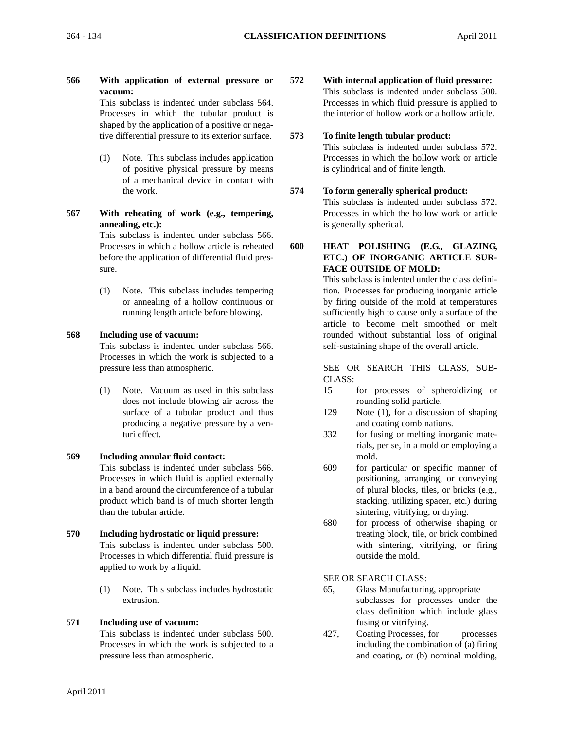**566 With application of external pressure or vacuum:**

This subclass is indented under subclass 564. Processes in which the tubular product is shaped by the application of a positive or negative differential pressure to its exterior surface.

(1) Note. This subclass includes application of positive physical pressure by means of a mechanical device in contact with the work.

**567 With reheating of work (e.g., tempering, annealing, etc.):**

This subclass is indented under subclass 566. Processes in which a hollow article is reheated before the application of differential fluid pressure.

(1) Note. This subclass includes tempering or annealing of a hollow continuous or running length article before blowing.

**568 Including use of vacuum:**

This subclass is indented under subclass 566. Processes in which the work is subjected to a pressure less than atmospheric.

(1) Note. Vacuum as used in this subclass does not include blowing air across the surface of a tubular product and thus producing a negative pressure by a venturi effect.

**569 Including annular fluid contact:**

This subclass is indented under subclass 566. Processes in which fluid is applied externally in a band around the circumference of a tubular product which band is of much shorter length than the tubular article.

**570 Including hydrostatic or liquid pressure:**

This subclass is indented under subclass 500. Processes in which differential fluid pressure is applied to work by a liquid.

(1) Note. This subclass includes hydrostatic extrusion.

**571 Including use of vacuum:**

This subclass is indented under subclass 500. Processes in which the work is subjected to a pressure less than atmospheric.

**572 With internal application of fluid pressure:**

This subclass is indented under subclass 500. Processes in which fluid pressure is applied to the interior of hollow work or a hollow article.

**573 To finite length tubular product:**

This subclass is indented under subclass 572. Processes in which the hollow work or article is cylindrical and of finite length.

**574 To form generally spherical product:**

This subclass is indented under subclass 572. Processes in which the hollow work or article is generally spherical.

**600 HEAT POLISHING (E.G., GLAZING, ETC.) OF INORGANIC ARTICLE SURFACE OUTSIDE OF MOLD:**

This subclass is indented under the class definition. Processes for producing inorganic article by firing outside of the mold at temperatures sufficiently high to cause only a surface of the article to become melt smoothed or melt rounded without substantial loss of original self-sustaining shape of the overall article.

SEE OR SEARCH THIS CLASS, SUBCLASS:

- 15 for processes of spheroidizing or rounding solid particle.
- 129 Note (1), for a discussion of shaping and coating combinations.
- 332 for fusing or melting inorganic materials, per se, in a mold or employing a mold.
- 609 for particular or specific manner of positioning, arranging, or conveying of plural blocks, tiles, or bricks (e.g., stacking, utilizing spacer, etc.) during sintering, vitrifying, or drying.
- 680 for process of otherwise shaping or treating block, tile, or brick combined with sintering, vitrifying, or firing outside the mold.

SEE OR SEARCH CLASS:

- 65, Glass Manufacturing, appropriate subclasses for processes under the class definition which include glass fusing or vitrifying.
- 427, Coating Processes, for processes including the combination of (a) firing and coating, or (b) nominal molding,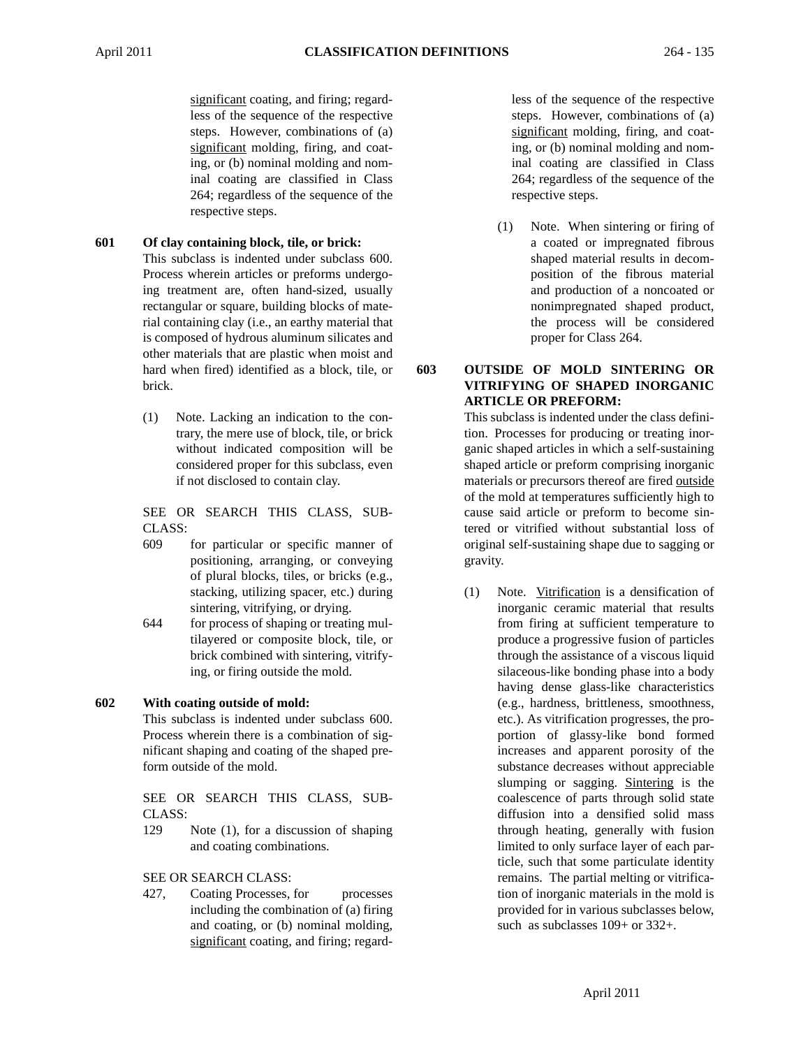significant coating, and firing; regardless of the sequence of the respective steps. However, combinations of (a) significant molding, firing, and coating, or (b) nominal molding and nominal coating are classified in Class 264; regardless of the sequence of the respective steps.

**601 Of clay containing block, tile, or brick:**

This subclass is indented under subclass 600. Process wherein articles or preforms undergoing treatment are, often hand-sized, usually rectangular or square, building blocks of material containing clay (i.e., an earthy material that is composed of hydrous aluminum silicates and other materials that are plastic when moist and hard when fired) identified as a block, tile, or brick.

(1) Note. Lacking an indication to the contrary, the mere use of block, tile, or brick without indicated composition will be considered proper for this subclass, even if not disclosed to contain clay.

SEE OR SEARCH THIS CLASS, SUBCLASS:

609 for particular or specific manner of positioning, arranging, or conveying of plural blocks, tiles, or bricks (e.g., stacking, utilizing spacer, etc.) during sintering, vitrifying, or drying.

644 for process of shaping or treating multilayered or composite block, tile, or brick combined with sintering, vitrifying, or firing outside the mold.

**602 With coating outside of mold:**

This subclass is indented under subclass 600. Process wherein there is a combination of significant shaping and coating of the shaped preform outside of the mold.

SEE OR SEARCH THIS CLASS, SUBCLASS:

129 Note (1), for a discussion of shaping and coating combinations.

SEE OR SEARCH CLASS:

427, Coating Processes, for processes including the combination of (a) firing and coating, or (b) nominal molding, significant coating, and firing; regardless of the sequence of the respective steps. However, combinations of (a) significant molding, firing, and coating, or (b) nominal molding and nominal coating are classified in Class 264; regardless of the sequence of the respective steps.

(1) Note. When sintering or firing of a coated or impregnated fibrous shaped material results in decomposition of the fibrous material and production of a noncoated or nonimpregnated shaped product, the process will be considered proper for Class 264.

**603 OUTSIDE OF MOLD SINTERING OR VITRIFYING OF SHAPED INORGANIC ARTICLE OR PREFORM:**

This subclass is indented under the class definition. Processes for producing or treating inorganic shaped articles in which a self-sustaining shaped article or preform comprising inorganic materials or precursors thereof are fired outside of the mold at temperatures sufficiently high to cause said article or preform to become sintered or vitrified without substantial loss of original self-sustaining shape due to sagging or gravity.

(1) Note. Vitrification is a densification of inorganic ceramic material that results from firing at sufficient temperature to produce a progressive fusion of particles through the assistance of a viscous liquid silaceous-like bonding phase into a body having dense glass-like characteristics (e.g., hardness, brittleness, smoothness, etc.). As vitrification progresses, the proportion of glassy-like bond formed increases and apparent porosity of the substance decreases without appreciable slumping or sagging. Sintering is the coalescence of parts through solid state diffusion into a densified solid mass through heating, generally with fusion limited to only surface layer of each particle, such that some particulate identity remains. The partial melting or vitrification of inorganic materials in the mold is provided for in various subclasses below, such as subclasses 109+ or 332+.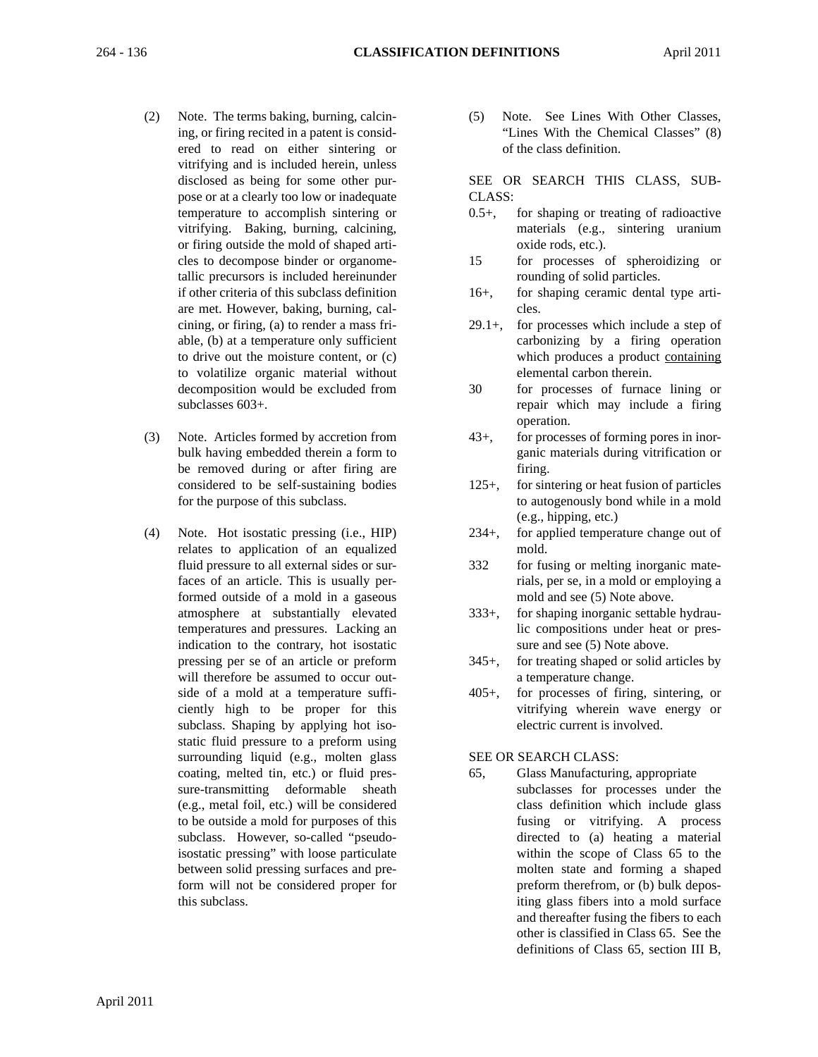(2) Note. The terms baking, burning, calcining, or firing recited in a patent is considered to read on either sintering or vitrifying and is included herein, unless disclosed as being for some other purpose or at a clearly too low or inadequate temperature to accomplish sintering or vitrifying. Baking, burning, calcining, or firing outside the mold of shaped articles to decompose binder or organometallic precursors is included hereinunder if other criteria of this subclass definition are met. However, baking, burning, calcining, or firing, (a) to render a mass friable, (b) at a temperature only sufficient to drive out the moisture content, or (c) to volatilize organic material without decomposition would be excluded from subclasses 603+.

(3) Note. Articles formed by accretion from bulk having embedded therein a form to be removed during or after firing are considered to be self-sustaining bodies for the purpose of this subclass.

(4) Note. Hot isostatic pressing (i.e., HIP) relates to application of an equalized fluid pressure to all external sides or surfaces of an article. This is usually performed outside of a mold in a gaseous atmosphere at substantially elevated temperatures and pressures. Lacking an indication to the contrary, hot isostatic pressing per se of an article or preform will therefore be assumed to occur outside of a mold at a temperature sufficiently high to be proper for this subclass. Shaping by applying hot isostatic fluid pressure to a preform using surrounding liquid (e.g., molten glass coating, melted tin, etc.) or fluid pressure-transmitting deformable sheath (e.g., metal foil, etc.) will be considered to be outside a mold for purposes of this subclass. However, so-called "pseudo-isostatic pressing" with loose particulate between solid pressing surfaces and preform will not be considered proper for this subclass.

(5) Note. See Lines With Other Classes, "Lines With the Chemical Classes" (8) of the class definition.

SEE OR SEARCH THIS CLASS, SUBCLASS:

- 0.5+, for shaping or treating of radioactive materials (e.g., sintering uranium oxide rods, etc.).
- 15 for processes of spheroidizing or rounding of solid particles.
- 16+, for shaping ceramic dental type articles.
- 29.1+, for processes which include a step of carbonizing by a firing operation which produces a product containing elemental carbon therein.
- 30 for processes of furnace lining or repair which may include a firing operation.
- 43+, for processes of forming pores in inorganic materials during vitrification or firing.
- 125+, for sintering or heat fusion of particles to autogenously bond while in a mold (e.g., hipping, etc.)
- 234+, for applied temperature change out of mold.
- 332 for fusing or melting inorganic materials, per se, in a mold or employing a mold and see (5) Note above.
- 333+, for shaping inorganic settable hydraulic compositions under heat or pressure and see (5) Note above.
- 345+, for treating shaped or solid articles by a temperature change.
- 405+, for processes of firing, sintering, or vitrifying wherein wave energy or electric current is involved.

SEE OR SEARCH CLASS:

- 65, Glass Manufacturing, appropriate subclasses for processes under the class definition which include glass fusing or vitrifying. A process directed to (a) heating a material within the scope of Class 65 to the molten state and forming a shaped preform therefrom, or (b) bulk depositing glass fibers into a mold surface and thereafter fusing the fibers to each other is classified in Class 65. See the definitions of Class 65, section III B,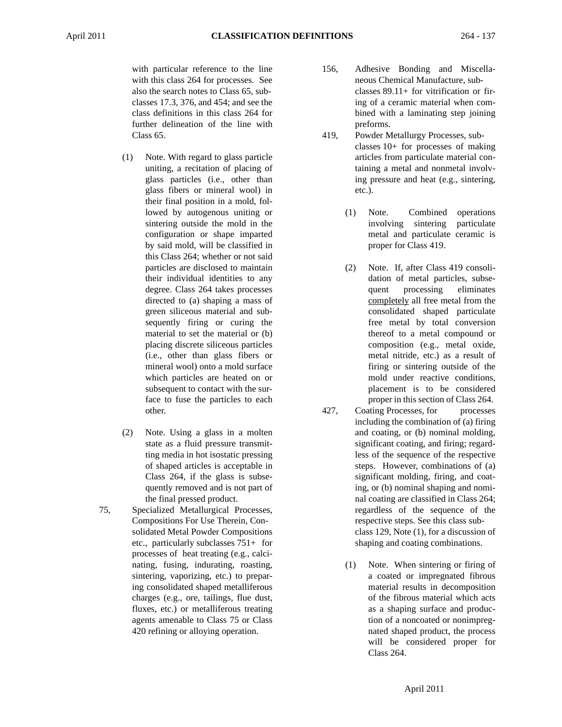with particular reference to the line with this class 264 for processes. See also the search notes to Class 65, subclasses 17.3, 376, and 454; and see the class definitions in this class 264 for further delineation of the line with Class 65.

(1) Note. With regard to glass particle uniting, a recitation of placing of glass particles (i.e., other than glass fibers or mineral wool) in their final position in a mold, followed by autogenous uniting or sintering outside the mold in the configuration or shape imparted by said mold, will be classified in this Class 264; whether or not said particles are disclosed to maintain their individual identities to any degree. Class 264 takes processes directed to (a) shaping a mass of green siliceous material and subsequently firing or curing the material to set the material or (b) placing discrete siliceous particles (i.e., other than glass fibers or mineral wool) onto a mold surface which particles are heated on or subsequent to contact with the surface to fuse the particles to each other.

(2) Note. Using a glass in a molten state as a fluid pressure transmitting media in hot isostatic pressing of shaped articles is acceptable in Class 264, if the glass is subsequently removed and is not part of the final pressed product.

75, Specialized Metallurgical Processes, Compositions For Use Therein, Consolidated Metal Powder Compositions etc., particularly subclasses 751+ for processes of heat treating (e.g., calcinating, fusing, indurating, roasting, sintering, vaporizing, etc.) to preparing consolidated shaped metalliferous charges (e.g., ore, tailings, flue dust, fluxes, etc.) or metalliferous treating agents amenable to Class 75 or Class 420 refining or alloying operation.

156, Adhesive Bonding and Miscellaneous Chemical Manufacture, subclasses 89.11+ for vitrification or firing of a ceramic material when combined with a laminating step joining preforms.

419, Powder Metallurgy Processes, subclasses 10+ for processes of making articles from particulate material containing a metal and nonmetal involving pressure and heat (e.g., sintering, etc.).

(1) Note. Combined operations involving sintering particulate metal and particulate ceramic is proper for Class 419.

(2) Note. If, after Class 419 consolidation of metal particles, subsequent processing eliminates completely all free metal from the consolidated shaped particulate free metal by total conversion thereof to a metal compound or composition (e.g., metal oxide, metal nitride, etc.) as a result of firing or sintering outside of the mold under reactive conditions, placement is to be considered proper in this section of Class 264.

427, Coating Processes, for processes including the combination of (a) firing and coating, or (b) nominal molding, significant coating, and firing; regardless of the sequence of the respective steps. However, combinations of (a) significant molding, firing, and coating, or (b) nominal shaping and nominal coating are classified in Class 264; regardless of the sequence of the respective steps. See this class subclass 129, Note (1), for a discussion of shaping and coating combinations.

(1) Note. When sintering or firing of a coated or impregnated fibrous material results in decomposition of the fibrous material which acts as a shaping surface and production of a noncoated or nonimpregnated shaped product, the process will be considered proper for Class 264.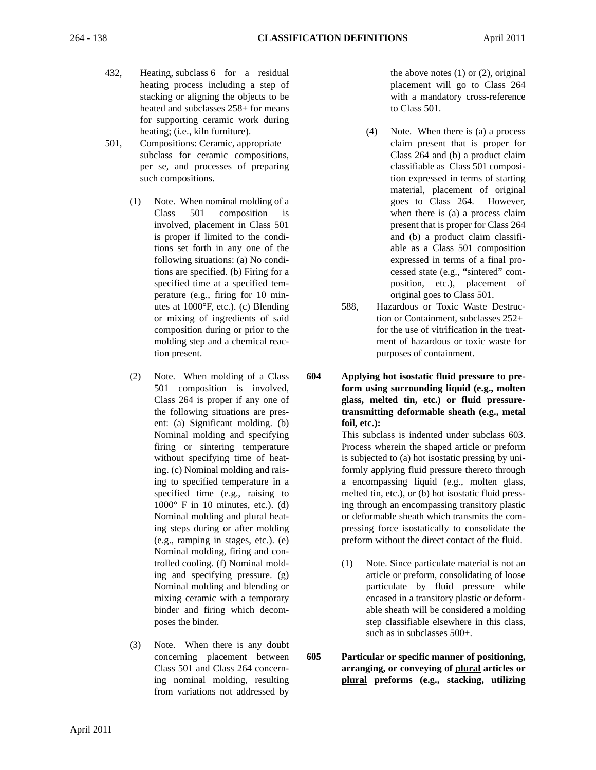432, Heating, subclass 6 for a residual heating process including a step of stacking or aligning the objects to be heated and subclasses 258+ for means for supporting ceramic work during heating; (i.e., kiln furniture).

501, Compositions: Ceramic, appropriate subclass for ceramic compositions, per se, and processes of preparing such compositions.

(1) Note. When nominal molding of a Class 501 composition is involved, placement in Class 501 is proper if limited to the conditions set forth in any one of the following situations: (a) No conditions are specified. (b) Firing for a specified time at a specified temperature (e.g., firing for 10 minutes at 1000°F, etc.). (c) Blending or mixing of ingredients of said composition during or prior to the molding step and a chemical reaction present.

(2) Note. When molding of a Class 501 composition is involved, Class 264 is proper if any one of the following situations are present: (a) Significant molding. (b) Nominal molding and specifying firing or sintering temperature without specifying time of heating. (c) Nominal molding and raising to specified temperature in a specified time (e.g., raising to 1000° F in 10 minutes, etc.). (d) Nominal molding and plural heating steps during or after molding (e.g., ramping in stages, etc.). (e) Nominal molding, firing and controlled cooling. (f) Nominal molding and specifying pressure. (g) Nominal molding and blending or mixing ceramic with a temporary binder and firing which decomposes the binder.

(3) Note. When there is any doubt concerning placement between Class 501 and Class 264 concerning nominal molding, resulting from variations not addressed by the above notes (1) or (2), original placement will go to Class 264 with a mandatory cross-reference to Class 501.

(4) Note. When there is (a) a process claim present that is proper for Class 264 and (b) a product claim classifiable as Class 501 composition expressed in terms of starting material, placement of original goes to Class 264. However, when there is (a) a process claim present that is proper for Class 264 and (b) a product claim classifiable as a Class 501 composition expressed in terms of a final processed state (e.g., "sintered" composition, etc.), placement of original goes to Class 501.

588, Hazardous or Toxic Waste Destruction or Containment, subclasses 252+ for the use of vitrification in the treatment of hazardous or toxic waste for purposes of containment.

**604 Applying hot isostatic fluid pressure to preform using surrounding liquid (e.g., molten glass, melted tin, etc.) or fluid pressure-transmitting deformable sheath (e.g., metal foil, etc.):**

This subclass is indented under subclass 603. Process wherein the shaped article or preform is subjected to (a) hot isostatic pressing by uniformly applying fluid pressure thereto through a encompassing liquid (e.g., molten glass, melted tin, etc.), or (b) hot isostatic fluid pressing through an encompassing transitory plastic or deformable sheath which transmits the compressing force isostatically to consolidate the preform without the direct contact of the fluid.

(1) Note. Since particulate material is not an article or preform, consolidating of loose particulate by fluid pressure while encased in a transitory plastic or deformable sheath will be considered a molding step classifiable elsewhere in this class, such as in subclasses 500+.

**605 Particular or specific manner of positioning, arranging, or conveying of plural articles or plural preforms (e.g., stacking, utilizing**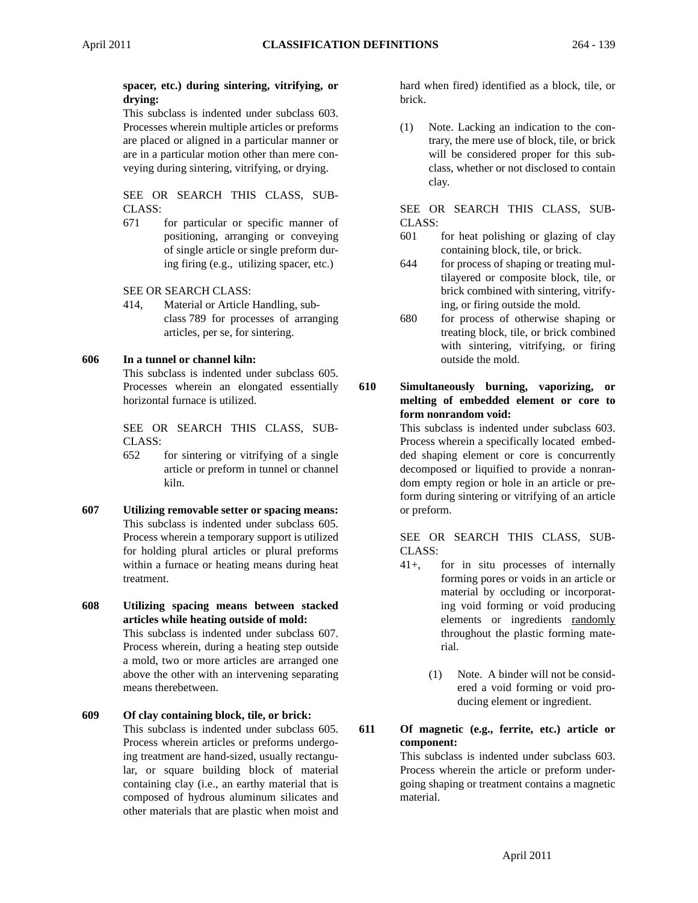**spacer, etc.) during sintering, vitrifying, or drying:**

This subclass is indented under subclass 603. Processes wherein multiple articles or preforms are placed or aligned in a particular manner or are in a particular motion other than mere conveying during sintering, vitrifying, or drying.

SEE OR SEARCH THIS CLASS, SUBCLASS:

671 for particular or specific manner of positioning, arranging or conveying of single article or single preform during firing (e.g., utilizing spacer, etc.)

SEE OR SEARCH CLASS:

414, Material or Article Handling, subclass 789 for processes of arranging articles, per se, for sintering.

**606 In a tunnel or channel kiln:**

This subclass is indented under subclass 605. Processes wherein an elongated essentially horizontal furnace is utilized.

SEE OR SEARCH THIS CLASS, SUBCLASS:

652 for sintering or vitrifying of a single article or preform in tunnel or channel kiln.

**607 Utilizing removable setter or spacing means:**

This subclass is indented under subclass 605. Process wherein a temporary support is utilized for holding plural articles or plural preforms within a furnace or heating means during heat treatment.

**608 Utilizing spacing means between stacked articles while heating outside of mold:**

This subclass is indented under subclass 607. Process wherein, during a heating step outside a mold, two or more articles are arranged one above the other with an intervening separating means therebetween.

**609 Of clay containing block, tile, or brick:**

This subclass is indented under subclass 605. Process wherein articles or preforms undergoing treatment are hand-sized, usually rectangular, or square building block of material containing clay (i.e., an earthy material that is composed of hydrous aluminum silicates and other materials that are plastic when moist and hard when fired) identified as a block, tile, or brick.

(1) Note. Lacking an indication to the contrary, the mere use of block, tile, or brick will be considered proper for this subclass, whether or not disclosed to contain clay.

SEE OR SEARCH THIS CLASS, SUBCLASS:

601 for heat polishing or glazing of clay containing block, tile, or brick.

644 for process of shaping or treating multilayered or composite block, tile, or brick combined with sintering, vitrifying, or firing outside the mold.

680 for process of otherwise shaping or treating block, tile, or brick combined with sintering, vitrifying, or firing outside the mold.

**610 Simultaneously burning, vaporizing, or melting of embedded element or core to form nonrandom void:**

This subclass is indented under subclass 603. Process wherein a specifically located embedded shaping element or core is concurrently decomposed or liquified to provide a nonrandom empty region or hole in an article or preform during sintering or vitrifying of an article or preform.

SEE OR SEARCH THIS CLASS, SUBCLASS:

41+, for in situ processes of internally forming pores or voids in an article or material by occluding or incorporating void forming or void producing elements or ingredients randomly throughout the plastic forming material.

(1) Note. A binder will not be considered a void forming or void producing element or ingredient.

**611 Of magnetic (e.g., ferrite, etc.) article or component:**

This subclass is indented under subclass 603. Process wherein the article or preform undergoing shaping or treatment contains a magnetic material.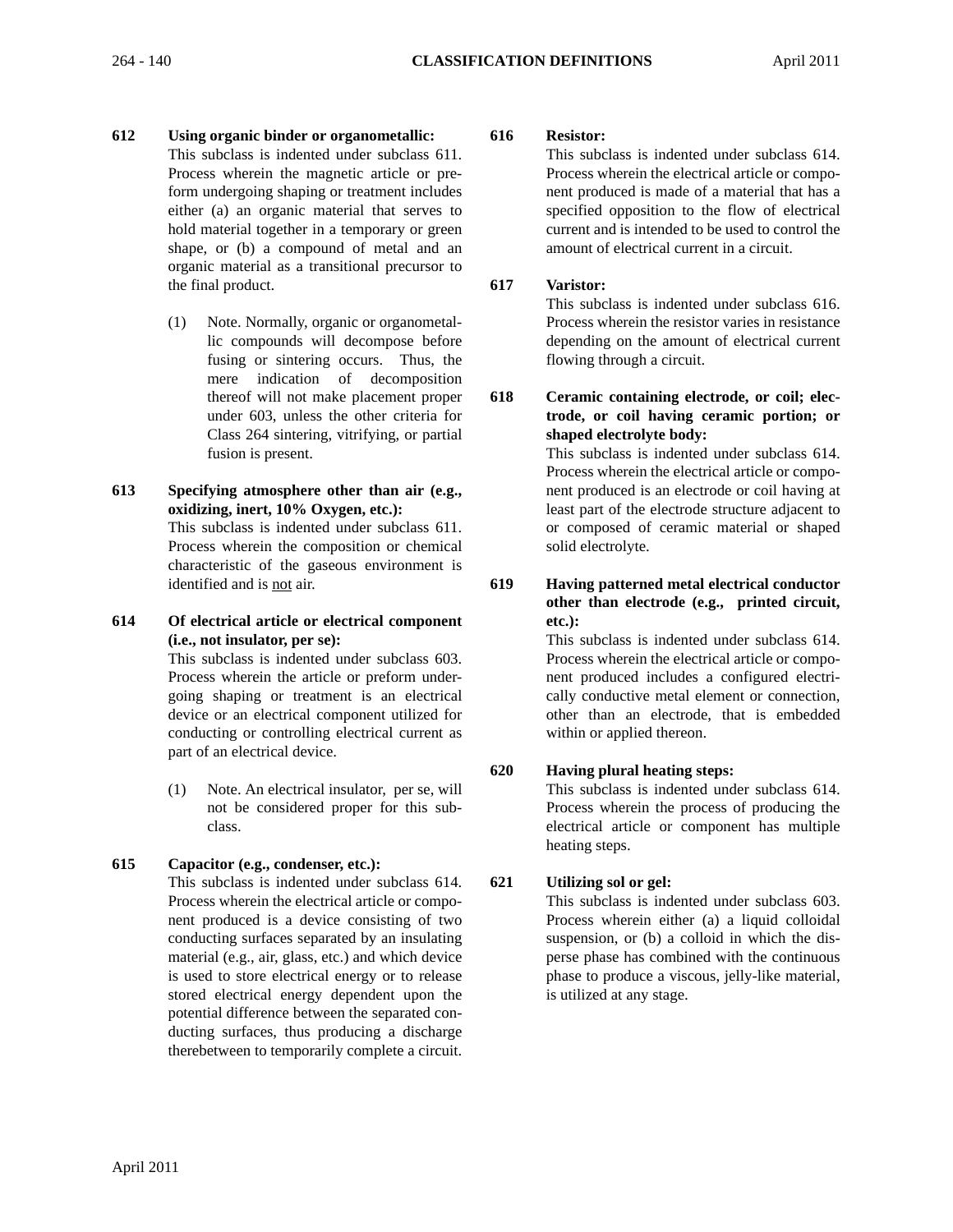**612 Using organic binder or organometallic:**
This subclass is indented under subclass 611. Process wherein the magnetic article or preform undergoing shaping or treatment includes either (a) an organic material that serves to hold material together in a temporary or green shape, or (b) a compound of metal and an organic material as a transitional precursor to the final product.

(1) Note. Normally, organic or organometallic compounds will decompose before fusing or sintering occurs. Thus, the mere indication of decomposition thereof will not make placement proper under 603, unless the other criteria for Class 264 sintering, vitrifying, or partial fusion is present.

**613 Specifying atmosphere other than air (e.g., oxidizing, inert, 10% Oxygen, etc.):**
This subclass is indented under subclass 611. Process wherein the composition or chemical characteristic of the gaseous environment is identified and is not air.

**614 Of electrical article or electrical component (i.e., not insulator, per se):**
This subclass is indented under subclass 603. Process wherein the article or preform undergoing shaping or treatment is an electrical device or an electrical component utilized for conducting or controlling electrical current as part of an electrical device.

(1) Note. An electrical insulator, per se, will not be considered proper for this subclass.

**615 Capacitor (e.g., condenser, etc.):**
This subclass is indented under subclass 614. Process wherein the electrical article or component produced is a device consisting of two conducting surfaces separated by an insulating material (e.g., air, glass, etc.) and which device is used to store electrical energy or to release stored electrical energy dependent upon the potential difference between the separated conducting surfaces, thus producing a discharge therebetween to temporarily complete a circuit.

**616 Resistor:**
This subclass is indented under subclass 614. Process wherein the electrical article or component produced is made of a material that has a specified opposition to the flow of electrical current and is intended to be used to control the amount of electrical current in a circuit.

**617 Varistor:**
This subclass is indented under subclass 616. Process wherein the resistor varies in resistance depending on the amount of electrical current flowing through a circuit.

**618 Ceramic containing electrode, or coil; electrode, or coil having ceramic portion; or shaped electrolyte body:**
This subclass is indented under subclass 614. Process wherein the electrical article or component produced is an electrode or coil having at least part of the electrode structure adjacent to or composed of ceramic material or shaped solid electrolyte.

**619 Having patterned metal electrical conductor other than electrode (e.g., printed circuit, etc.):**
This subclass is indented under subclass 614. Process wherein the electrical article or component produced includes a configured electrically conductive metal element or connection, other than an electrode, that is embedded within or applied thereon.

**620 Having plural heating steps:**
This subclass is indented under subclass 614. Process wherein the process of producing the electrical article or component has multiple heating steps.

**621 Utilizing sol or gel:**
This subclass is indented under subclass 603. Process wherein either (a) a liquid colloidal suspension, or (b) a colloid in which the disperse phase has combined with the continuous phase to produce a viscous, jelly-like material, is utilized at any stage.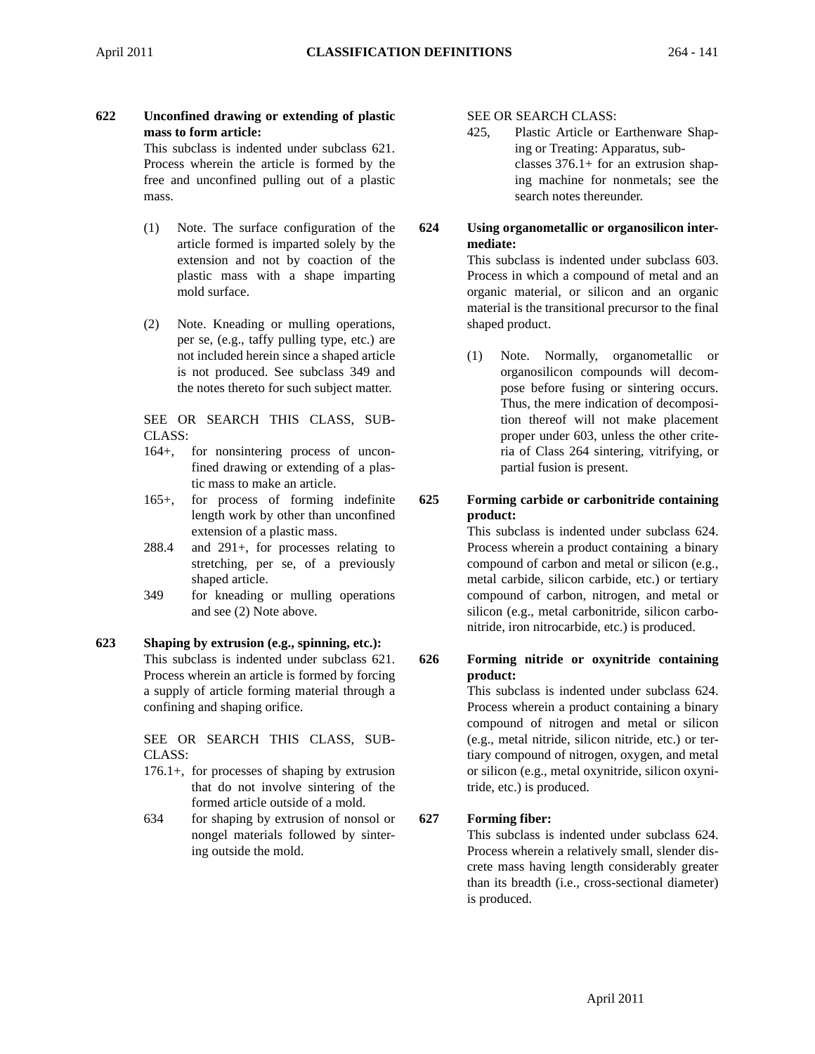**622 Unconfined drawing or extending of plastic mass to form article:**

This subclass is indented under subclass 621. Process wherein the article is formed by the free and unconfined pulling out of a plastic mass.

(1) Note. The surface configuration of the article formed is imparted solely by the extension and not by coaction of the plastic mass with a shape imparting mold surface.

(2) Note. Kneading or mulling operations, per se, (e.g., taffy pulling type, etc.) are not included herein since a shaped article is not produced. See subclass 349 and the notes thereto for such subject matter.

SEE OR SEARCH THIS CLASS, SUBCLASS:

- 164+, for nonsintering process of unconfined drawing or extending of a plastic mass to make an article.
- 165+, for process of forming indefinite length work by other than unconfined extension of a plastic mass.
- 288.4 and 291+, for processes relating to stretching, per se, of a previously shaped article.
- 349 for kneading or mulling operations and see (2) Note above.

**623 Shaping by extrusion (e.g., spinning, etc.):**

This subclass is indented under subclass 621. Process wherein an article is formed by forcing a supply of article forming material through a confining and shaping orifice.

SEE OR SEARCH THIS CLASS, SUBCLASS:

- 176.1+, for processes of shaping by extrusion that do not involve sintering of the formed article outside of a mold.
- 634 for shaping by extrusion of nonsol or nongel materials followed by sintering outside the mold.

SEE OR SEARCH CLASS:

- 425, Plastic Article or Earthenware Shaping or Treating: Apparatus, subclasses 376.1+ for an extrusion shaping machine for nonmetals; see the search notes thereunder.

**624 Using organometallic or organosilicon intermediate:**

This subclass is indented under subclass 603. Process in which a compound of metal and an organic material, or silicon and an organic material is the transitional precursor to the final shaped product.

(1) Note. Normally, organometallic or organosilicon compounds will decompose before fusing or sintering occurs. Thus, the mere indication of decomposition thereof will not make placement proper under 603, unless the other criteria of Class 264 sintering, vitrifying, or partial fusion is present.

**625 Forming carbide or carbonitride containing product:**

This subclass is indented under subclass 624. Process wherein a product containing a binary compound of carbon and metal or silicon (e.g., metal carbide, silicon carbide, etc.) or tertiary compound of carbon, nitrogen, and metal or silicon (e.g., metal carbonitride, silicon carbonitride, iron nitrocarbide, etc.) is produced.

**626 Forming nitride or oxynitride containing product:**

This subclass is indented under subclass 624. Process wherein a product containing a binary compound of nitrogen and metal or silicon (e.g., metal nitride, silicon nitride, etc.) or tertiary compound of nitrogen, oxygen, and metal or silicon (e.g., metal oxynitride, silicon oxynitride, etc.) is produced.

**627 Forming fiber:**

This subclass is indented under subclass 624. Process wherein a relatively small, slender discrete mass having length considerably greater than its breadth (i.e., cross-sectional diameter) is produced.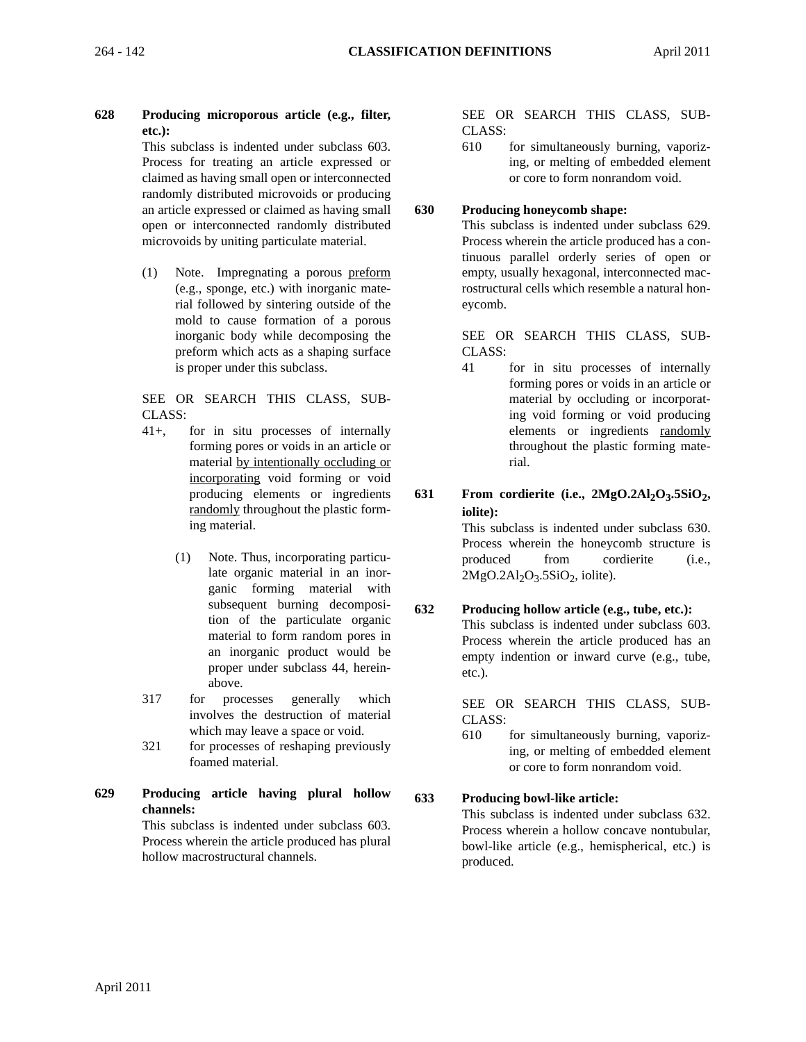**628 Producing microporous article (e.g., filter, etc.):**

This subclass is indented under subclass 603. Process for treating an article expressed or claimed as having small open or interconnected randomly distributed microvoids or producing an article expressed or claimed as having small open or interconnected randomly distributed microvoids by uniting particulate material.

(1) Note. Impregnating a porous preform (e.g., sponge, etc.) with inorganic material followed by sintering outside of the mold to cause formation of a porous inorganic body while decomposing the preform which acts as a shaping surface is proper under this subclass.

SEE OR SEARCH THIS CLASS, SUBCLASS:

41+, for in situ processes of internally forming pores or voids in an article or material by intentionally occluding or incorporating void forming or void producing elements or ingredients randomly throughout the plastic forming material.

(1) Note. Thus, incorporating particulate organic material in an inorganic forming material with subsequent burning decomposition of the particulate organic material to form random pores in an inorganic product would be proper under subclass 44, hereinabove.

317 for processes generally which involves the destruction of material which may leave a space or void.

321 for processes of reshaping previously foamed material.

**629 Producing article having plural hollow channels:**

This subclass is indented under subclass 603. Process wherein the article produced has plural hollow macrostructural channels.

SEE OR SEARCH THIS CLASS, SUBCLASS:

610 for simultaneously burning, vaporizing, or melting of embedded element or core to form nonrandom void.

**630 Producing honeycomb shape:**

This subclass is indented under subclass 629. Process wherein the article produced has a continuous parallel orderly series of open or empty, usually hexagonal, interconnected macrostructural cells which resemble a natural honeycomb.

SEE OR SEARCH THIS CLASS, SUBCLASS:

41 for in situ processes of internally forming pores or voids in an article or material by occluding or incorporating void forming or void producing elements or ingredients randomly throughout the plastic forming material.

**631 From cordierite (i.e., $2MgO.2Al_2O_3.5SiO_2$, iolite):**

This subclass is indented under subclass 630. Process wherein the honeycomb structure is produced from cordierite (i.e., $2MgO.2Al_2O_3.5SiO_2$, iolite).

**632 Producing hollow article (e.g., tube, etc.):**

This subclass is indented under subclass 603. Process wherein the article produced has an empty indention or inward curve (e.g., tube, etc.).

SEE OR SEARCH THIS CLASS, SUBCLASS:

610 for simultaneously burning, vaporizing, or melting of embedded element or core to form nonrandom void.

**633 Producing bowl-like article:**

This subclass is indented under subclass 632. Process wherein a hollow concave nontubular, bowl-like article (e.g., hemispherical, etc.) is produced.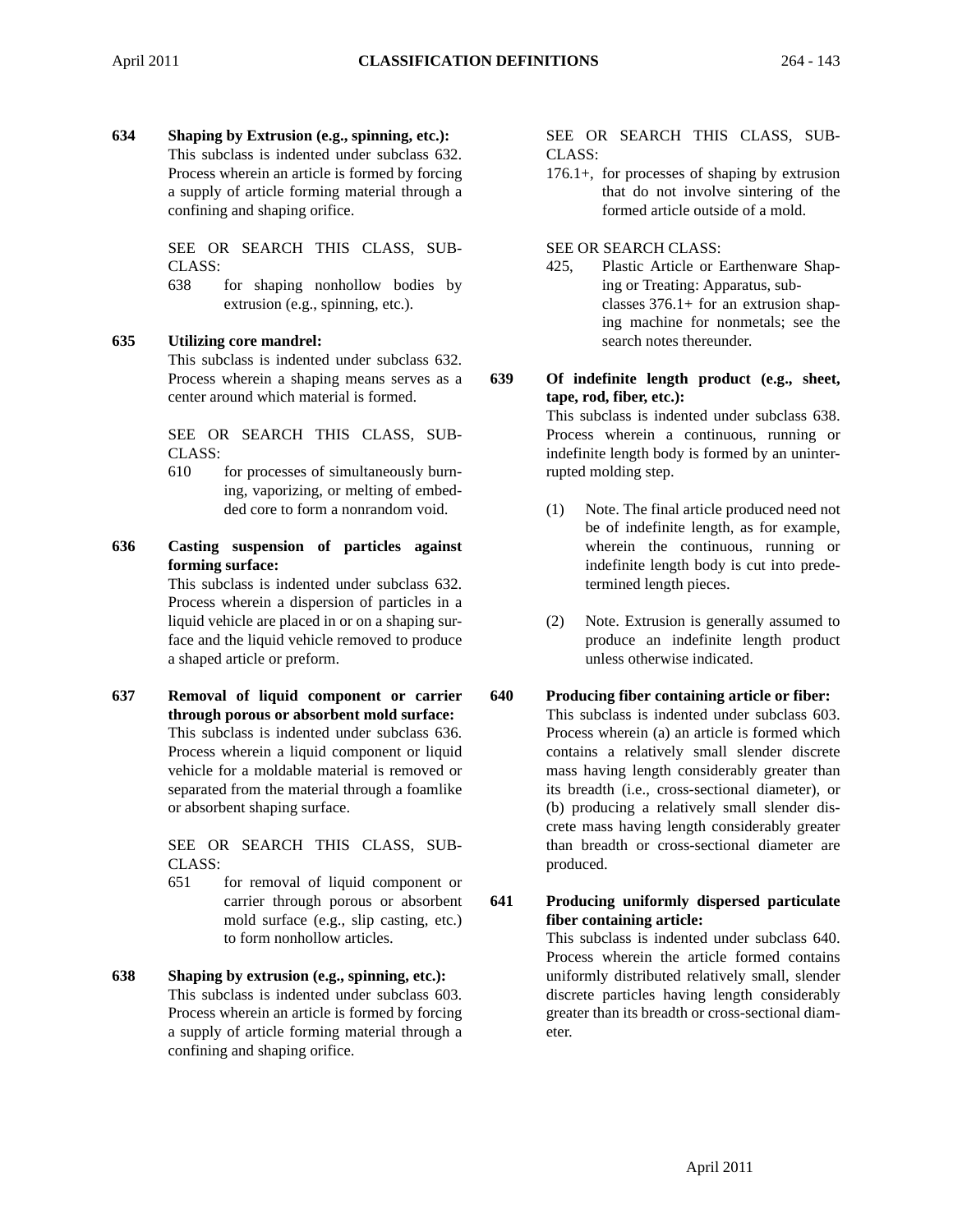**634 Shaping by Extrusion (e.g., spinning, etc.):**
This subclass is indented under subclass 632. Process wherein an article is formed by forcing a supply of article forming material through a confining and shaping orifice.

SEE OR SEARCH THIS CLASS, SUBCLASS:

638 for shaping nonhollow bodies by extrusion (e.g., spinning, etc.).

**635 Utilizing core mandrel:**
This subclass is indented under subclass 632. Process wherein a shaping means serves as a center around which material is formed.

SEE OR SEARCH THIS CLASS, SUBCLASS:

610 for processes of simultaneously burning, vaporizing, or melting of embedded core to form a nonrandom void.

**636 Casting suspension of particles against forming surface:**
This subclass is indented under subclass 632. Process wherein a dispersion of particles in a liquid vehicle are placed in or on a shaping surface and the liquid vehicle removed to produce a shaped article or preform.

**637 Removal of liquid component or carrier through porous or absorbent mold surface:**
This subclass is indented under subclass 636. Process wherein a liquid component or liquid vehicle for a moldable material is removed or separated from the material through a foamlike or absorbent shaping surface.

SEE OR SEARCH THIS CLASS, SUBCLASS:

651 for removal of liquid component or carrier through porous or absorbent mold surface (e.g., slip casting, etc.) to form nonhollow articles.

**638 Shaping by extrusion (e.g., spinning, etc.):**
This subclass is indented under subclass 603. Process wherein an article is formed by forcing a supply of article forming material through a confining and shaping orifice.

SEE OR SEARCH THIS CLASS, SUBCLASS:

176.1+, for processes of shaping by extrusion that do not involve sintering of the formed article outside of a mold.

SEE OR SEARCH CLASS:

425, Plastic Article or Earthenware Shaping or Treating: Apparatus, subclasses 376.1+ for an extrusion shaping machine for nonmetals; see the search notes thereunder.

**639 Of indefinite length product (e.g., sheet, tape, rod, fiber, etc.):**
This subclass is indented under subclass 638. Process wherein a continuous, running or indefinite length body is formed by an uninterrupted molding step.

(1) Note. The final article produced need not be of indefinite length, as for example, wherein the continuous, running or indefinite length body is cut into predetermined length pieces.

(2) Note. Extrusion is generally assumed to produce an indefinite length product unless otherwise indicated.

**640 Producing fiber containing article or fiber:**
This subclass is indented under subclass 603. Process wherein (a) an article is formed which contains a relatively small slender discrete mass having length considerably greater than its breadth (i.e., cross-sectional diameter), or (b) producing a relatively small slender discrete mass having length considerably greater than breadth or cross-sectional diameter are produced.

**641 Producing uniformly dispersed particulate fiber containing article:**
This subclass is indented under subclass 640. Process wherein the article formed contains uniformly distributed relatively small, slender discrete particles having length considerably greater than its breadth or cross-sectional diameter.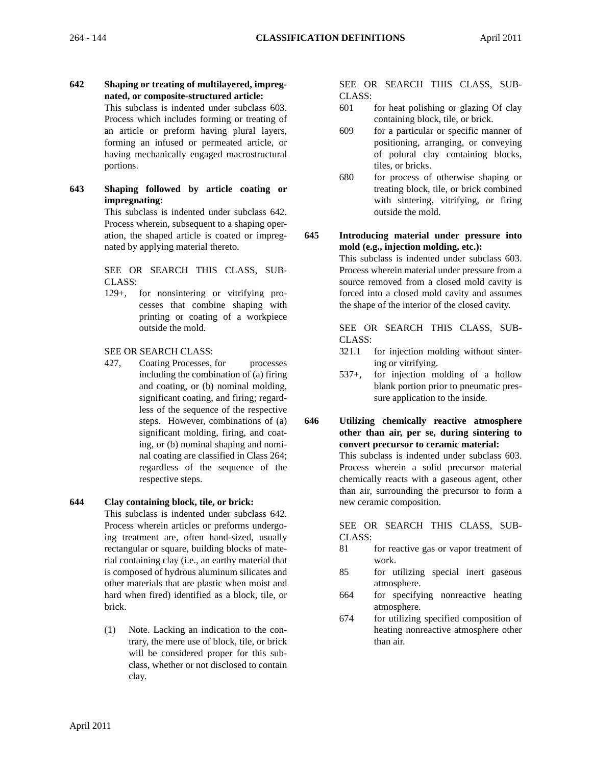**642 Shaping or treating of multilayered, impregnated, or composite-structured article:**

This subclass is indented under subclass 603. Process which includes forming or treating of an article or preform having plural layers, forming an infused or permeated article, or having mechanically engaged macrostructural portions.

**643 Shaping followed by article coating or impregnating:**

This subclass is indented under subclass 642. Process wherein, subsequent to a shaping operation, the shaped article is coated or impregnated by applying material thereto.

SEE OR SEARCH THIS CLASS, SUBCLASS:

- 129+, for nonsintering or vitrifying processes that combine shaping with printing or coating of a workpiece outside the mold.

SEE OR SEARCH CLASS:

- 427, Coating Processes, for processes including the combination of (a) firing and coating, or (b) nominal molding, significant coating, and firing; regardless of the sequence of the respective steps. However, combinations of (a) significant molding, firing, and coating, or (b) nominal shaping and nominal coating are classified in Class 264; regardless of the sequence of the respective steps.

**644 Clay containing block, tile, or brick:**

This subclass is indented under subclass 642. Process wherein articles or preforms undergoing treatment are, often hand-sized, usually rectangular or square, building blocks of material containing clay (i.e., an earthy material that is composed of hydrous aluminum silicates and other materials that are plastic when moist and hard when fired) identified as a block, tile, or brick.

(1) Note. Lacking an indication to the contrary, the mere use of block, tile, or brick will be considered proper for this subclass, whether or not disclosed to contain clay.

SEE OR SEARCH THIS CLASS, SUBCLASS:

- 601 for heat polishing or glazing Of clay containing block, tile, or brick.
- 609 for a particular or specific manner of positioning, arranging, or conveying of polural clay containing blocks, tiles, or bricks.
- 680 for process of otherwise shaping or treating block, tile, or brick combined with sintering, vitrifying, or firing outside the mold.

**645 Introducing material under pressure into mold (e.g., injection molding, etc.):**

This subclass is indented under subclass 603. Process wherein material under pressure from a source removed from a closed mold cavity is forced into a closed mold cavity and assumes the shape of the interior of the closed cavity.

SEE OR SEARCH THIS CLASS, SUBCLASS:

- 321.1 for injection molding without sintering or vitrifying.
- 537+, for injection molding of a hollow blank portion prior to pneumatic pressure application to the inside.

**646 Utilizing chemically reactive atmosphere other than air, per se, during sintering to convert precursor to ceramic material:**

This subclass is indented under subclass 603. Process wherein a solid precursor material chemically reacts with a gaseous agent, other than air, surrounding the precursor to form a new ceramic composition.

SEE OR SEARCH THIS CLASS, SUBCLASS:

- 81 for reactive gas or vapor treatment of work.
- 85 for utilizing special inert gaseous atmosphere.
- 664 for specifying nonreactive heating atmosphere.
- 674 for utilizing specified composition of heating nonreactive atmosphere other than air.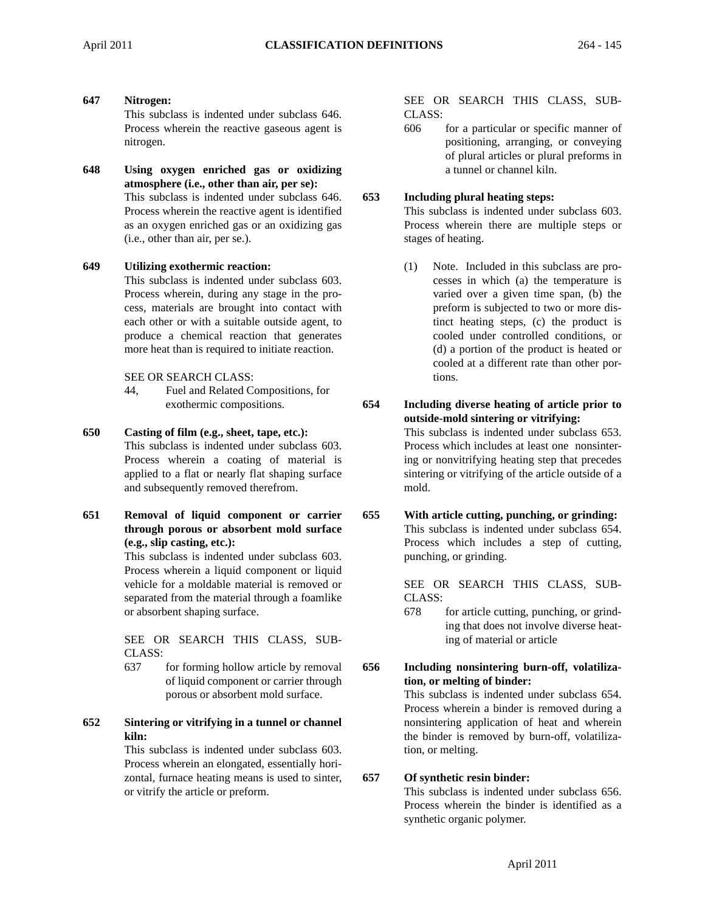**647 Nitrogen:**
This subclass is indented under subclass 646. Process wherein the reactive gaseous agent is nitrogen.

**648 Using oxygen enriched gas or oxidizing atmosphere (i.e., other than air, per se):**
This subclass is indented under subclass 646. Process wherein the reactive agent is identified as an oxygen enriched gas or an oxidizing gas (i.e., other than air, per se.).

**649 Utilizing exothermic reaction:**
This subclass is indented under subclass 603. Process wherein, during any stage in the process, materials are brought into contact with each other or with a suitable outside agent, to produce a chemical reaction that generates more heat than is required to initiate reaction.

SEE OR SEARCH CLASS:
- 44, Fuel and Related Compositions, for exothermic compositions.

**650 Casting of film (e.g., sheet, tape, etc.):**
This subclass is indented under subclass 603. Process wherein a coating of material is applied to a flat or nearly flat shaping surface and subsequently removed therefrom.

**651 Removal of liquid component or carrier through porous or absorbent mold surface (e.g., slip casting, etc.):**
This subclass is indented under subclass 603. Process wherein a liquid component or liquid vehicle for a moldable material is removed or separated from the material through a foamlike or absorbent shaping surface.

SEE OR SEARCH THIS CLASS, SUBCLASS:
- 637 for forming hollow article by removal of liquid component or carrier through porous or absorbent mold surface.

**652 Sintering or vitrifying in a tunnel or channel kiln:**
This subclass is indented under subclass 603. Process wherein an elongated, essentially horizontal, furnace heating means is used to sinter, or vitrify the article or preform.

SEE OR SEARCH THIS CLASS, SUBCLASS:
- 606 for a particular or specific manner of positioning, arranging, or conveying of plural articles or plural preforms in a tunnel or channel kiln.

**653 Including plural heating steps:**
This subclass is indented under subclass 603. Process wherein there are multiple steps or stages of heating.

(1) Note. Included in this subclass are processes in which (a) the temperature is varied over a given time span, (b) the preform is subjected to two or more distinct heating steps, (c) the product is cooled under controlled conditions, or (d) a portion of the product is heated or cooled at a different rate than other portions.

**654 Including diverse heating of article prior to outside-mold sintering or vitrifying:**
This subclass is indented under subclass 653. Process which includes at least one nonsintering or nonvitrifying heating step that precedes sintering or vitrifying of the article outside of a mold.

**655 With article cutting, punching, or grinding:**
This subclass is indented under subclass 654. Process which includes a step of cutting, punching, or grinding.

SEE OR SEARCH THIS CLASS, SUBCLASS:
- 678 for article cutting, punching, or grinding that does not involve diverse heating of material or article

**656 Including nonsintering burn-off, volatilization, or melting of binder:**
This subclass is indented under subclass 654. Process wherein a binder is removed during a nonsintering application of heat and wherein the binder is removed by burn-off, volatilization, or melting.

**657 Of synthetic resin binder:**
This subclass is indented under subclass 656. Process wherein the binder is identified as a synthetic organic polymer.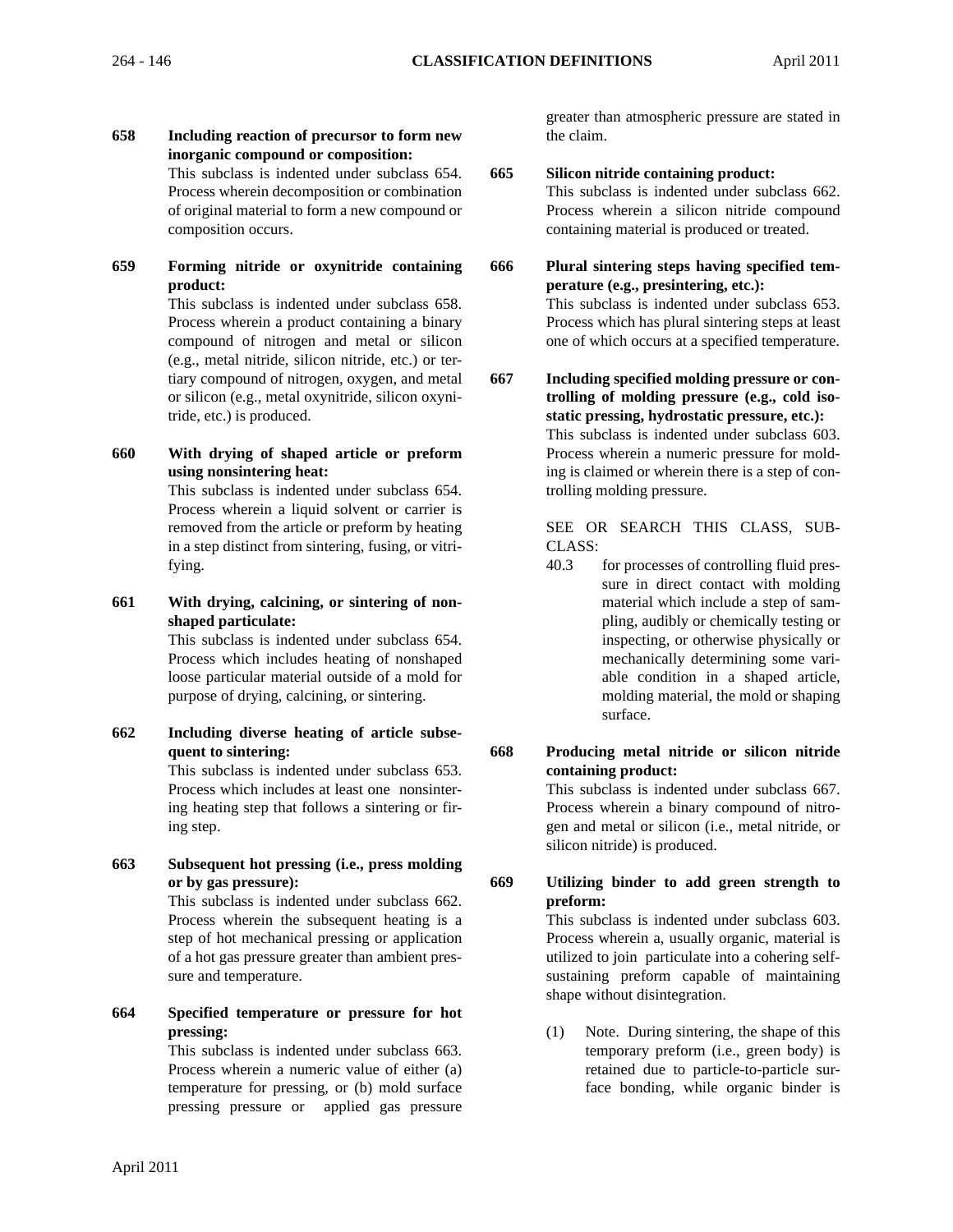**658 Including reaction of precursor to form new inorganic compound or composition:**
This subclass is indented under subclass 654. Process wherein decomposition or combination of original material to form a new compound or composition occurs.

**659 Forming nitride or oxynitride containing product:**
This subclass is indented under subclass 658. Process wherein a product containing a binary compound of nitrogen and metal or silicon (e.g., metal nitride, silicon nitride, etc.) or tertiary compound of nitrogen, oxygen, and metal or silicon (e.g., metal oxynitride, silicon oxynitride, etc.) is produced.

**660 With drying of shaped article or preform using nonsintering heat:**
This subclass is indented under subclass 654. Process wherein a liquid solvent or carrier is removed from the article or preform by heating in a step distinct from sintering, fusing, or vitrifying.

**661 With drying, calcining, or sintering of nonshaped particulate:**
This subclass is indented under subclass 654. Process which includes heating of nonshaped loose particular material outside of a mold for purpose of drying, calcining, or sintering.

**662 Including diverse heating of article subsequent to sintering:**
This subclass is indented under subclass 653. Process which includes at least one nonsintering heating step that follows a sintering or firing step.

**663 Subsequent hot pressing (i.e., press molding or by gas pressure):**
This subclass is indented under subclass 662. Process wherein the subsequent heating is a step of hot mechanical pressing or application of a hot gas pressure greater than ambient pressure and temperature.

**664 Specified temperature or pressure for hot pressing:**
This subclass is indented under subclass 663. Process wherein a numeric value of either (a) temperature for pressing, or (b) mold surface pressing pressure or applied gas pressure greater than atmospheric pressure are stated in the claim.

**665 Silicon nitride containing product:**
This subclass is indented under subclass 662. Process wherein a silicon nitride compound containing material is produced or treated.

**666 Plural sintering steps having specified temperature (e.g., presintering, etc.):**
This subclass is indented under subclass 653. Process which has plural sintering steps at least one of which occurs at a specified temperature.

**667 Including specified molding pressure or controlling of molding pressure (e.g., cold isostatic pressing, hydrostatic pressure, etc.):**
This subclass is indented under subclass 603. Process wherein a numeric pressure for molding is claimed or wherein there is a step of controlling molding pressure.

SEE OR SEARCH THIS CLASS, SUBCLASS:

40.3 for processes of controlling fluid pressure in direct contact with molding material which include a step of sampling, audibly or chemically testing or inspecting, or otherwise physically or mechanically determining some variable condition in a shaped article, molding material, the mold or shaping surface.

**668 Producing metal nitride or silicon nitride containing product:**
This subclass is indented under subclass 667. Process wherein a binary compound of nitrogen and metal or silicon (i.e., metal nitride, or silicon nitride) is produced.

**669 Utilizing binder to add green strength to preform:**
This subclass is indented under subclass 603. Process wherein a, usually organic, material is utilized to join particulate into a cohering self-sustaining preform capable of maintaining shape without disintegration.

(1) Note. During sintering, the shape of this temporary preform (i.e., green body) is retained due to particle-to-particle surface bonding, while organic binder is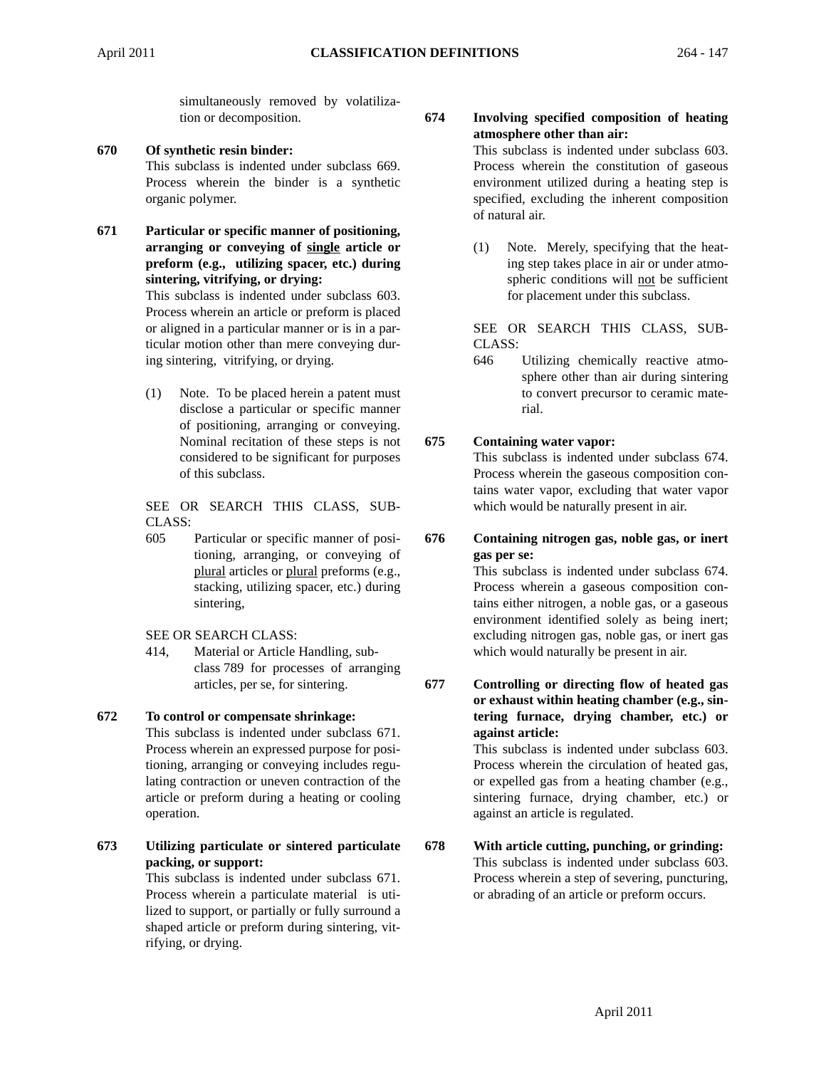simultaneously removed by volatilization or decomposition.

**670 Of synthetic resin binder:**

This subclass is indented under subclass 669. Process wherein the binder is a synthetic organic polymer.

**671 Particular or specific manner of positioning, arranging or conveying of single article or preform (e.g., utilizing spacer, etc.) during sintering, vitrifying, or drying:**

This subclass is indented under subclass 603. Process wherein an article or preform is placed or aligned in a particular manner or is in a particular motion other than mere conveying during sintering, vitrifying, or drying.

(1) Note. To be placed herein a patent must disclose a particular or specific manner of positioning, arranging or conveying. Nominal recitation of these steps is not considered to be significant for purposes of this subclass.

SEE OR SEARCH THIS CLASS, SUBCLASS:

605 Particular or specific manner of positioning, arranging, or conveying of plural articles or plural preforms (e.g., stacking, utilizing spacer, etc.) during sintering,

SEE OR SEARCH CLASS:

414, Material or Article Handling, subclass 789 for processes of arranging articles, per se, for sintering.

**672 To control or compensate shrinkage:**

This subclass is indented under subclass 671. Process wherein an expressed purpose for positioning, arranging or conveying includes regulating contraction or uneven contraction of the article or preform during a heating or cooling operation.

**673 Utilizing particulate or sintered particulate packing, or support:**

This subclass is indented under subclass 671. Process wherein a particulate material is utilized to support, or partially or fully surround a shaped article or preform during sintering, vitrifying, or drying.

**674 Involving specified composition of heating atmosphere other than air:**

This subclass is indented under subclass 603. Process wherein the constitution of gaseous environment utilized during a heating step is specified, excluding the inherent composition of natural air.

(1) Note. Merely, specifying that the heating step takes place in air or under atmospheric conditions will not be sufficient for placement under this subclass.

SEE OR SEARCH THIS CLASS, SUBCLASS:

646 Utilizing chemically reactive atmosphere other than air during sintering to convert precursor to ceramic material.

**675 Containing water vapor:**

This subclass is indented under subclass 674. Process wherein the gaseous composition contains water vapor, excluding that water vapor which would be naturally present in air.

**676 Containing nitrogen gas, noble gas, or inert gas per se:**

This subclass is indented under subclass 674. Process wherein a gaseous composition contains either nitrogen, a noble gas, or a gaseous environment identified solely as being inert; excluding nitrogen gas, noble gas, or inert gas which would naturally be present in air.

**677 Controlling or directing flow of heated gas or exhaust within heating chamber (e.g., sintering furnace, drying chamber, etc.) or against article:**

This subclass is indented under subclass 603. Process wherein the circulation of heated gas, or expelled gas from a heating chamber (e.g., sintering furnace, drying chamber, etc.) or against an article is regulated.

**678 With article cutting, punching, or grinding:**

This subclass is indented under subclass 603. Process wherein a step of severing, puncturing, or abrading of an article or preform occurs.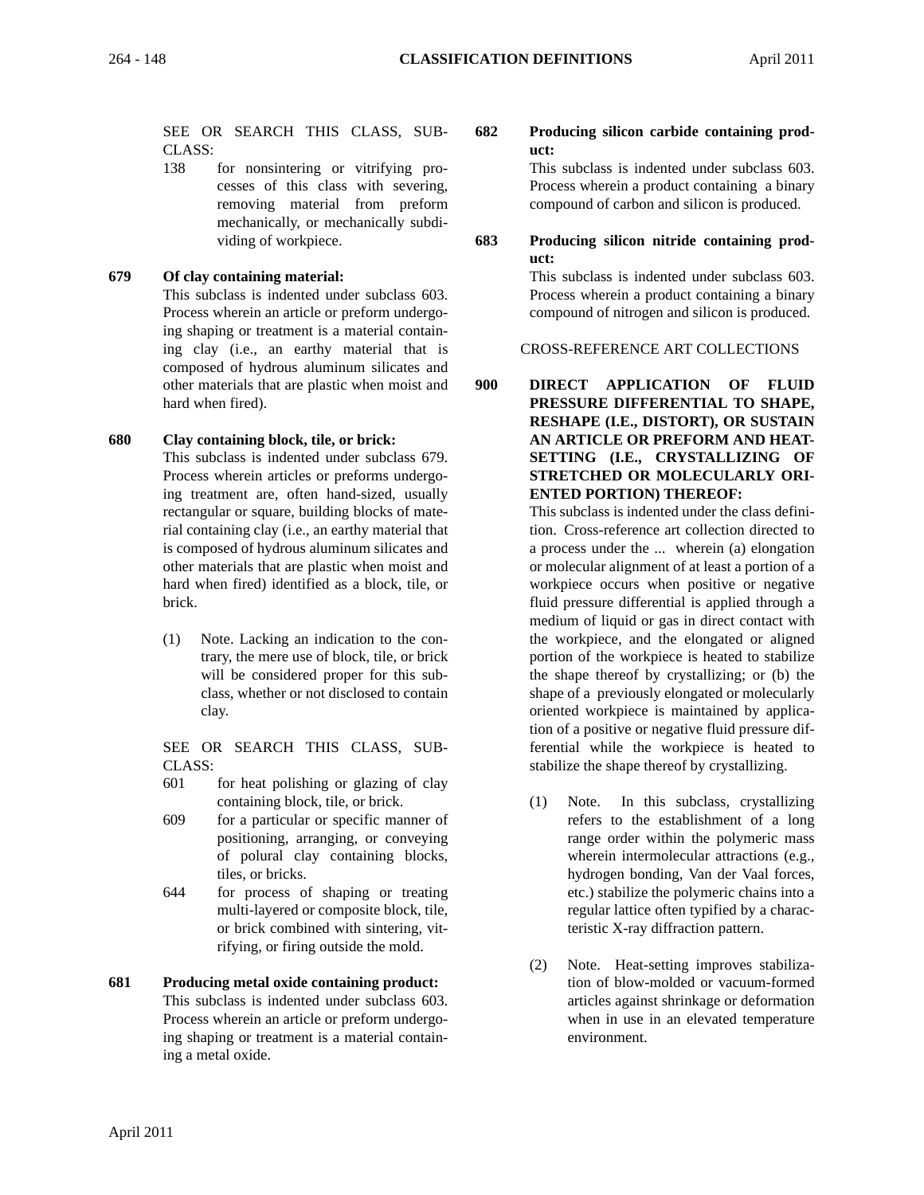SEE OR SEARCH THIS CLASS, SUBCLASS:

138 for nonsintering or vitrifying processes of this class with severing, removing material from preform mechanically, or mechanically subdividing of workpiece.

**679 Of clay containing material:**

This subclass is indented under subclass 603. Process wherein an article or preform undergoing shaping or treatment is a material containing clay (i.e., an earthy material that is composed of hydrous aluminum silicates and other materials that are plastic when moist and hard when fired).

**680 Clay containing block, tile, or brick:**

This subclass is indented under subclass 679. Process wherein articles or preforms undergoing treatment are, often hand-sized, usually rectangular or square, building blocks of material containing clay (i.e., an earthy material that is composed of hydrous aluminum silicates and other materials that are plastic when moist and hard when fired) identified as a block, tile, or brick.

(1) Note. Lacking an indication to the contrary, the mere use of block, tile, or brick will be considered proper for this subclass, whether or not disclosed to contain clay.

SEE OR SEARCH THIS CLASS, SUBCLASS:

601 for heat polishing or glazing of clay containing block, tile, or brick.

609 for a particular or specific manner of positioning, arranging, or conveying of polural clay containing blocks, tiles, or bricks.

644 for process of shaping or treating multi-layered or composite block, tile, or brick combined with sintering, vitrifying, or firing outside the mold.

**681 Producing metal oxide containing product:**

This subclass is indented under subclass 603. Process wherein an article or preform undergoing shaping or treatment is a material containing a metal oxide.

**682 Producing silicon carbide containing product:**

This subclass is indented under subclass 603. Process wherein a product containing a binary compound of carbon and silicon is produced.

**683 Producing silicon nitride containing product:**

This subclass is indented under subclass 603. Process wherein a product containing a binary compound of nitrogen and silicon is produced.

CROSS-REFERENCE ART COLLECTIONS

**900 DIRECT APPLICATION OF FLUID PRESSURE DIFFERENTIAL TO SHAPE, RESHAPE (I.E., DISTORT), OR SUSTAIN AN ARTICLE OR PREFORM AND HEAT-SETTING (I.E., CRYSTALLIZING OF STRETCHED OR MOLECULARLY ORIENTED PORTION) THEREOF:**

This subclass is indented under the class definition. Cross-reference art collection directed to a process under the ... wherein (a) elongation or molecular alignment of at least a portion of a workpiece occurs when positive or negative fluid pressure differential is applied through a medium of liquid or gas in direct contact with the workpiece, and the elongated or aligned portion of the workpiece is heated to stabilize the shape thereof by crystallizing; or (b) the shape of a previously elongated or molecularly oriented workpiece is maintained by application of a positive or negative fluid pressure differential while the workpiece is heated to stabilize the shape thereof by crystallizing.

(1) Note. In this subclass, crystallizing refers to the establishment of a long range order within the polymeric mass wherein intermolecular attractions (e.g., hydrogen bonding, Van der Vaal forces, etc.) stabilize the polymeric chains into a regular lattice often typified by a characteristic X-ray diffraction pattern.

(2) Note. Heat-setting improves stabilization of blow-molded or vacuum-formed articles against shrinkage or deformation when in use in an elevated temperature environment.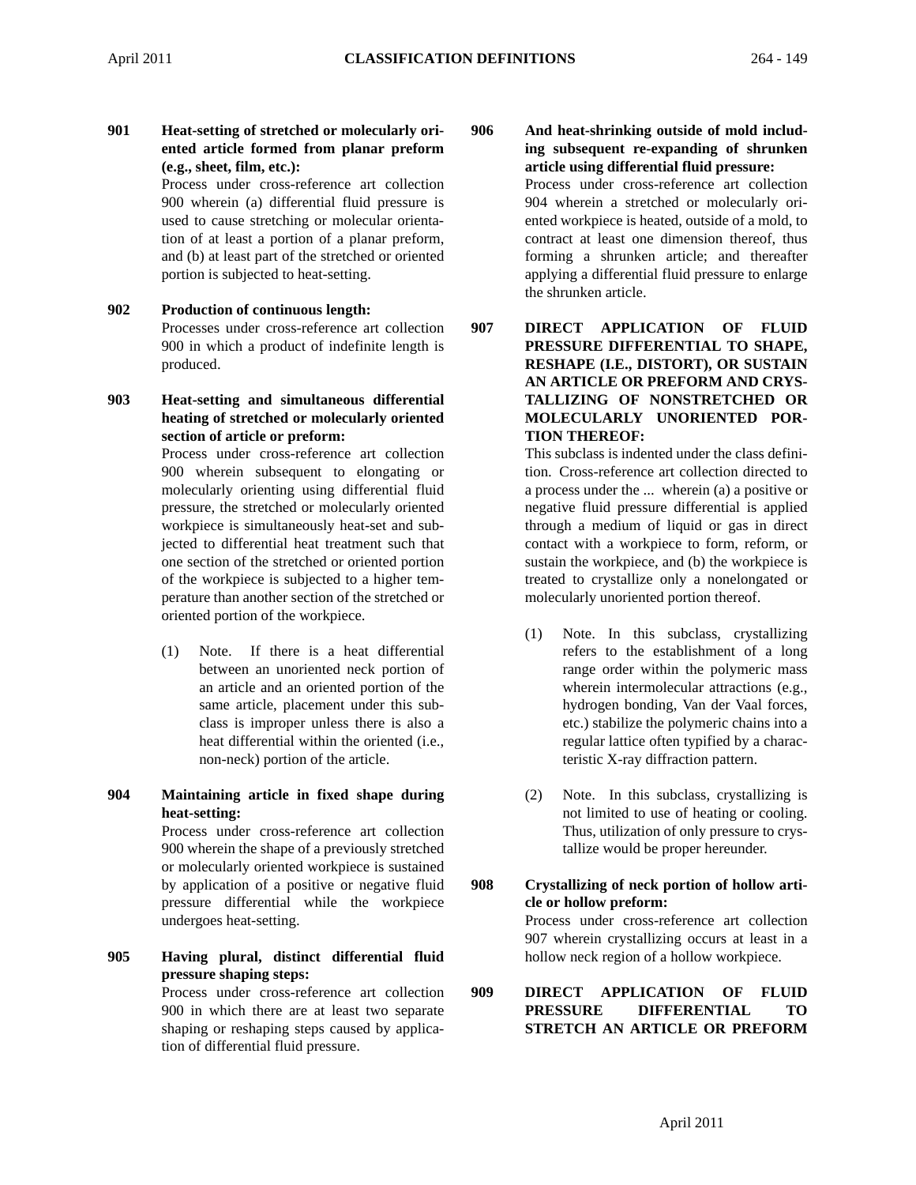**901 Heat-setting of stretched or molecularly oriented article formed from planar preform (e.g., sheet, film, etc.):**

Process under cross-reference art collection 900 wherein (a) differential fluid pressure is used to cause stretching or molecular orientation of at least a portion of a planar preform, and (b) at least part of the stretched or oriented portion is subjected to heat-setting.

**902 Production of continuous length:**

Processes under cross-reference art collection 900 in which a product of indefinite length is produced.

**903 Heat-setting and simultaneous differential heating of stretched or molecularly oriented section of article or preform:**

Process under cross-reference art collection 900 wherein subsequent to elongating or molecularly orienting using differential fluid pressure, the stretched or molecularly oriented workpiece is simultaneously heat-set and subjected to differential heat treatment such that one section of the stretched or oriented portion of the workpiece is subjected to a higher temperature than another section of the stretched or oriented portion of the workpiece.

(1) Note. If there is a heat differential between an unoriented neck portion of an article and an oriented portion of the same article, placement under this subclass is improper unless there is also a heat differential within the oriented (i.e., non-neck) portion of the article.

**904 Maintaining article in fixed shape during heat-setting:**

Process under cross-reference art collection 900 wherein the shape of a previously stretched or molecularly oriented workpiece is sustained by application of a positive or negative fluid pressure differential while the workpiece undergoes heat-setting.

**905 Having plural, distinct differential fluid pressure shaping steps:**

Process under cross-reference art collection 900 in which there are at least two separate shaping or reshaping steps caused by application of differential fluid pressure.

**906 And heat-shrinking outside of mold including subsequent re-expanding of shrunken article using differential fluid pressure:**

Process under cross-reference art collection 904 wherein a stretched or molecularly oriented workpiece is heated, outside of a mold, to contract at least one dimension thereof, thus forming a shrunken article; and thereafter applying a differential fluid pressure to enlarge the shrunken article.

**907 DIRECT APPLICATION OF FLUID PRESSURE DIFFERENTIAL TO SHAPE, RESHAPE (I.E., DISTORT), OR SUSTAIN AN ARTICLE OR PREFORM AND CRYSTALLIZING OF NONSTRETCHED OR MOLECULARLY UNORIENTED PORTION THEREOF:**

This subclass is indented under the class definition. Cross-reference art collection directed to a process under the ... wherein (a) a positive or negative fluid pressure differential is applied through a medium of liquid or gas in direct contact with a workpiece to form, reform, or sustain the workpiece, and (b) the workpiece is treated to crystallize only a nonelongated or molecularly unoriented portion thereof.

(1) Note. In this subclass, crystallizing refers to the establishment of a long range order within the polymeric mass wherein intermolecular attractions (e.g., hydrogen bonding, Van der Vaal forces, etc.) stabilize the polymeric chains into a regular lattice often typified by a characteristic X-ray diffraction pattern.

(2) Note. In this subclass, crystallizing is not limited to use of heating or cooling. Thus, utilization of only pressure to crystallize would be proper hereunder.

**908 Crystallizing of neck portion of hollow article or hollow preform:**

Process under cross-reference art collection 907 wherein crystallizing occurs at least in a hollow neck region of a hollow workpiece.

**909 DIRECT APPLICATION OF FLUID PRESSURE DIFFERENTIAL TO STRETCH AN ARTICLE OR PREFORM**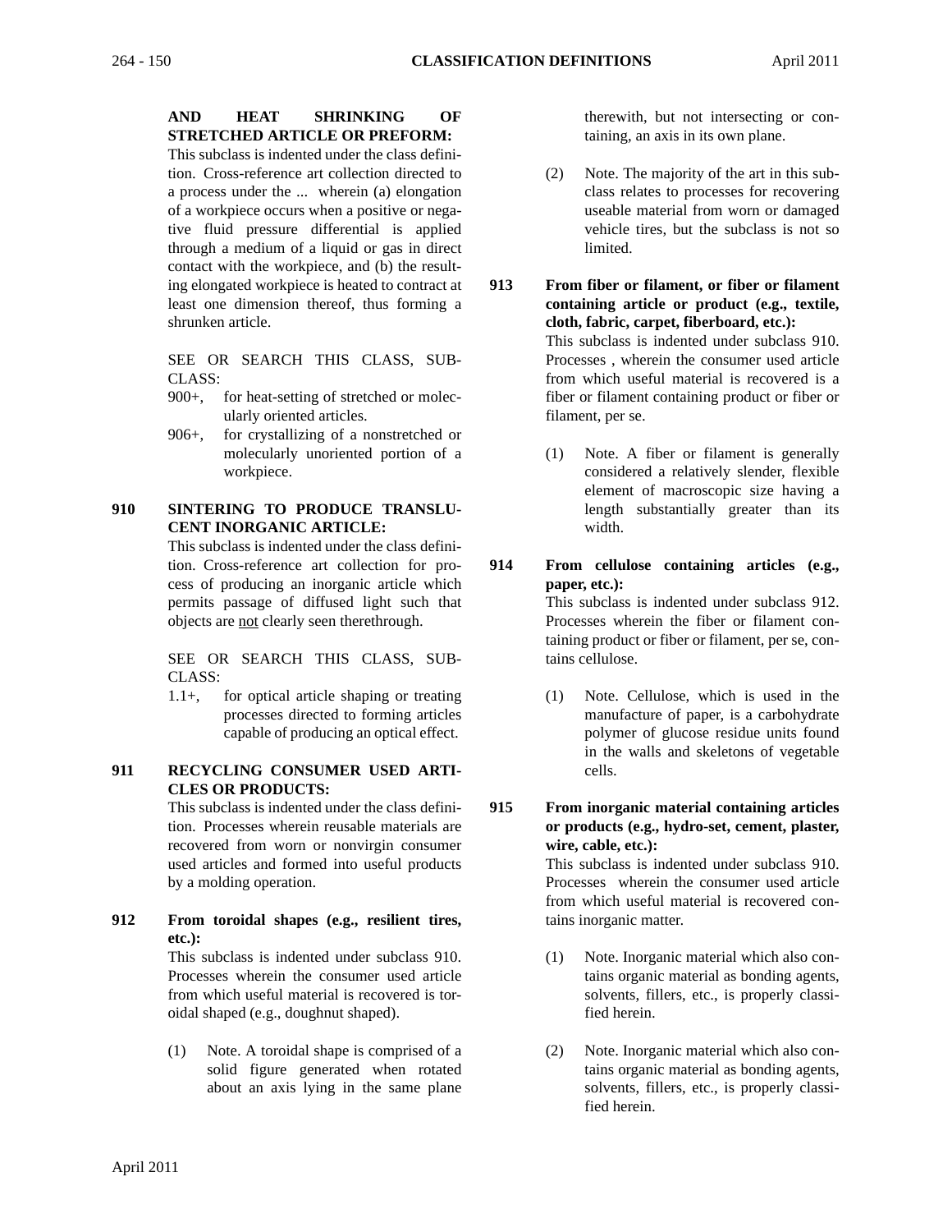**AND HEAT SHRINKING OF STRETCHED ARTICLE OR PREFORM:**

This subclass is indented under the class definition. Cross-reference art collection directed to a process under the ... wherein (a) elongation of a workpiece occurs when a positive or negative fluid pressure differential is applied through a medium of a liquid or gas in direct contact with the workpiece, and (b) the resulting elongated workpiece is heated to contract at least one dimension thereof, thus forming a shrunken article.

SEE OR SEARCH THIS CLASS, SUBCLASS:

- 900+, for heat-setting of stretched or molecularly oriented articles.
- 906+, for crystallizing of a nonstretched or molecularly unoriented portion of a workpiece.

**910 SINTERING TO PRODUCE TRANSLUCENT INORGANIC ARTICLE:**

This subclass is indented under the class definition. Cross-reference art collection for process of producing an inorganic article which permits passage of diffused light such that objects are not clearly seen therethrough.

SEE OR SEARCH THIS CLASS, SUBCLASS:

- 1.1+, for optical article shaping or treating processes directed to forming articles capable of producing an optical effect.

**911 RECYCLING CONSUMER USED ARTICLES OR PRODUCTS:**

This subclass is indented under the class definition. Processes wherein reusable materials are recovered from worn or nonvirgin consumer used articles and formed into useful products by a molding operation.

**912 From toroidal shapes (e.g., resilient tires, etc.):**

This subclass is indented under subclass 910. Processes wherein the consumer used article from which useful material is recovered is toroidal shaped (e.g., doughnut shaped).

(1) Note. A toroidal shape is comprised of a solid figure generated when rotated about an axis lying in the same plane therewith, but not intersecting or containing, an axis in its own plane.

(2) Note. The majority of the art in this subclass relates to processes for recovering useable material from worn or damaged vehicle tires, but the subclass is not so limited.

**913 From fiber or filament, or fiber or filament containing article or product (e.g., textile, cloth, fabric, carpet, fiberboard, etc.):**

This subclass is indented under subclass 910. Processes , wherein the consumer used article from which useful material is recovered is a fiber or filament containing product or fiber or filament, per se.

(1) Note. A fiber or filament is generally considered a relatively slender, flexible element of macroscopic size having a length substantially greater than its width.

**914 From cellulose containing articles (e.g., paper, etc.):**

This subclass is indented under subclass 912. Processes wherein the fiber or filament containing product or fiber or filament, per se, contains cellulose.

(1) Note. Cellulose, which is used in the manufacture of paper, is a carbohydrate polymer of glucose residue units found in the walls and skeletons of vegetable cells.

**915 From inorganic material containing articles or products (e.g., hydro-set, cement, plaster, wire, cable, etc.):**

This subclass is indented under subclass 910. Processes wherein the consumer used article from which useful material is recovered contains inorganic matter.

(1) Note. Inorganic material which also contains organic material as bonding agents, solvents, fillers, etc., is properly classified herein.

(2) Note. Inorganic material which also contains organic material as bonding agents, solvents, fillers, etc., is properly classified herein.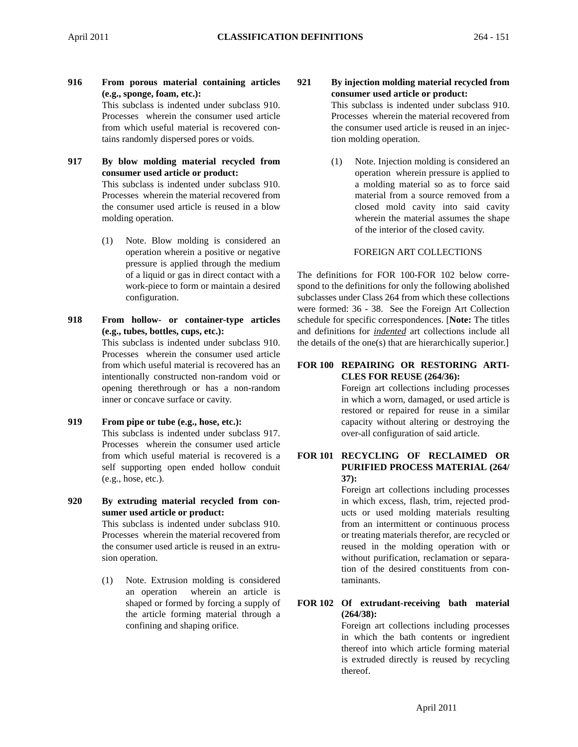**916 From porous material containing articles (e.g., sponge, foam, etc.):**
This subclass is indented under subclass 910. Processes wherein the consumer used article from which useful material is recovered contains randomly dispersed pores or voids.

**917 By blow molding material recycled from consumer used article or product:**
This subclass is indented under subclass 910. Processes wherein the material recovered from the consumer used article is reused in a blow molding operation.

(1) Note. Blow molding is considered an operation wherein a positive or negative pressure is applied through the medium of a liquid or gas in direct contact with a work-piece to form or maintain a desired configuration.

**918 From hollow- or container-type articles (e.g., tubes, bottles, cups, etc.):**
This subclass is indented under subclass 910. Processes wherein the consumer used article from which useful material is recovered has an intentionally constructed non-random void or opening therethrough or has a non-random inner or concave surface or cavity.

**919 From pipe or tube (e.g., hose, etc.):**
This subclass is indented under subclass 917. Processes wherein the consumer used article from which useful material is recovered is a self supporting open ended hollow conduit (e.g., hose, etc.).

**920 By extruding material recycled from consumer used article or product:**
This subclass is indented under subclass 910. Processes wherein the material recovered from the consumer used article is reused in an extrusion operation.

(1) Note. Extrusion molding is considered an operation wherein an article is shaped or formed by forcing a supply of the article forming material through a confining and shaping orifice.

**921 By injection molding material recycled from consumer used article or product:**
This subclass is indented under subclass 910. Processes wherein the material recovered from the consumer used article is reused in an injection molding operation.

(1) Note. Injection molding is considered an operation wherein pressure is applied to a molding material so as to force said material from a source removed from a closed mold cavity into said cavity wherein the material assumes the shape of the interior of the closed cavity.

## FOREIGN ART COLLECTIONS

The definitions for FOR 100-FOR 102 below correspond to the definitions for only the following abolished subclasses under Class 264 from which these collections were formed: 36 - 38. See the Foreign Art Collection schedule for specific correspondences. [**Note:** The titles and definitions for ***indented*** art collections include all the details of the one(s) that are hierarchically superior.]

**FOR 100 REPAIRING OR RESTORING ARTICLES FOR REUSE (264/36):**
Foreign art collections including processes in which a worn, damaged, or used article is restored or repaired for reuse in a similar capacity without altering or destroying the over-all configuration of said article.

**FOR 101 RECYCLING OF RECLAIMED OR PURIFIED PROCESS MATERIAL (264/37):**
Foreign art collections including processes in which excess, flash, trim, rejected products or used molding materials resulting from an intermittent or continuous process or treating materials therefor, are recycled or reused in the molding operation with or without purification, reclamation or separation of the desired constituents from contaminants.

**FOR 102 Of extrudant-receiving bath material (264/38):**
Foreign art collections including processes in which the bath contents or ingredient thereof into which article forming material is extruded directly is reused by recycling thereof.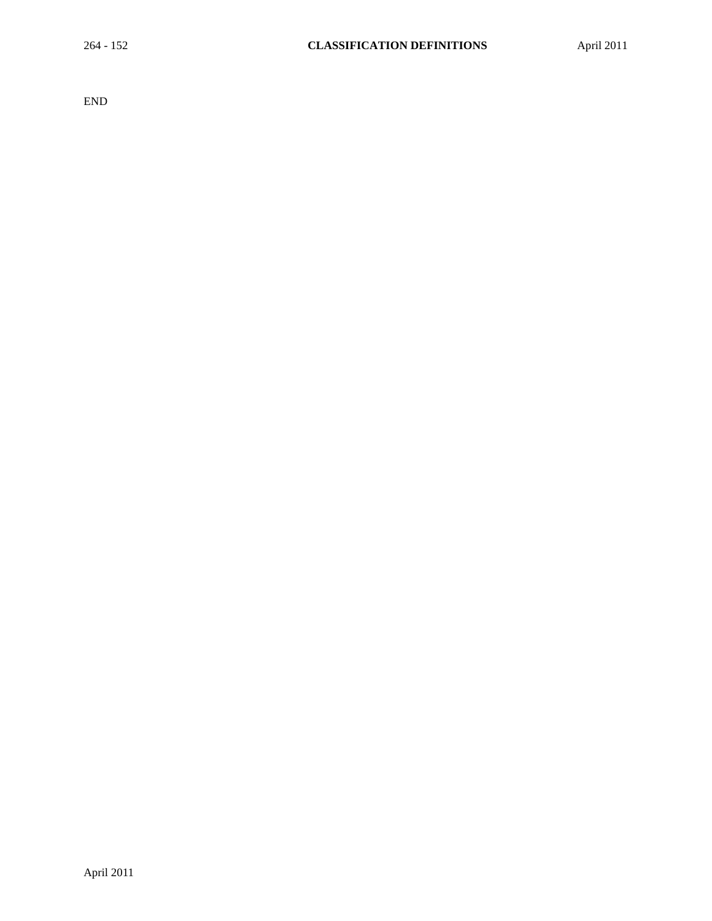END